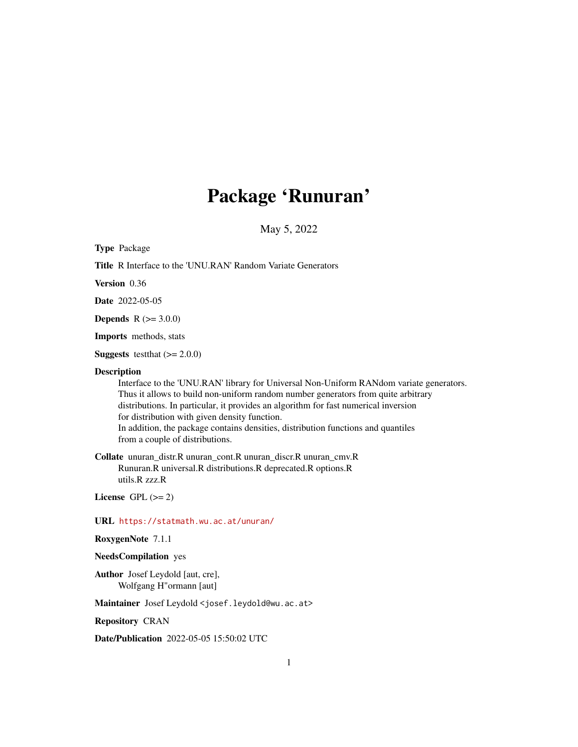# Package 'Runuran'

May 5, 2022

**Type** Package

**Title** R Interface to the 'UNU.RAN' Random Variate Generators

**Version** 0.36

**Date** 2022-05-05

**Depends** R (>= 3.0.0)

**Imports** methods, stats

**Suggests** testthat (>= 2.0.0)

**Description**
Interface to the 'UNU.RAN' library for Universal Non-Uniform RANdom variate generators. Thus it allows to build non-uniform random number generators from quite arbitrary distributions. In particular, it provides an algorithm for fast numerical inversion for distribution with given density function.
In addition, the package contains densities, distribution functions and quantiles from a couple of distributions.

**Collate** unuran_distr.R unuran_cont.R unuran_discr.R unuran_cmv.R Runuran.R universal.R distributions.R deprecated.R options.R utils.R zzz.R

**License** GPL (>= 2)

**URL** https://statmath.wu.ac.at/unuran/

**RoxygenNote** 7.1.1

**NeedsCompilation** yes

**Author** Josef Leydold [aut, cre],
Wolfgang H"ormann [aut]

**Maintainer** Josef Leydold <josef.leydold@wu.ac.at>

**Repository** CRAN

**Date/Publication** 2022-05-05 15:50:02 UTC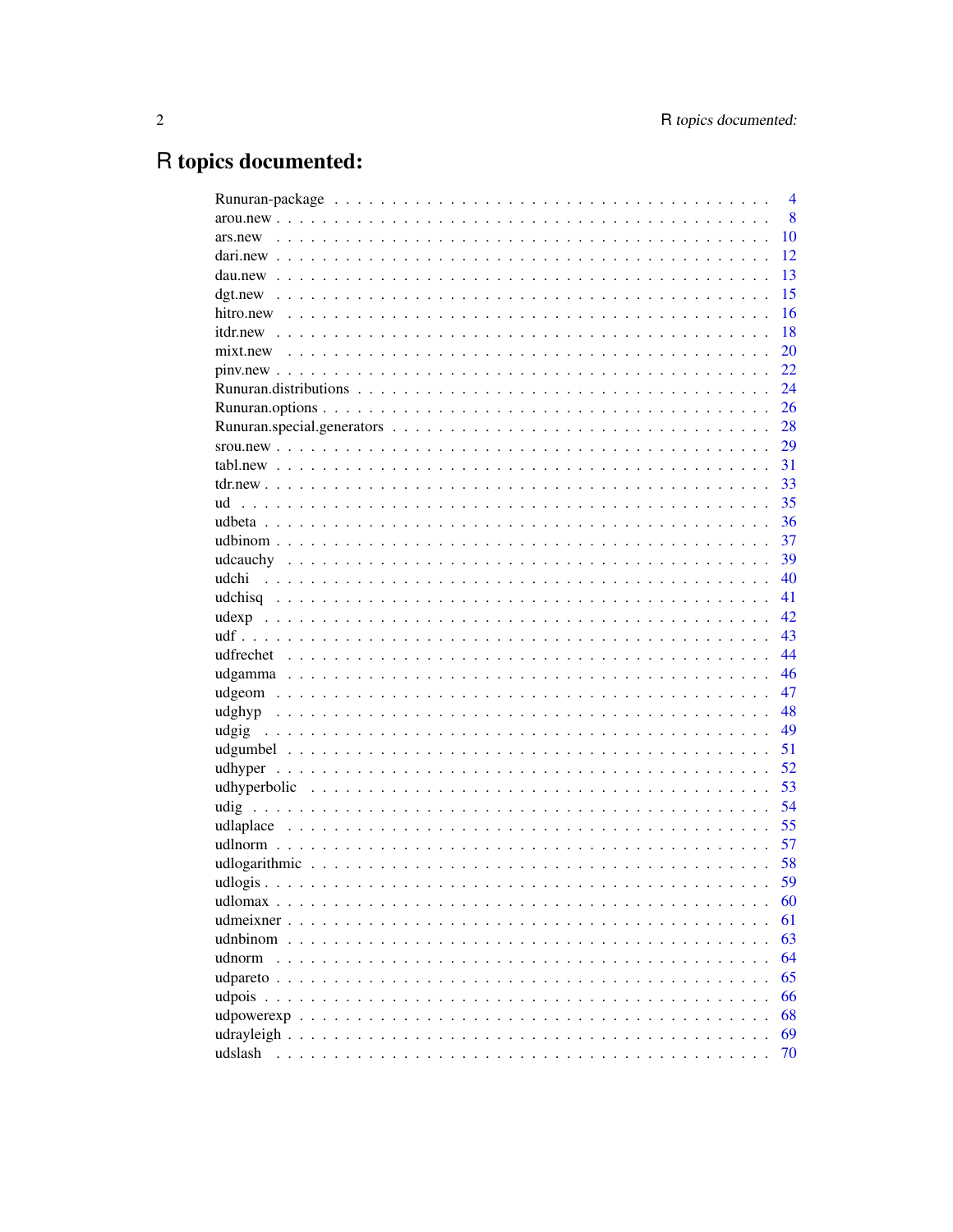# R topics documented:

| | |
|---|---|
| Runuran-package | 4 |
| arou.new | 8 |
| ars.new | 10 |
| dari.new | 12 |
| dau.new | 13 |
| dgt.new | 15 |
| hitro.new | 16 |
| itdr.new | 18 |
| mixt.new | 20 |
| pinv.new | 22 |
| Runuran.distributions | 24 |
| Runuran.options | 26 |
| Runuran.special.generators | 28 |
| srou.new | 29 |
| tabl.new | 31 |
| tdr.new | 33 |
| ud | 35 |
| udbeta | 36 |
| udbinom | 37 |
| udcauchy | 39 |
| udchi | 40 |
| udchisq | 41 |
| udexp | 42 |
| udf | 43 |
| udfrechet | 44 |
| udgamma | 46 |
| udgeom | 47 |
| udghyp | 48 |
| udgig | 49 |
| udgumbel | 51 |
| udhyper | 52 |
| udhyperbolic | 53 |
| udig | 54 |
| udlaplace | 55 |
| udlnorm | 57 |
| udlogarithmic | 58 |
| udlogis | 59 |
| udlomax | 60 |
| udmeixner | 61 |
| udnbinom | 63 |
| udnorm | 64 |
| udpareto | 65 |
| udpois | 66 |
| udpowerexp | 68 |
| udrayleigh | 69 |
| udslash | 70 |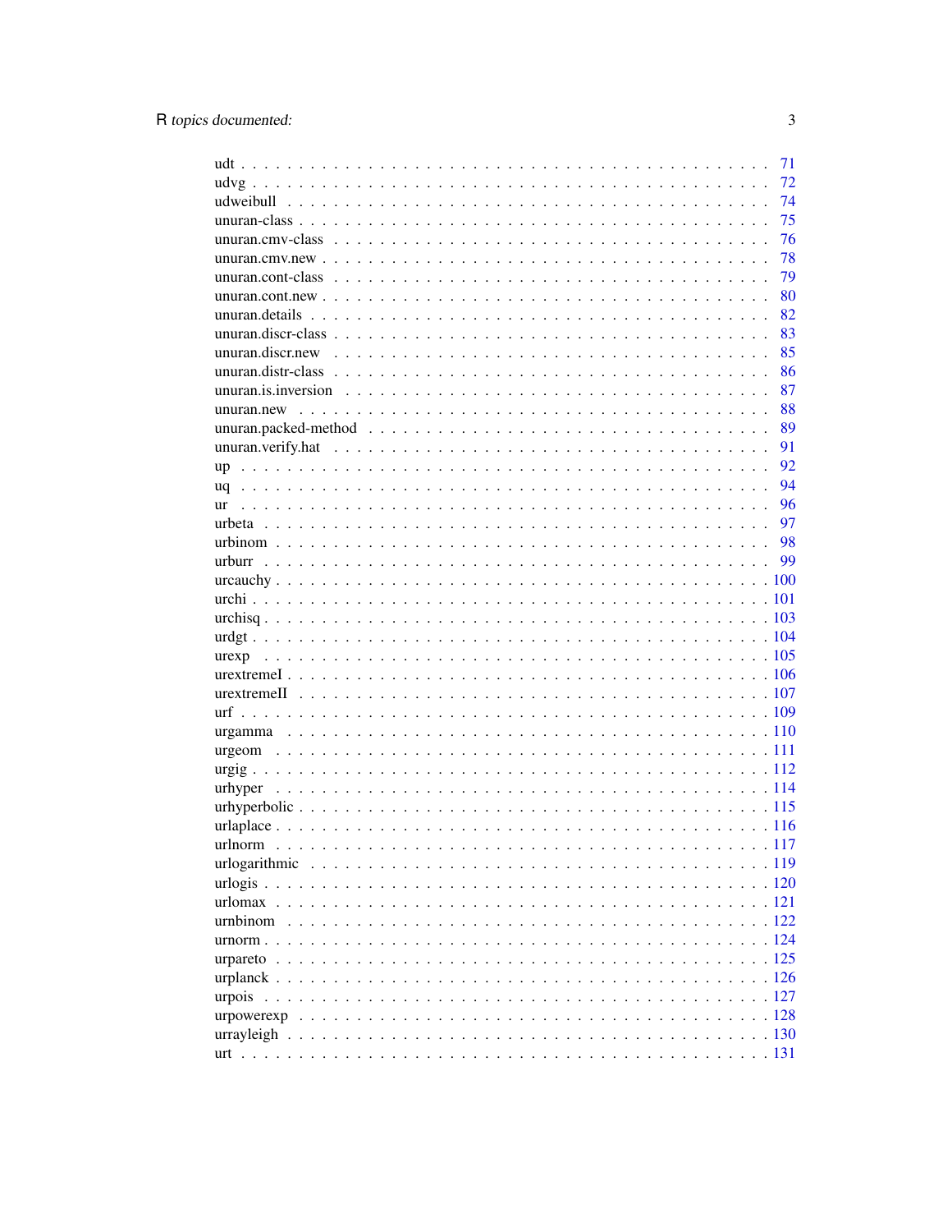udt . . . . . . . . . . . . . . . . . . . . . . . . . . . . . . . . . . . . . . . . . . . . 71
udvg . . . . . . . . . . . . . . . . . . . . . . . . . . . . . . . . . . . . . . . . . . . 72
udweibull . . . . . . . . . . . . . . . . . . . . . . . . . . . . . . . . . . . . . . . . 74
unuran-class . . . . . . . . . . . . . . . . . . . . . . . . . . . . . . . . . . . . . . 75
unuran.cmv-class . . . . . . . . . . . . . . . . . . . . . . . . . . . . . . . . . . . 76
unuran.cmv.new . . . . . . . . . . . . . . . . . . . . . . . . . . . . . . . . . . . 78
unuran.cont-class . . . . . . . . . . . . . . . . . . . . . . . . . . . . . . . . . . 79
unuran.cont.new . . . . . . . . . . . . . . . . . . . . . . . . . . . . . . . . . . 80
unuran.details . . . . . . . . . . . . . . . . . . . . . . . . . . . . . . . . . . . . 82
unuran.discr-class . . . . . . . . . . . . . . . . . . . . . . . . . . . . . . . . . 83
unuran.discr.new . . . . . . . . . . . . . . . . . . . . . . . . . . . . . . . . . . 85
unuran.distr-class . . . . . . . . . . . . . . . . . . . . . . . . . . . . . . . . . 86
unuran.is.inversion . . . . . . . . . . . . . . . . . . . . . . . . . . . . . . . . 87
unuran.new . . . . . . . . . . . . . . . . . . . . . . . . . . . . . . . . . . . . . 88
unuran.packed-method . . . . . . . . . . . . . . . . . . . . . . . . . . . . . . 89
unuran.verify.hat . . . . . . . . . . . . . . . . . . . . . . . . . . . . . . . . . 91
up . . . . . . . . . . . . . . . . . . . . . . . . . . . . . . . . . . . . . . . . . . . . 92
uq . . . . . . . . . . . . . . . . . . . . . . . . . . . . . . . . . . . . . . . . . . . . 94
ur . . . . . . . . . . . . . . . . . . . . . . . . . . . . . . . . . . . . . . . . . . . . 96
urbeta . . . . . . . . . . . . . . . . . . . . . . . . . . . . . . . . . . . . . . . . . 97
urbinom . . . . . . . . . . . . . . . . . . . . . . . . . . . . . . . . . . . . . . . . 98
urburr . . . . . . . . . . . . . . . . . . . . . . . . . . . . . . . . . . . . . . . . . 99
urcauchy . . . . . . . . . . . . . . . . . . . . . . . . . . . . . . . . . . . . . . . 100
urchi . . . . . . . . . . . . . . . . . . . . . . . . . . . . . . . . . . . . . . . . . . 101
urchisq . . . . . . . . . . . . . . . . . . . . . . . . . . . . . . . . . . . . . . . . 103
urdgt . . . . . . . . . . . . . . . . . . . . . . . . . . . . . . . . . . . . . . . . . 104
urexp . . . . . . . . . . . . . . . . . . . . . . . . . . . . . . . . . . . . . . . . . 105
urextremeI . . . . . . . . . . . . . . . . . . . . . . . . . . . . . . . . . . . . . 106
urextremeII . . . . . . . . . . . . . . . . . . . . . . . . . . . . . . . . . . . . 107
urf . . . . . . . . . . . . . . . . . . . . . . . . . . . . . . . . . . . . . . . . . . . 109
urgamma . . . . . . . . . . . . . . . . . . . . . . . . . . . . . . . . . . . . . . 110
urgeom . . . . . . . . . . . . . . . . . . . . . . . . . . . . . . . . . . . . . . . . 111
urgig . . . . . . . . . . . . . . . . . . . . . . . . . . . . . . . . . . . . . . . . . . 112
urhyper . . . . . . . . . . . . . . . . . . . . . . . . . . . . . . . . . . . . . . . 114
urhyperbolic . . . . . . . . . . . . . . . . . . . . . . . . . . . . . . . . . . . . 115
urlaplace . . . . . . . . . . . . . . . . . . . . . . . . . . . . . . . . . . . . . . . 116
urlnorm . . . . . . . . . . . . . . . . . . . . . . . . . . . . . . . . . . . . . . . 117
urlogarithmic . . . . . . . . . . . . . . . . . . . . . . . . . . . . . . . . . . . 119
urlogis . . . . . . . . . . . . . . . . . . . . . . . . . . . . . . . . . . . . . . . . 120
urlomax . . . . . . . . . . . . . . . . . . . . . . . . . . . . . . . . . . . . . . . 121
urnbinom . . . . . . . . . . . . . . . . . . . . . . . . . . . . . . . . . . . . . . 122
urnorm . . . . . . . . . . . . . . . . . . . . . . . . . . . . . . . . . . . . . . . . 124
urpareto . . . . . . . . . . . . . . . . . . . . . . . . . . . . . . . . . . . . . . . 125
urplanck . . . . . . . . . . . . . . . . . . . . . . . . . . . . . . . . . . . . . . . 126
urpois . . . . . . . . . . . . . . . . . . . . . . . . . . . . . . . . . . . . . . . . . 127
urpowerexp . . . . . . . . . . . . . . . . . . . . . . . . . . . . . . . . . . . . . 128
urrayleigh . . . . . . . . . . . . . . . . . . . . . . . . . . . . . . . . . . . . . . 130
urt . . . . . . . . . . . . . . . . . . . . . . . . . . . . . . . . . . . . . . . . . . . 131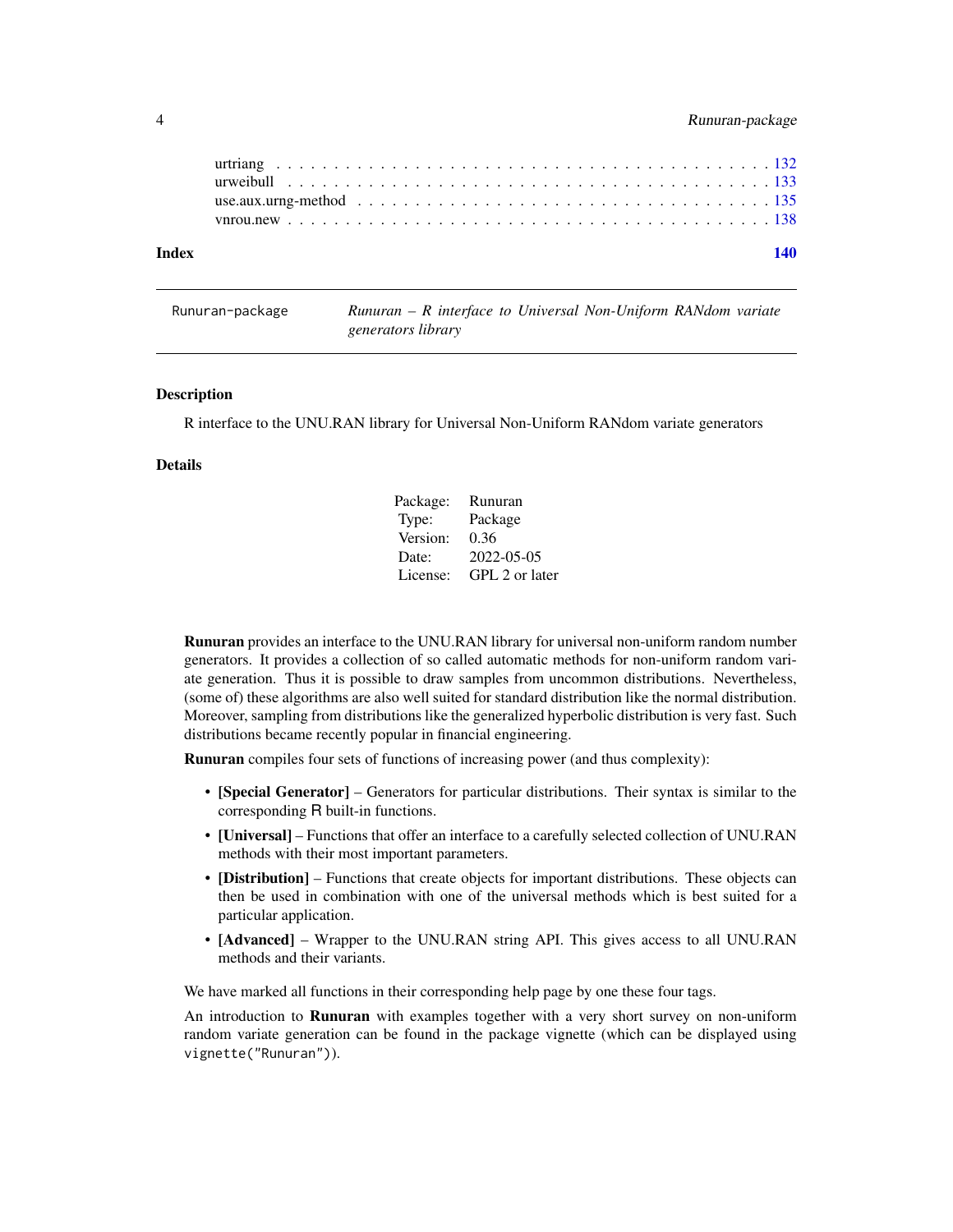urtriang . . . . . . . . . . . . . . . . . . . . . . . . . . . . . . . . . . . . . . . . . . 132
urweibull . . . . . . . . . . . . . . . . . . . . . . . . . . . . . . . . . . . . . . . . . . 133
use.aux.urng-method . . . . . . . . . . . . . . . . . . . . . . . . . . . . . . . . . . . . 135
vnrou.new . . . . . . . . . . . . . . . . . . . . . . . . . . . . . . . . . . . . . . . . . . 138

**Index** **140**

---

`Runuran-package` *Runuran – R interface to Universal Non-Uniform RANdom variate generators library*

---

## Description

R interface to the UNU.RAN library for Universal Non-Uniform RANdom variate generators

## Details

| | |
|---|---|
| Package: | Runuran |
| Type: | Package |
| Version: | 0.36 |
| Date: | 2022-05-05 |
| License: | GPL 2 or later |

**Runuran** provides an interface to the UNU.RAN library for universal non-uniform random number generators. It provides a collection of so called automatic methods for non-uniform random variate generation. Thus it is possible to draw samples from uncommon distributions. Nevertheless, (some of) these algorithms are also well suited for standard distribution like the normal distribution. Moreover, sampling from distributions like the generalized hyperbolic distribution is very fast. Such distributions became recently popular in financial engineering.

**Runuran** compiles four sets of functions of increasing power (and thus complexity):

- **[Special Generator]** – Generators for particular distributions. Their syntax is similar to the corresponding R built-in functions.
- **[Universal]** – Functions that offer an interface to a carefully selected collection of UNU.RAN methods with their most important parameters.
- **[Distribution]** – Functions that create objects for important distributions. These objects can then be used in combination with one of the universal methods which is best suited for a particular application.
- **[Advanced]** – Wrapper to the UNU.RAN string API. This gives access to all UNU.RAN methods and their variants.

We have marked all functions in their corresponding help page by one these four tags.

An introduction to **Runuran** with examples together with a very short survey on non-uniform random variate generation can be found in the package vignette (which can be displayed using `vignette("Runuran")`).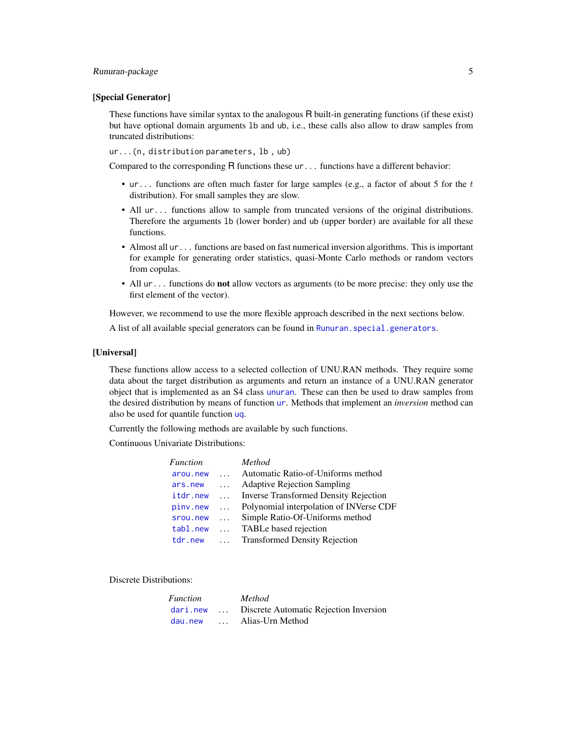### [Special Generator]

These functions have similar syntax to the analogous R built-in generating functions (if these exist) but have optional domain arguments `lb` and `ub`, i.e., these calls also allow to draw samples from truncated distributions:

`ur...(n, distribution parameters, lb , ub)`

Compared to the corresponding R functions these `ur...` functions have a different behavior:

- `ur...` functions are often much faster for large samples (e.g., a factor of about 5 for the $t$ distribution). For small samples they are slow.
- All `ur...` functions allow to sample from truncated versions of the original distributions. Therefore the arguments `lb` (lower border) and `ub` (upper border) are available for all these functions.
- Almost all `ur...` functions are based on fast numerical inversion algorithms. This is important for example for generating order statistics, quasi-Monte Carlo methods or random vectors from copulas.
- All `ur...` functions do **not** allow vectors as arguments (to be more precise: they only use the first element of the vector).

However, we recommend to use the more flexible approach described in the next sections below.

A list of all available special generators can be found in `Runuran.special.generators`.

### [Universal]

These functions allow access to a selected collection of UNU.RAN methods. They require some data about the target distribution as arguments and return an instance of a UNU.RAN generator object that is implemented as an S4 class `unuran`. These can then be used to draw samples from the desired distribution by means of function `ur`. Methods that implement an *inversion* method can also be used for quantile function `uq`.

Currently the following methods are available by such functions.

Continuous Univariate Distributions:

| *Function* | | *Method* |
|---|---|---|
| `arou.new` | ... | Automatic Ratio-of-Uniforms method |
| `ars.new` | ... | Adaptive Rejection Sampling |
| `itdr.new` | ... | Inverse Transformed Density Rejection |
| `pinv.new` | ... | Polynomial interpolation of INVerse CDF |
| `srou.new` | ... | Simple Ratio-Of-Uniforms method |
| `tabl.new` | ... | TABLe based rejection |
| `tdr.new` | ... | Transformed Density Rejection |

Discrete Distributions:

| *Function* | | *Method* |
|---|---|---|
| `dari.new` | ... | Discrete Automatic Rejection Inversion |
| `dau.new` | ... | Alias-Urn Method |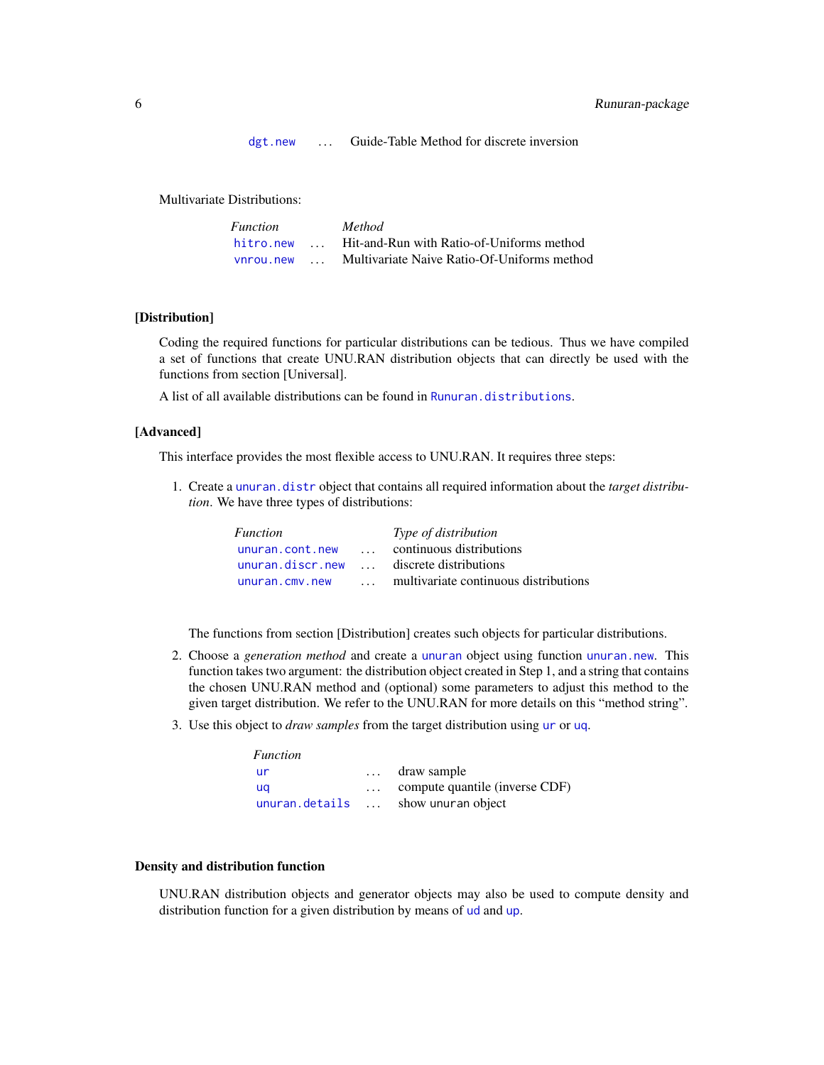| | | |
|---|---|---|
| dgt.new | ... | Guide-Table Method for discrete inversion |

Multivariate Distributions:

| *Function* | | *Method* |
|---|---|---|
| hitro.new | ... | Hit-and-Run with Ratio-of-Uniforms method |
| vnrou.new | ... | Multivariate Naive Ratio-Of-Uniforms method |

**[Distribution]**

Coding the required functions for particular distributions can be tedious. Thus we have compiled a set of functions that create UNU.RAN distribution objects that can directly be used with the functions from section [Universal].

A list of all available distributions can be found in Runuran.distributions.

**[Advanced]**

This interface provides the most flexible access to UNU.RAN. It requires three steps:

1. Create a unuran.distr object that contains all required information about the *target distribution*. We have three types of distributions:

   | *Function* | | *Type of distribution* |
   |---|---|---|
   | unuran.cont.new | ... | continuous distributions |
   | unuran.discr.new | ... | discrete distributions |
   | unuran.cmv.new | ... | multivariate continuous distributions |

   The functions from section [Distribution] creates such objects for particular distributions.

2. Choose a *generation method* and create a unuran object using function unuran.new. This function takes two argument: the distribution object created in Step 1, and a string that contains the chosen UNU.RAN method and (optional) some parameters to adjust this method to the given target distribution. We refer to the UNU.RAN for more details on this "method string".

3. Use this object to *draw samples* from the target distribution using ur or uq.

   | *Function* | | |
   |---|---|---|
   | ur | ... | draw sample |
   | uq | ... | compute quantile (inverse CDF) |
   | unuran.details | ... | show unuran object |

**Density and distribution function**

UNU.RAN distribution objects and generator objects may also be used to compute density and distribution function for a given distribution by means of ud and up.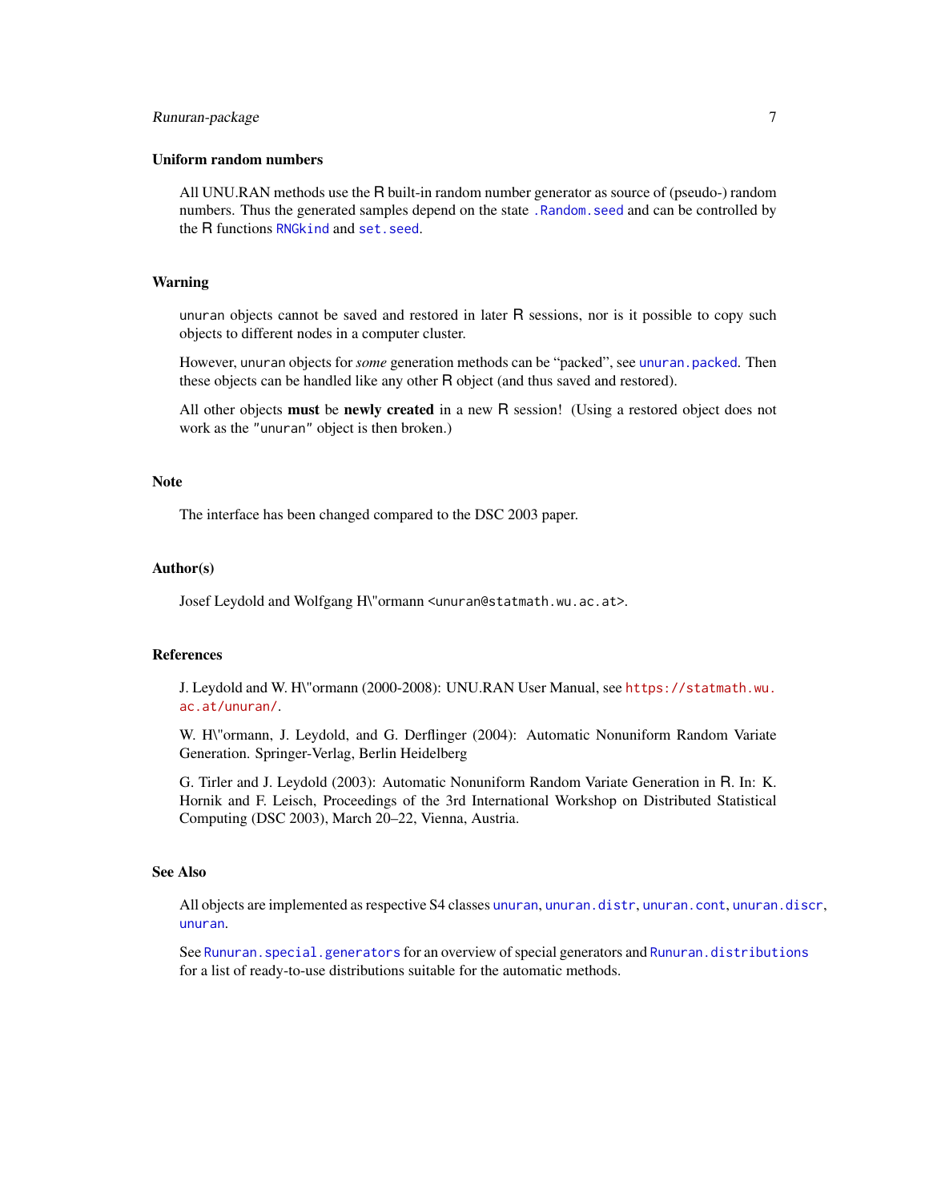### Uniform random numbers

All UNU.RAN methods use the R built-in random number generator as source of (pseudo-) random numbers. Thus the generated samples depend on the state `.Random.seed` and can be controlled by the R functions `RNGkind` and `set.seed`.

### Warning

`unuran` objects cannot be saved and restored in later R sessions, nor is it possible to copy such objects to different nodes in a computer cluster.

However, `unuran` objects for *some* generation methods can be "packed", see `unuran.packed`. Then these objects can be handled like any other R object (and thus saved and restored).

All other objects **must** be **newly created** in a new R session! (Using a restored object does not work as the `"unuran"` object is then broken.)

### Note

The interface has been changed compared to the DSC 2003 paper.

### Author(s)

Josef Leydold and Wolfgang H\"ormann <unuran@statmath.wu.ac.at>.

### References

J. Leydold and W. H\"ormann (2000-2008): UNU.RAN User Manual, see https://statmath.wu.ac.at/unuran/.

W. H\"ormann, J. Leydold, and G. Derflinger (2004): Automatic Nonuniform Random Variate Generation. Springer-Verlag, Berlin Heidelberg

G. Tirler and J. Leydold (2003): Automatic Nonuniform Random Variate Generation in R. In: K. Hornik and F. Leisch, Proceedings of the 3rd International Workshop on Distributed Statistical Computing (DSC 2003), March 20–22, Vienna, Austria.

### See Also

All objects are implemented as respective S4 classes `unuran`, `unuran.distr`, `unuran.cont`, `unuran.discr`, `unuran`.

See `Runuran.special.generators` for an overview of special generators and `Runuran.distributions` for a list of ready-to-use distributions suitable for the automatic methods.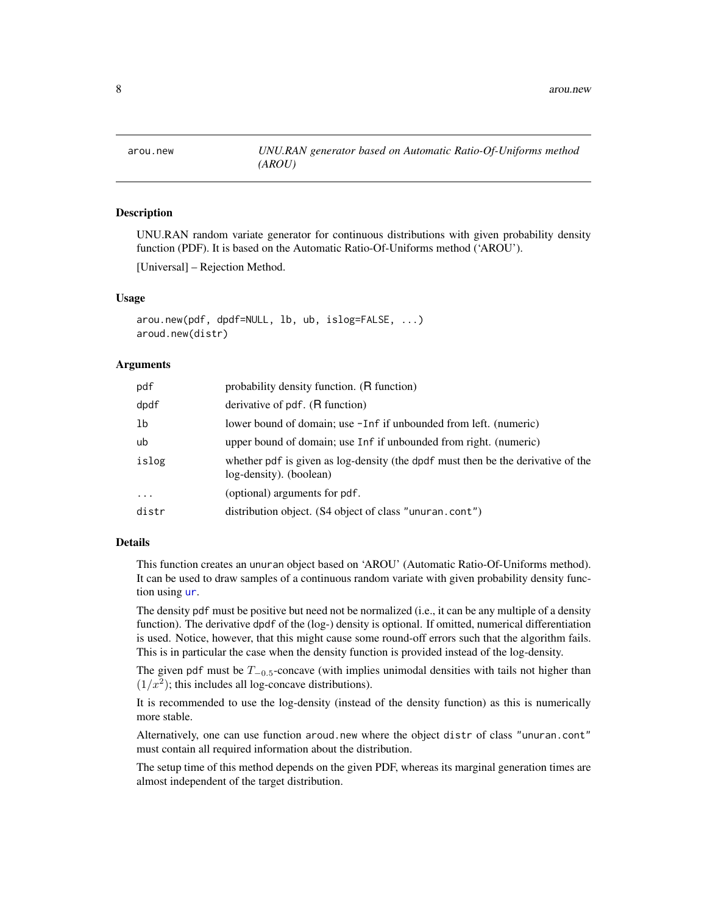# arou.new — UNU.RAN generator based on Automatic Ratio-Of-Uniforms method (AROU)

## Description

UNU.RAN random variate generator for continuous distributions with given probability density function (PDF). It is based on the Automatic Ratio-Of-Uniforms method ('AROU').

[Universal] – Rejection Method.

## Usage

```
arou.new(pdf, dpdf=NULL, lb, ub, islog=FALSE, ...)
aroud.new(distr)
```

## Arguments

| | |
|---|---|
| pdf | probability density function. (R function) |
| dpdf | derivative of pdf. (R function) |
| lb | lower bound of domain; use -Inf if unbounded from left. (numeric) |
| ub | upper bound of domain; use Inf if unbounded from right. (numeric) |
| islog | whether pdf is given as log-density (the dpdf must then be the derivative of the log-density). (boolean) |
| ... | (optional) arguments for pdf. |
| distr | distribution object. (S4 object of class "unuran.cont") |

## Details

This function creates an unuran object based on 'AROU' (Automatic Ratio-Of-Uniforms method). It can be used to draw samples of a continuous random variate with given probability density function using ur.

The density pdf must be positive but need not be normalized (i.e., it can be any multiple of a density function). The derivative dpdf of the (log-) density is optional. If omitted, numerical differentiation is used. Notice, however, that this might cause some round-off errors such that the algorithm fails. This is in particular the case when the density function is provided instead of the log-density.

The given pdf must be $T_{-0.5}$-concave (with implies unimodal densities with tails not higher than $(1/x^2)$; this includes all log-concave distributions).

It is recommended to use the log-density (instead of the density function) as this is numerically more stable.

Alternatively, one can use function aroud.new where the object distr of class "unuran.cont" must contain all required information about the distribution.

The setup time of this method depends on the given PDF, whereas its marginal generation times are almost independent of the target distribution.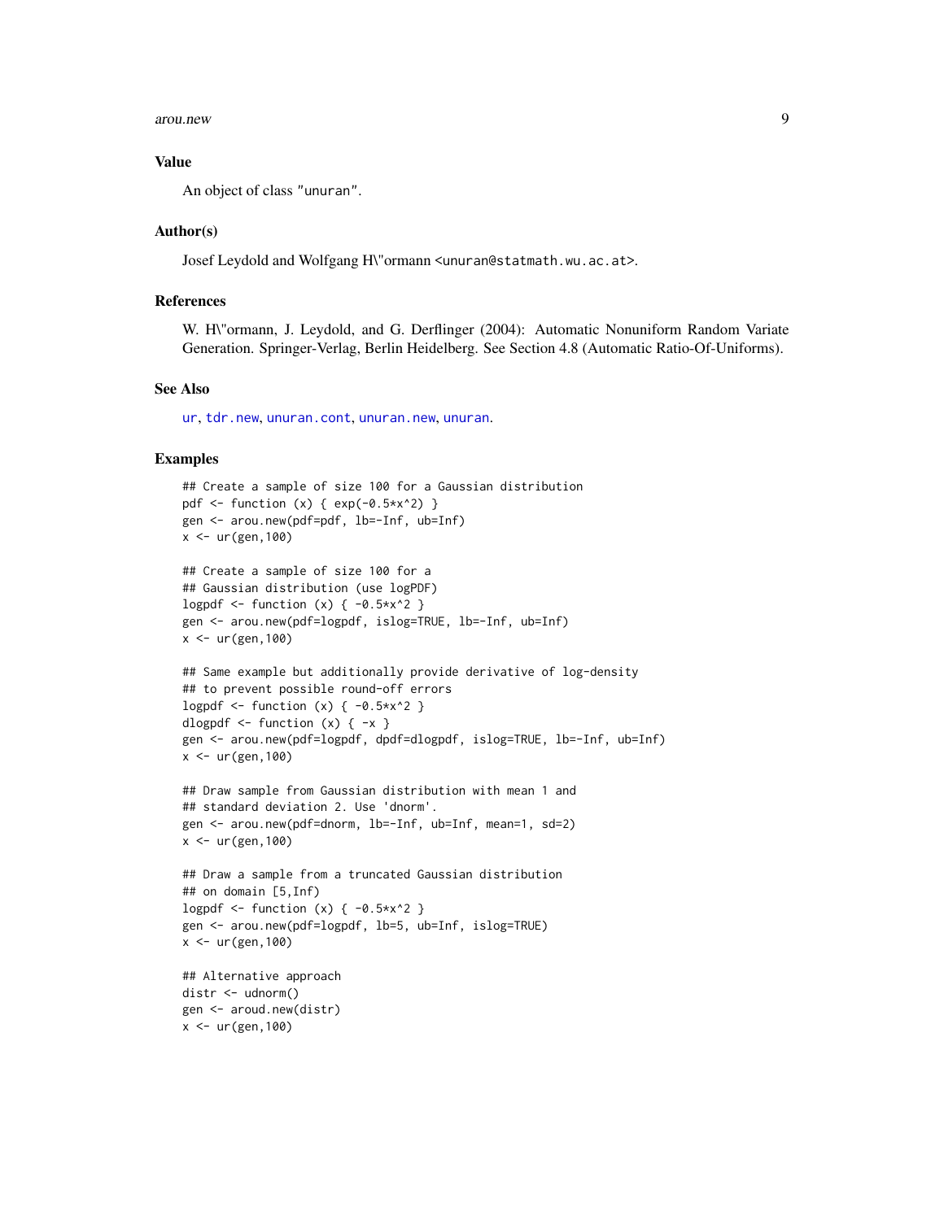## Value

An object of class "unuran".

## Author(s)

Josef Leydold and Wolfgang H\"ormann <unuran@statmath.wu.ac.at>.

## References

W. H\"ormann, J. Leydold, and G. Derflinger (2004): Automatic Nonuniform Random Variate Generation. Springer-Verlag, Berlin Heidelberg. See Section 4.8 (Automatic Ratio-Of-Uniforms).

## See Also

ur, tdr.new, unuran.cont, unuran.new, unuran.

## Examples

```
## Create a sample of size 100 for a Gaussian distribution
pdf <- function (x) { exp(-0.5*x^2) }
gen <- arou.new(pdf=pdf, lb=-Inf, ub=Inf)
x <- ur(gen,100)

## Create a sample of size 100 for a
## Gaussian distribution (use logPDF)
logpdf <- function (x) { -0.5*x^2 }
gen <- arou.new(pdf=logpdf, islog=TRUE, lb=-Inf, ub=Inf)
x <- ur(gen,100)

## Same example but additionally provide derivative of log-density
## to prevent possible round-off errors
logpdf <- function (x) { -0.5*x^2 }
dlogpdf <- function (x) { -x }
gen <- arou.new(pdf=logpdf, dpdf=dlogpdf, islog=TRUE, lb=-Inf, ub=Inf)
x <- ur(gen,100)

## Draw sample from Gaussian distribution with mean 1 and
## standard deviation 2. Use 'dnorm'.
gen <- arou.new(pdf=dnorm, lb=-Inf, ub=Inf, mean=1, sd=2)
x <- ur(gen,100)

## Draw a sample from a truncated Gaussian distribution
## on domain [5,Inf)
logpdf <- function (x) { -0.5*x^2 }
gen <- arou.new(pdf=logpdf, lb=5, ub=Inf, islog=TRUE)
x <- ur(gen,100)

## Alternative approach
distr <- udnorm()
gen <- aroud.new(distr)
x <- ur(gen,100)
```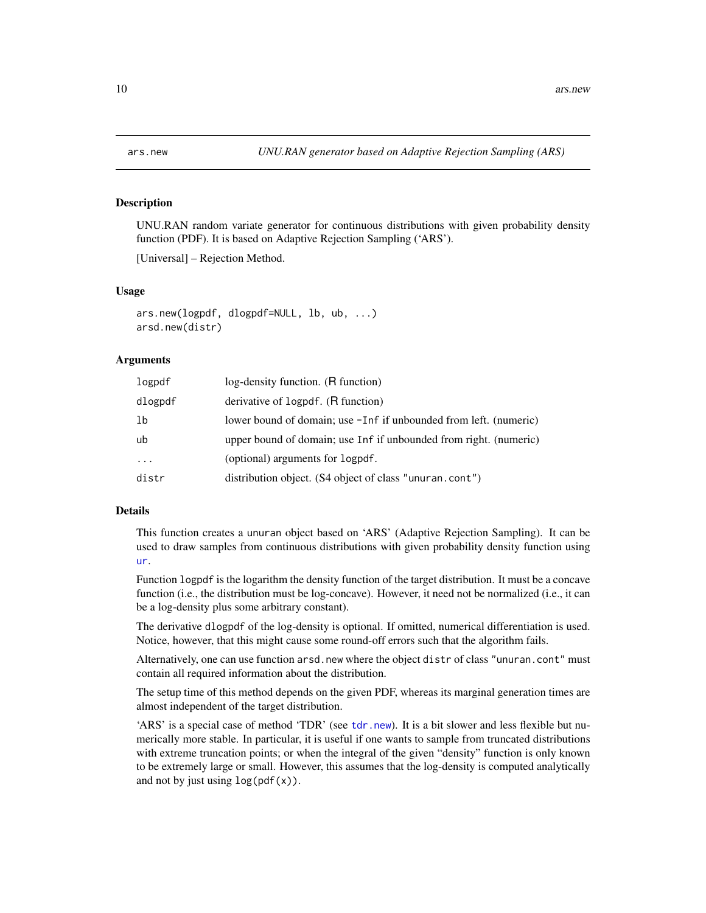# ars.new — *UNU.RAN generator based on Adaptive Rejection Sampling (ARS)*

## Description

UNU.RAN random variate generator for continuous distributions with given probability density function (PDF). It is based on Adaptive Rejection Sampling ('ARS').

[Universal] – Rejection Method.

## Usage

```
ars.new(logpdf, dlogpdf=NULL, lb, ub, ...)
arsd.new(distr)
```

## Arguments

| | |
|---|---|
| `logpdf` | log-density function. (R function) |
| `dlogpdf` | derivative of `logpdf`. (R function) |
| `lb` | lower bound of domain; use `-Inf` if unbounded from left. (numeric) |
| `ub` | upper bound of domain; use `Inf` if unbounded from right. (numeric) |
| `...` | (optional) arguments for `logpdf`. |
| `distr` | distribution object. (S4 object of class `"unuran.cont"`) |

## Details

This function creates a `unuran` object based on 'ARS' (Adaptive Rejection Sampling). It can be used to draw samples from continuous distributions with given probability density function using `ur`.

Function `logpdf` is the logarithm the density function of the target distribution. It must be a concave function (i.e., the distribution must be log-concave). However, it need not be normalized (i.e., it can be a log-density plus some arbitrary constant).

The derivative `dlogpdf` of the log-density is optional. If omitted, numerical differentiation is used. Notice, however, that this might cause some round-off errors such that the algorithm fails.

Alternatively, one can use function `arsd.new` where the object `distr` of class `"unuran.cont"` must contain all required information about the distribution.

The setup time of this method depends on the given PDF, whereas its marginal generation times are almost independent of the target distribution.

'ARS' is a special case of method 'TDR' (see `tdr.new`). It is a bit slower and less flexible but numerically more stable. In particular, it is useful if one wants to sample from truncated distributions with extreme truncation points; or when the integral of the given "density" function is only known to be extremely large or small. However, this assumes that the log-density is computed analytically and not by just using `log(pdf(x))`.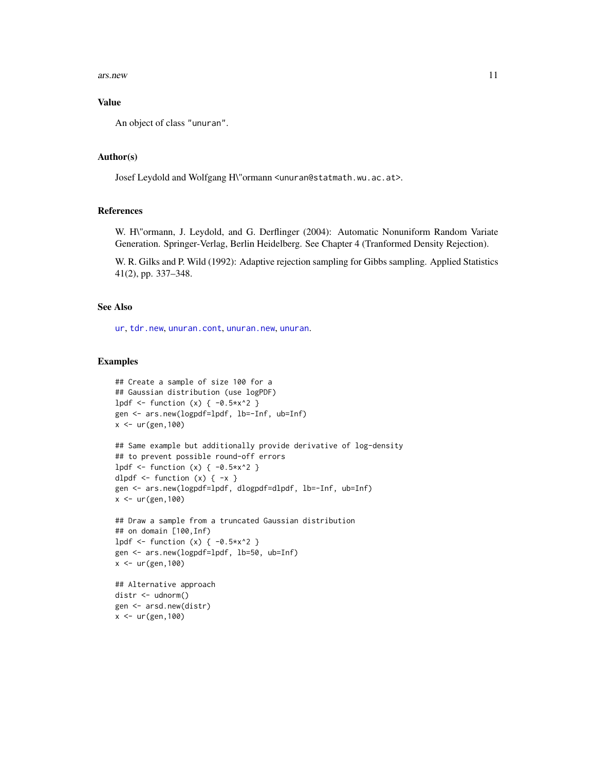### Value

An object of class "unuran".

### Author(s)

Josef Leydold and Wolfgang H\"ormann <unuran@statmath.wu.ac.at>.

### References

W. H\"ormann, J. Leydold, and G. Derflinger (2004): Automatic Nonuniform Random Variate Generation. Springer-Verlag, Berlin Heidelberg. See Chapter 4 (Tranformed Density Rejection).

W. R. Gilks and P. Wild (1992): Adaptive rejection sampling for Gibbs sampling. Applied Statistics 41(2), pp. 337–348.

### See Also

ur, tdr.new, unuran.cont, unuran.new, unuran.

### Examples

```
## Create a sample of size 100 for a
## Gaussian distribution (use logPDF)
lpdf <- function (x) { -0.5*x^2 }
gen <- ars.new(logpdf=lpdf, lb=-Inf, ub=Inf)
x <- ur(gen,100)

## Same example but additionally provide derivative of log-density
## to prevent possible round-off errors
lpdf <- function (x) { -0.5*x^2 }
dlpdf <- function (x) { -x }
gen <- ars.new(logpdf=lpdf, dlogpdf=dlpdf, lb=-Inf, ub=Inf)
x <- ur(gen,100)

## Draw a sample from a truncated Gaussian distribution
## on domain [100,Inf)
lpdf <- function (x) { -0.5*x^2 }
gen <- ars.new(logpdf=lpdf, lb=50, ub=Inf)
x <- ur(gen,100)

## Alternative approach
distr <- udnorm()
gen <- arsd.new(distr)
x <- ur(gen,100)
```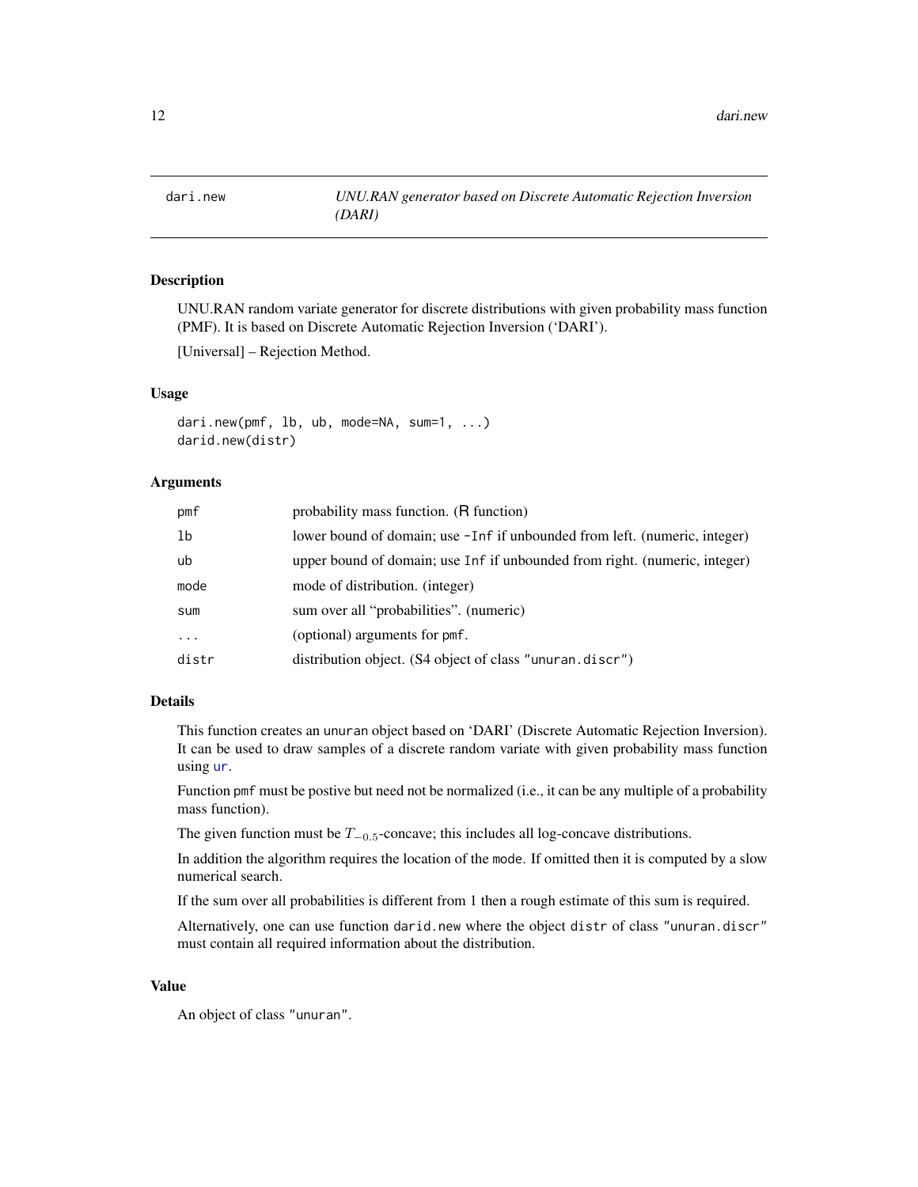# dari.new — *UNU.RAN generator based on Discrete Automatic Rejection Inversion (DARI)*

## Description

UNU.RAN random variate generator for discrete distributions with given probability mass function (PMF). It is based on Discrete Automatic Rejection Inversion ('DARI').

[Universal] – Rejection Method.

## Usage

```
dari.new(pmf, lb, ub, mode=NA, sum=1, ...)
darid.new(distr)
```

## Arguments

| | |
|---|---|
| pmf | probability mass function. (R function) |
| lb | lower bound of domain; use -Inf if unbounded from left. (numeric, integer) |
| ub | upper bound of domain; use Inf if unbounded from right. (numeric, integer) |
| mode | mode of distribution. (integer) |
| sum | sum over all "probabilities". (numeric) |
| ... | (optional) arguments for pmf. |
| distr | distribution object. (S4 object of class "unuran.discr") |

## Details

This function creates an unuran object based on 'DARI' (Discrete Automatic Rejection Inversion). It can be used to draw samples of a discrete random variate with given probability mass function using ur.

Function pmf must be postive but need not be normalized (i.e., it can be any multiple of a probability mass function).

The given function must be $T_{-0.5}$-concave; this includes all log-concave distributions.

In addition the algorithm requires the location of the mode. If omitted then it is computed by a slow numerical search.

If the sum over all probabilities is different from 1 then a rough estimate of this sum is required.

Alternatively, one can use function darid.new where the object distr of class "unuran.discr" must contain all required information about the distribution.

## Value

An object of class "unuran".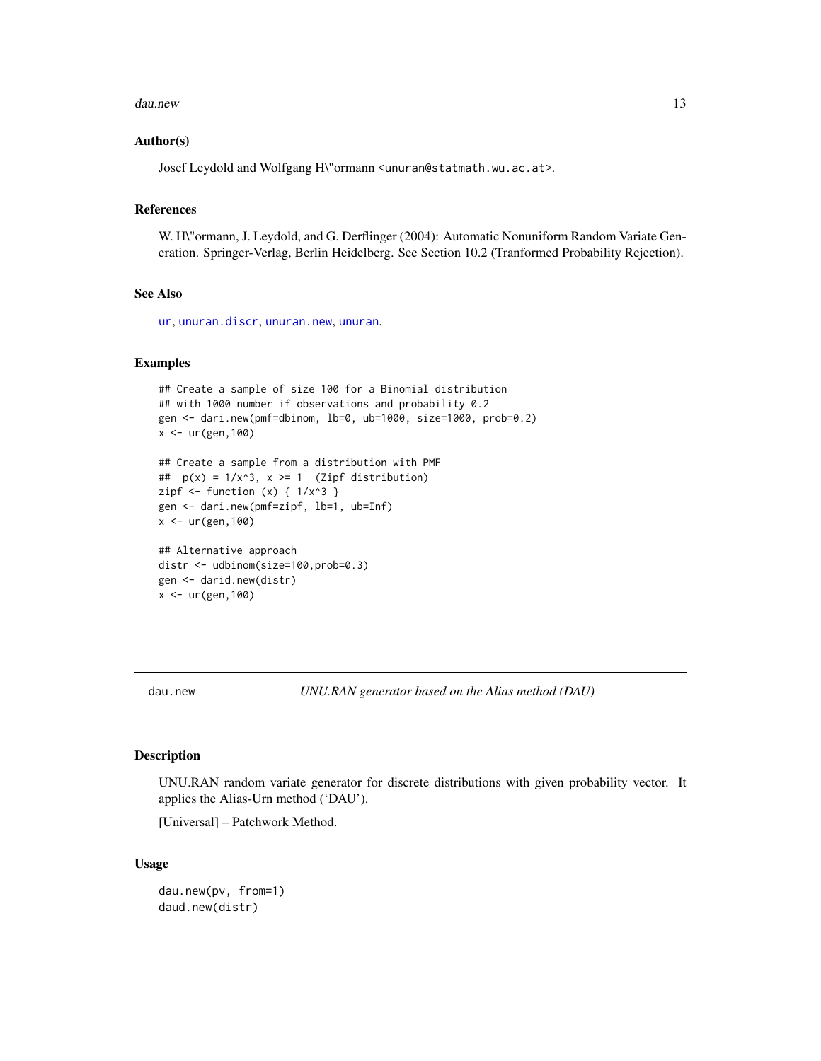### Author(s)

Josef Leydold and Wolfgang H\"ormann <unuran@statmath.wu.ac.at>.

### References

W. H\"ormann, J. Leydold, and G. Derflinger (2004): Automatic Nonuniform Random Variate Generation. Springer-Verlag, Berlin Heidelberg. See Section 10.2 (Tranformed Probability Rejection).

### See Also

ur, unuran.discr, unuran.new, unuran.

### Examples

```
## Create a sample of size 100 for a Binomial distribution
## with 1000 number if observations and probability 0.2
gen <- dari.new(pmf=dbinom, lb=0, ub=1000, size=1000, prob=0.2)
x <- ur(gen,100)

## Create a sample from a distribution with PMF
##  p(x) = 1/x^3, x >= 1  (Zipf distribution)
zipf <- function (x) { 1/x^3 }
gen <- dari.new(pmf=zipf, lb=1, ub=Inf)
x <- ur(gen,100)

## Alternative approach
distr <- udbinom(size=100,prob=0.3)
gen <- darid.new(distr)
x <- ur(gen,100)
```

---

## dau.new — *UNU.RAN generator based on the Alias method (DAU)*

### Description

UNU.RAN random variate generator for discrete distributions with given probability vector. It applies the Alias-Urn method ('DAU').

[Universal] – Patchwork Method.

### Usage

```
dau.new(pv, from=1)
daud.new(distr)
```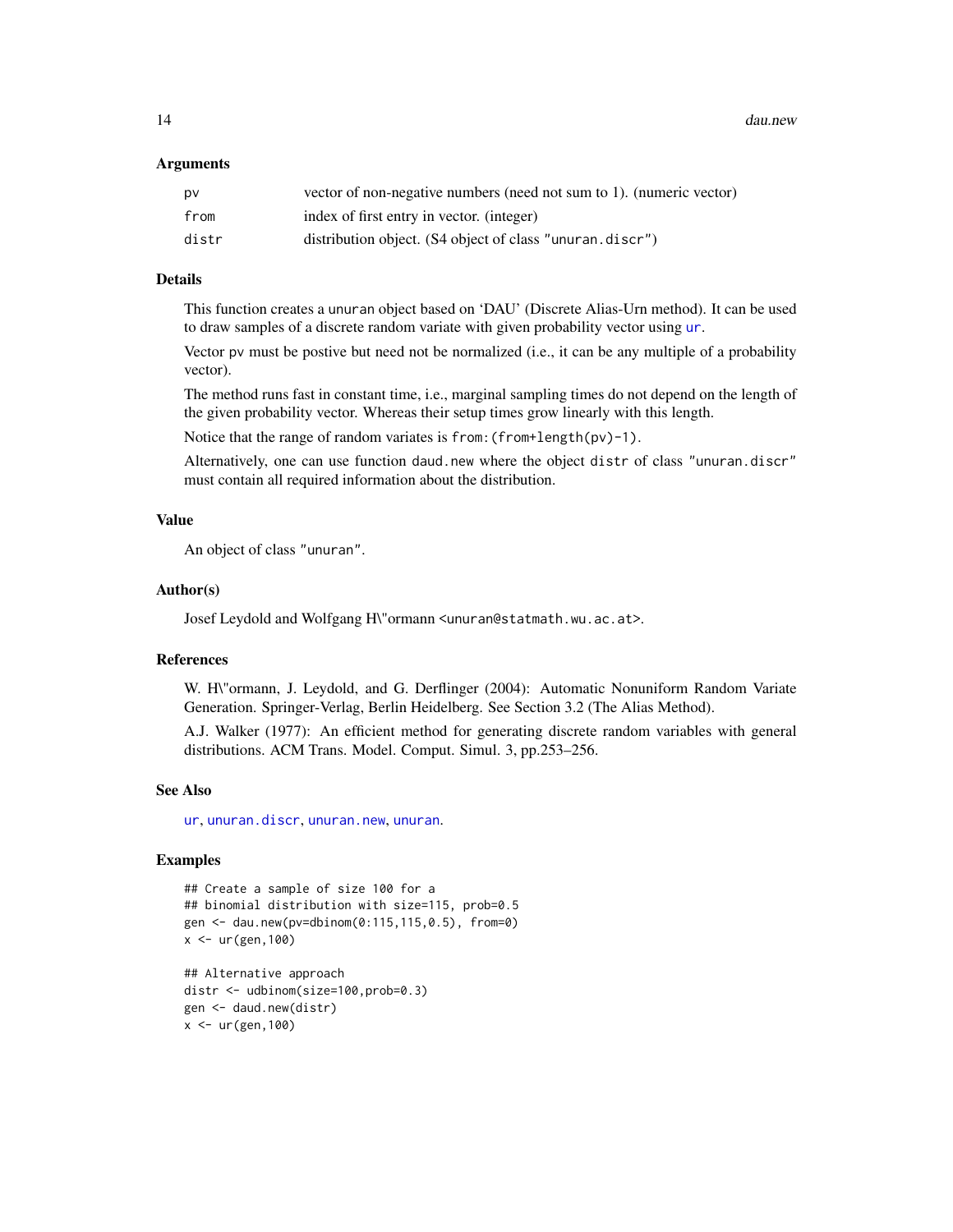### Arguments

| | |
|---|---|
| `pv` | vector of non-negative numbers (need not sum to 1). (numeric vector) |
| `from` | index of first entry in vector. (integer) |
| `distr` | distribution object. (S4 object of class `"unuran.discr"`) |

### Details

This function creates a `unuran` object based on 'DAU' (Discrete Alias-Urn method). It can be used to draw samples of a discrete random variate with given probability vector using `ur`.

Vector `pv` must be postive but need not be normalized (i.e., it can be any multiple of a probability vector).

The method runs fast in constant time, i.e., marginal sampling times do not depend on the length of the given probability vector. Whereas their setup times grow linearly with this length.

Notice that the range of random variates is `from:(from+length(pv)-1)`.

Alternatively, one can use function `daud.new` where the object `distr` of class `"unuran.discr"` must contain all required information about the distribution.

### Value

An object of class `"unuran"`.

### Author(s)

Josef Leydold and Wolfgang H\"ormann <unuran@statmath.wu.ac.at>.

### References

W. H\"ormann, J. Leydold, and G. Derflinger (2004): Automatic Nonuniform Random Variate Generation. Springer-Verlag, Berlin Heidelberg. See Section 3.2 (The Alias Method).

A.J. Walker (1977): An efficient method for generating discrete random variables with general distributions. ACM Trans. Model. Comput. Simul. 3, pp.253–256.

### See Also

`ur`, `unuran.discr`, `unuran.new`, `unuran`.

### Examples

```
## Create a sample of size 100 for a
## binomial distribution with size=115, prob=0.5
gen <- dau.new(pv=dbinom(0:115,115,0.5), from=0)
x <- ur(gen,100)

## Alternative approach
distr <- udbinom(size=100,prob=0.3)
gen <- daud.new(distr)
x <- ur(gen,100)
```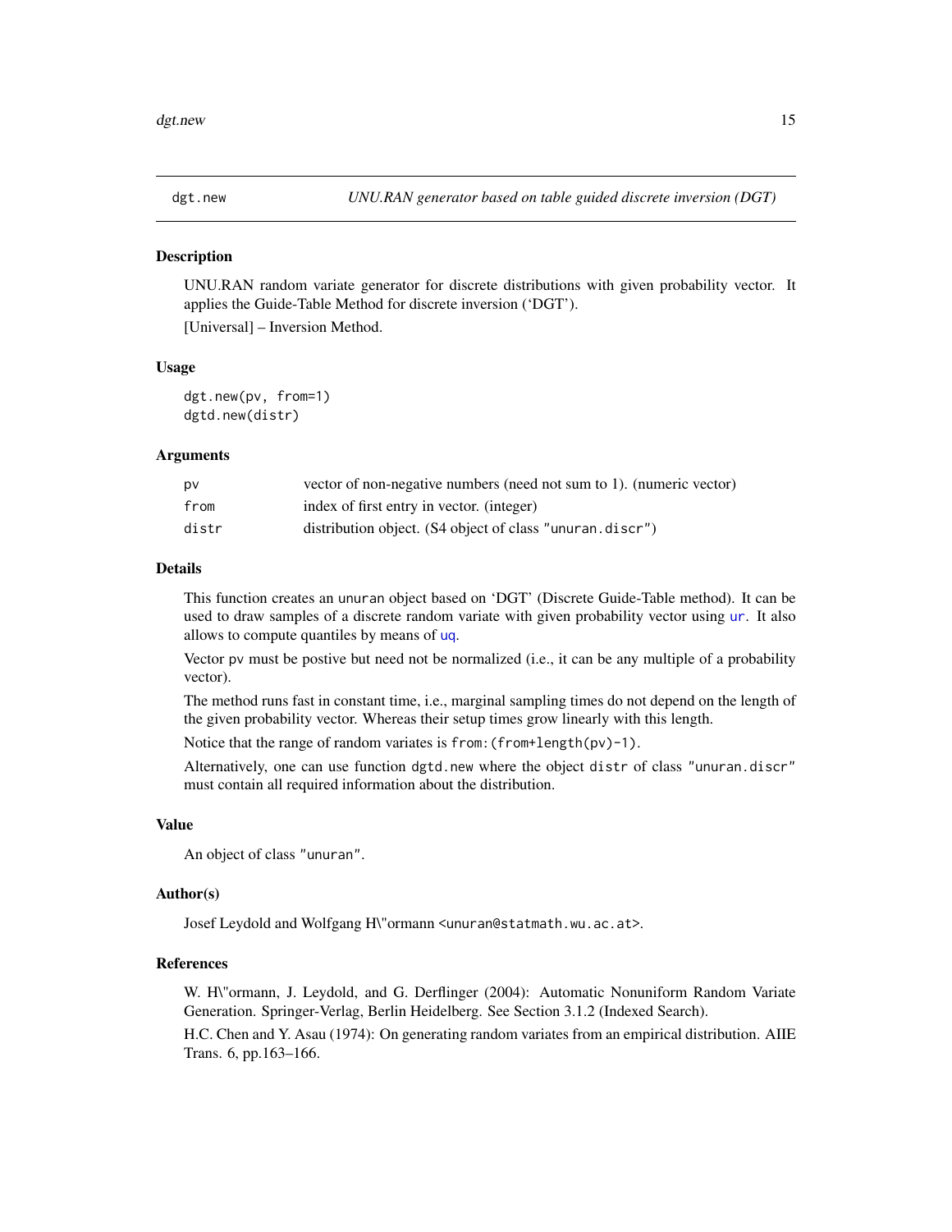`dgt.new` *UNU.RAN generator based on table guided discrete inversion (DGT)*

## Description

UNU.RAN random variate generator for discrete distributions with given probability vector. It applies the Guide-Table Method for discrete inversion ('DGT').

[Universal] – Inversion Method.

## Usage

```
dgt.new(pv, from=1)
dgtd.new(distr)
```

## Arguments

| | |
|---|---|
| `pv` | vector of non-negative numbers (need not sum to 1). (numeric vector) |
| `from` | index of first entry in vector. (integer) |
| `distr` | distribution object. (S4 object of class `"unuran.discr"`) |

## Details

This function creates an `unuran` object based on 'DGT' (Discrete Guide-Table method). It can be used to draw samples of a discrete random variate with given probability vector using `ur`. It also allows to compute quantiles by means of `uq`.

Vector `pv` must be postive but need not be normalized (i.e., it can be any multiple of a probability vector).

The method runs fast in constant time, i.e., marginal sampling times do not depend on the length of the given probability vector. Whereas their setup times grow linearly with this length.

Notice that the range of random variates is `from:(from+length(pv)-1)`.

Alternatively, one can use function `dgtd.new` where the object `distr` of class `"unuran.discr"` must contain all required information about the distribution.

## Value

An object of class `"unuran"`.

## Author(s)

Josef Leydold and Wolfgang H\"ormann `<unuran@statmath.wu.ac.at>`.

## References

W. H\"ormann, J. Leydold, and G. Derflinger (2004): Automatic Nonuniform Random Variate Generation. Springer-Verlag, Berlin Heidelberg. See Section 3.1.2 (Indexed Search).

H.C. Chen and Y. Asau (1974): On generating random variates from an empirical distribution. AIIE Trans. 6, pp.163–166.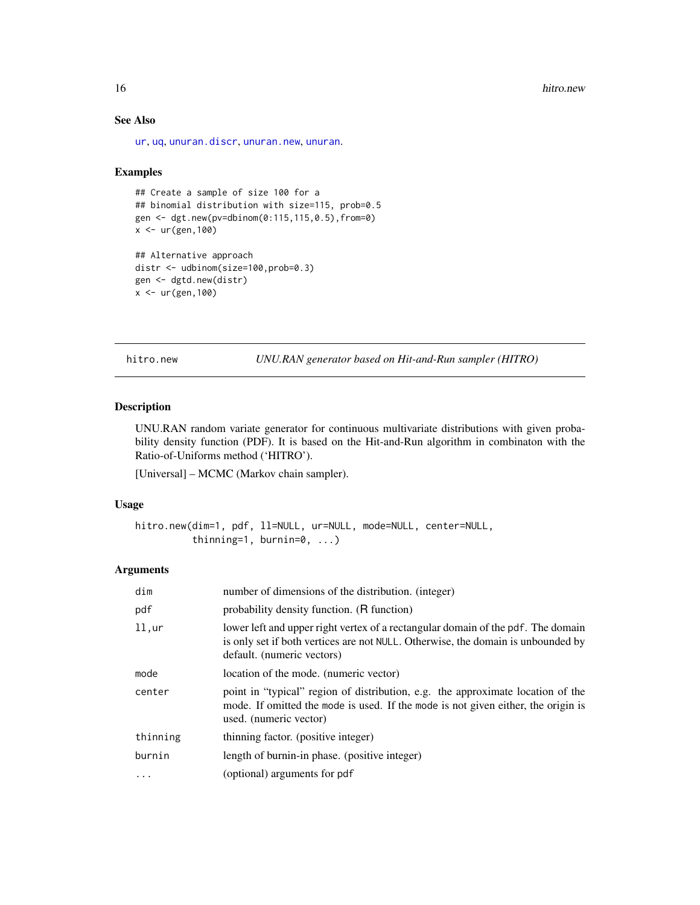### See Also

ur, uq, unuran.discr, unuran.new, unuran.

### Examples

```
## Create a sample of size 100 for a
## binomial distribution with size=115, prob=0.5
gen <- dgt.new(pv=dbinom(0:115,115,0.5),from=0)
x <- ur(gen,100)

## Alternative approach
distr <- udbinom(size=100,prob=0.3)
gen <- dgtd.new(distr)
x <- ur(gen,100)
```

---

## hitro.new — *UNU.RAN generator based on Hit-and-Run sampler (HITRO)*

### Description

UNU.RAN random variate generator for continuous multivariate distributions with given probability density function (PDF). It is based on the Hit-and-Run algorithm in combinaton with the Ratio-of-Uniforms method ('HITRO').

[Universal] – MCMC (Markov chain sampler).

### Usage

```
hitro.new(dim=1, pdf, ll=NULL, ur=NULL, mode=NULL, center=NULL,
          thinning=1, burnin=0, ...)
```

### Arguments

| | |
|---|---|
| dim | number of dimensions of the distribution. (integer) |
| pdf | probability density function. (R function) |
| ll,ur | lower left and upper right vertex of a rectangular domain of the pdf. The domain is only set if both vertices are not NULL. Otherwise, the domain is unbounded by default. (numeric vectors) |
| mode | location of the mode. (numeric vector) |
| center | point in "typical" region of distribution, e.g. the approximate location of the mode. If omitted the mode is used. If the mode is not given either, the origin is used. (numeric vector) |
| thinning | thinning factor. (positive integer) |
| burnin | length of burnin-in phase. (positive integer) |
| ... | (optional) arguments for pdf |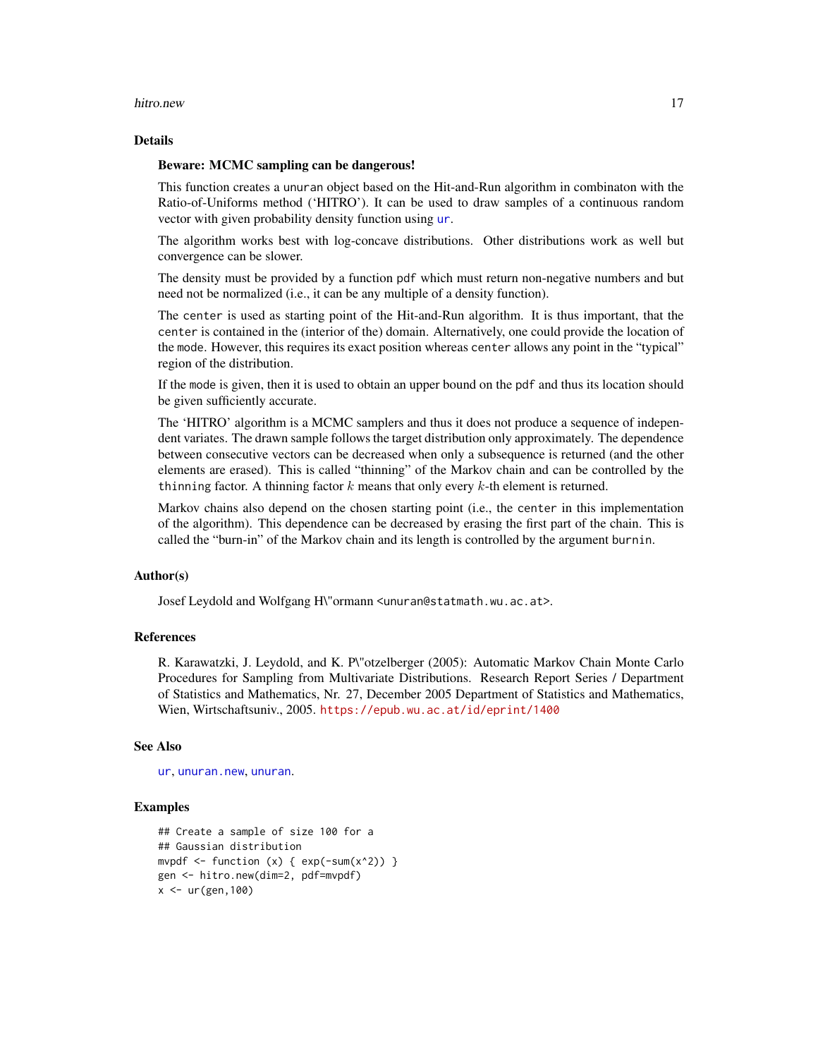## Details

**Beware: MCMC sampling can be dangerous!**

This function creates a `unuran` object based on the Hit-and-Run algorithm in combinaton with the Ratio-of-Uniforms method ('HITRO'). It can be used to draw samples of a continuous random vector with given probability density function using `ur`.

The algorithm works best with log-concave distributions. Other distributions work as well but convergence can be slower.

The density must be provided by a function `pdf` which must return non-negative numbers and but need not be normalized (i.e., it can be any multiple of a density function).

The `center` is used as starting point of the Hit-and-Run algorithm. It is thus important, that the `center` is contained in the (interior of the) domain. Alternatively, one could provide the location of the `mode`. However, this requires its exact position whereas `center` allows any point in the "typical" region of the distribution.

If the `mode` is given, then it is used to obtain an upper bound on the `pdf` and thus its location should be given sufficiently accurate.

The 'HITRO' algorithm is a MCMC samplers and thus it does not produce a sequence of independent variates. The drawn sample follows the target distribution only approximately. The dependence between consecutive vectors can be decreased when only a subsequence is returned (and the other elements are erased). This is called "thinning" of the Markov chain and can be controlled by the `thinning` factor. A thinning factor $k$ means that only every $k$-th element is returned.

Markov chains also depend on the chosen starting point (i.e., the `center` in this implementation of the algorithm). This dependence can be decreased by erasing the first part of the chain. This is called the "burn-in" of the Markov chain and its length is controlled by the argument `burnin`.

## Author(s)

Josef Leydold and Wolfgang H\"ormann <unuran@statmath.wu.ac.at>.

## References

R. Karawatzki, J. Leydold, and K. P\"otzelberger (2005): Automatic Markov Chain Monte Carlo Procedures for Sampling from Multivariate Distributions. Research Report Series / Department of Statistics and Mathematics, Nr. 27, December 2005 Department of Statistics and Mathematics, Wien, Wirtschaftsuniv., 2005. https://epub.wu.ac.at/id/eprint/1400

## See Also

`ur`, `unuran.new`, `unuran`.

## Examples

```
## Create a sample of size 100 for a
## Gaussian distribution
mvpdf <- function (x) { exp(-sum(x^2)) }
gen <- hitro.new(dim=2, pdf=mvpdf)
x <- ur(gen,100)
```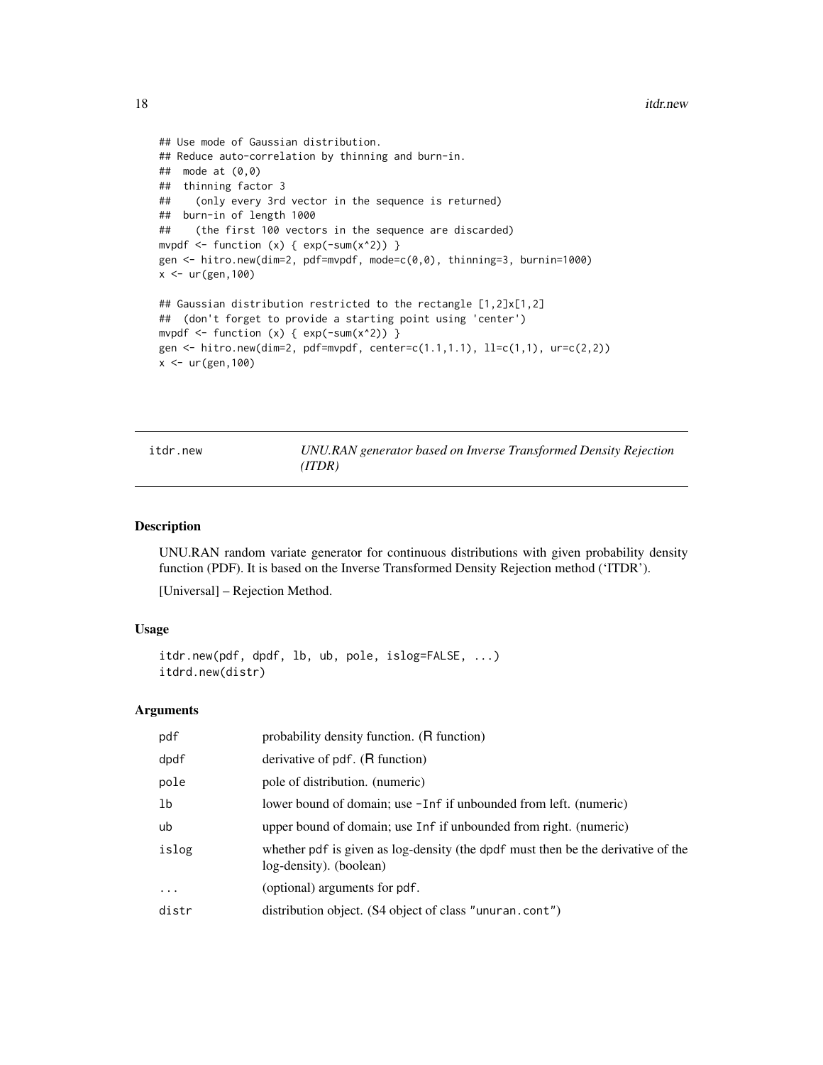```r
## Use mode of Gaussian distribution.
## Reduce auto-correlation by thinning and burn-in.
##  mode at (0,0)
##  thinning factor 3
##    (only every 3rd vector in the sequence is returned)
##  burn-in of length 1000
##    (the first 100 vectors in the sequence are discarded)
mvpdf <- function (x) { exp(-sum(x^2)) }
gen <- hitro.new(dim=2, pdf=mvpdf, mode=c(0,0), thinning=3, burnin=1000)
x <- ur(gen,100)

## Gaussian distribution restricted to the rectangle [1,2]x[1,2]
##  (don't forget to provide a starting point using 'center')
mvpdf <- function (x) { exp(-sum(x^2)) }
gen <- hitro.new(dim=2, pdf=mvpdf, center=c(1.1,1.1), ll=c(1,1), ur=c(2,2))
x <- ur(gen,100)
```

---

## itdr.new — *UNU.RAN generator based on Inverse Transformed Density Rejection (ITDR)*

### Description

UNU.RAN random variate generator for continuous distributions with given probability density function (PDF). It is based on the Inverse Transformed Density Rejection method ('ITDR').

[Universal] – Rejection Method.

### Usage

```r
itdr.new(pdf, dpdf, lb, ub, pole, islog=FALSE, ...)
itdrd.new(distr)
```

### Arguments

| | |
|---|---|
| pdf | probability density function. (R function) |
| dpdf | derivative of pdf. (R function) |
| pole | pole of distribution. (numeric) |
| lb | lower bound of domain; use -Inf if unbounded from left. (numeric) |
| ub | upper bound of domain; use Inf if unbounded from right. (numeric) |
| islog | whether pdf is given as log-density (the dpdf must then be the derivative of the log-density). (boolean) |
| ... | (optional) arguments for pdf. |
| distr | distribution object. (S4 object of class "unuran.cont") |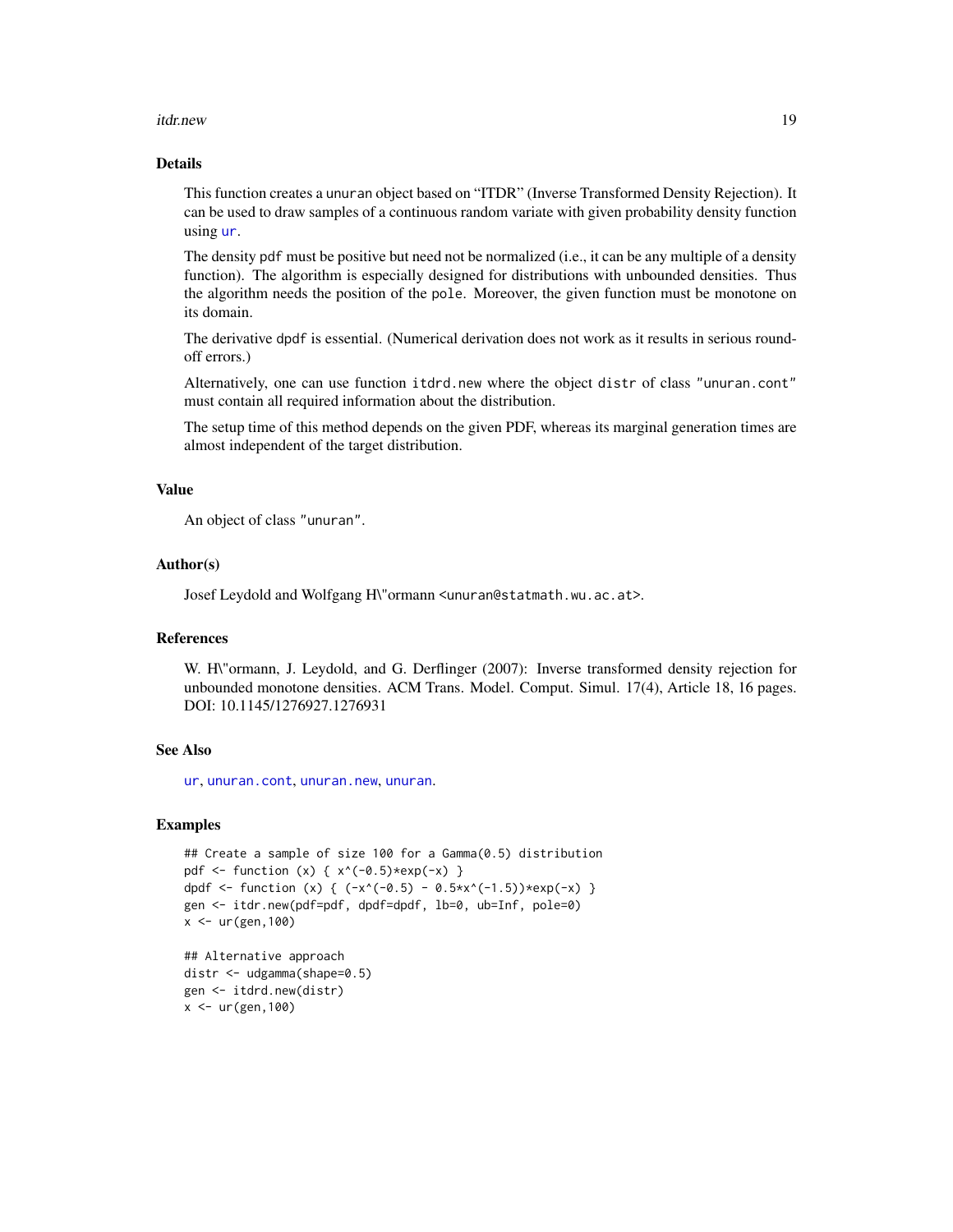## Details

This function creates a `unuran` object based on "ITDR" (Inverse Transformed Density Rejection). It can be used to draw samples of a continuous random variate with given probability density function using `ur`.

The density `pdf` must be positive but need not be normalized (i.e., it can be any multiple of a density function). The algorithm is especially designed for distributions with unbounded densities. Thus the algorithm needs the position of the `pole`. Moreover, the given function must be monotone on its domain.

The derivative `dpdf` is essential. (Numerical derivation does not work as it results in serious round-off errors.)

Alternatively, one can use function `itdrd.new` where the object `distr` of class `"unuran.cont"` must contain all required information about the distribution.

The setup time of this method depends on the given PDF, whereas its marginal generation times are almost independent of the target distribution.

## Value

An object of class `"unuran"`.

## Author(s)

Josef Leydold and Wolfgang H\"ormann <unuran@statmath.wu.ac.at>.

## References

W. H\"ormann, J. Leydold, and G. Derflinger (2007): Inverse transformed density rejection for unbounded monotone densities. ACM Trans. Model. Comput. Simul. 17(4), Article 18, 16 pages. DOI: 10.1145/1276927.1276931

## See Also

`ur`, `unuran.cont`, `unuran.new`, `unuran`.

## Examples

```
## Create a sample of size 100 for a Gamma(0.5) distribution
pdf <- function (x) { x^(-0.5)*exp(-x) }
dpdf <- function (x) { (-x^(-0.5) - 0.5*x^(-1.5))*exp(-x) }
gen <- itdr.new(pdf=pdf, dpdf=dpdf, lb=0, ub=Inf, pole=0)
x <- ur(gen,100)

## Alternative approach
distr <- udgamma(shape=0.5)
gen <- itdrd.new(distr)
x <- ur(gen,100)
```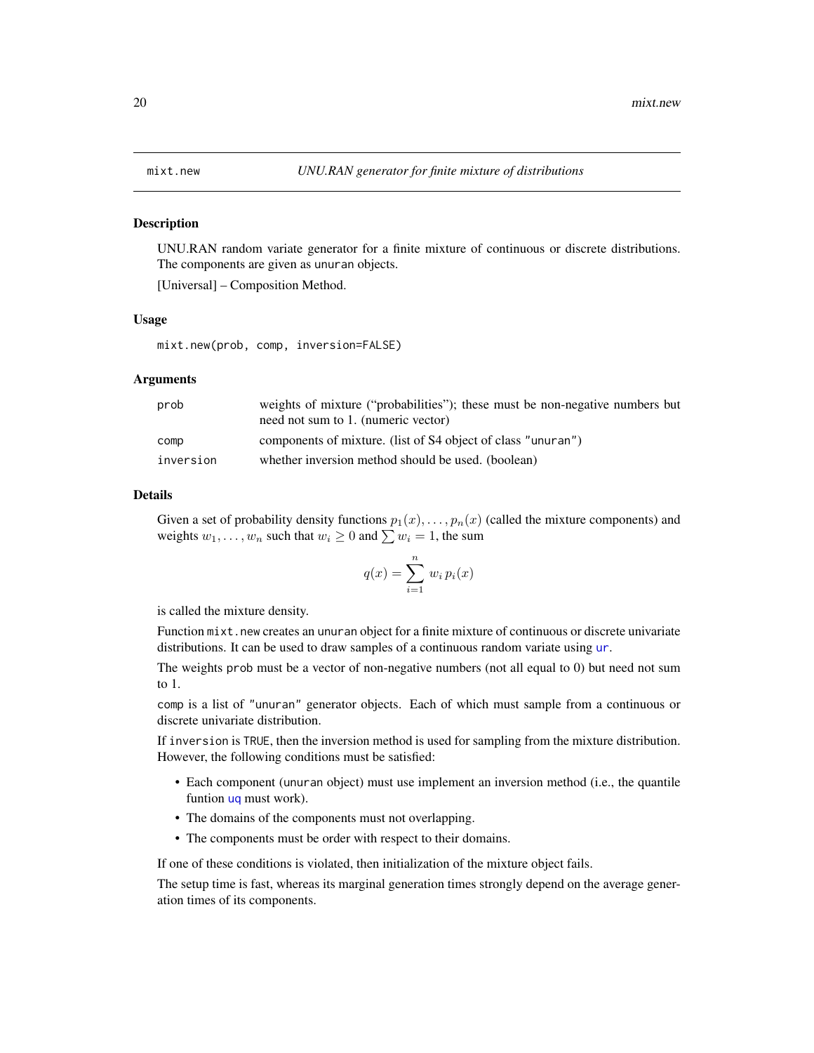# mixt.new — *UNU.RAN generator for finite mixture of distributions*

## Description

UNU.RAN random variate generator for a finite mixture of continuous or discrete distributions. The components are given as unuran objects.

[Universal] – Composition Method.

## Usage

```
mixt.new(prob, comp, inversion=FALSE)
```

## Arguments

| | |
|---|---|
| prob | weights of mixture ("probabilities"); these must be non-negative numbers but need not sum to 1. (numeric vector) |
| comp | components of mixture. (list of S4 object of class "unuran") |
| inversion | whether inversion method should be used. (boolean) |

## Details

Given a set of probability density functions $p_1(x), \ldots, p_n(x)$ (called the mixture components) and weights $w_1, \ldots, w_n$ such that $w_i \geq 0$ and $\sum w_i = 1$, the sum

$$q(x) = \sum_{i=1}^{n} w_i \, p_i(x)$$

is called the mixture density.

Function mixt.new creates an unuran object for a finite mixture of continuous or discrete univariate distributions. It can be used to draw samples of a continuous random variate using ur.

The weights prob must be a vector of non-negative numbers (not all equal to 0) but need not sum to 1.

comp is a list of "unuran" generator objects. Each of which must sample from a continuous or discrete univariate distribution.

If inversion is TRUE, then the inversion method is used for sampling from the mixture distribution. However, the following conditions must be satisfied:

- Each component (unuran object) must use implement an inversion method (i.e., the quantile funtion uq must work).
- The domains of the components must not overlapping.
- The components must be order with respect to their domains.

If one of these conditions is violated, then initialization of the mixture object fails.

The setup time is fast, whereas its marginal generation times strongly depend on the average generation times of its components.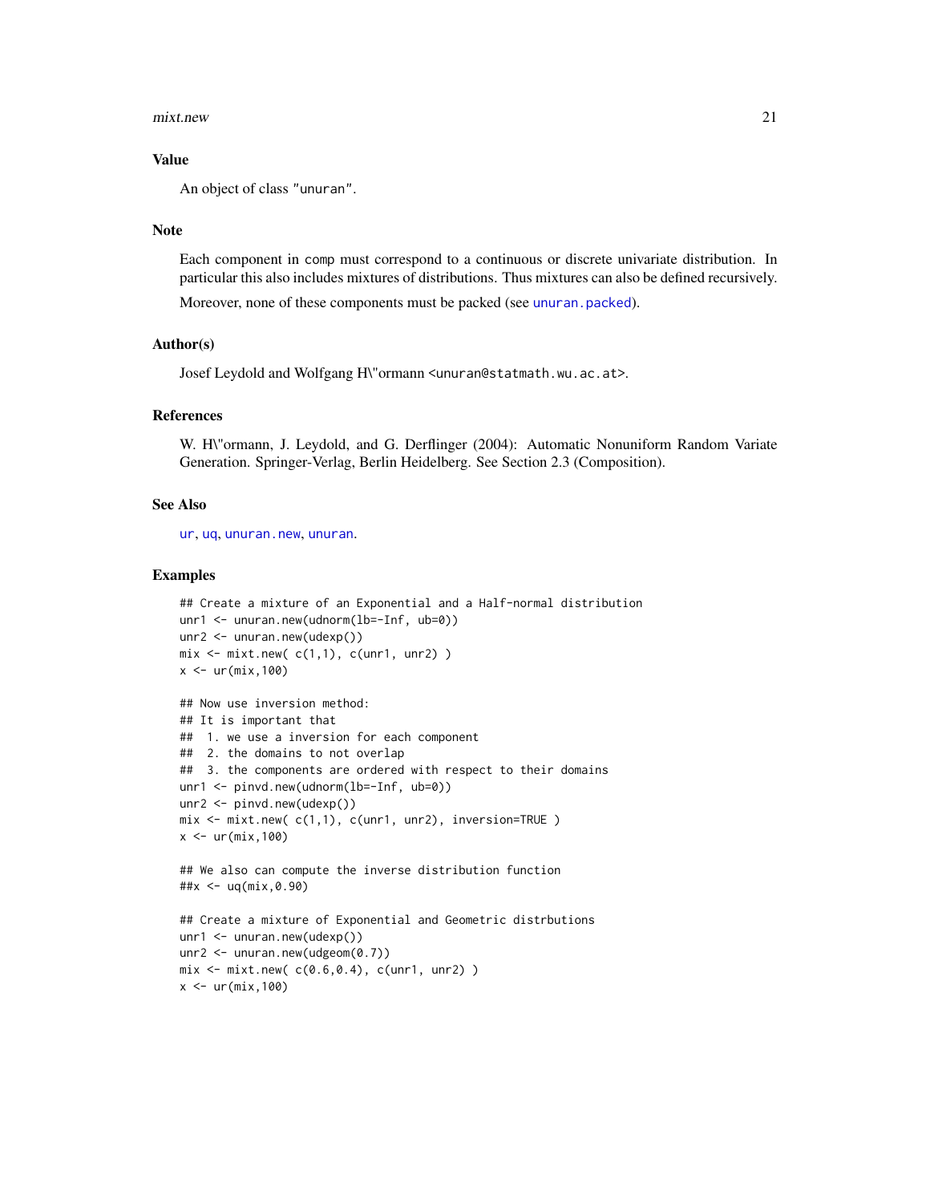## Value

An object of class "unuran".

## Note

Each component in comp must correspond to a continuous or discrete univariate distribution. In particular this also includes mixtures of distributions. Thus mixtures can also be defined recursively.

Moreover, none of these components must be packed (see unuran.packed).

## Author(s)

Josef Leydold and Wolfgang H\"ormann <unuran@statmath.wu.ac.at>.

## References

W. H\"ormann, J. Leydold, and G. Derflinger (2004): Automatic Nonuniform Random Variate Generation. Springer-Verlag, Berlin Heidelberg. See Section 2.3 (Composition).

## See Also

ur, uq, unuran.new, unuran.

## Examples

```
## Create a mixture of an Exponential and a Half-normal distribution
unr1 <- unuran.new(udnorm(lb=-Inf, ub=0))
unr2 <- unuran.new(udexp())
mix <- mixt.new( c(1,1), c(unr1, unr2) )
x <- ur(mix,100)

## Now use inversion method:
## It is important that
##  1. we use a inversion for each component
##  2. the domains to not overlap
##  3. the components are ordered with respect to their domains
unr1 <- pinvd.new(udnorm(lb=-Inf, ub=0))
unr2 <- pinvd.new(udexp())
mix <- mixt.new( c(1,1), c(unr1, unr2), inversion=TRUE )
x <- ur(mix,100)

## We also can compute the inverse distribution function
##x <- uq(mix,0.90)

## Create a mixture of Exponential and Geometric distrbutions
unr1 <- unuran.new(udexp())
unr2 <- unuran.new(udgeom(0.7))
mix <- mixt.new( c(0.6,0.4), c(unr1, unr2) )
x <- ur(mix,100)
```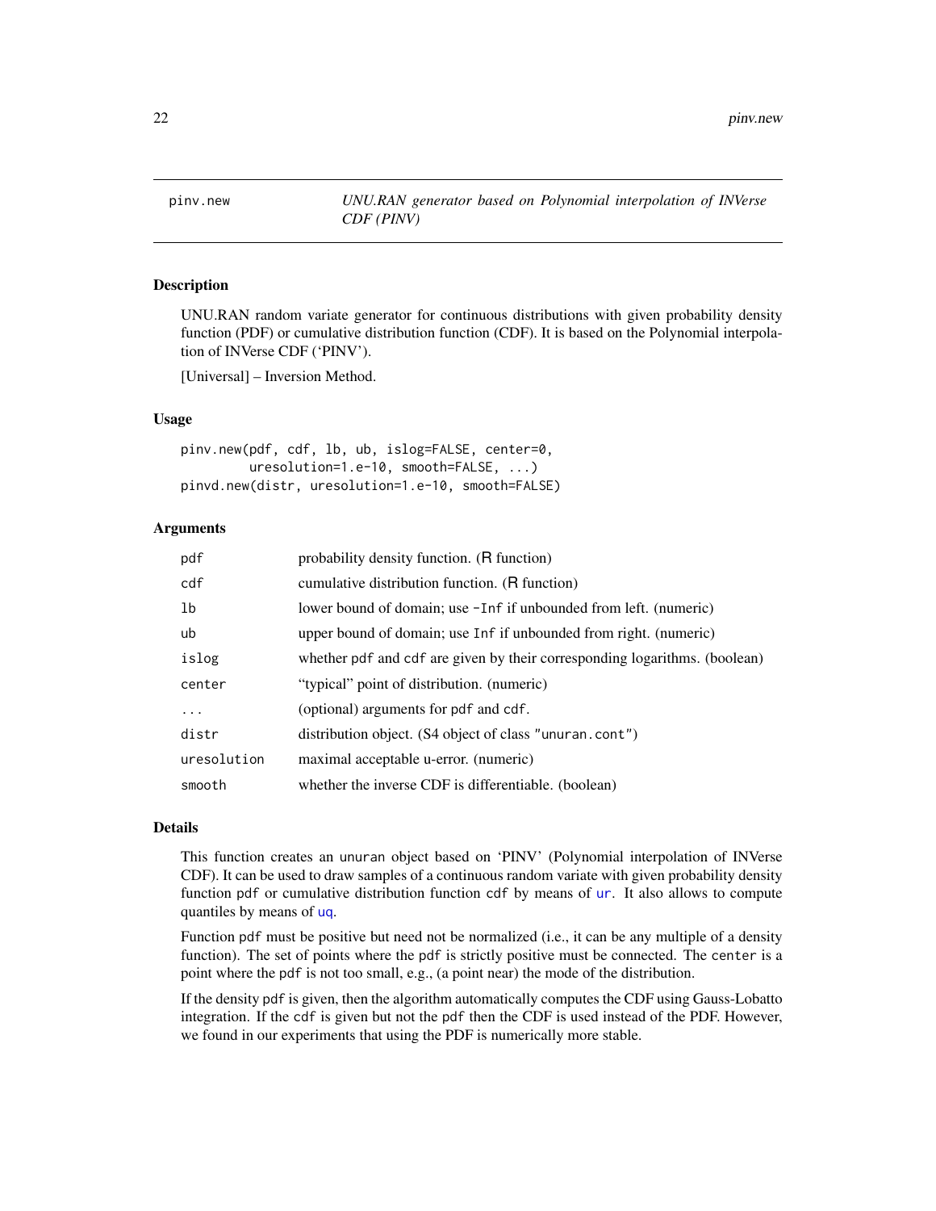pinv.new — *UNU.RAN generator based on Polynomial interpolation of INVerse CDF (PINV)*

## Description

UNU.RAN random variate generator for continuous distributions with given probability density function (PDF) or cumulative distribution function (CDF). It is based on the Polynomial interpolation of INVerse CDF ('PINV').

[Universal] – Inversion Method.

## Usage

```
pinv.new(pdf, cdf, lb, ub, islog=FALSE, center=0,
         uresolution=1.e-10, smooth=FALSE, ...)
pinvd.new(distr, uresolution=1.e-10, smooth=FALSE)
```

## Arguments

| | |
|---|---|
| pdf | probability density function. (R function) |
| cdf | cumulative distribution function. (R function) |
| lb | lower bound of domain; use -Inf if unbounded from left. (numeric) |
| ub | upper bound of domain; use Inf if unbounded from right. (numeric) |
| islog | whether pdf and cdf are given by their corresponding logarithms. (boolean) |
| center | "typical" point of distribution. (numeric) |
| ... | (optional) arguments for pdf and cdf. |
| distr | distribution object. (S4 object of class "unuran.cont") |
| uresolution | maximal acceptable u-error. (numeric) |
| smooth | whether the inverse CDF is differentiable. (boolean) |

## Details

This function creates an unuran object based on 'PINV' (Polynomial interpolation of INVerse CDF). It can be used to draw samples of a continuous random variate with given probability density function pdf or cumulative distribution function cdf by means of ur. It also allows to compute quantiles by means of uq.

Function pdf must be positive but need not be normalized (i.e., it can be any multiple of a density function). The set of points where the pdf is strictly positive must be connected. The center is a point where the pdf is not too small, e.g., (a point near) the mode of the distribution.

If the density pdf is given, then the algorithm automatically computes the CDF using Gauss-Lobatto integration. If the cdf is given but not the pdf then the CDF is used instead of the PDF. However, we found in our experiments that using the PDF is numerically more stable.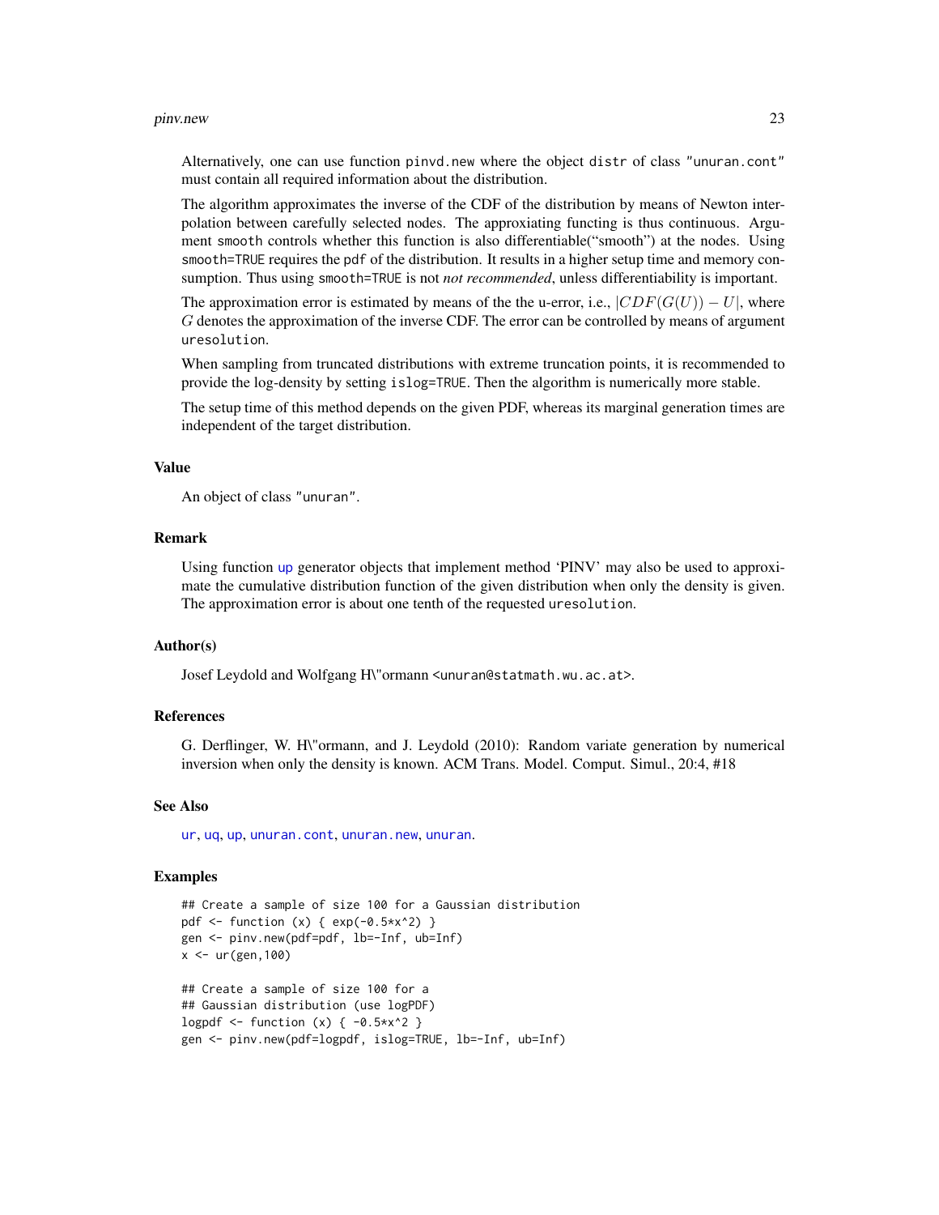Alternatively, one can use function pinvd.new where the object distr of class "unuran.cont" must contain all required information about the distribution.

The algorithm approximates the inverse of the CDF of the distribution by means of Newton interpolation between carefully selected nodes. The approxiating functing is thus continuous. Argument smooth controls whether this function is also differentiable("smooth") at the nodes. Using smooth=TRUE requires the pdf of the distribution. It results in a higher setup time and memory consumption. Thus using smooth=TRUE is not *not recommended*, unless differentiability is important.

The approximation error is estimated by means of the the u-error, i.e., $|CDF(G(U)) - U|$, where $G$ denotes the approximation of the inverse CDF. The error can be controlled by means of argument uresolution.

When sampling from truncated distributions with extreme truncation points, it is recommended to provide the log-density by setting islog=TRUE. Then the algorithm is numerically more stable.

The setup time of this method depends on the given PDF, whereas its marginal generation times are independent of the target distribution.

### Value

An object of class "unuran".

### Remark

Using function up generator objects that implement method 'PINV' may also be used to approximate the cumulative distribution function of the given distribution when only the density is given. The approximation error is about one tenth of the requested uresolution.

### Author(s)

Josef Leydold and Wolfgang H\"ormann <unuran@statmath.wu.ac.at>.

### References

G. Derflinger, W. H\"ormann, and J. Leydold (2010): Random variate generation by numerical inversion when only the density is known. ACM Trans. Model. Comput. Simul., 20:4, #18

### See Also

ur, uq, up, unuran.cont, unuran.new, unuran.

### Examples

```
## Create a sample of size 100 for a Gaussian distribution
pdf <- function (x) { exp(-0.5*x^2) }
gen <- pinv.new(pdf=pdf, lb=-Inf, ub=Inf)
x <- ur(gen,100)

## Create a sample of size 100 for a
## Gaussian distribution (use logPDF)
logpdf <- function (x) { -0.5*x^2 }
gen <- pinv.new(pdf=logpdf, islog=TRUE, lb=-Inf, ub=Inf)
```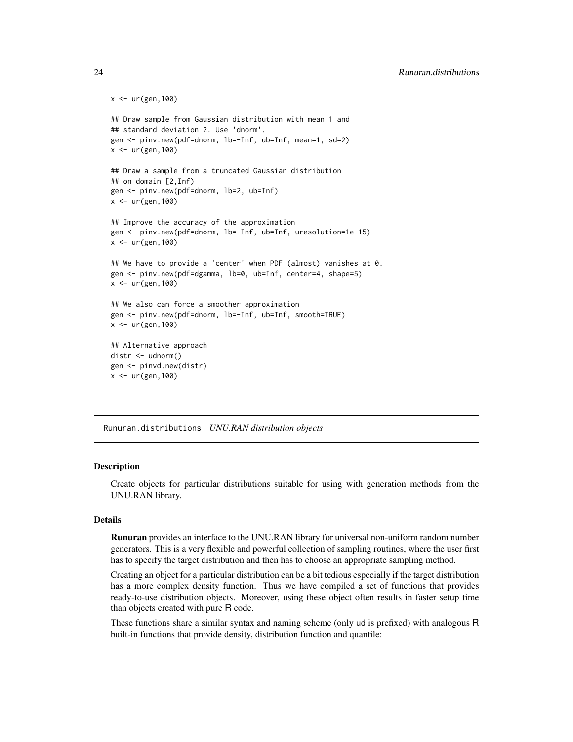```
x <- ur(gen,100)

## Draw sample from Gaussian distribution with mean 1 and
## standard deviation 2. Use 'dnorm'.
gen <- pinv.new(pdf=dnorm, lb=-Inf, ub=Inf, mean=1, sd=2)
x <- ur(gen,100)

## Draw a sample from a truncated Gaussian distribution
## on domain [2,Inf)
gen <- pinv.new(pdf=dnorm, lb=2, ub=Inf)
x <- ur(gen,100)

## Improve the accuracy of the approximation
gen <- pinv.new(pdf=dnorm, lb=-Inf, ub=Inf, uresolution=1e-15)
x <- ur(gen,100)

## We have to provide a 'center' when PDF (almost) vanishes at 0.
gen <- pinv.new(pdf=dgamma, lb=0, ub=Inf, center=4, shape=5)
x <- ur(gen,100)

## We also can force a smoother approximation
gen <- pinv.new(pdf=dnorm, lb=-Inf, ub=Inf, smooth=TRUE)
x <- ur(gen,100)

## Alternative approach
distr <- udnorm()
gen <- pinvd.new(distr)
x <- ur(gen,100)
```

---

Runuran.distributions    *UNU.RAN distribution objects*

---

### Description

Create objects for particular distributions suitable for using with generation methods from the UNU.RAN library.

### Details

**Runuran** provides an interface to the UNU.RAN library for universal non-uniform random number generators. This is a very flexible and powerful collection of sampling routines, where the user first has to specify the target distribution and then has to choose an appropriate sampling method.

Creating an object for a particular distribution can be a bit tedious especially if the target distribution has a more complex density function. Thus we have compiled a set of functions that provides ready-to-use distribution objects. Moreover, using these object often results in faster setup time than objects created with pure R code.

These functions share a similar syntax and naming scheme (only `ud` is prefixed) with analogous R built-in functions that provide density, distribution function and quantile: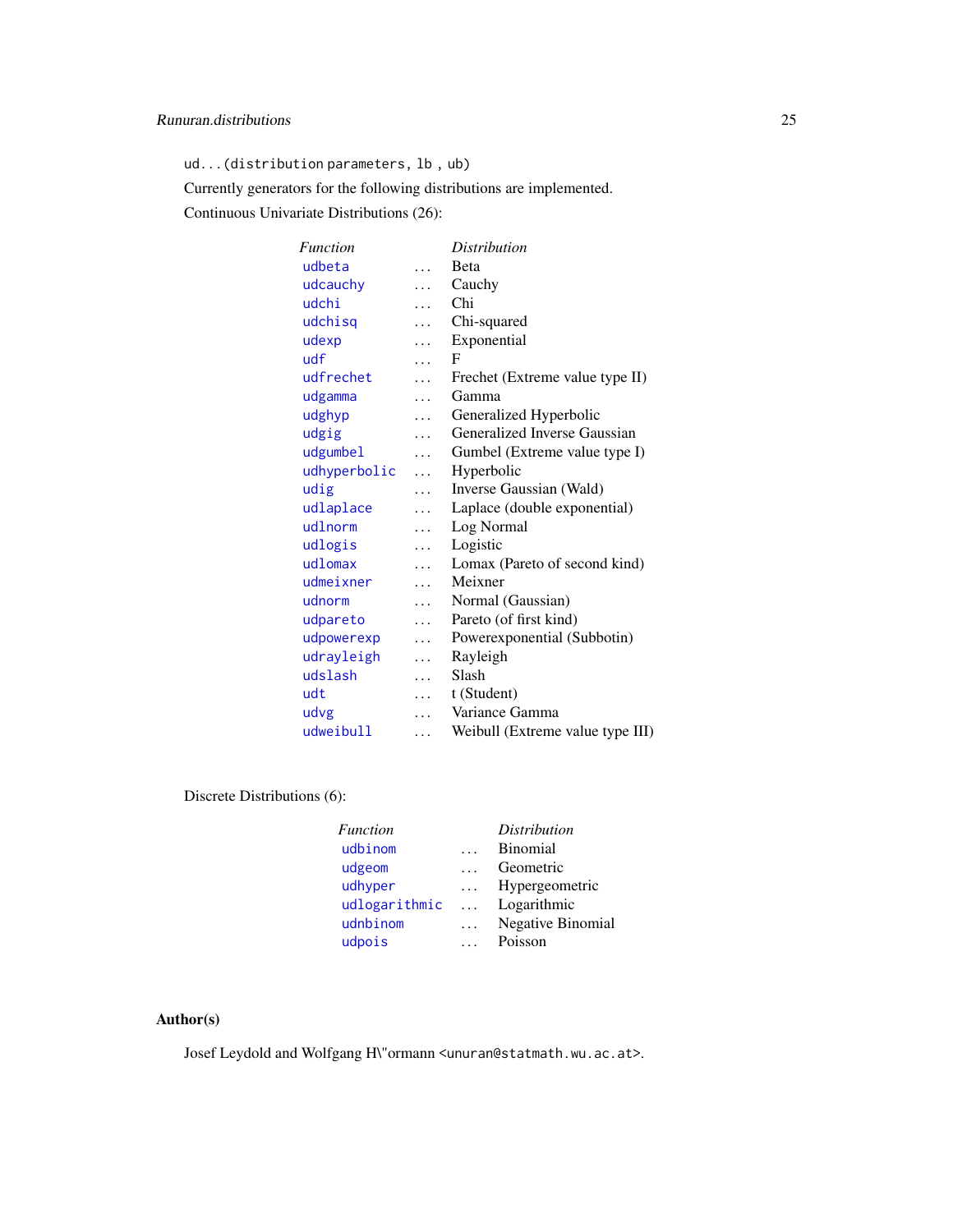`ud...(distribution parameters, lb , ub)`

Currently generators for the following distributions are implemented.

Continuous Univariate Distributions (26):

| *Function* | | *Distribution* |
|---|---|---|
| `udbeta` | ... | Beta |
| `udcauchy` | ... | Cauchy |
| `udchi` | ... | Chi |
| `udchisq` | ... | Chi-squared |
| `udexp` | ... | Exponential |
| `udf` | ... | F |
| `udfrechet` | ... | Frechet (Extreme value type II) |
| `udgamma` | ... | Gamma |
| `udghyp` | ... | Generalized Hyperbolic |
| `udgig` | ... | Generalized Inverse Gaussian |
| `udgumbel` | ... | Gumbel (Extreme value type I) |
| `udhyperbolic` | ... | Hyperbolic |
| `udig` | ... | Inverse Gaussian (Wald) |
| `udlaplace` | ... | Laplace (double exponential) |
| `udlnorm` | ... | Log Normal |
| `udlogis` | ... | Logistic |
| `udlomax` | ... | Lomax (Pareto of second kind) |
| `udmeixner` | ... | Meixner |
| `udnorm` | ... | Normal (Gaussian) |
| `udpareto` | ... | Pareto (of first kind) |
| `udpowerexp` | ... | Powerexponential (Subbotin) |
| `udrayleigh` | ... | Rayleigh |
| `udslash` | ... | Slash |
| `udt` | ... | t (Student) |
| `udvg` | ... | Variance Gamma |
| `udweibull` | ... | Weibull (Extreme value type III) |

Discrete Distributions (6):

| *Function* | | *Distribution* |
|---|---|---|
| `udbinom` | ... | Binomial |
| `udgeom` | ... | Geometric |
| `udhyper` | ... | Hypergeometric |
| `udlogarithmic` | ... | Logarithmic |
| `udnbinom` | ... | Negative Binomial |
| `udpois` | ... | Poisson |

## Author(s)

Josef Leydold and Wolfgang H\"ormann <unuran@statmath.wu.ac.at>.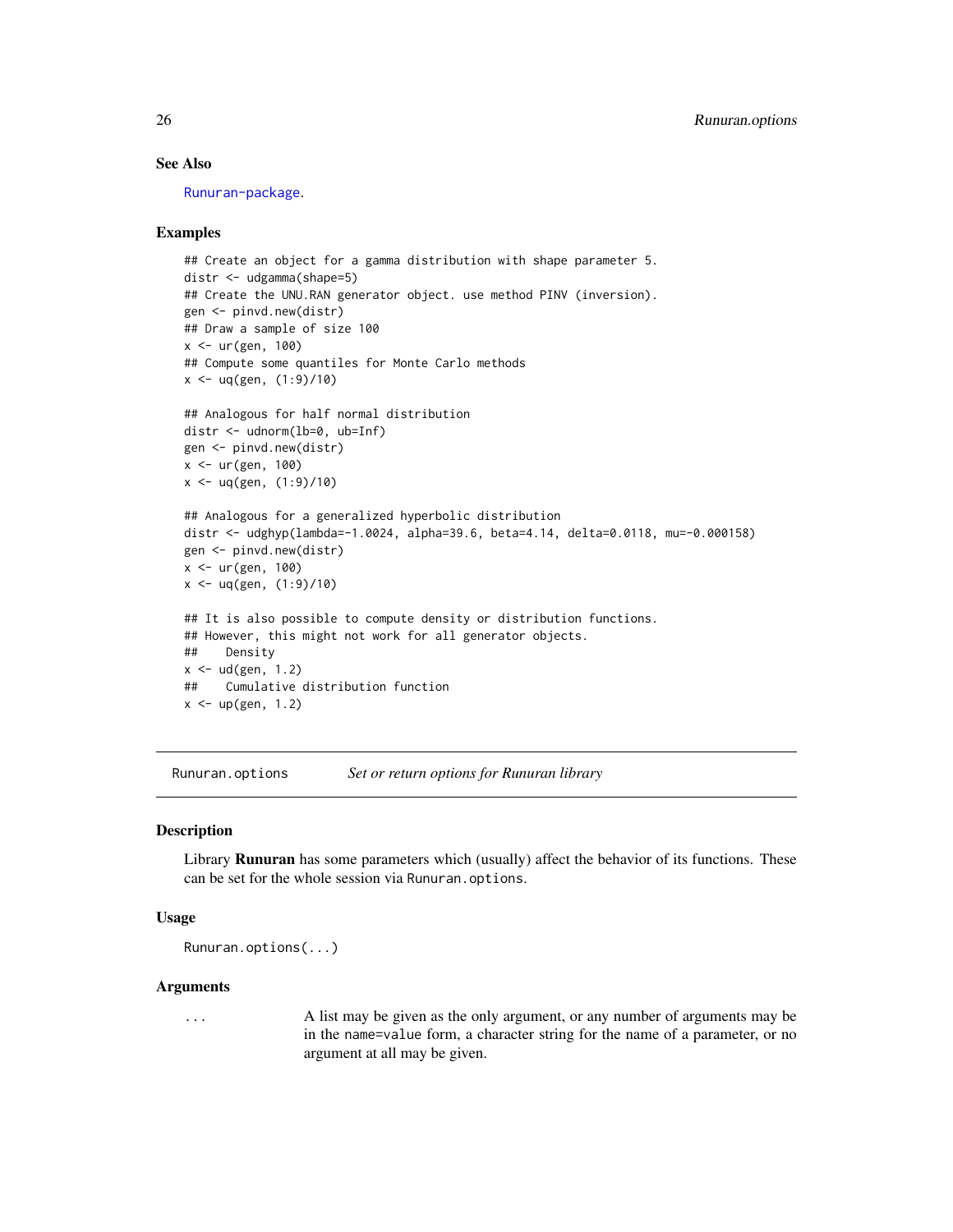### See Also

Runuran-package.

### Examples

```
## Create an object for a gamma distribution with shape parameter 5.
distr <- udgamma(shape=5)
## Create the UNU.RAN generator object. use method PINV (inversion).
gen <- pinvd.new(distr)
## Draw a sample of size 100
x <- ur(gen, 100)
## Compute some quantiles for Monte Carlo methods
x <- uq(gen, (1:9)/10)

## Analogous for half normal distribution
distr <- udnorm(lb=0, ub=Inf)
gen <- pinvd.new(distr)
x <- ur(gen, 100)
x <- uq(gen, (1:9)/10)

## Analogous for a generalized hyperbolic distribution
distr <- udghyp(lambda=-1.0024, alpha=39.6, beta=4.14, delta=0.0118, mu=-0.000158)
gen <- pinvd.new(distr)
x <- ur(gen, 100)
x <- uq(gen, (1:9)/10)

## It is also possible to compute density or distribution functions.
## However, this might not work for all generator objects.
##    Density
x <- ud(gen, 1.2)
##    Cumulative distribution function
x <- up(gen, 1.2)
```

---

## Runuran.options — *Set or return options for Runuran library*

### Description

Library **Runuran** has some parameters which (usually) affect the behavior of its functions. These can be set for the whole session via `Runuran.options`.

### Usage

```
Runuran.options(...)
```

### Arguments

| | |
|---|---|
| ... | A list may be given as the only argument, or any number of arguments may be in the `name=value` form, a character string for the name of a parameter, or no argument at all may be given. |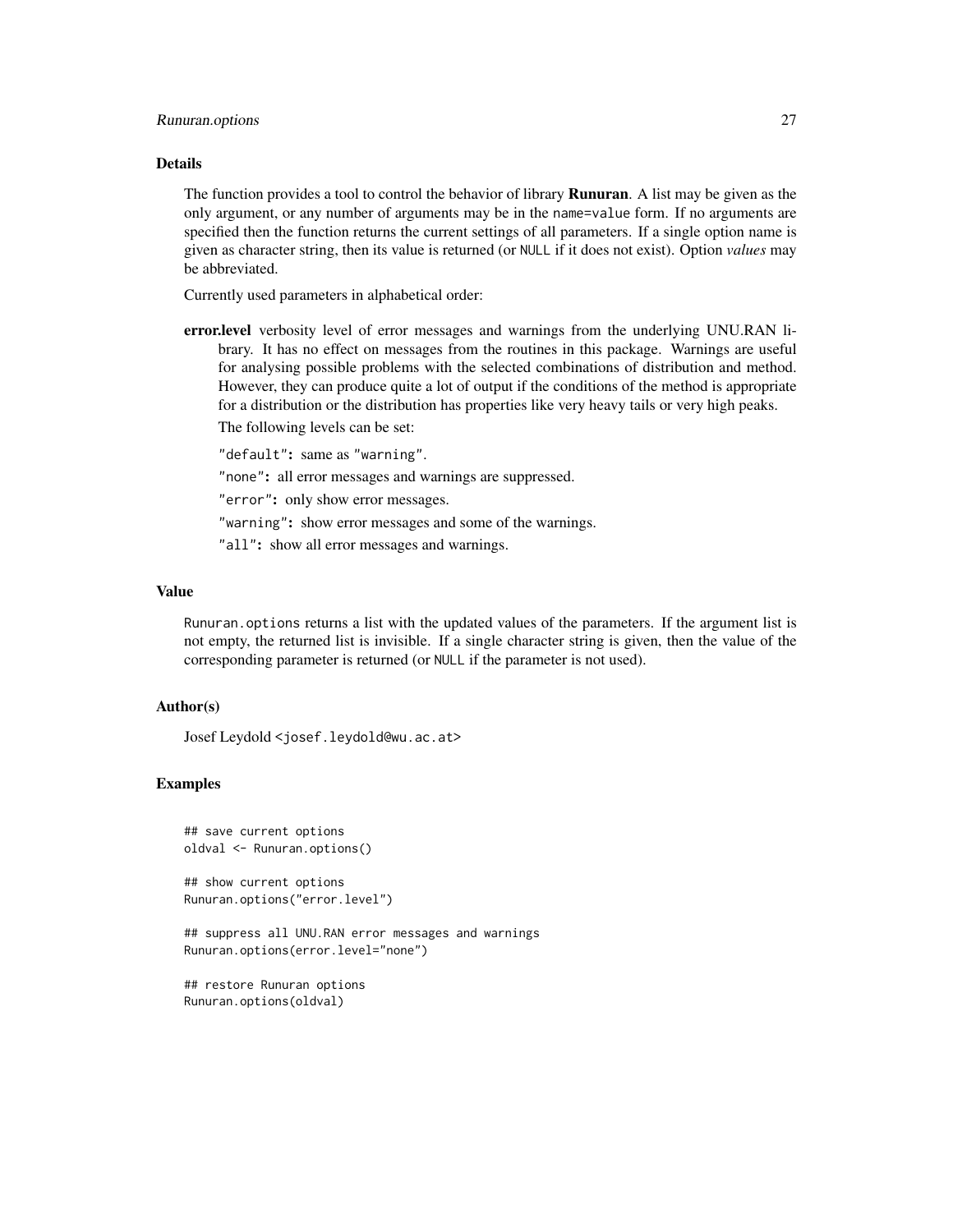### Details

The function provides a tool to control the behavior of library **Runuran**. A list may be given as the only argument, or any number of arguments may be in the `name=value` form. If no arguments are specified then the function returns the current settings of all parameters. If a single option name is given as character string, then its value is returned (or `NULL` if it does not exist). Option *values* may be abbreviated.

Currently used parameters in alphabetical order:

**error.level** verbosity level of error messages and warnings from the underlying UNU.RAN library. It has no effect on messages from the routines in this package. Warnings are useful for analysing possible problems with the selected combinations of distribution and method. However, they can produce quite a lot of output if the conditions of the method is appropriate for a distribution or the distribution has properties like very heavy tails or very high peaks.

The following levels can be set:

`"default"`**:** same as `"warning"`.

`"none"`**:** all error messages and warnings are suppressed.

`"error"`**:** only show error messages.

`"warning"`**:** show error messages and some of the warnings.

`"all"`**:** show all error messages and warnings.

### Value

`Runuran.options` returns a list with the updated values of the parameters. If the argument list is not empty, the returned list is invisible. If a single character string is given, then the value of the corresponding parameter is returned (or `NULL` if the parameter is not used).

### Author(s)

Josef Leydold <`josef.leydold@wu.ac.at`>

### Examples

```
## save current options
oldval <- Runuran.options()

## show current options
Runuran.options("error.level")

## suppress all UNU.RAN error messages and warnings
Runuran.options(error.level="none")

## restore Runuran options
Runuran.options(oldval)
```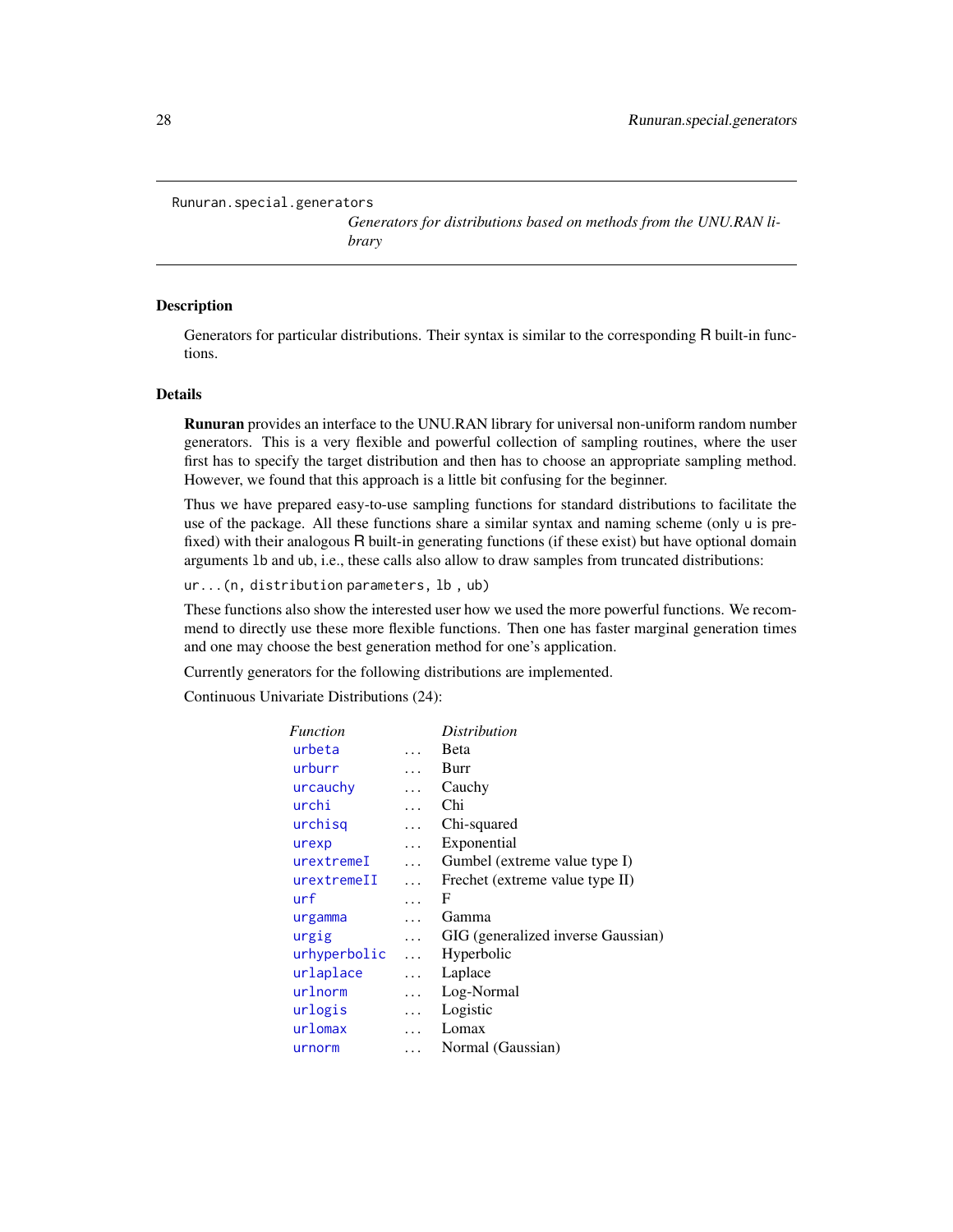Runuran.special.generators

*Generators for distributions based on methods from the UNU.RAN library*

## Description

Generators for particular distributions. Their syntax is similar to the corresponding R built-in functions.

## Details

**Runuran** provides an interface to the UNU.RAN library for universal non-uniform random number generators. This is a very flexible and powerful collection of sampling routines, where the user first has to specify the target distribution and then has to choose an appropriate sampling method. However, we found that this approach is a little bit confusing for the beginner.

Thus we have prepared easy-to-use sampling functions for standard distributions to facilitate the use of the package. All these functions share a similar syntax and naming scheme (only `u` is prefixed) with their analogous R built-in generating functions (if these exist) but have optional domain arguments `lb` and `ub`, i.e., these calls also allow to draw samples from truncated distributions:

`ur...(n, distribution parameters, lb , ub)`

These functions also show the interested user how we used the more powerful functions. We recommend to directly use these more flexible functions. Then one has faster marginal generation times and one may choose the best generation method for one's application.

Currently generators for the following distributions are implemented.

Continuous Univariate Distributions (24):

| *Function* | | *Distribution* |
|---|---|---|
| `urbeta` | ... | Beta |
| `urburr` | ... | Burr |
| `urcauchy` | ... | Cauchy |
| `urchi` | ... | Chi |
| `urchisq` | ... | Chi-squared |
| `urexp` | ... | Exponential |
| `urextremeI` | ... | Gumbel (extreme value type I) |
| `urextremeII` | ... | Frechet (extreme value type II) |
| `urf` | ... | F |
| `urgamma` | ... | Gamma |
| `urgig` | ... | GIG (generalized inverse Gaussian) |
| `urhyperbolic` | ... | Hyperbolic |
| `urlaplace` | ... | Laplace |
| `urlnorm` | ... | Log-Normal |
| `urlogis` | ... | Logistic |
| `urlomax` | ... | Lomax |
| `urnorm` | ... | Normal (Gaussian) |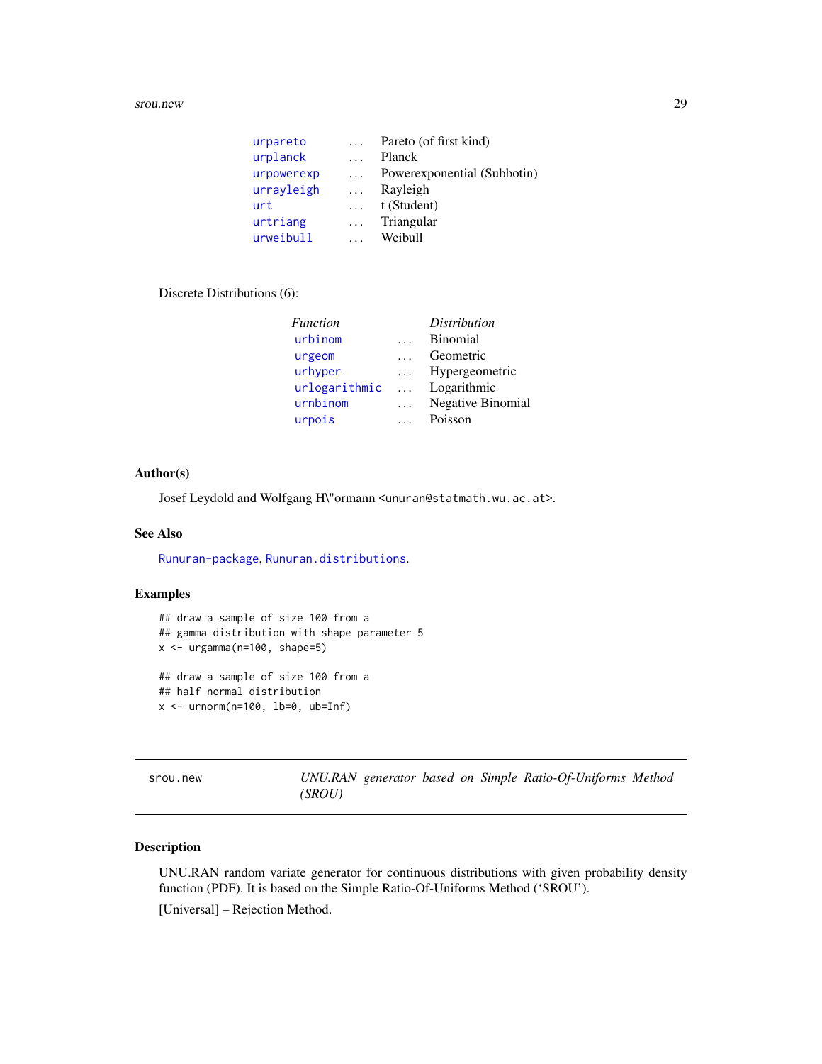| | | |
|---|---|---|
| urpareto | ... | Pareto (of first kind) |
| urplanck | ... | Planck |
| urpowerexp | ... | Powerexponential (Subbotin) |
| urrayleigh | ... | Rayleigh |
| urt | ... | t (Student) |
| urtriang | ... | Triangular |
| urweibull | ... | Weibull |

Discrete Distributions (6):

| *Function* | | *Distribution* |
|---|---|---|
| urbinom | ... | Binomial |
| urgeom | ... | Geometric |
| urhyper | ... | Hypergeometric |
| urlogarithmic | ... | Logarithmic |
| urnbinom | ... | Negative Binomial |
| urpois | ... | Poisson |

### Author(s)

Josef Leydold and Wolfgang H\"ormann <unuran@statmath.wu.ac.at>.

### See Also

Runuran-package, Runuran.distributions.

### Examples

```
## draw a sample of size 100 from a
## gamma distribution with shape parameter 5
x <- urgamma(n=100, shape=5)

## draw a sample of size 100 from a
## half normal distribution
x <- urnorm(n=100, lb=0, ub=Inf)
```

---

## srou.new — *UNU.RAN generator based on Simple Ratio-Of-Uniforms Method (SROU)*

---

### Description

UNU.RAN random variate generator for continuous distributions with given probability density function (PDF). It is based on the Simple Ratio-Of-Uniforms Method ('SROU').

[Universal] – Rejection Method.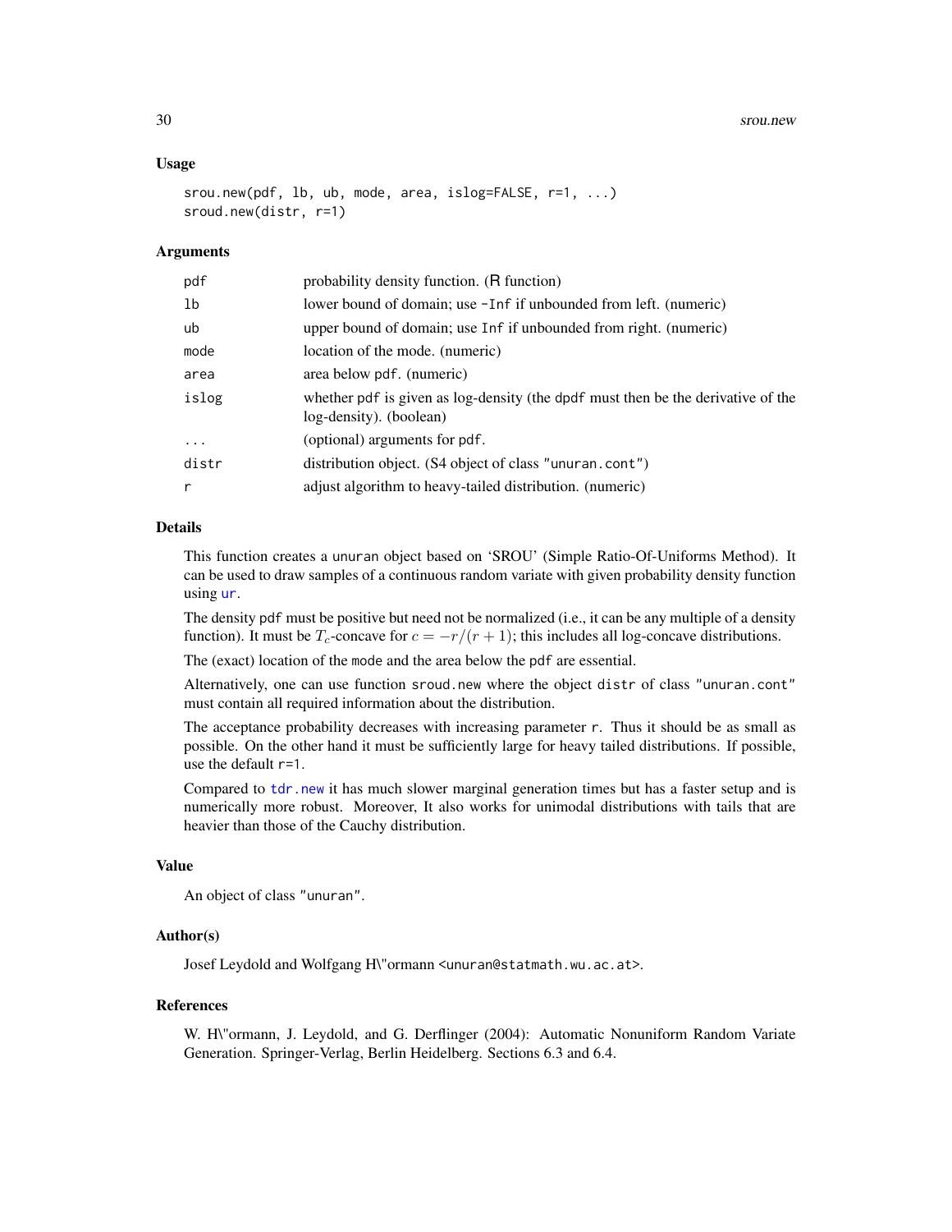### Usage

```
srou.new(pdf, lb, ub, mode, area, islog=FALSE, r=1, ...)
sroud.new(distr, r=1)
```

### Arguments

| | |
|---|---|
| pdf | probability density function. (R function) |
| lb | lower bound of domain; use -Inf if unbounded from left. (numeric) |
| ub | upper bound of domain; use Inf if unbounded from right. (numeric) |
| mode | location of the mode. (numeric) |
| area | area below pdf. (numeric) |
| islog | whether pdf is given as log-density (the dpdf must then be the derivative of the log-density). (boolean) |
| ... | (optional) arguments for pdf. |
| distr | distribution object. (S4 object of class "unuran.cont") |
| r | adjust algorithm to heavy-tailed distribution. (numeric) |

### Details

This function creates a unuran object based on 'SROU' (Simple Ratio-Of-Uniforms Method). It can be used to draw samples of a continuous random variate with given probability density function using ur.

The density pdf must be positive but need not be normalized (i.e., it can be any multiple of a density function). It must be $T_c$-concave for $c = -r/(r+1)$; this includes all log-concave distributions.

The (exact) location of the mode and the area below the pdf are essential.

Alternatively, one can use function sroud.new where the object distr of class "unuran.cont" must contain all required information about the distribution.

The acceptance probability decreases with increasing parameter r. Thus it should be as small as possible. On the other hand it must be sufficiently large for heavy tailed distributions. If possible, use the default r=1.

Compared to tdr.new it has much slower marginal generation times but has a faster setup and is numerically more robust. Moreover, It also works for unimodal distributions with tails that are heavier than those of the Cauchy distribution.

### Value

An object of class "unuran".

### Author(s)

Josef Leydold and Wolfgang H\"ormann <unuran@statmath.wu.ac.at>.

### References

W. H\"ormann, J. Leydold, and G. Derflinger (2004): Automatic Nonuniform Random Variate Generation. Springer-Verlag, Berlin Heidelberg. Sections 6.3 and 6.4.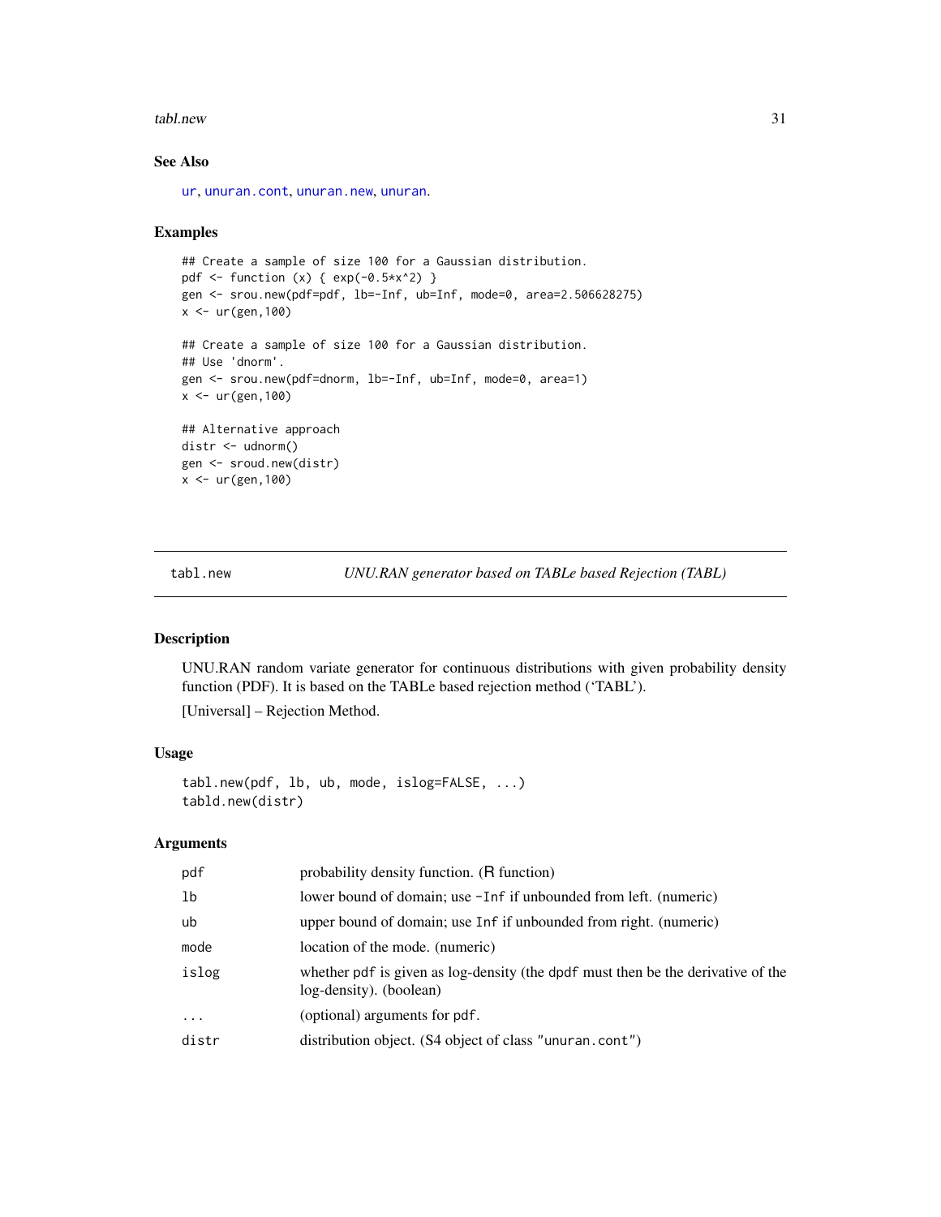### See Also

ur, unuran.cont, unuran.new, unuran.

### Examples

```
## Create a sample of size 100 for a Gaussian distribution.
pdf <- function (x) { exp(-0.5*x^2) }
gen <- srou.new(pdf=pdf, lb=-Inf, ub=Inf, mode=0, area=2.506628275)
x <- ur(gen,100)

## Create a sample of size 100 for a Gaussian distribution.
## Use 'dnorm'.
gen <- srou.new(pdf=dnorm, lb=-Inf, ub=Inf, mode=0, area=1)
x <- ur(gen,100)

## Alternative approach
distr <- udnorm()
gen <- sroud.new(distr)
x <- ur(gen,100)
```

---

## tabl.new — *UNU.RAN generator based on TABLe based Rejection (TABL)*

### Description

UNU.RAN random variate generator for continuous distributions with given probability density function (PDF). It is based on the TABLe based rejection method ('TABL').

[Universal] – Rejection Method.

### Usage

```
tabl.new(pdf, lb, ub, mode, islog=FALSE, ...)
tabld.new(distr)
```

### Arguments

| | |
|---|---|
| `pdf` | probability density function. (R function) |
| `lb` | lower bound of domain; use `-Inf` if unbounded from left. (numeric) |
| `ub` | upper bound of domain; use `Inf` if unbounded from right. (numeric) |
| `mode` | location of the mode. (numeric) |
| `islog` | whether `pdf` is given as log-density (the `dpdf` must then be the derivative of the log-density). (boolean) |
| `...` | (optional) arguments for `pdf`. |
| `distr` | distribution object. (S4 object of class `"unuran.cont"`) |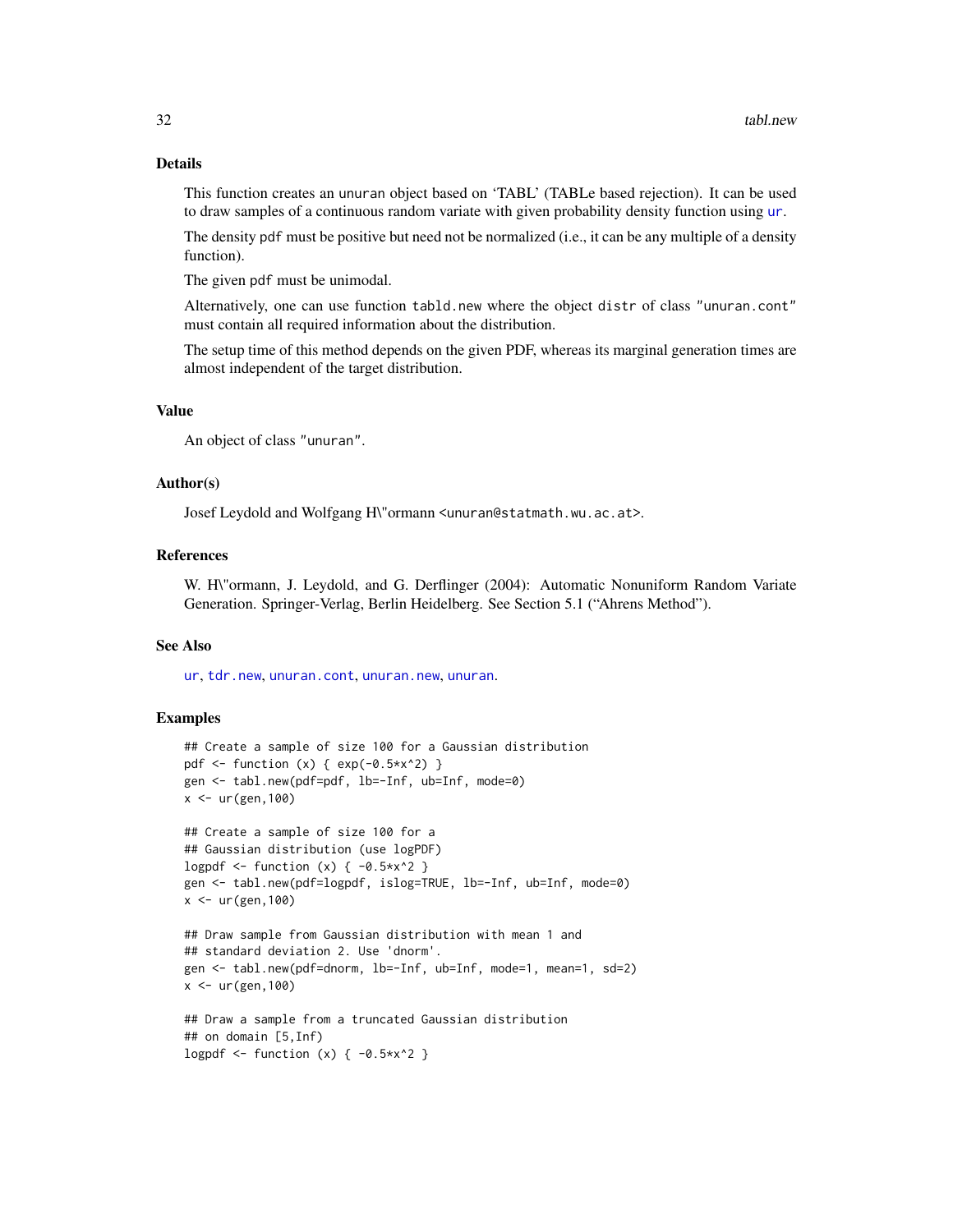## Details

This function creates an `unuran` object based on 'TABL' (TABLe based rejection). It can be used to draw samples of a continuous random variate with given probability density function using `ur`.

The density `pdf` must be positive but need not be normalized (i.e., it can be any multiple of a density function).

The given `pdf` must be unimodal.

Alternatively, one can use function `tabld.new` where the object `distr` of class `"unuran.cont"` must contain all required information about the distribution.

The setup time of this method depends on the given PDF, whereas its marginal generation times are almost independent of the target distribution.

## Value

An object of class `"unuran"`.

## Author(s)

Josef Leydold and Wolfgang H\"ormann <unuran@statmath.wu.ac.at>.

## References

W. H\"ormann, J. Leydold, and G. Derflinger (2004): Automatic Nonuniform Random Variate Generation. Springer-Verlag, Berlin Heidelberg. See Section 5.1 ("Ahrens Method").

## See Also

`ur`, `tdr.new`, `unuran.cont`, `unuran.new`, `unuran`.

## Examples

```
## Create a sample of size 100 for a Gaussian distribution
pdf <- function (x) { exp(-0.5*x^2) }
gen <- tabl.new(pdf=pdf, lb=-Inf, ub=Inf, mode=0)
x <- ur(gen,100)

## Create a sample of size 100 for a
## Gaussian distribution (use logPDF)
logpdf <- function (x) { -0.5*x^2 }
gen <- tabl.new(pdf=logpdf, islog=TRUE, lb=-Inf, ub=Inf, mode=0)
x <- ur(gen,100)

## Draw sample from Gaussian distribution with mean 1 and
## standard deviation 2. Use 'dnorm'.
gen <- tabl.new(pdf=dnorm, lb=-Inf, ub=Inf, mode=1, mean=1, sd=2)
x <- ur(gen,100)

## Draw a sample from a truncated Gaussian distribution
## on domain [5,Inf)
logpdf <- function (x) { -0.5*x^2 }
```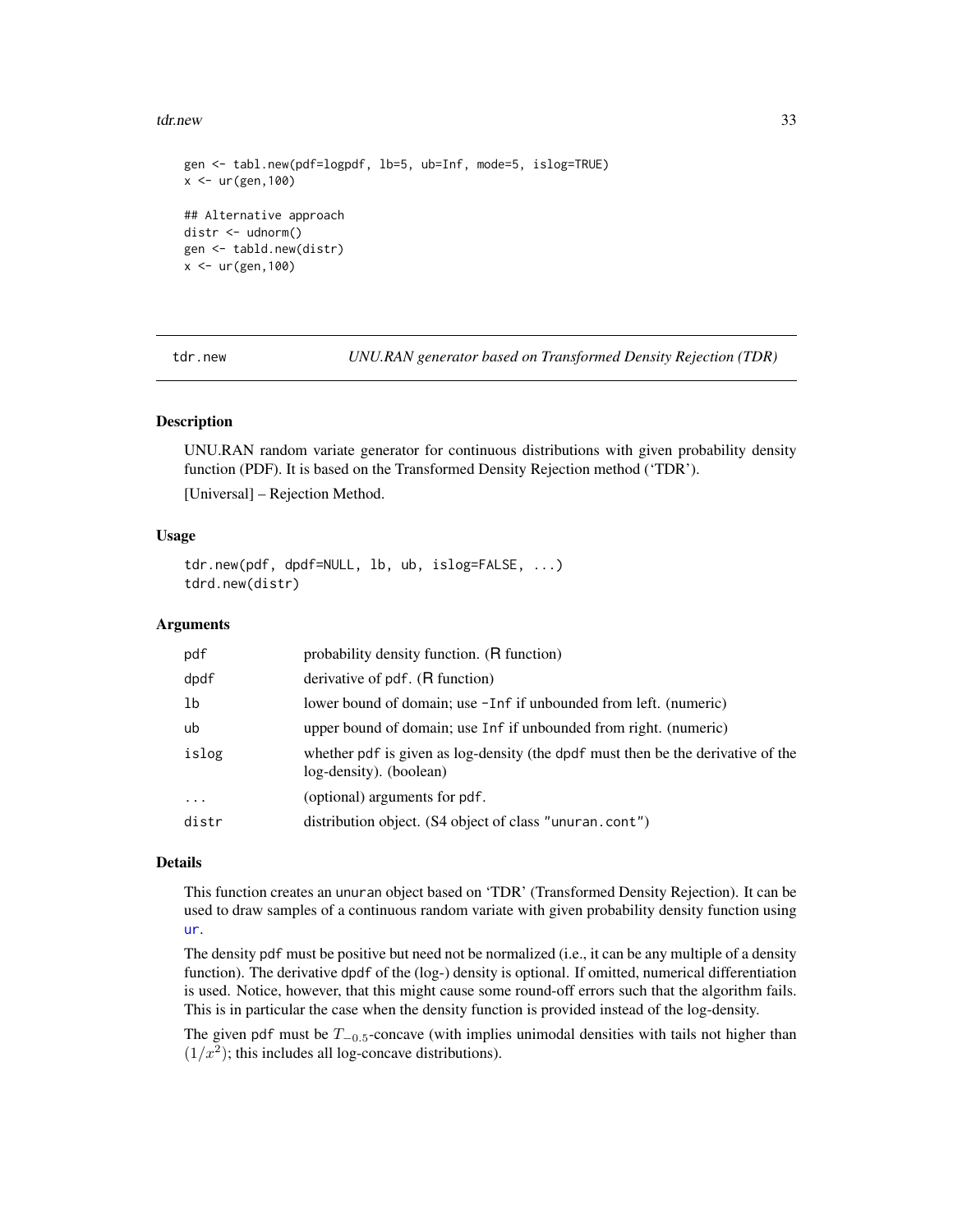```
gen <- tabl.new(pdf=logpdf, lb=5, ub=Inf, mode=5, islog=TRUE)
x <- ur(gen,100)

## Alternative approach
distr <- udnorm()
gen <- tabld.new(distr)
x <- ur(gen,100)
```

## tdr.new — *UNU.RAN generator based on Transformed Density Rejection (TDR)*

### Description

UNU.RAN random variate generator for continuous distributions with given probability density function (PDF). It is based on the Transformed Density Rejection method ('TDR').

[Universal] – Rejection Method.

### Usage

```
tdr.new(pdf, dpdf=NULL, lb, ub, islog=FALSE, ...)
tdrd.new(distr)
```

### Arguments

| | |
|---|---|
| `pdf` | probability density function. (R function) |
| `dpdf` | derivative of `pdf`. (R function) |
| `lb` | lower bound of domain; use `-Inf` if unbounded from left. (numeric) |
| `ub` | upper bound of domain; use `Inf` if unbounded from right. (numeric) |
| `islog` | whether `pdf` is given as log-density (the `dpdf` must then be the derivative of the log-density). (boolean) |
| `...` | (optional) arguments for `pdf`. |
| `distr` | distribution object. (S4 object of class `"unuran.cont"`) |

### Details

This function creates an `unuran` object based on 'TDR' (Transformed Density Rejection). It can be used to draw samples of a continuous random variate with given probability density function using `ur`.

The density `pdf` must be positive but need not be normalized (i.e., it can be any multiple of a density function). The derivative `dpdf` of the (log-) density is optional. If omitted, numerical differentiation is used. Notice, however, that this might cause some round-off errors such that the algorithm fails. This is in particular the case when the density function is provided instead of the log-density.

The given `pdf` must be $T_{-0.5}$-concave (with implies unimodal densities with tails not higher than $(1/x^2)$; this includes all log-concave distributions).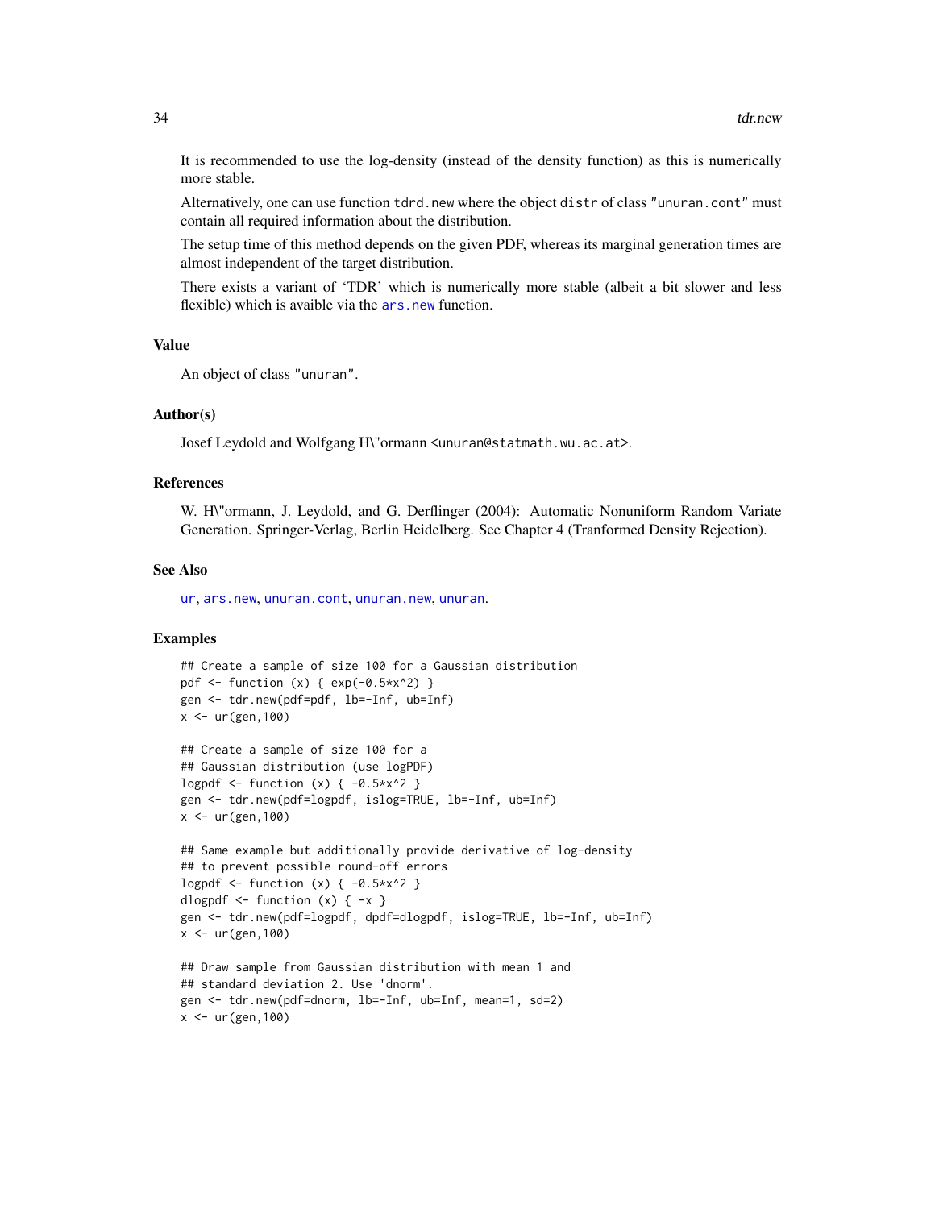It is recommended to use the log-density (instead of the density function) as this is numerically more stable.

Alternatively, one can use function `tdrd.new` where the object `distr` of class `"unuran.cont"` must contain all required information about the distribution.

The setup time of this method depends on the given PDF, whereas its marginal generation times are almost independent of the target distribution.

There exists a variant of 'TDR' which is numerically more stable (albeit a bit slower and less flexible) which is avaible via the `ars.new` function.

## Value

An object of class `"unuran"`.

## Author(s)

Josef Leydold and Wolfgang H\"ormann <unuran@statmath.wu.ac.at>.

## References

W. H\"ormann, J. Leydold, and G. Derflinger (2004): Automatic Nonuniform Random Variate Generation. Springer-Verlag, Berlin Heidelberg. See Chapter 4 (Tranformed Density Rejection).

## See Also

`ur`, `ars.new`, `unuran.cont`, `unuran.new`, `unuran`.

## Examples

```
## Create a sample of size 100 for a Gaussian distribution
pdf <- function (x) { exp(-0.5*x^2) }
gen <- tdr.new(pdf=pdf, lb=-Inf, ub=Inf)
x <- ur(gen,100)

## Create a sample of size 100 for a
## Gaussian distribution (use logPDF)
logpdf <- function (x) { -0.5*x^2 }
gen <- tdr.new(pdf=logpdf, islog=TRUE, lb=-Inf, ub=Inf)
x <- ur(gen,100)

## Same example but additionally provide derivative of log-density
## to prevent possible round-off errors
logpdf <- function (x) { -0.5*x^2 }
dlogpdf <- function (x) { -x }
gen <- tdr.new(pdf=logpdf, dpdf=dlogpdf, islog=TRUE, lb=-Inf, ub=Inf)
x <- ur(gen,100)

## Draw sample from Gaussian distribution with mean 1 and
## standard deviation 2. Use 'dnorm'.
gen <- tdr.new(pdf=dnorm, lb=-Inf, ub=Inf, mean=1, sd=2)
x <- ur(gen,100)
```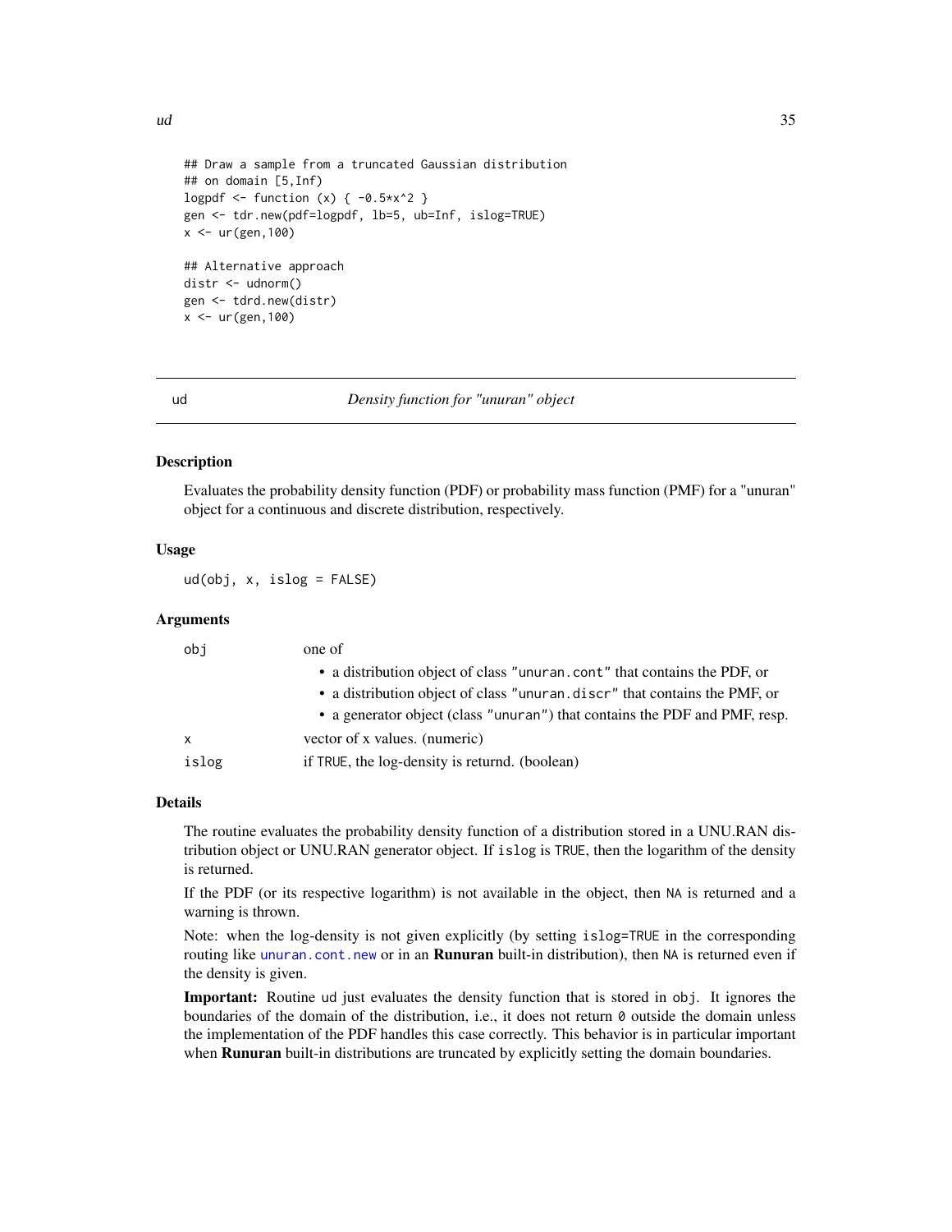```
## Draw a sample from a truncated Gaussian distribution
## on domain [5,Inf)
logpdf <- function (x) { -0.5*x^2 }
gen <- tdr.new(pdf=logpdf, lb=5, ub=Inf, islog=TRUE)
x <- ur(gen,100)

## Alternative approach
distr <- udnorm()
gen <- tdrd.new(distr)
x <- ur(gen,100)
```

---

## ud — *Density function for "unuran" object*

### Description

Evaluates the probability density function (PDF) or probability mass function (PMF) for a "unuran" object for a continuous and discrete distribution, respectively.

### Usage

```
ud(obj, x, islog = FALSE)
```

### Arguments

| | |
|---|---|
| `obj` | one of<br>• a distribution object of class `"unuran.cont"` that contains the PDF, or<br>• a distribution object of class `"unuran.discr"` that contains the PMF, or<br>• a generator object (class `"unuran"`) that contains the PDF and PMF, resp. |
| `x` | vector of x values. (numeric) |
| `islog` | if `TRUE`, the log-density is returnd. (boolean) |

### Details

The routine evaluates the probability density function of a distribution stored in a UNU.RAN distribution object or UNU.RAN generator object. If `islog` is `TRUE`, then the logarithm of the density is returned.

If the PDF (or its respective logarithm) is not available in the object, then `NA` is returned and a warning is thrown.

Note: when the log-density is not given explicitly (by setting `islog=TRUE` in the corresponding routing like `unuran.cont.new` or in an **Runuran** built-in distribution), then `NA` is returned even if the density is given.

**Important:** Routine `ud` just evaluates the density function that is stored in `obj`. It ignores the boundaries of the domain of the distribution, i.e., it does not return `0` outside the domain unless the implementation of the PDF handles this case correctly. This behavior is in particular important when **Runuran** built-in distributions are truncated by explicitly setting the domain boundaries.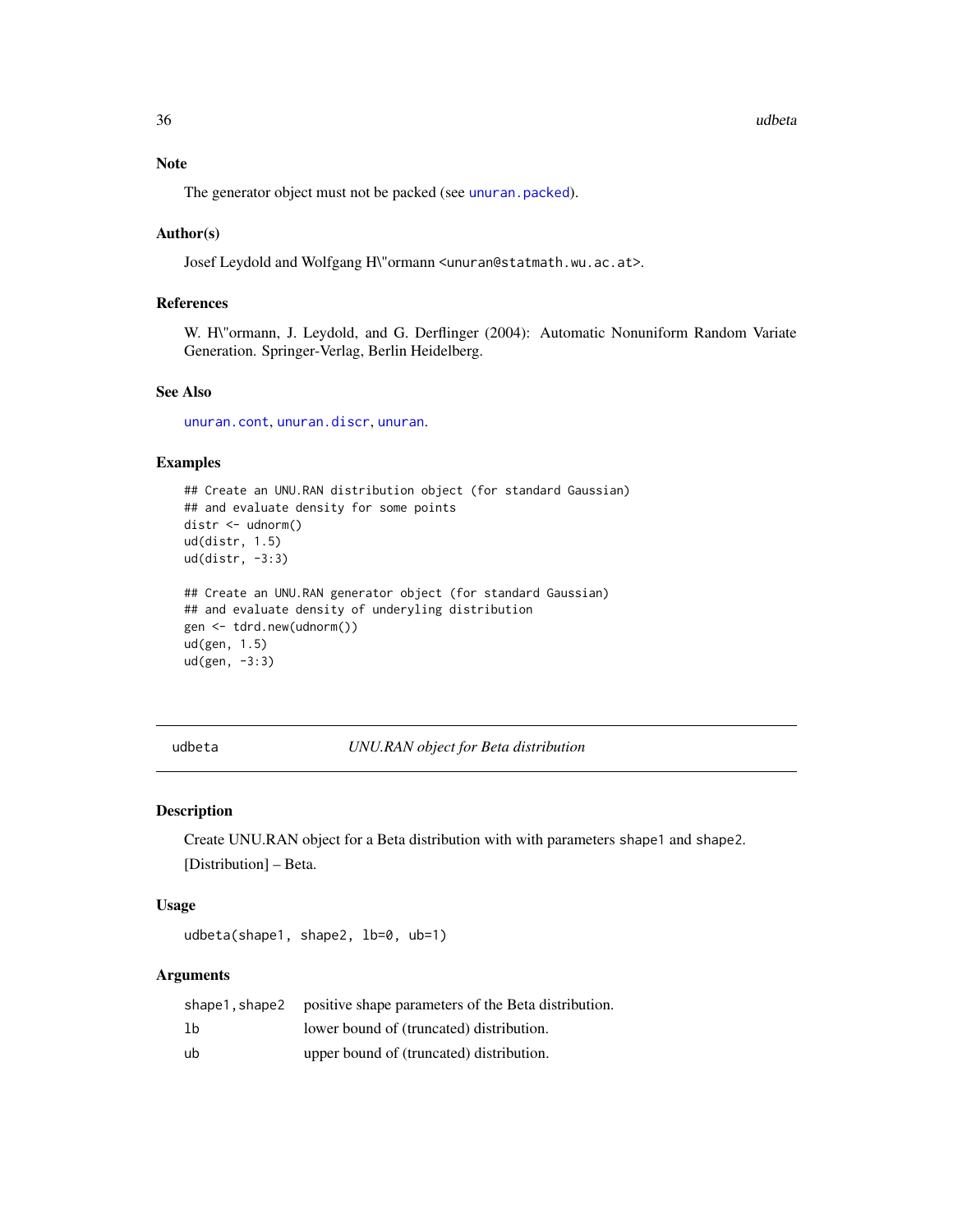## Note

The generator object must not be packed (see unuran.packed).

## Author(s)

Josef Leydold and Wolfgang H\"ormann <unuran@statmath.wu.ac.at>.

## References

W. H\"ormann, J. Leydold, and G. Derflinger (2004): Automatic Nonuniform Random Variate Generation. Springer-Verlag, Berlin Heidelberg.

## See Also

unuran.cont, unuran.discr, unuran.

## Examples

```
## Create an UNU.RAN distribution object (for standard Gaussian)
## and evaluate density for some points
distr <- udnorm()
ud(distr, 1.5)
ud(distr, -3:3)

## Create an UNU.RAN generator object (for standard Gaussian)
## and evaluate density of underyling distribution
gen <- tdrd.new(udnorm())
ud(gen, 1.5)
ud(gen, -3:3)
```

---

# udbeta — *UNU.RAN object for Beta distribution*

## Description

Create UNU.RAN object for a Beta distribution with with parameters shape1 and shape2.

[Distribution] – Beta.

## Usage

```
udbeta(shape1, shape2, lb=0, ub=1)
```

## Arguments

| | |
|---|---|
| shape1,shape2 | positive shape parameters of the Beta distribution. |
| lb | lower bound of (truncated) distribution. |
| ub | upper bound of (truncated) distribution. |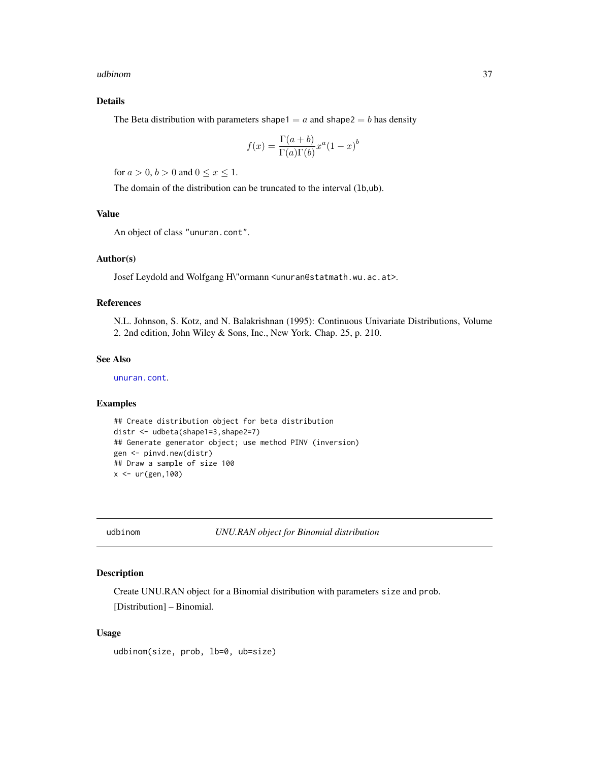## Details

The Beta distribution with parameters shape1 $= a$ and shape2 $= b$ has density

$$f(x) = \frac{\Gamma(a+b)}{\Gamma(a)\Gamma(b)} x^a (1-x)^b$$

for $a > 0$, $b > 0$ and $0 \le x \le 1$.

The domain of the distribution can be truncated to the interval (lb,ub).

## Value

An object of class "unuran.cont".

## Author(s)

Josef Leydold and Wolfgang H\"ormann <unuran@statmath.wu.ac.at>.

## References

N.L. Johnson, S. Kotz, and N. Balakrishnan (1995): Continuous Univariate Distributions, Volume 2. 2nd edition, John Wiley & Sons, Inc., New York. Chap. 25, p. 210.

## See Also

unuran.cont.

## Examples

```
## Create distribution object for beta distribution
distr <- udbeta(shape1=3,shape2=7)
## Generate generator object; use method PINV (inversion)
gen <- pinvd.new(distr)
## Draw a sample of size 100
x <- ur(gen,100)
```

---

# udbinom — *UNU.RAN object for Binomial distribution*

## Description

Create UNU.RAN object for a Binomial distribution with parameters size and prob.

[Distribution] – Binomial.

## Usage

```
udbinom(size, prob, lb=0, ub=size)
```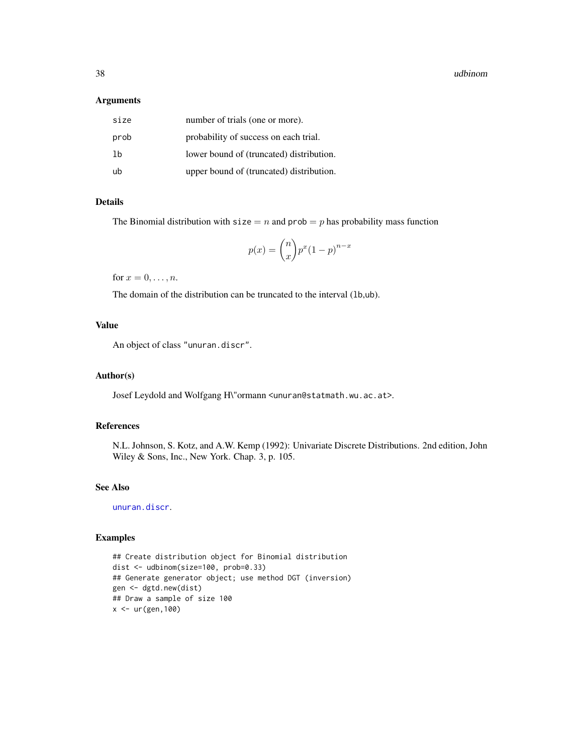### Arguments

| | |
|---|---|
| size | number of trials (one or more). |
| prob | probability of success on each trial. |
| lb | lower bound of (truncated) distribution. |
| ub | upper bound of (truncated) distribution. |

### Details

The Binomial distribution with `size` $= n$ and `prob` $= p$ has probability mass function

$$p(x) = \binom{n}{x} p^x (1-p)^{n-x}$$

for $x = 0, \ldots, n$.

The domain of the distribution can be truncated to the interval (`lb`,`ub`).

### Value

An object of class `"unuran.discr"`.

### Author(s)

Josef Leydold and Wolfgang H\"ormann <unuran@statmath.wu.ac.at>.

### References

N.L. Johnson, S. Kotz, and A.W. Kemp (1992): Univariate Discrete Distributions. 2nd edition, John Wiley & Sons, Inc., New York. Chap. 3, p. 105.

### See Also

`unuran.discr`.

### Examples

```
## Create distribution object for Binomial distribution
dist <- udbinom(size=100, prob=0.33)
## Generate generator object; use method DGT (inversion)
gen <- dgtd.new(dist)
## Draw a sample of size 100
x <- ur(gen,100)
```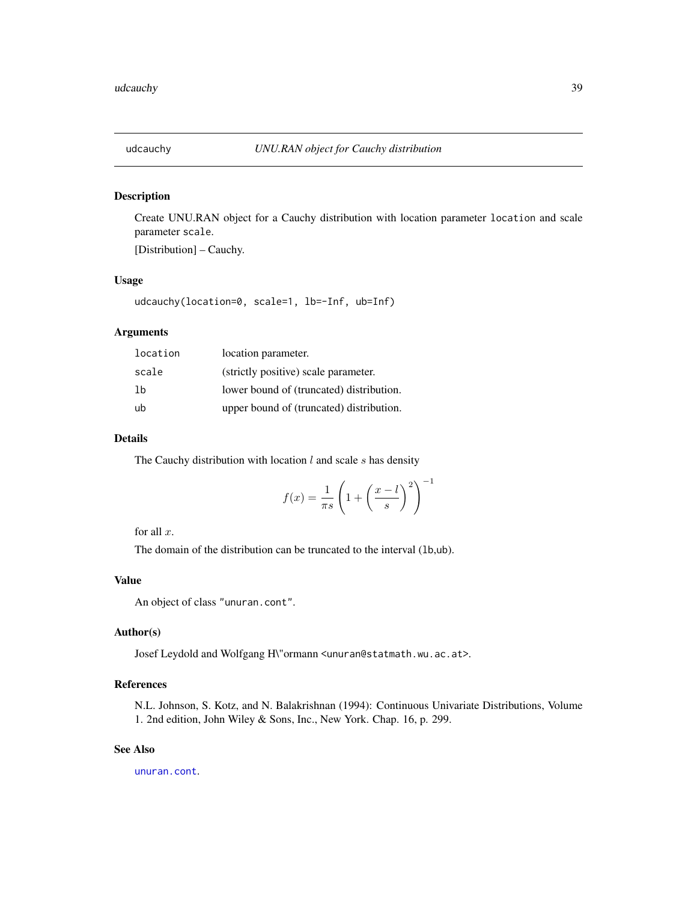# udcauchy — *UNU.RAN object for Cauchy distribution*

## Description

Create UNU.RAN object for a Cauchy distribution with location parameter `location` and scale parameter `scale`.

[Distribution] – Cauchy.

## Usage

```
udcauchy(location=0, scale=1, lb=-Inf, ub=Inf)
```

## Arguments

| | |
|---|---|
| `location` | location parameter. |
| `scale` | (strictly positive) scale parameter. |
| `lb` | lower bound of (truncated) distribution. |
| `ub` | upper bound of (truncated) distribution. |

## Details

The Cauchy distribution with location $l$ and scale $s$ has density

$$f(x) = \frac{1}{\pi s} \left( 1 + \left( \frac{x-l}{s} \right)^2 \right)^{-1}$$

for all $x$.

The domain of the distribution can be truncated to the interval (`lb`,`ub`).

## Value

An object of class `"unuran.cont"`.

## Author(s)

Josef Leydold and Wolfgang H\"ormann <unuran@statmath.wu.ac.at>.

## References

N.L. Johnson, S. Kotz, and N. Balakrishnan (1994): Continuous Univariate Distributions, Volume 1. 2nd edition, John Wiley & Sons, Inc., New York. Chap. 16, p. 299.

## See Also

`unuran.cont`.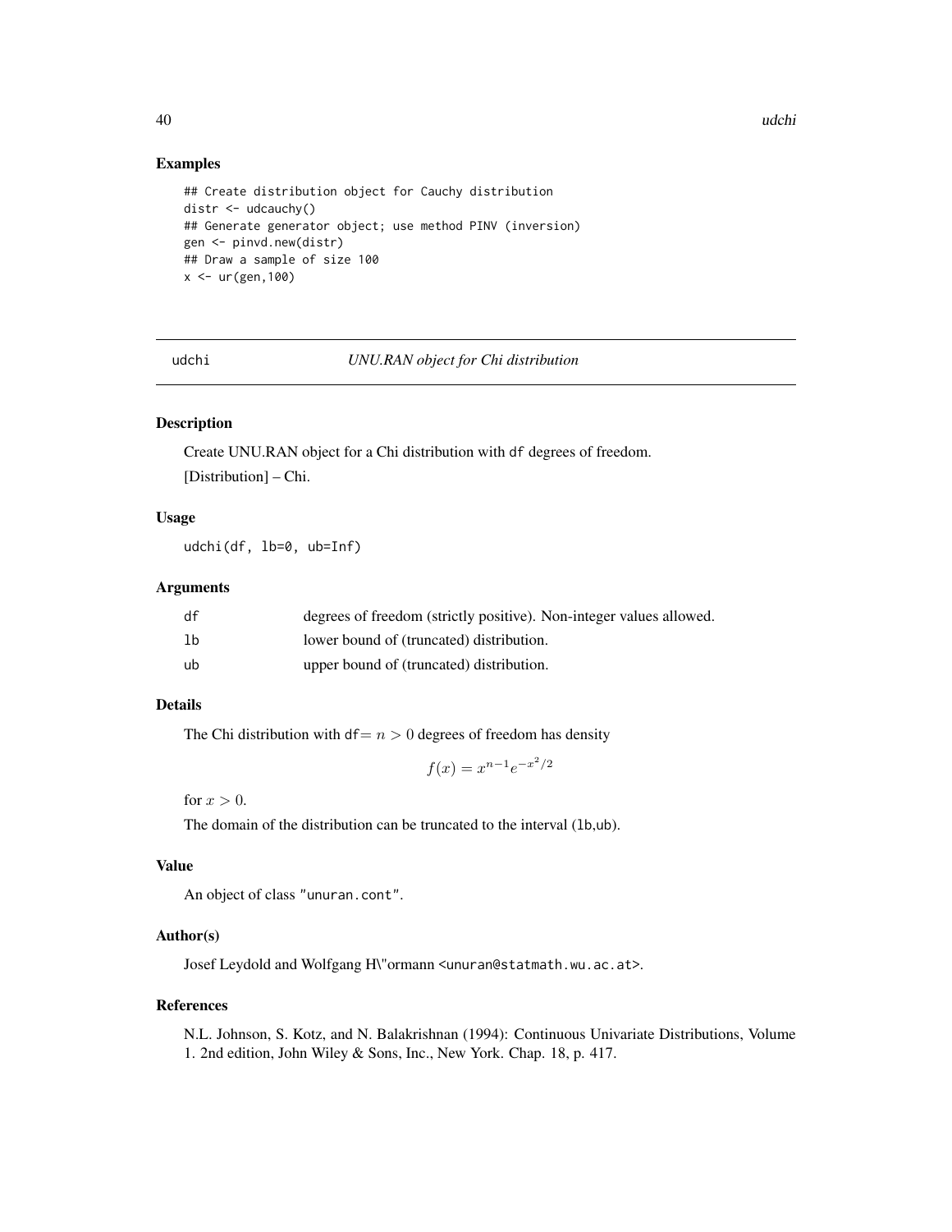### Examples

```
## Create distribution object for Cauchy distribution
distr <- udcauchy()
## Generate generator object; use method PINV (inversion)
gen <- pinvd.new(distr)
## Draw a sample of size 100
x <- ur(gen,100)
```

---

## udchi — *UNU.RAN object for Chi distribution*

### Description

Create UNU.RAN object for a Chi distribution with df degrees of freedom.

[Distribution] – Chi.

### Usage

```
udchi(df, lb=0, ub=Inf)
```

### Arguments

| | |
|---|---|
| df | degrees of freedom (strictly positive). Non-integer values allowed. |
| lb | lower bound of (truncated) distribution. |
| ub | upper bound of (truncated) distribution. |

### Details

The Chi distribution with df$= n > 0$ degrees of freedom has density

$$f(x) = x^{n-1} e^{-x^2/2}$$

for $x > 0$.

The domain of the distribution can be truncated to the interval (lb,ub).

### Value

An object of class "unuran.cont".

### Author(s)

Josef Leydold and Wolfgang H\"ormann <unuran@statmath.wu.ac.at>.

### References

N.L. Johnson, S. Kotz, and N. Balakrishnan (1994): Continuous Univariate Distributions, Volume 1. 2nd edition, John Wiley & Sons, Inc., New York. Chap. 18, p. 417.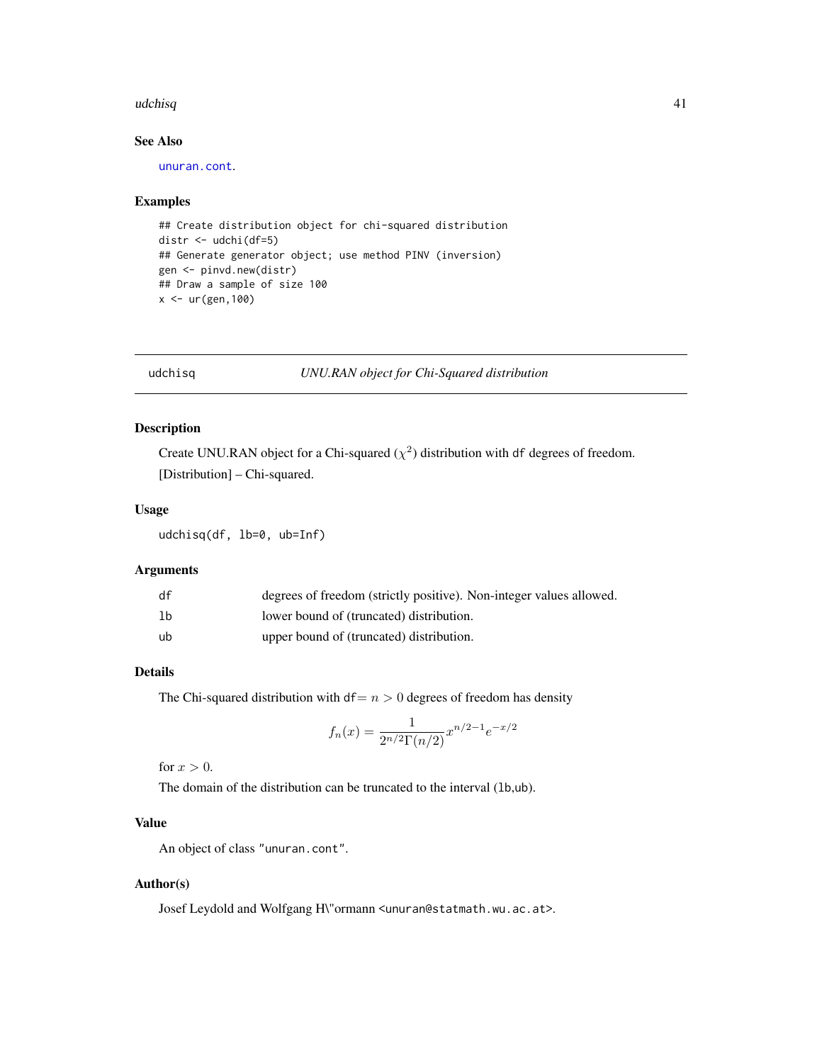## See Also

`unuran.cont`.

## Examples

```
## Create distribution object for chi-squared distribution
distr <- udchi(df=5)
## Generate generator object; use method PINV (inversion)
gen <- pinvd.new(distr)
## Draw a sample of size 100
x <- ur(gen,100)
```

---

# udchisq — *UNU.RAN object for Chi-Squared distribution*

---

## Description

Create UNU.RAN object for a Chi-squared ($\chi^2$) distribution with `df` degrees of freedom.

[Distribution] – Chi-squared.

## Usage

```
udchisq(df, lb=0, ub=Inf)
```

## Arguments

| | |
|---|---|
| `df` | degrees of freedom (strictly positive). Non-integer values allowed. |
| `lb` | lower bound of (truncated) distribution. |
| `ub` | upper bound of (truncated) distribution. |

## Details

The Chi-squared distribution with `df`$= n > 0$ degrees of freedom has density

$$f_n(x) = \frac{1}{2^{n/2}\Gamma(n/2)} x^{n/2-1} e^{-x/2}$$

for $x > 0$.

The domain of the distribution can be truncated to the interval (`lb`,`ub`).

## Value

An object of class `"unuran.cont"`.

## Author(s)

Josef Leydold and Wolfgang H\"ormann <unuran@statmath.wu.ac.at>.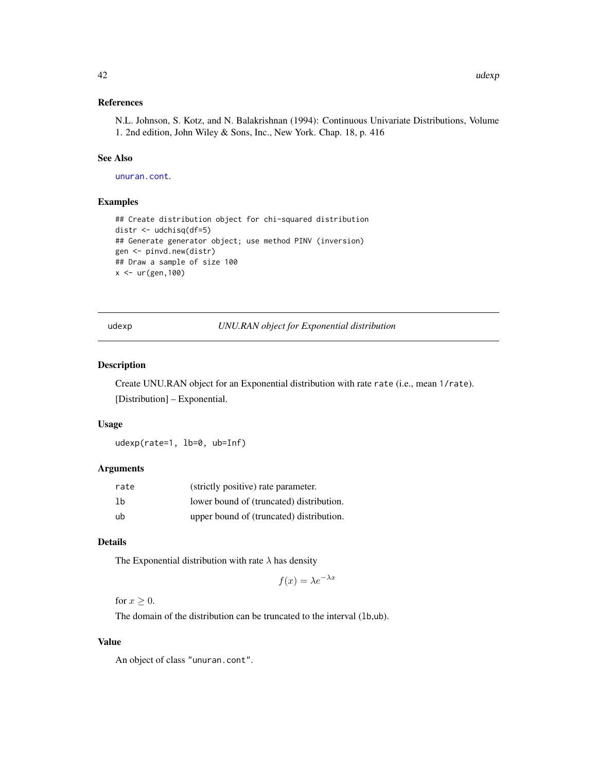### References

N.L. Johnson, S. Kotz, and N. Balakrishnan (1994): Continuous Univariate Distributions, Volume 1. 2nd edition, John Wiley & Sons, Inc., New York. Chap. 18, p. 416

### See Also

unuran.cont.

### Examples

```
## Create distribution object for chi-squared distribution
distr <- udchisq(df=5)
## Generate generator object; use method PINV (inversion)
gen <- pinvd.new(distr)
## Draw a sample of size 100
x <- ur(gen,100)
```

---

## udexp — *UNU.RAN object for Exponential distribution*

---

### Description

Create UNU.RAN object for an Exponential distribution with rate `rate` (i.e., mean `1/rate`).

[Distribution] – Exponential.

### Usage

```
udexp(rate=1, lb=0, ub=Inf)
```

### Arguments

| | |
|---|---|
| rate | (strictly positive) rate parameter. |
| lb | lower bound of (truncated) distribution. |
| ub | upper bound of (truncated) distribution. |

### Details

The Exponential distribution with rate $\lambda$ has density

$$f(x) = \lambda e^{-\lambda x}$$

for $x \geq 0$.

The domain of the distribution can be truncated to the interval (`lb`,`ub`).

### Value

An object of class `"unuran.cont"`.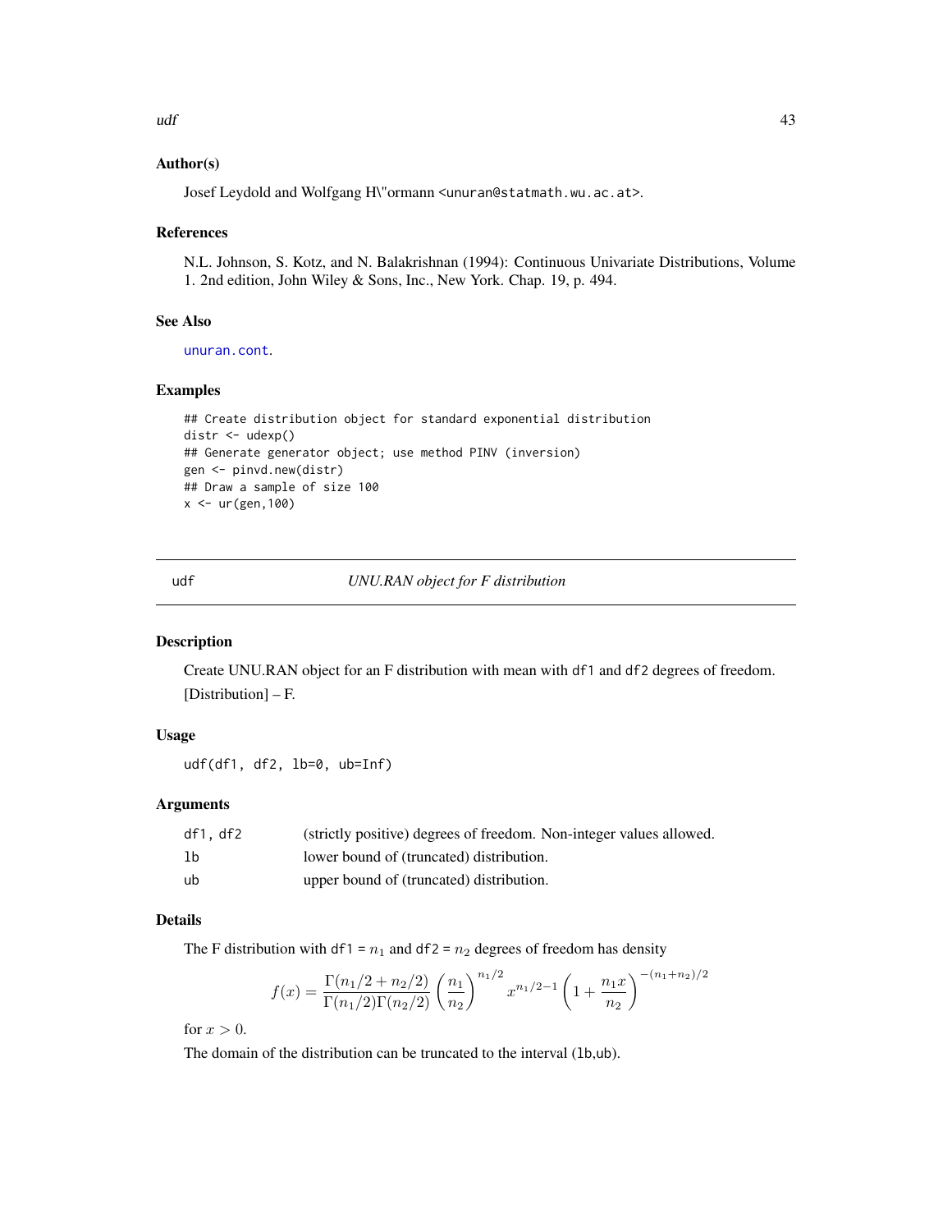## Author(s)

Josef Leydold and Wolfgang H\"ormann <unuran@statmath.wu.ac.at>.

## References

N.L. Johnson, S. Kotz, and N. Balakrishnan (1994): Continuous Univariate Distributions, Volume 1. 2nd edition, John Wiley & Sons, Inc., New York. Chap. 19, p. 494.

## See Also

unuran.cont.

## Examples

```
## Create distribution object for standard exponential distribution
distr <- udexp()
## Generate generator object; use method PINV (inversion)
gen <- pinvd.new(distr)
## Draw a sample of size 100
x <- ur(gen,100)
```

---

# udf — *UNU.RAN object for F distribution*

## Description

Create UNU.RAN object for an F distribution with mean with df1 and df2 degrees of freedom.

[Distribution] – F.

## Usage

```
udf(df1, df2, lb=0, ub=Inf)
```

## Arguments

| | |
|---|---|
| df1, df2 | (strictly positive) degrees of freedom. Non-integer values allowed. |
| lb | lower bound of (truncated) distribution. |
| ub | upper bound of (truncated) distribution. |

## Details

The F distribution with df1 = $n_1$ and df2 = $n_2$ degrees of freedom has density

$$f(x) = \frac{\Gamma(n_1/2 + n_2/2)}{\Gamma(n_1/2)\Gamma(n_2/2)} \left(\frac{n_1}{n_2}\right)^{n_1/2} x^{n_1/2-1} \left(1 + \frac{n_1 x}{n_2}\right)^{-(n_1+n_2)/2}$$

for $x > 0$.

The domain of the distribution can be truncated to the interval (lb,ub).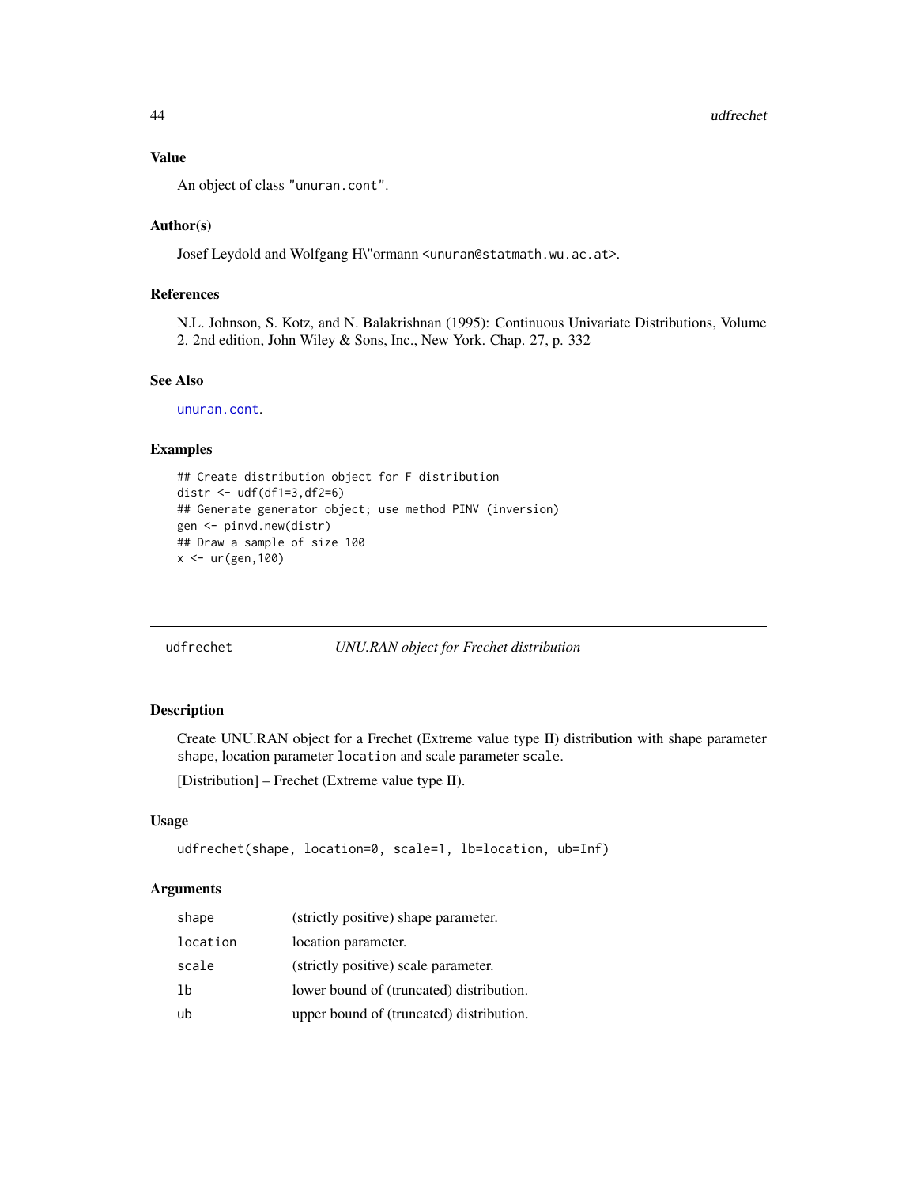## Value

An object of class "unuran.cont".

## Author(s)

Josef Leydold and Wolfgang H\"ormann <unuran@statmath.wu.ac.at>.

## References

N.L. Johnson, S. Kotz, and N. Balakrishnan (1995): Continuous Univariate Distributions, Volume 2. 2nd edition, John Wiley & Sons, Inc., New York. Chap. 27, p. 332

## See Also

unuran.cont.

## Examples

```
## Create distribution object for F distribution
distr <- udf(df1=3,df2=6)
## Generate generator object; use method PINV (inversion)
gen <- pinvd.new(distr)
## Draw a sample of size 100
x <- ur(gen,100)
```

---

# udfrechet — *UNU.RAN object for Frechet distribution*

## Description

Create UNU.RAN object for a Frechet (Extreme value type II) distribution with shape parameter `shape`, location parameter `location` and scale parameter `scale`.

[Distribution] – Frechet (Extreme value type II).

## Usage

```
udfrechet(shape, location=0, scale=1, lb=location, ub=Inf)
```

## Arguments

| | |
|---|---|
| shape | (strictly positive) shape parameter. |
| location | location parameter. |
| scale | (strictly positive) scale parameter. |
| lb | lower bound of (truncated) distribution. |
| ub | upper bound of (truncated) distribution. |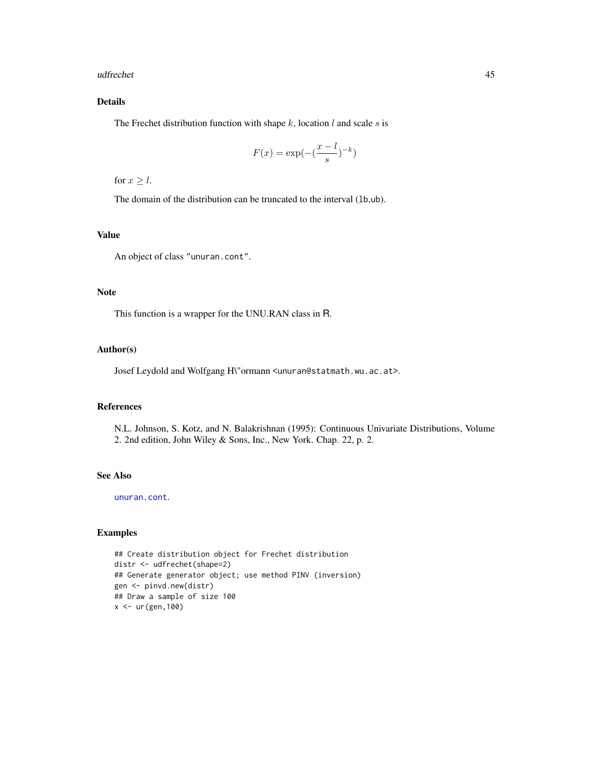## Details

The Frechet distribution function with shape $k$, location $l$ and scale $s$ is

$$F(x) = \exp(-(\frac{x-l}{s})^{-k})$$

for $x \geq l$.

The domain of the distribution can be truncated to the interval (lb,ub).

## Value

An object of class "unuran.cont".

## Note

This function is a wrapper for the UNU.RAN class in R.

## Author(s)

Josef Leydold and Wolfgang H\"ormann <unuran@statmath.wu.ac.at>.

## References

N.L. Johnson, S. Kotz, and N. Balakrishnan (1995): Continuous Univariate Distributions, Volume 2. 2nd edition, John Wiley & Sons, Inc., New York. Chap. 22, p. 2.

## See Also

unuran.cont.

## Examples

```
## Create distribution object for Frechet distribution
distr <- udfrechet(shape=2)
## Generate generator object; use method PINV (inversion)
gen <- pinvd.new(distr)
## Draw a sample of size 100
x <- ur(gen,100)
```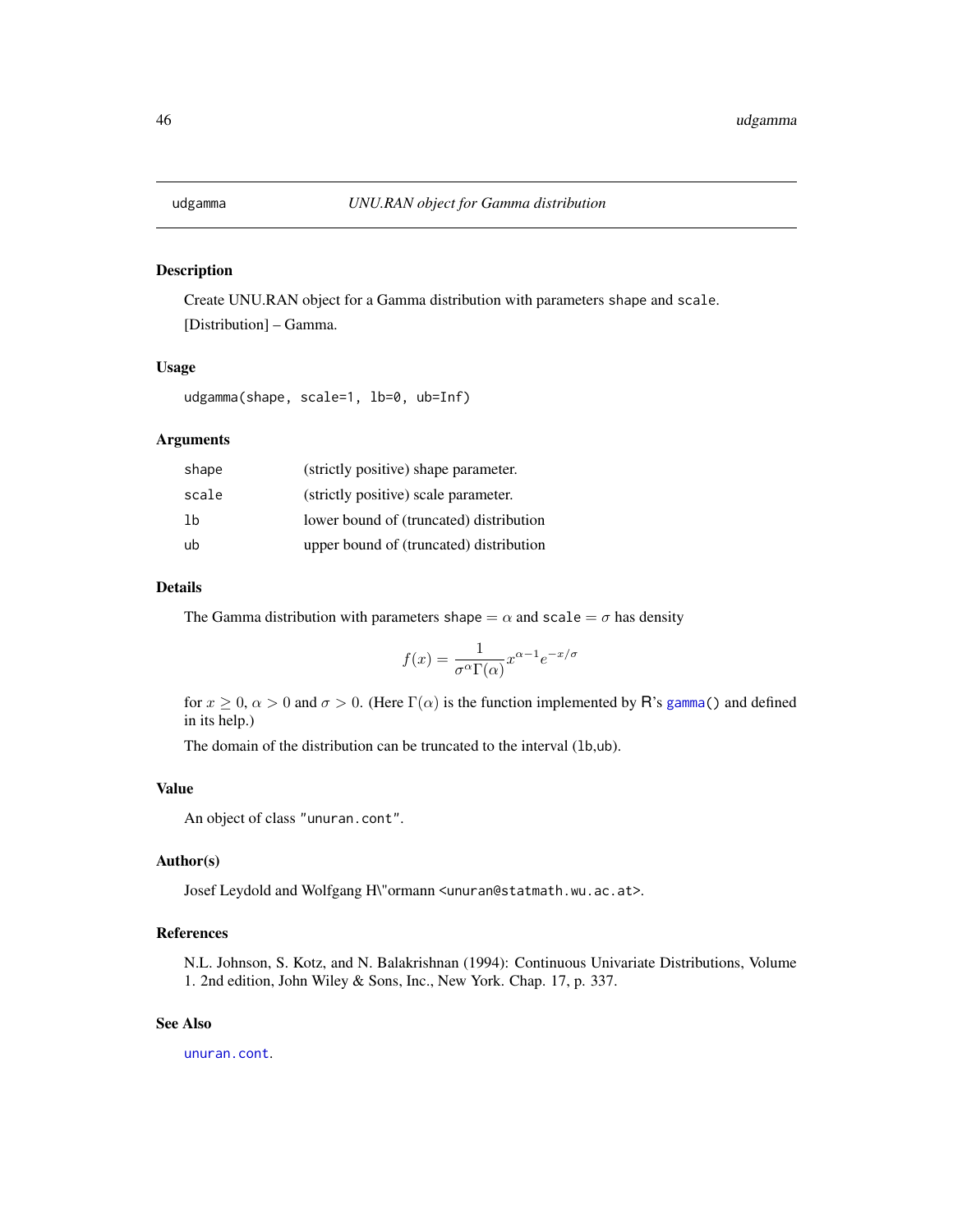udgamma *UNU.RAN object for Gamma distribution*

## Description

Create UNU.RAN object for a Gamma distribution with parameters `shape` and `scale`.

[Distribution] – Gamma.

## Usage

```
udgamma(shape, scale=1, lb=0, ub=Inf)
```

## Arguments

| | |
|---|---|
| `shape` | (strictly positive) shape parameter. |
| `scale` | (strictly positive) scale parameter. |
| `lb` | lower bound of (truncated) distribution |
| `ub` | upper bound of (truncated) distribution |

## Details

The Gamma distribution with parameters `shape` $= \alpha$ and `scale` $= \sigma$ has density

$$f(x) = \frac{1}{\sigma^{\alpha}\Gamma(\alpha)} x^{\alpha-1} e^{-x/\sigma}$$

for $x \geq 0$, $\alpha > 0$ and $\sigma > 0$. (Here $\Gamma(\alpha)$ is the function implemented by R's `gamma()` and defined in its help.)

The domain of the distribution can be truncated to the interval (`lb`,`ub`).

## Value

An object of class `"unuran.cont"`.

## Author(s)

Josef Leydold and Wolfgang H\"ormann <unuran@statmath.wu.ac.at>.

## References

N.L. Johnson, S. Kotz, and N. Balakrishnan (1994): Continuous Univariate Distributions, Volume 1. 2nd edition, John Wiley & Sons, Inc., New York. Chap. 17, p. 337.

## See Also

`unuran.cont`.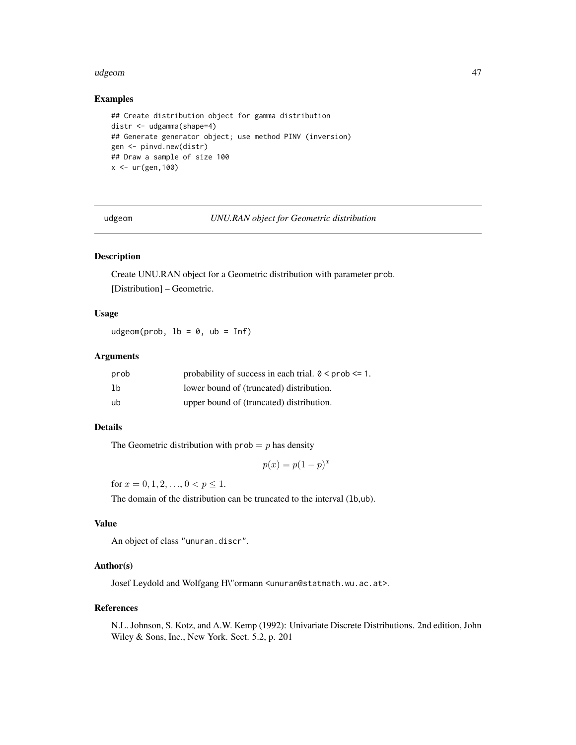## Examples

```
## Create distribution object for gamma distribution
distr <- udgamma(shape=4)
## Generate generator object; use method PINV (inversion)
gen <- pinvd.new(distr)
## Draw a sample of size 100
x <- ur(gen,100)
```

---

udgeom *UNU.RAN object for Geometric distribution*

---

### Description

Create UNU.RAN object for a Geometric distribution with parameter prob.

[Distribution] – Geometric.

### Usage

```
udgeom(prob, lb = 0, ub = Inf)
```

### Arguments

| | |
|---|---|
| prob | probability of success in each trial. 0 < prob <= 1. |
| lb | lower bound of (truncated) distribution. |
| ub | upper bound of (truncated) distribution. |

### Details

The Geometric distribution with prob $= p$ has density

$$p(x) = p(1-p)^x$$

for $x = 0, 1, 2, \ldots, 0 < p \leq 1$.

The domain of the distribution can be truncated to the interval (lb,ub).

### Value

An object of class "unuran.discr".

### Author(s)

Josef Leydold and Wolfgang H\"ormann <unuran@statmath.wu.ac.at>.

### References

N.L. Johnson, S. Kotz, and A.W. Kemp (1992): Univariate Discrete Distributions. 2nd edition, John Wiley & Sons, Inc., New York. Sect. 5.2, p. 201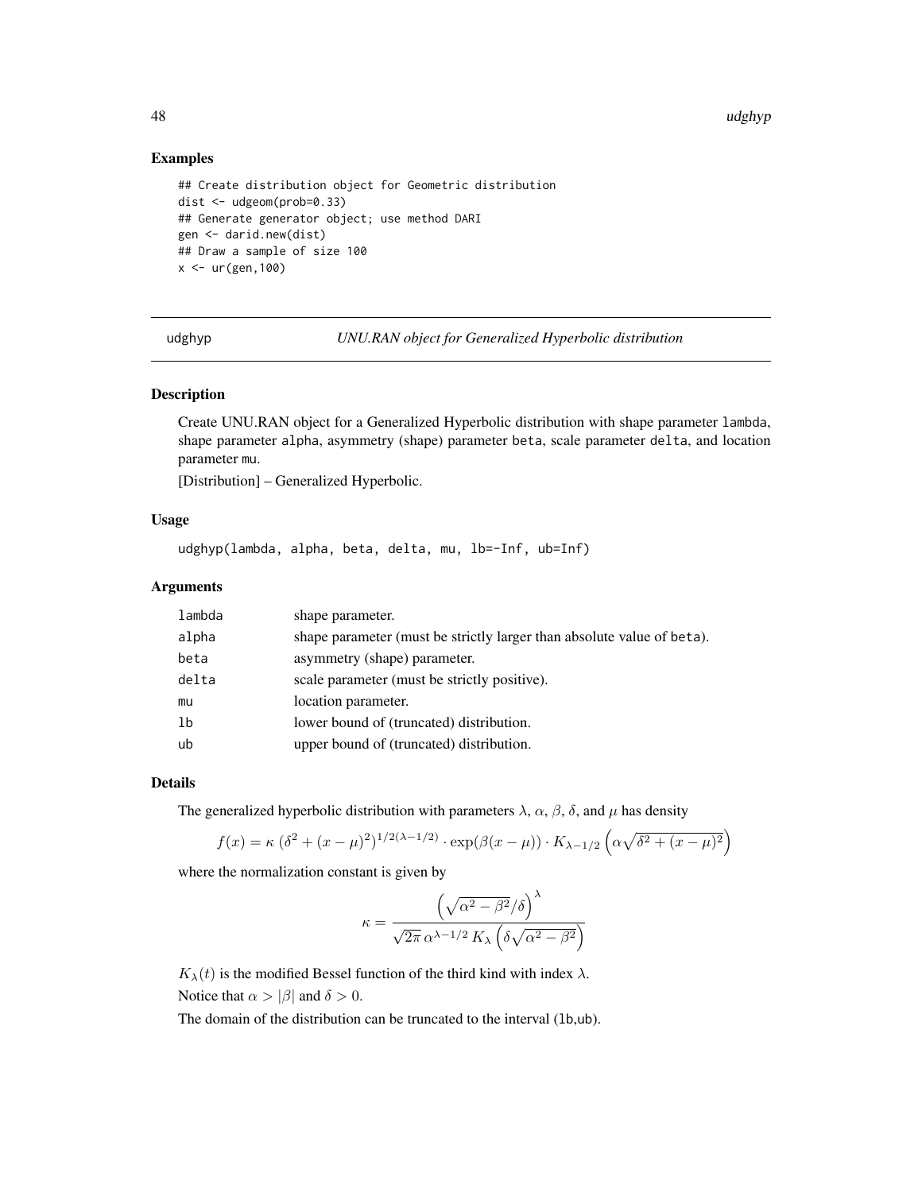## Examples

```
## Create distribution object for Geometric distribution
dist <- udgeom(prob=0.33)
## Generate generator object; use method DARI
gen <- darid.new(dist)
## Draw a sample of size 100
x <- ur(gen,100)
```

---

udghyp *UNU.RAN object for Generalized Hyperbolic distribution*

---

## Description

Create UNU.RAN object for a Generalized Hyperbolic distribution with shape parameter `lambda`, shape parameter `alpha`, asymmetry (shape) parameter `beta`, scale parameter `delta`, and location parameter `mu`.

[Distribution] – Generalized Hyperbolic.

## Usage

```
udghyp(lambda, alpha, beta, delta, mu, lb=-Inf, ub=Inf)
```

## Arguments

| | |
|---|---|
| lambda | shape parameter. |
| alpha | shape parameter (must be strictly larger than absolute value of beta). |
| beta | asymmetry (shape) parameter. |
| delta | scale parameter (must be strictly positive). |
| mu | location parameter. |
| lb | lower bound of (truncated) distribution. |
| ub | upper bound of (truncated) distribution. |

## Details

The generalized hyperbolic distribution with parameters $\lambda$, $\alpha$, $\beta$, $\delta$, and $\mu$ has density

$$f(x) = \kappa \, (\delta^2 + (x-\mu)^2)^{1/2(\lambda-1/2)} \cdot \exp(\beta(x-\mu)) \cdot K_{\lambda-1/2}\left(\alpha\sqrt{\delta^2 + (x-\mu)^2}\right)$$

where the normalization constant is given by

$$\kappa = \frac{\left(\sqrt{\alpha^2 - \beta^2}/\delta\right)^{\lambda}}{\sqrt{2\pi}\, \alpha^{\lambda-1/2}\, K_{\lambda}\left(\delta\sqrt{\alpha^2 - \beta^2}\right)}$$

$K_{\lambda}(t)$ is the modified Bessel function of the third kind with index $\lambda$.

Notice that $\alpha > |\beta|$ and $\delta > 0$.

The domain of the distribution can be truncated to the interval (lb,ub).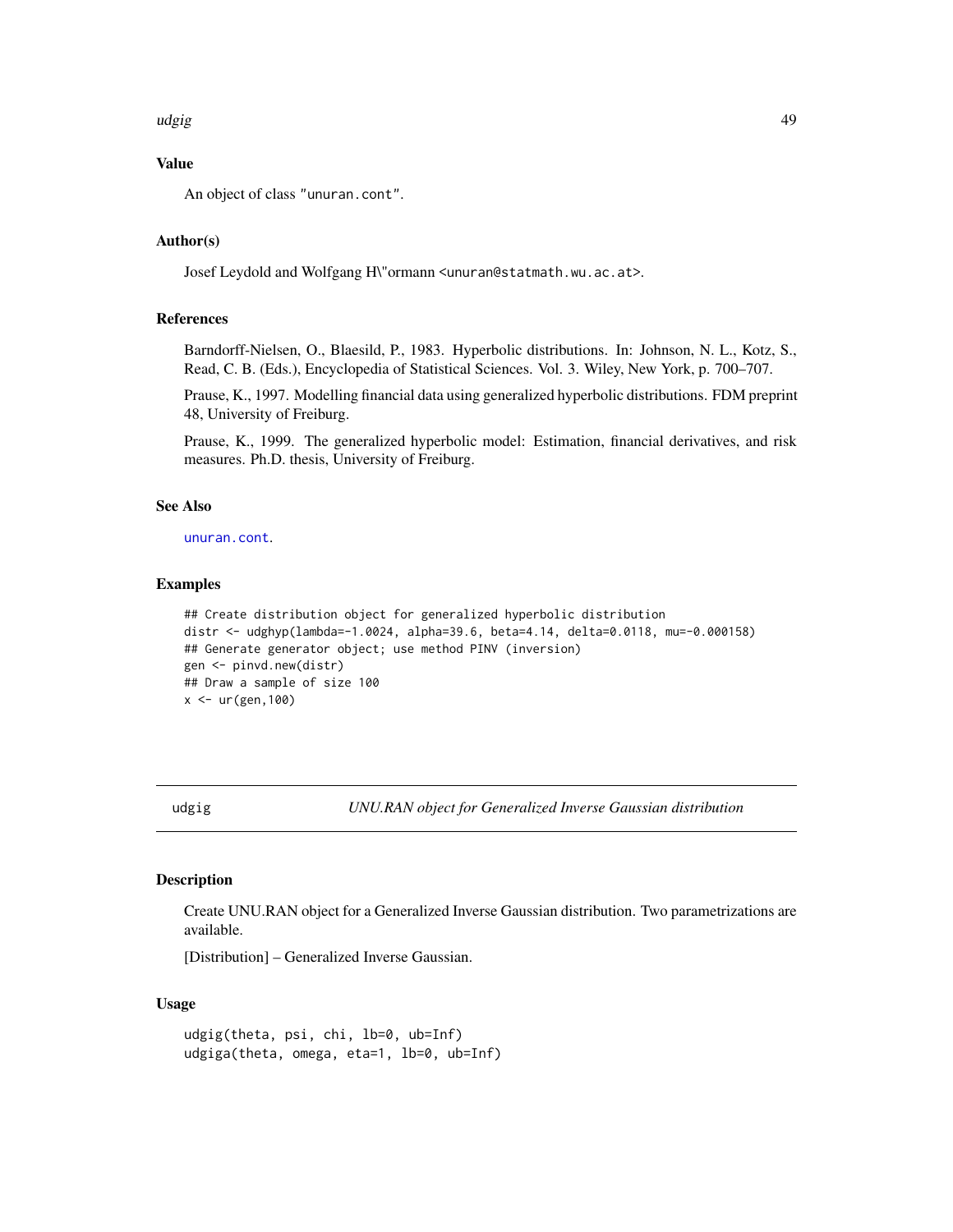### Value

An object of class "unuran.cont".

### Author(s)

Josef Leydold and Wolfgang H\"ormann <unuran@statmath.wu.ac.at>.

### References

Barndorff-Nielsen, O., Blaesild, P., 1983. Hyperbolic distributions. In: Johnson, N. L., Kotz, S., Read, C. B. (Eds.), Encyclopedia of Statistical Sciences. Vol. 3. Wiley, New York, p. 700–707.

Prause, K., 1997. Modelling financial data using generalized hyperbolic distributions. FDM preprint 48, University of Freiburg.

Prause, K., 1999. The generalized hyperbolic model: Estimation, financial derivatives, and risk measures. Ph.D. thesis, University of Freiburg.

### See Also

unuran.cont.

### Examples

```
## Create distribution object for generalized hyperbolic distribution
distr <- udghyp(lambda=-1.0024, alpha=39.6, beta=4.14, delta=0.0118, mu=-0.000158)
## Generate generator object; use method PINV (inversion)
gen <- pinvd.new(distr)
## Draw a sample of size 100
x <- ur(gen,100)
```

---

## udgig *UNU.RAN object for Generalized Inverse Gaussian distribution*

### Description

Create UNU.RAN object for a Generalized Inverse Gaussian distribution. Two parametrizations are available.

[Distribution] – Generalized Inverse Gaussian.

### Usage

```
udgig(theta, psi, chi, lb=0, ub=Inf)
udgiga(theta, omega, eta=1, lb=0, ub=Inf)
```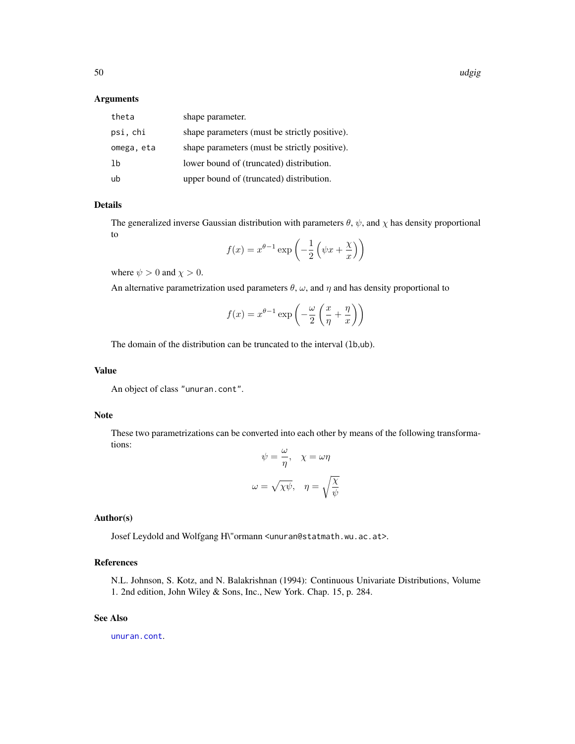## Arguments

| | |
|---|---|
| theta | shape parameter. |
| psi, chi | shape parameters (must be strictly positive). |
| omega, eta | shape parameters (must be strictly positive). |
| lb | lower bound of (truncated) distribution. |
| ub | upper bound of (truncated) distribution. |

## Details

The generalized inverse Gaussian distribution with parameters $\theta$, $\psi$, and $\chi$ has density proportional to

$$f(x) = x^{\theta-1} \exp\left(-\frac{1}{2}\left(\psi x + \frac{\chi}{x}\right)\right)$$

where $\psi > 0$ and $\chi > 0$.

An alternative parametrization used parameters $\theta$, $\omega$, and $\eta$ and has density proportional to

$$f(x) = x^{\theta-1} \exp\left(-\frac{\omega}{2}\left(\frac{x}{\eta} + \frac{\eta}{x}\right)\right)$$

The domain of the distribution can be truncated to the interval (lb,ub).

## Value

An object of class "unuran.cont".

## Note

These two parametrizations can be converted into each other by means of the following transformations:

$$\psi = \frac{\omega}{\eta}, \quad \chi = \omega\eta$$

$$\omega = \sqrt{\chi\psi}, \quad \eta = \sqrt{\frac{\chi}{\psi}}$$

## Author(s)

Josef Leydold and Wolfgang H\"ormann <unuran@statmath.wu.ac.at>.

## References

N.L. Johnson, S. Kotz, and N. Balakrishnan (1994): Continuous Univariate Distributions, Volume 1. 2nd edition, John Wiley & Sons, Inc., New York. Chap. 15, p. 284.

## See Also

unuran.cont.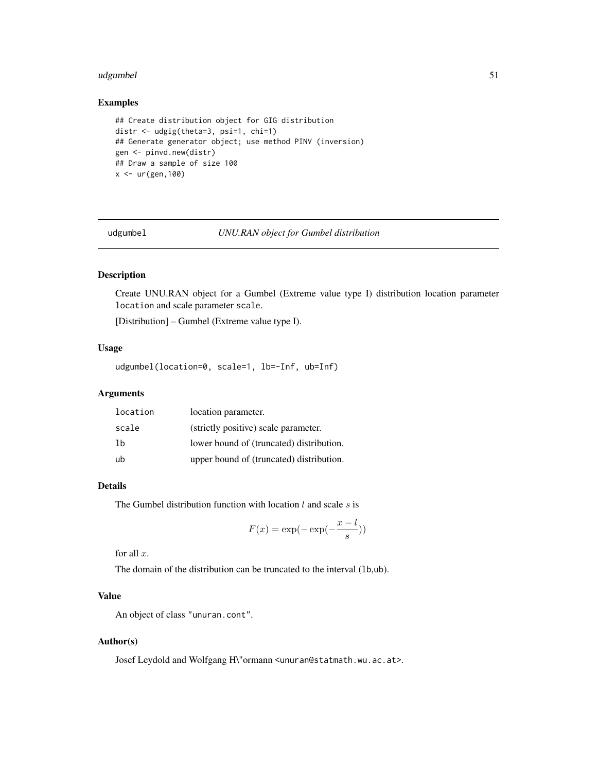### Examples

```
## Create distribution object for GIG distribution
distr <- udgig(theta=3, psi=1, chi=1)
## Generate generator object; use method PINV (inversion)
gen <- pinvd.new(distr)
## Draw a sample of size 100
x <- ur(gen,100)
```

---

## udgumbel — *UNU.RAN object for Gumbel distribution*

---

### Description

Create UNU.RAN object for a Gumbel (Extreme value type I) distribution location parameter `location` and scale parameter `scale`.

[Distribution] – Gumbel (Extreme value type I).

### Usage

```
udgumbel(location=0, scale=1, lb=-Inf, ub=Inf)
```

### Arguments

| | |
|---|---|
| `location` | location parameter. |
| `scale` | (strictly positive) scale parameter. |
| `lb` | lower bound of (truncated) distribution. |
| `ub` | upper bound of (truncated) distribution. |

### Details

The Gumbel distribution function with location $l$ and scale $s$ is

$$F(x) = \exp(-\exp(-\frac{x-l}{s}))$$

for all $x$.

The domain of the distribution can be truncated to the interval (`lb`,`ub`).

### Value

An object of class `"unuran.cont"`.

### Author(s)

Josef Leydold and Wolfgang H\"ormann <unuran@statmath.wu.ac.at>.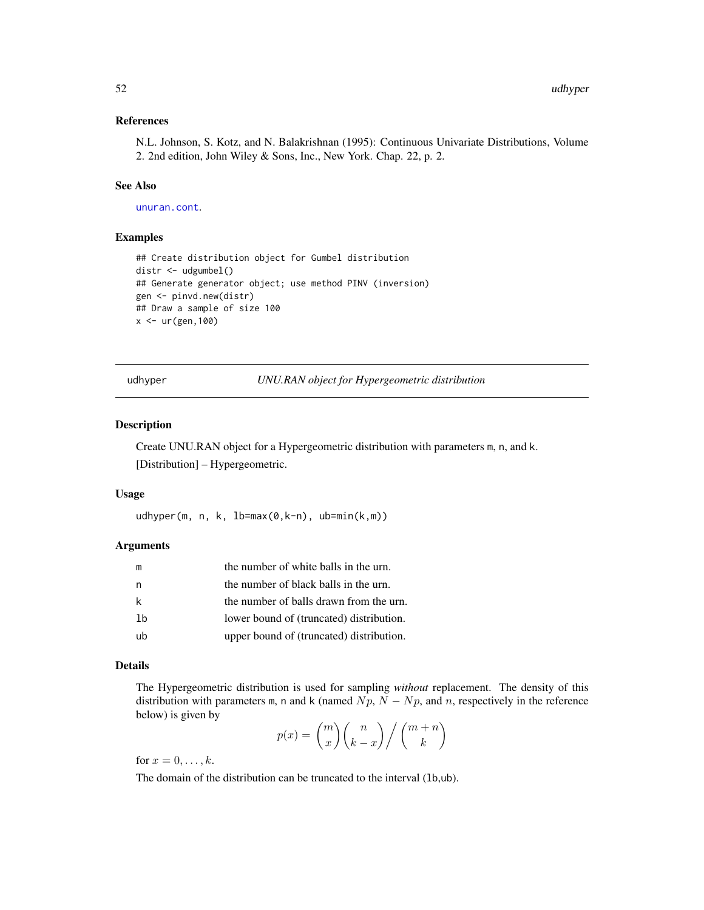## References

N.L. Johnson, S. Kotz, and N. Balakrishnan (1995): Continuous Univariate Distributions, Volume 2. 2nd edition, John Wiley & Sons, Inc., New York. Chap. 22, p. 2.

## See Also

unuran.cont.

## Examples

```
## Create distribution object for Gumbel distribution
distr <- udgumbel()
## Generate generator object; use method PINV (inversion)
gen <- pinvd.new(distr)
## Draw a sample of size 100
x <- ur(gen,100)
```

---

# udhyper — *UNU.RAN object for Hypergeometric distribution*

## Description

Create UNU.RAN object for a Hypergeometric distribution with parameters m, n, and k.

[Distribution] – Hypergeometric.

## Usage

```
udhyper(m, n, k, lb=max(0,k-n), ub=min(k,m))
```

## Arguments

| | |
|---|---|
| m | the number of white balls in the urn. |
| n | the number of black balls in the urn. |
| k | the number of balls drawn from the urn. |
| lb | lower bound of (truncated) distribution. |
| ub | upper bound of (truncated) distribution. |

## Details

The Hypergeometric distribution is used for sampling *without* replacement. The density of this distribution with parameters m, n and k (named $Np$, $N - Np$, and $n$, respectively in the reference below) is given by

$$p(x) = \binom{m}{x}\binom{n}{k-x} \Big/ \binom{m+n}{k}$$

for $x = 0, \ldots, k$.

The domain of the distribution can be truncated to the interval (lb,ub).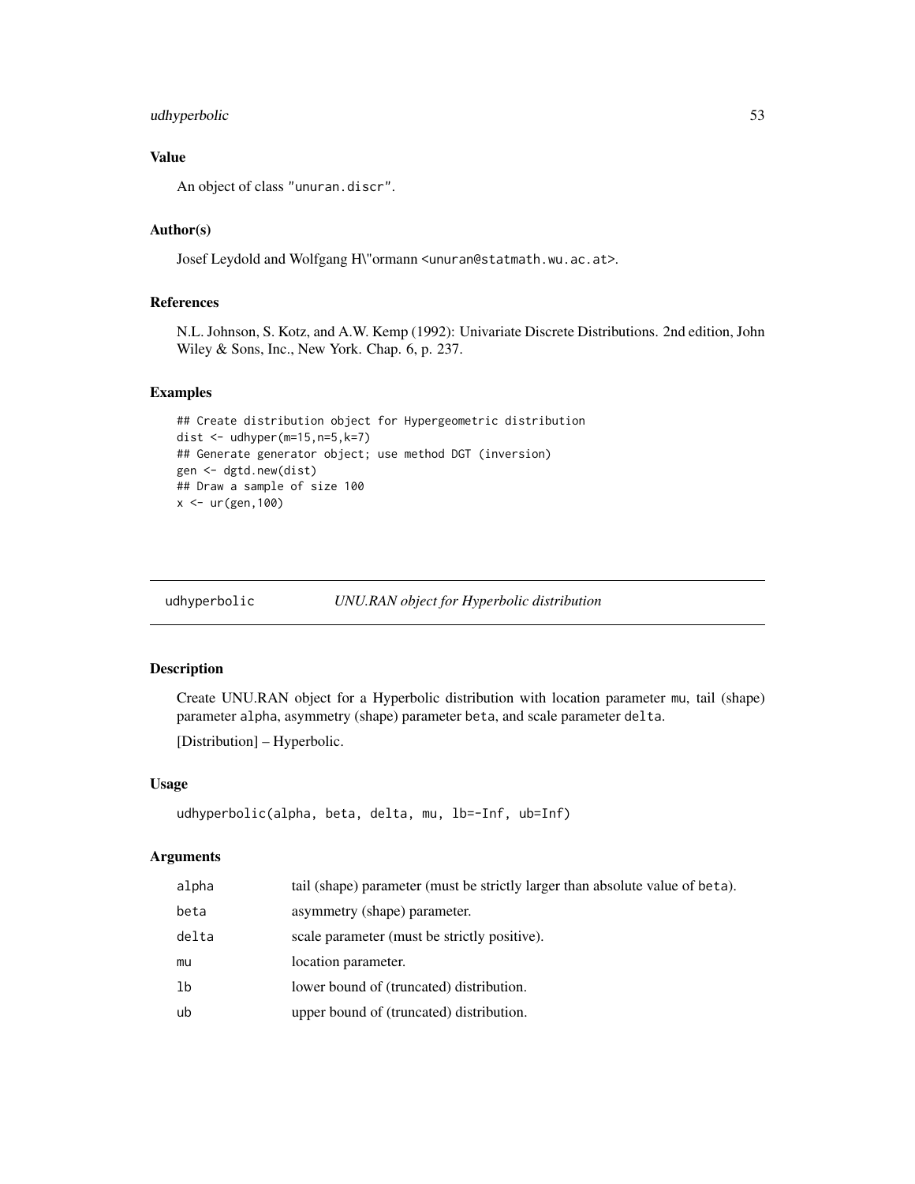## Value

An object of class "unuran.discr".

## Author(s)

Josef Leydold and Wolfgang H\"ormann <unuran@statmath.wu.ac.at>.

## References

N.L. Johnson, S. Kotz, and A.W. Kemp (1992): Univariate Discrete Distributions. 2nd edition, John Wiley & Sons, Inc., New York. Chap. 6, p. 237.

## Examples

```
## Create distribution object for Hypergeometric distribution
dist <- udhyper(m=15,n=5,k=7)
## Generate generator object; use method DGT (inversion)
gen <- dgtd.new(dist)
## Draw a sample of size 100
x <- ur(gen,100)
```

---

# udhyperbolic    *UNU.RAN object for Hyperbolic distribution*

## Description

Create UNU.RAN object for a Hyperbolic distribution with location parameter mu, tail (shape) parameter alpha, asymmetry (shape) parameter beta, and scale parameter delta.

[Distribution] – Hyperbolic.

## Usage

```
udhyperbolic(alpha, beta, delta, mu, lb=-Inf, ub=Inf)
```

## Arguments

| | |
|---|---|
| alpha | tail (shape) parameter (must be strictly larger than absolute value of beta). |
| beta | asymmetry (shape) parameter. |
| delta | scale parameter (must be strictly positive). |
| mu | location parameter. |
| lb | lower bound of (truncated) distribution. |
| ub | upper bound of (truncated) distribution. |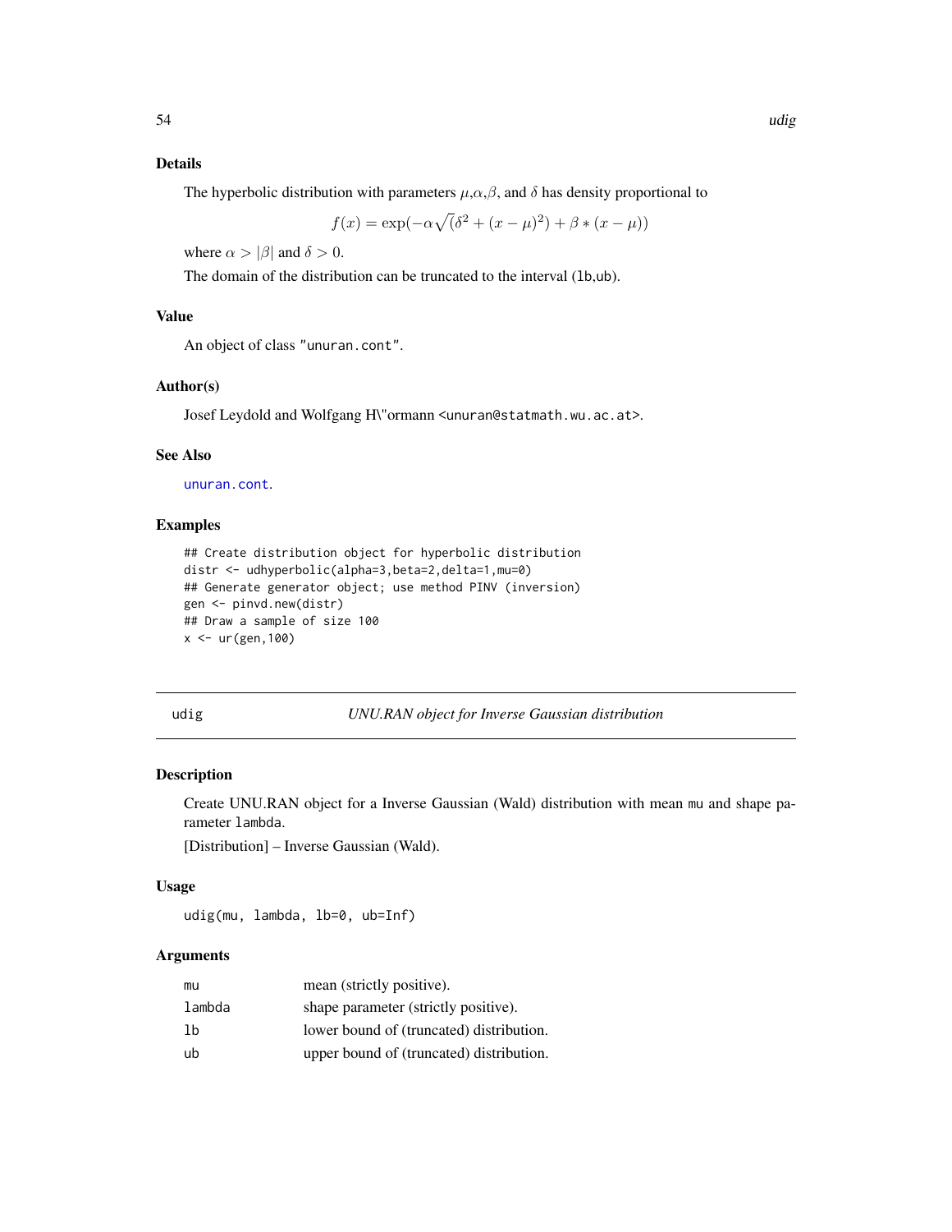## Details

The hyperbolic distribution with parameters $\mu$,$\alpha$,$\beta$, and $\delta$ has density proportional to

$$f(x) = \exp(-\alpha\sqrt(\delta^2 + (x-\mu)^2) + \beta * (x-\mu))$$

where $\alpha > |\beta|$ and $\delta > 0$.

The domain of the distribution can be truncated to the interval (lb,ub).

## Value

An object of class "unuran.cont".

## Author(s)

Josef Leydold and Wolfgang H\"ormann <unuran@statmath.wu.ac.at>.

## See Also

unuran.cont.

## Examples

```
## Create distribution object for hyperbolic distribution
distr <- udhyperbolic(alpha=3,beta=2,delta=1,mu=0)
## Generate generator object; use method PINV (inversion)
gen <- pinvd.new(distr)
## Draw a sample of size 100
x <- ur(gen,100)
```

---

# udig — *UNU.RAN object for Inverse Gaussian distribution*

## Description

Create UNU.RAN object for a Inverse Gaussian (Wald) distribution with mean mu and shape parameter lambda.

[Distribution] – Inverse Gaussian (Wald).

## Usage

```
udig(mu, lambda, lb=0, ub=Inf)
```

## Arguments

| | |
|---|---|
| mu | mean (strictly positive). |
| lambda | shape parameter (strictly positive). |
| lb | lower bound of (truncated) distribution. |
| ub | upper bound of (truncated) distribution. |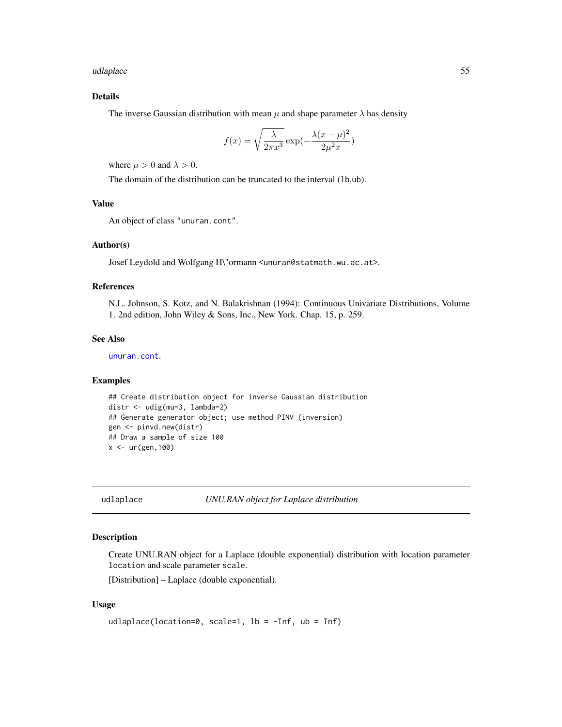## Details

The inverse Gaussian distribution with mean $\mu$ and shape parameter $\lambda$ has density

$$f(x) = \sqrt{\frac{\lambda}{2\pi x^3}} \exp(-\frac{\lambda(x-\mu)^2}{2\mu^2 x})$$

where $\mu > 0$ and $\lambda > 0$.

The domain of the distribution can be truncated to the interval (lb,ub).

## Value

An object of class "unuran.cont".

## Author(s)

Josef Leydold and Wolfgang H\"ormann <unuran@statmath.wu.ac.at>.

## References

N.L. Johnson, S. Kotz, and N. Balakrishnan (1994): Continuous Univariate Distributions, Volume 1. 2nd edition, John Wiley & Sons, Inc., New York. Chap. 15, p. 259.

## See Also

unuran.cont.

## Examples

```
## Create distribution object for inverse Gaussian distribution
distr <- udig(mu=3, lambda=2)
## Generate generator object; use method PINV (inversion)
gen <- pinvd.new(distr)
## Draw a sample of size 100
x <- ur(gen,100)
```

---

# udlaplace — *UNU.RAN object for Laplace distribution*

## Description

Create UNU.RAN object for a Laplace (double exponential) distribution with location parameter location and scale parameter scale.

[Distribution] – Laplace (double exponential).

## Usage

```
udlaplace(location=0, scale=1, lb = -Inf, ub = Inf)
```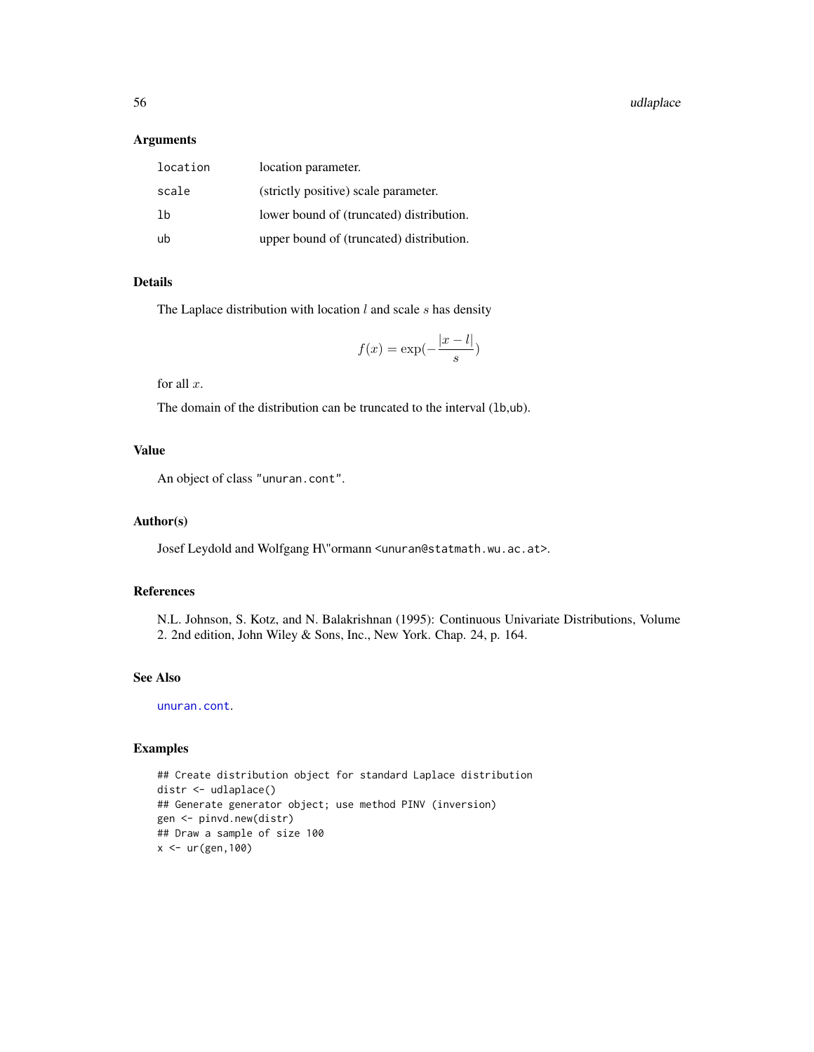## Arguments

| | |
|---|---|
| location | location parameter. |
| scale | (strictly positive) scale parameter. |
| lb | lower bound of (truncated) distribution. |
| ub | upper bound of (truncated) distribution. |

## Details

The Laplace distribution with location $l$ and scale $s$ has density

$$f(x) = \exp(-\frac{|x - l|}{s})$$

for all $x$.

The domain of the distribution can be truncated to the interval (lb,ub).

## Value

An object of class "unuran.cont".

## Author(s)

Josef Leydold and Wolfgang H\"ormann <unuran@statmath.wu.ac.at>.

## References

N.L. Johnson, S. Kotz, and N. Balakrishnan (1995): Continuous Univariate Distributions, Volume 2. 2nd edition, John Wiley & Sons, Inc., New York. Chap. 24, p. 164.

## See Also

unuran.cont.

## Examples

```
## Create distribution object for standard Laplace distribution
distr <- udlaplace()
## Generate generator object; use method PINV (inversion)
gen <- pinvd.new(distr)
## Draw a sample of size 100
x <- ur(gen,100)
```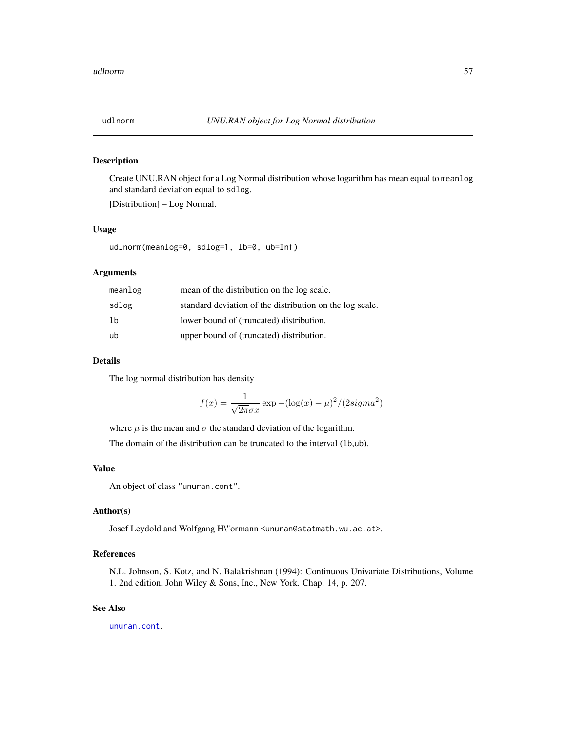## udlnorm — *UNU.RAN object for Log Normal distribution*

### Description

Create UNU.RAN object for a Log Normal distribution whose logarithm has mean equal to `meanlog` and standard deviation equal to `sdlog`.

[Distribution] – Log Normal.

### Usage

```
udlnorm(meanlog=0, sdlog=1, lb=0, ub=Inf)
```

### Arguments

| | |
|---|---|
| `meanlog` | mean of the distribution on the log scale. |
| `sdlog` | standard deviation of the distribution on the log scale. |
| `lb` | lower bound of (truncated) distribution. |
| `ub` | upper bound of (truncated) distribution. |

### Details

The log normal distribution has density

$$f(x) = \frac{1}{\sqrt{2\pi}\sigma x} \exp -(\log(x) - \mu)^2/(2sigma^2)$$

where $\mu$ is the mean and $\sigma$ the standard deviation of the logarithm.

The domain of the distribution can be truncated to the interval (`lb`,`ub`).

### Value

An object of class `"unuran.cont"`.

### Author(s)

Josef Leydold and Wolfgang H\"ormann <unuran@statmath.wu.ac.at>.

### References

N.L. Johnson, S. Kotz, and N. Balakrishnan (1994): Continuous Univariate Distributions, Volume 1. 2nd edition, John Wiley & Sons, Inc., New York. Chap. 14, p. 207.

### See Also

`unuran.cont`.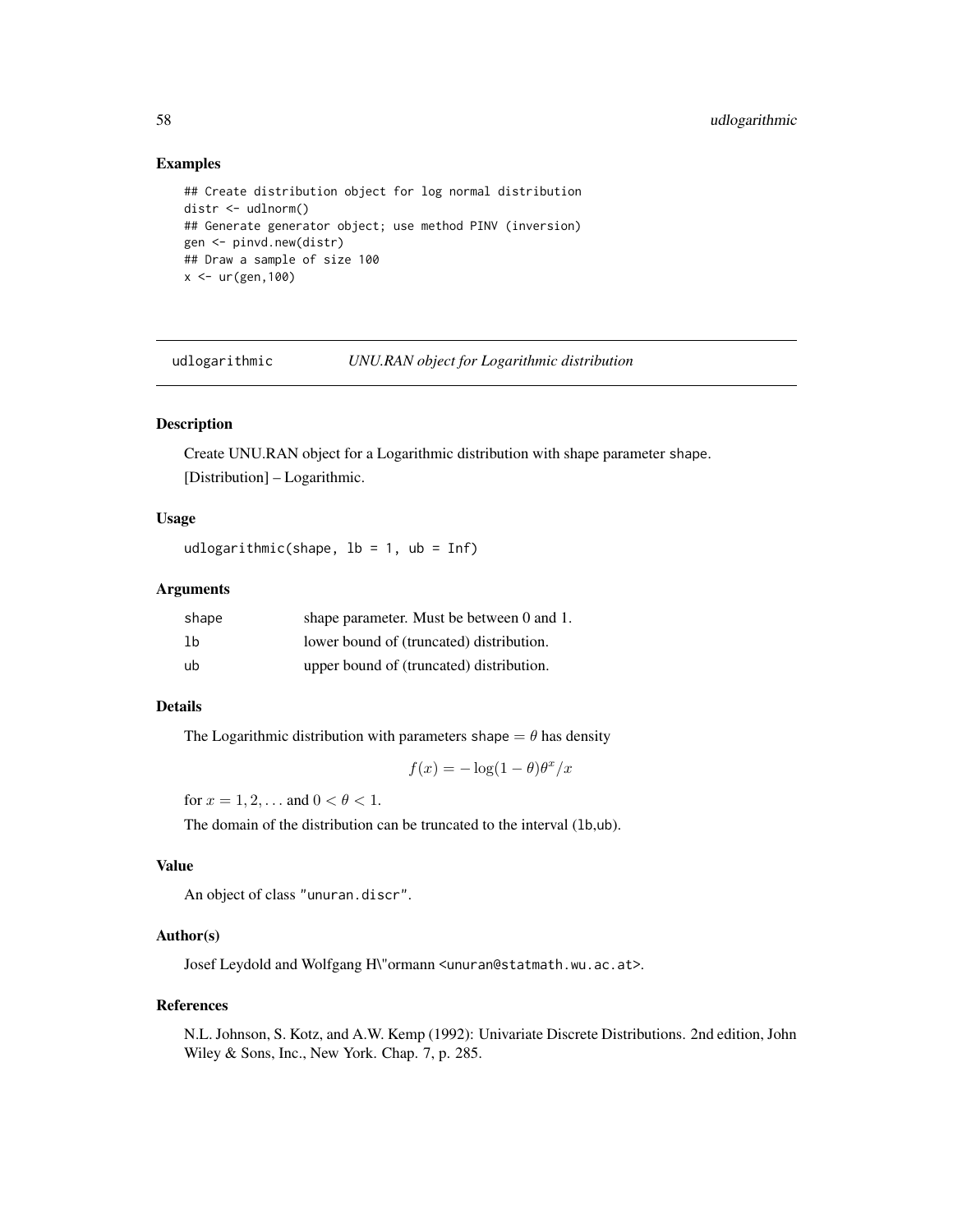## Examples

```
## Create distribution object for log normal distribution
distr <- udlnorm()
## Generate generator object; use method PINV (inversion)
gen <- pinvd.new(distr)
## Draw a sample of size 100
x <- ur(gen,100)
```

---

udlogarithmic *UNU.RAN object for Logarithmic distribution*

---

### Description

Create UNU.RAN object for a Logarithmic distribution with shape parameter shape.

[Distribution] – Logarithmic.

### Usage

```
udlogarithmic(shape, lb = 1, ub = Inf)
```

### Arguments

| | |
|---|---|
| shape | shape parameter. Must be between 0 and 1. |
| lb | lower bound of (truncated) distribution. |
| ub | upper bound of (truncated) distribution. |

### Details

The Logarithmic distribution with parameters shape $= \theta$ has density

$$f(x) = -\log(1-\theta)\theta^x/x$$

for $x = 1, 2, \ldots$ and $0 < \theta < 1$.

The domain of the distribution can be truncated to the interval (lb,ub).

### Value

An object of class "unuran.discr".

### Author(s)

Josef Leydold and Wolfgang H\"ormann <unuran@statmath.wu.ac.at>.

### References

N.L. Johnson, S. Kotz, and A.W. Kemp (1992): Univariate Discrete Distributions. 2nd edition, John Wiley & Sons, Inc., New York. Chap. 7, p. 285.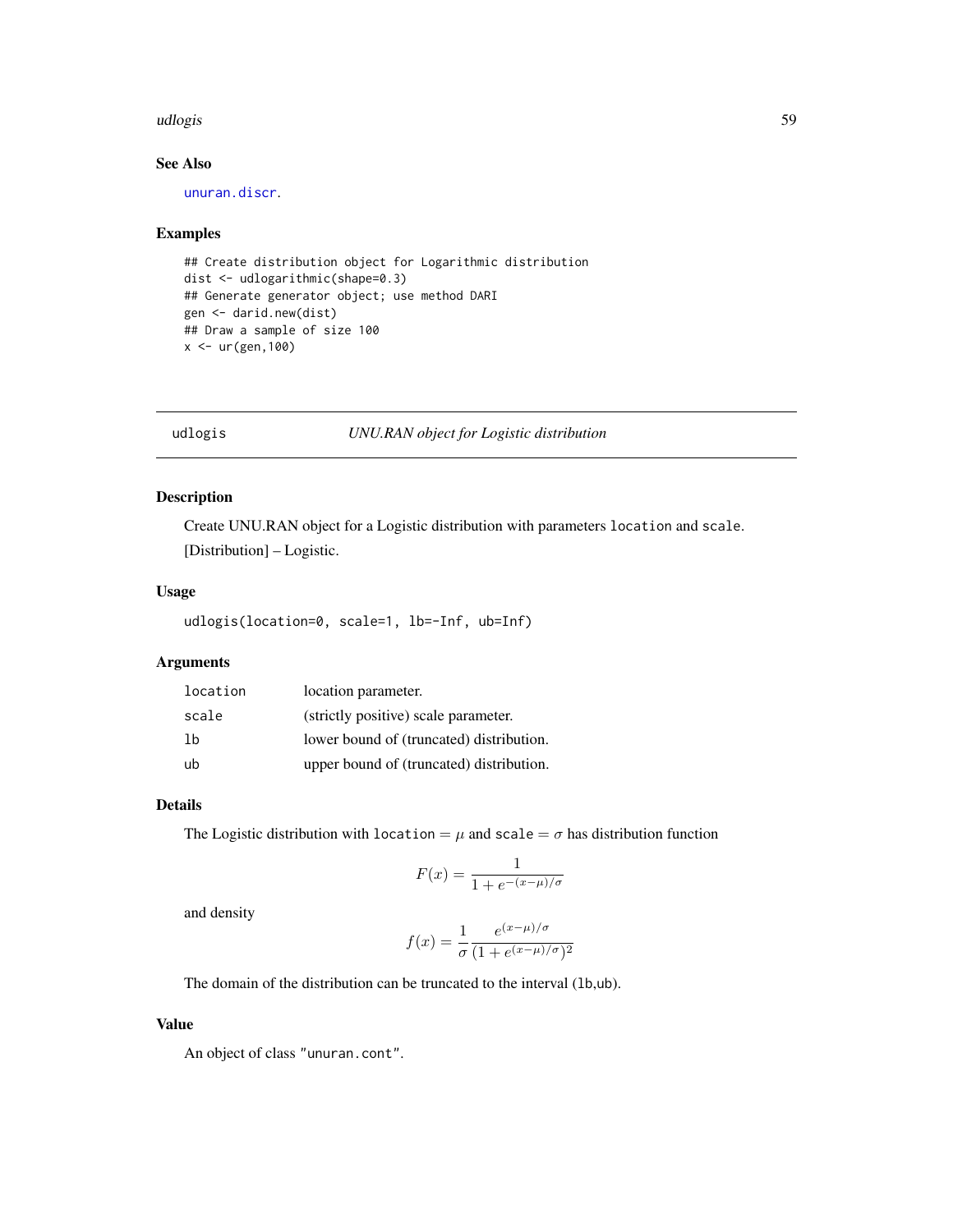## See Also

unuran.discr.

## Examples

```
## Create distribution object for Logarithmic distribution
dist <- udlogarithmic(shape=0.3)
## Generate generator object; use method DARI
gen <- darid.new(dist)
## Draw a sample of size 100
x <- ur(gen,100)
```

---

# udlogis — *UNU.RAN object for Logistic distribution*

---

## Description

Create UNU.RAN object for a Logistic distribution with parameters `location` and `scale`.

[Distribution] – Logistic.

## Usage

```
udlogis(location=0, scale=1, lb=-Inf, ub=Inf)
```

## Arguments

| | |
|---|---|
| `location` | location parameter. |
| `scale` | (strictly positive) scale parameter. |
| `lb` | lower bound of (truncated) distribution. |
| `ub` | upper bound of (truncated) distribution. |

## Details

The Logistic distribution with `location` $= \mu$ and `scale` $= \sigma$ has distribution function

$$F(x) = \frac{1}{1 + e^{-(x-\mu)/\sigma}}$$

and density

$$f(x) = \frac{1}{\sigma} \frac{e^{(x-\mu)/\sigma}}{(1 + e^{(x-\mu)/\sigma})^2}$$

The domain of the distribution can be truncated to the interval (`lb`,`ub`).

## Value

An object of class `"unuran.cont"`.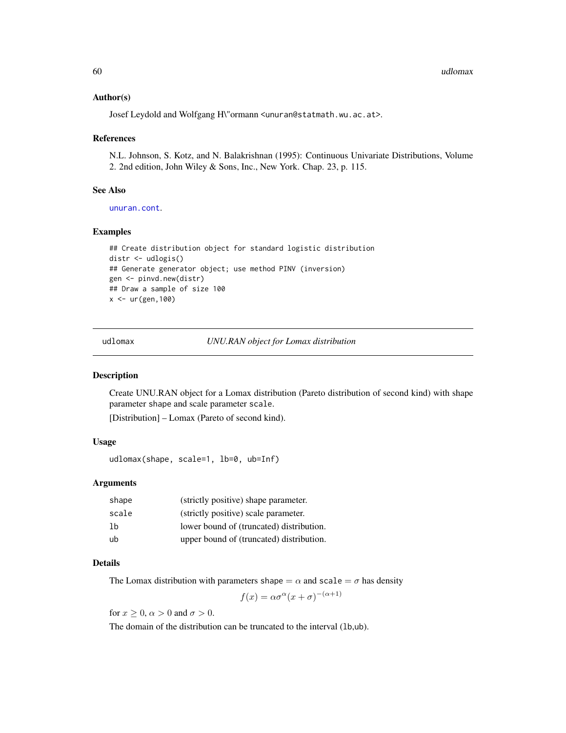### Author(s)

Josef Leydold and Wolfgang H\"ormann <unuran@statmath.wu.ac.at>.

### References

N.L. Johnson, S. Kotz, and N. Balakrishnan (1995): Continuous Univariate Distributions, Volume 2. 2nd edition, John Wiley & Sons, Inc., New York. Chap. 23, p. 115.

### See Also

`unuran.cont`.

### Examples

```
## Create distribution object for standard logistic distribution
distr <- udlogis()
## Generate generator object; use method PINV (inversion)
gen <- pinvd.new(distr)
## Draw a sample of size 100
x <- ur(gen,100)
```

---

## udlomax — *UNU.RAN object for Lomax distribution*

### Description

Create UNU.RAN object for a Lomax distribution (Pareto distribution of second kind) with shape parameter `shape` and scale parameter `scale`.

[Distribution] – Lomax (Pareto of second kind).

### Usage

```
udlomax(shape, scale=1, lb=0, ub=Inf)
```

### Arguments

| | |
|---|---|
| `shape` | (strictly positive) shape parameter. |
| `scale` | (strictly positive) scale parameter. |
| `lb` | lower bound of (truncated) distribution. |
| `ub` | upper bound of (truncated) distribution. |

### Details

The Lomax distribution with parameters `shape` $= \alpha$ and `scale` $= \sigma$ has density

$$f(x) = \alpha\sigma^{\alpha}(x+\sigma)^{-(\alpha+1)}$$

for $x \geq 0$, $\alpha > 0$ and $\sigma > 0$.

The domain of the distribution can be truncated to the interval (`lb`,`ub`).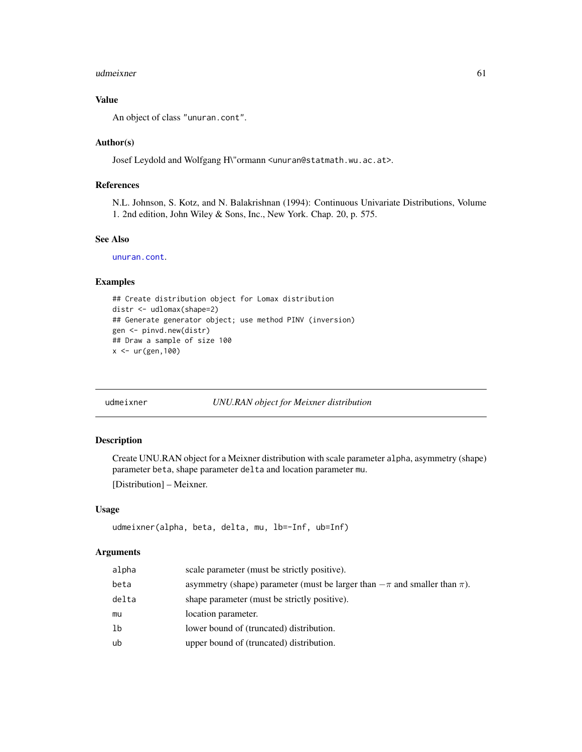### Value

An object of class "unuran.cont".

### Author(s)

Josef Leydold and Wolfgang H\"ormann <unuran@statmath.wu.ac.at>.

### References

N.L. Johnson, S. Kotz, and N. Balakrishnan (1994): Continuous Univariate Distributions, Volume 1. 2nd edition, John Wiley & Sons, Inc., New York. Chap. 20, p. 575.

### See Also

unuran.cont.

### Examples

```
## Create distribution object for Lomax distribution
distr <- udlomax(shape=2)
## Generate generator object; use method PINV (inversion)
gen <- pinvd.new(distr)
## Draw a sample of size 100
x <- ur(gen,100)
```

---

## udmeixner &nbsp;&nbsp;&nbsp; *UNU.RAN object for Meixner distribution*

---

### Description

Create UNU.RAN object for a Meixner distribution with scale parameter alpha, asymmetry (shape) parameter beta, shape parameter delta and location parameter mu.

[Distribution] – Meixner.

### Usage

```
udmeixner(alpha, beta, delta, mu, lb=-Inf, ub=Inf)
```

### Arguments

| | |
|---|---|
| alpha | scale parameter (must be strictly positive). |
| beta | asymmetry (shape) parameter (must be larger than $-\pi$ and smaller than $\pi$). |
| delta | shape parameter (must be strictly positive). |
| mu | location parameter. |
| lb | lower bound of (truncated) distribution. |
| ub | upper bound of (truncated) distribution. |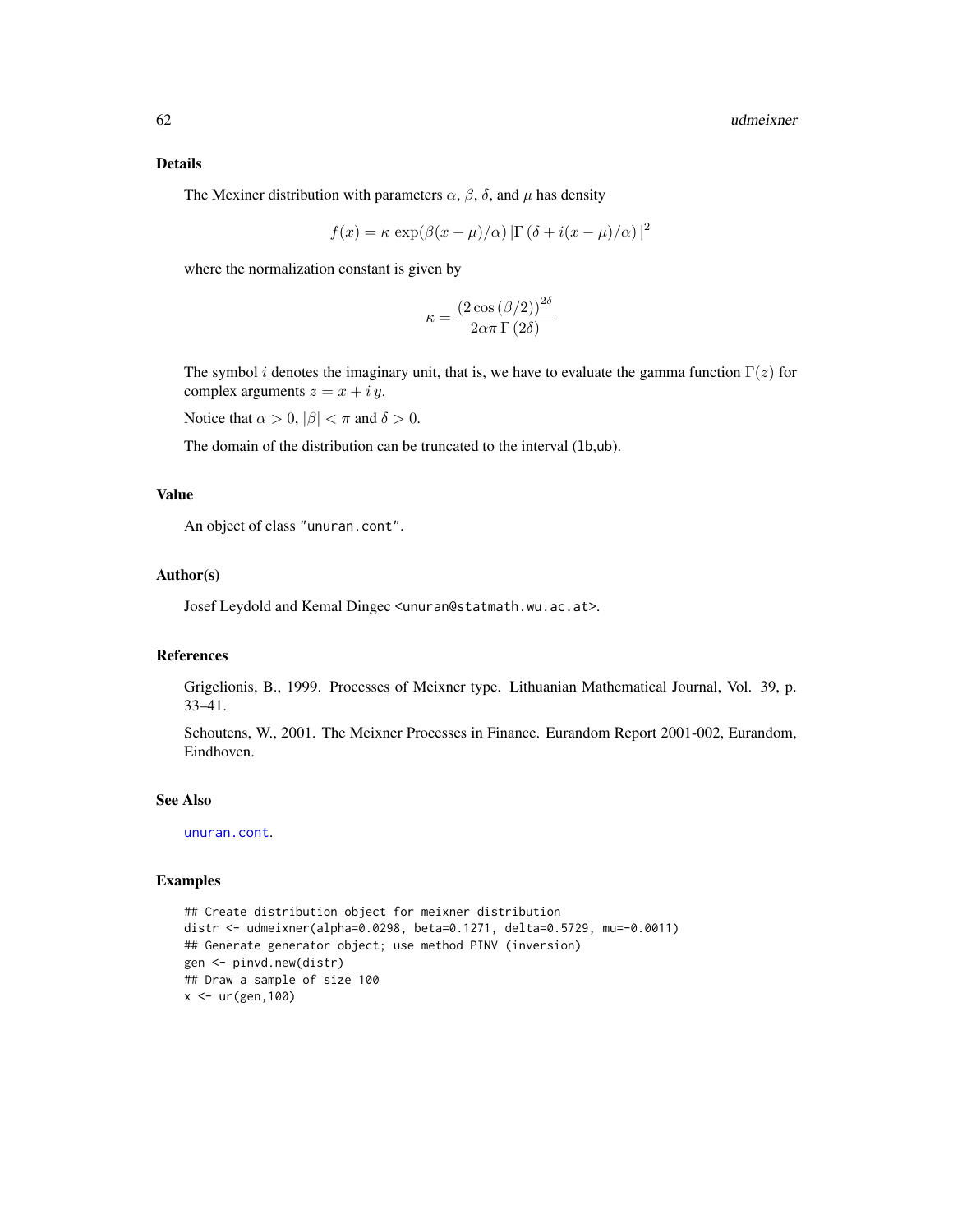### Details

The Mexiner distribution with parameters $\alpha$, $\beta$, $\delta$, and $\mu$ has density

$$f(x) = \kappa \exp(\beta(x-\mu)/\alpha) \left|\Gamma\left(\delta + i(x-\mu)/\alpha\right)\right|^2$$

where the normalization constant is given by

$$\kappa = \frac{\left(2\cos\left(\beta/2\right)\right)^{2\delta}}{2\alpha\pi\,\Gamma\left(2\delta\right)}$$

The symbol $i$ denotes the imaginary unit, that is, we have to evaluate the gamma function $\Gamma(z)$ for complex arguments $z = x + i\,y$.

Notice that $\alpha > 0$, $|\beta| < \pi$ and $\delta > 0$.

The domain of the distribution can be truncated to the interval (lb,ub).

### Value

An object of class "unuran.cont".

### Author(s)

Josef Leydold and Kemal Dingec <unuran@statmath.wu.ac.at>.

### References

Grigelionis, B., 1999. Processes of Meixner type. Lithuanian Mathematical Journal, Vol. 39, p. 33–41.

Schoutens, W., 2001. The Meixner Processes in Finance. Eurandom Report 2001-002, Eurandom, Eindhoven.

### See Also

unuran.cont.

### Examples

```
## Create distribution object for meixner distribution
distr <- udmeixner(alpha=0.0298, beta=0.1271, delta=0.5729, mu=-0.0011)
## Generate generator object; use method PINV (inversion)
gen <- pinvd.new(distr)
## Draw a sample of size 100
x <- ur(gen,100)
```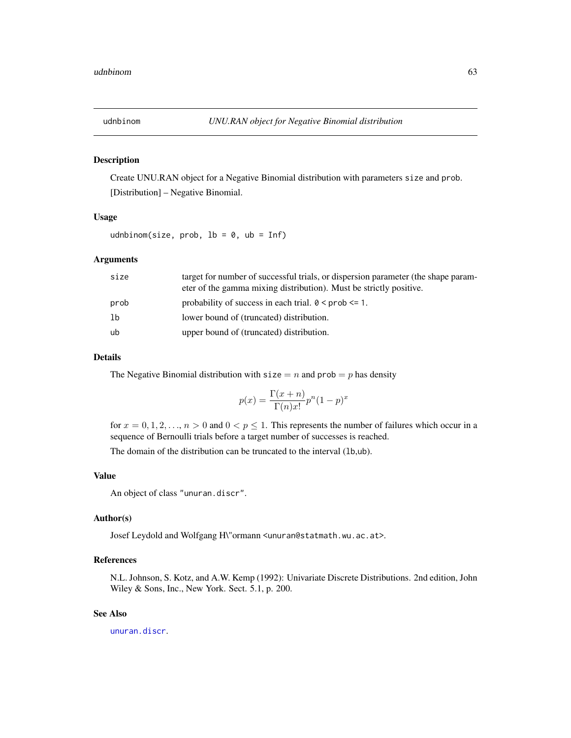udnbinom    *UNU.RAN object for Negative Binomial distribution*

## Description

Create UNU.RAN object for a Negative Binomial distribution with parameters `size` and `prob`.

[Distribution] – Negative Binomial.

## Usage

```
udnbinom(size, prob, lb = 0, ub = Inf)
```

## Arguments

| | |
|---|---|
| `size` | target for number of successful trials, or dispersion parameter (the shape parameter of the gamma mixing distribution). Must be strictly positive. |
| `prob` | probability of success in each trial. `0 < prob <= 1`. |
| `lb` | lower bound of (truncated) distribution. |
| `ub` | upper bound of (truncated) distribution. |

## Details

The Negative Binomial distribution with `size` $= n$ and `prob` $= p$ has density

$$p(x) = \frac{\Gamma(x+n)}{\Gamma(n)x!} p^n (1-p)^x$$

for $x = 0, 1, 2, \ldots$, $n > 0$ and $0 < p \leq 1$. This represents the number of failures which occur in a sequence of Bernoulli trials before a target number of successes is reached.

The domain of the distribution can be truncated to the interval (`lb`,`ub`).

## Value

An object of class `"unuran.discr"`.

## Author(s)

Josef Leydold and Wolfgang H\"ormann <unuran@statmath.wu.ac.at>.

## References

N.L. Johnson, S. Kotz, and A.W. Kemp (1992): Univariate Discrete Distributions. 2nd edition, John Wiley & Sons, Inc., New York. Sect. 5.1, p. 200.

## See Also

`unuran.discr`.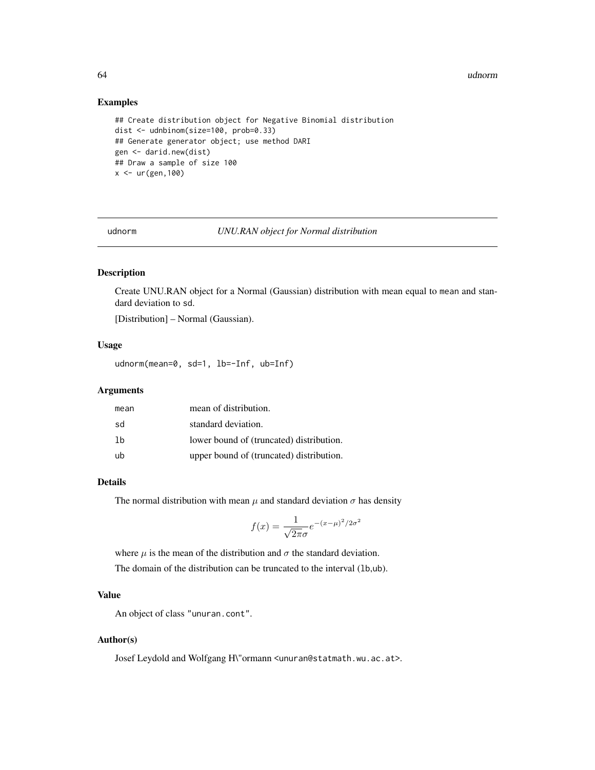## Examples

```
## Create distribution object for Negative Binomial distribution
dist <- udnbinom(size=100, prob=0.33)
## Generate generator object; use method DARI
gen <- darid.new(dist)
## Draw a sample of size 100
x <- ur(gen,100)
```

---

# udnorm *UNU.RAN object for Normal distribution*

---

## Description

Create UNU.RAN object for a Normal (Gaussian) distribution with mean equal to mean and standard deviation to sd.

[Distribution] – Normal (Gaussian).

## Usage

```
udnorm(mean=0, sd=1, lb=-Inf, ub=Inf)
```

## Arguments

| | |
|---|---|
| mean | mean of distribution. |
| sd | standard deviation. |
| lb | lower bound of (truncated) distribution. |
| ub | upper bound of (truncated) distribution. |

## Details

The normal distribution with mean $\mu$ and standard deviation $\sigma$ has density

$$f(x) = \frac{1}{\sqrt{2\pi}\sigma} e^{-(x-\mu)^2/2\sigma^2}$$

where $\mu$ is the mean of the distribution and $\sigma$ the standard deviation.

The domain of the distribution can be truncated to the interval (lb,ub).

## Value

An object of class "unuran.cont".

## Author(s)

Josef Leydold and Wolfgang H\"ormann <unuran@statmath.wu.ac.at>.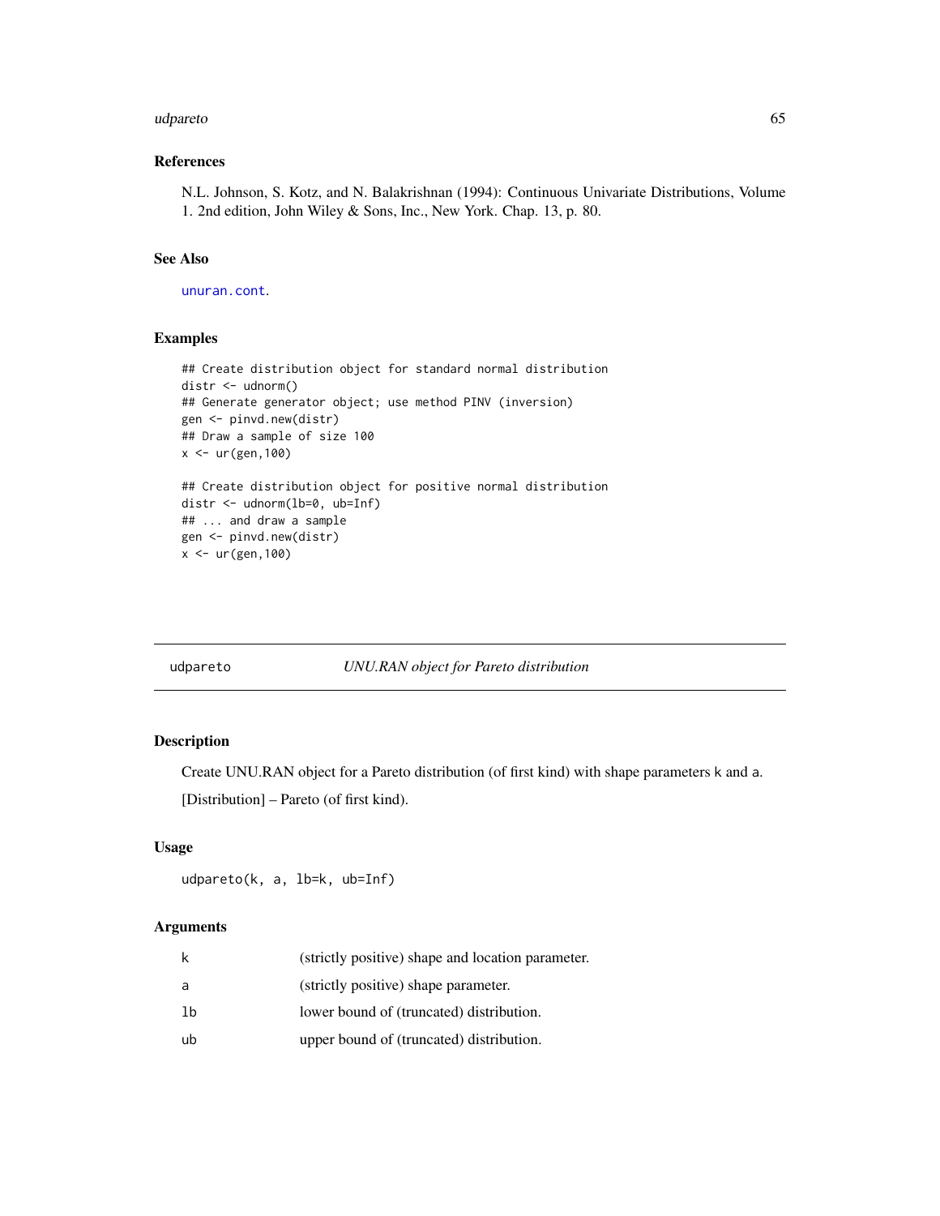### References

N.L. Johnson, S. Kotz, and N. Balakrishnan (1994): Continuous Univariate Distributions, Volume 1. 2nd edition, John Wiley & Sons, Inc., New York. Chap. 13, p. 80.

### See Also

`unuran.cont`.

### Examples

```
## Create distribution object for standard normal distribution
distr <- udnorm()
## Generate generator object; use method PINV (inversion)
gen <- pinvd.new(distr)
## Draw a sample of size 100
x <- ur(gen,100)

## Create distribution object for positive normal distribution
distr <- udnorm(lb=0, ub=Inf)
## ... and draw a sample
gen <- pinvd.new(distr)
x <- ur(gen,100)
```

---

## udpareto — *UNU.RAN object for Pareto distribution*

### Description

Create UNU.RAN object for a Pareto distribution (of first kind) with shape parameters `k` and `a`.

[Distribution] – Pareto (of first kind).

### Usage

```
udpareto(k, a, lb=k, ub=Inf)
```

### Arguments

| | |
|---|---|
| `k` | (strictly positive) shape and location parameter. |
| `a` | (strictly positive) shape parameter. |
| `lb` | lower bound of (truncated) distribution. |
| `ub` | upper bound of (truncated) distribution. |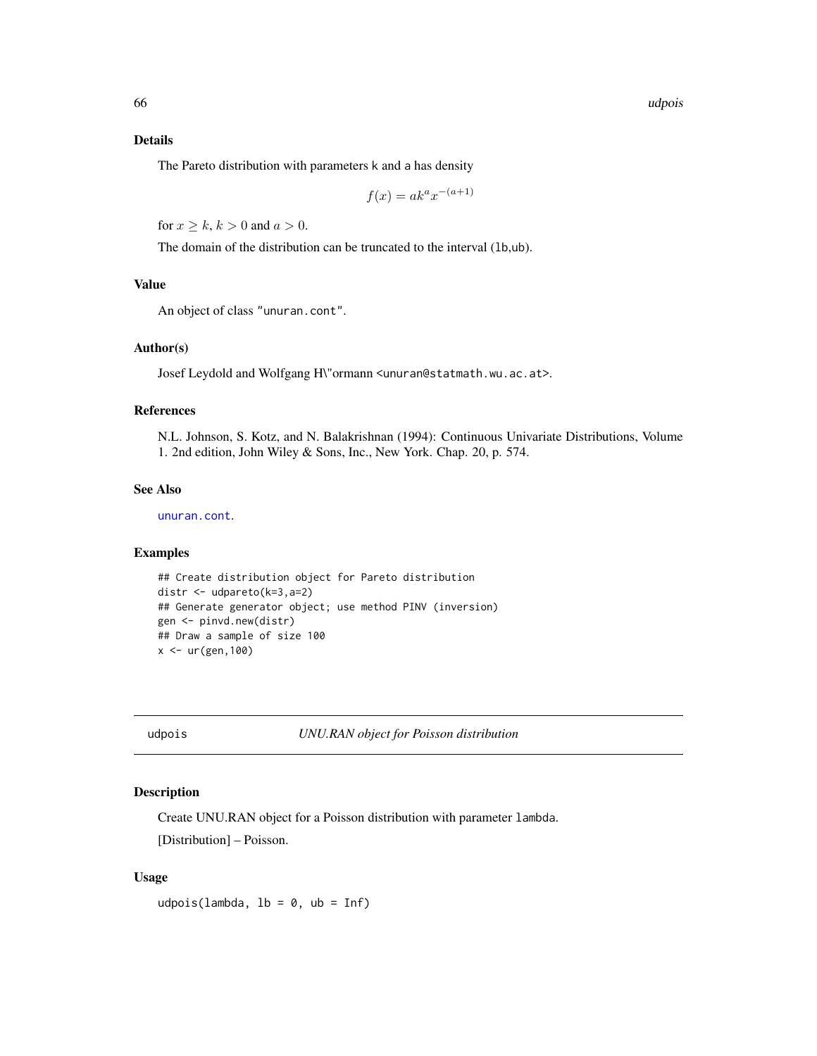## Details

The Pareto distribution with parameters k and a has density

$$f(x) = ak^a x^{-(a+1)}$$

for $x \geq k$, $k > 0$ and $a > 0$.

The domain of the distribution can be truncated to the interval (lb,ub).

## Value

An object of class "unuran.cont".

## Author(s)

Josef Leydold and Wolfgang H\"ormann <unuran@statmath.wu.ac.at>.

## References

N.L. Johnson, S. Kotz, and N. Balakrishnan (1994): Continuous Univariate Distributions, Volume 1. 2nd edition, John Wiley & Sons, Inc., New York. Chap. 20, p. 574.

## See Also

unuran.cont.

## Examples

```
## Create distribution object for Pareto distribution
distr <- udpareto(k=3,a=2)
## Generate generator object; use method PINV (inversion)
gen <- pinvd.new(distr)
## Draw a sample of size 100
x <- ur(gen,100)
```

---

# udpois — *UNU.RAN object for Poisson distribution*

## Description

Create UNU.RAN object for a Poisson distribution with parameter lambda.

[Distribution] – Poisson.

## Usage

```
udpois(lambda, lb = 0, ub = Inf)
```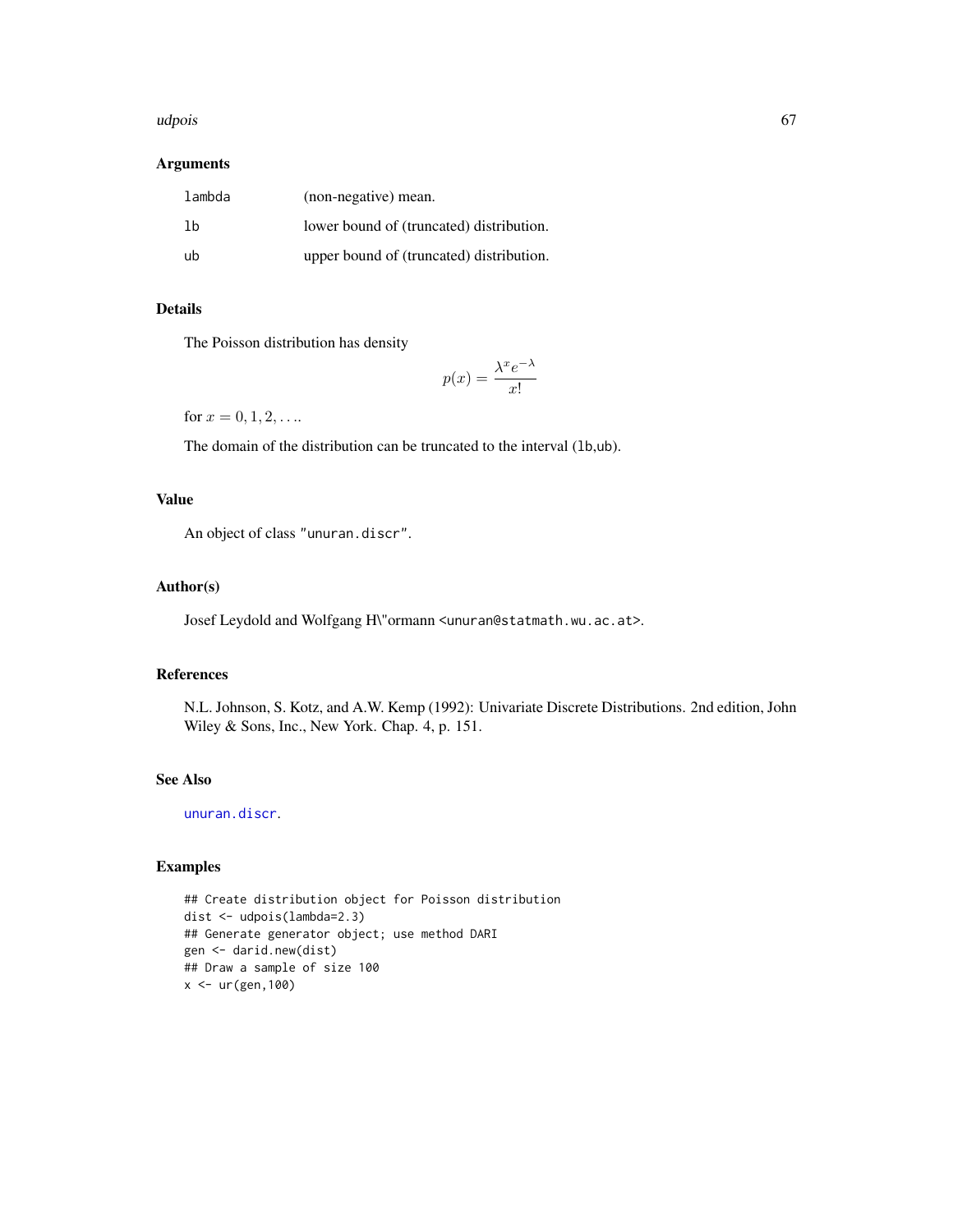## Arguments

| | |
|---|---|
| lambda | (non-negative) mean. |
| lb | lower bound of (truncated) distribution. |
| ub | upper bound of (truncated) distribution. |

## Details

The Poisson distribution has density

$$p(x) = \frac{\lambda^x e^{-\lambda}}{x!}$$

for $x = 0, 1, 2, \ldots$.

The domain of the distribution can be truncated to the interval (lb,ub).

## Value

An object of class "unuran.discr".

## Author(s)

Josef Leydold and Wolfgang H\"ormann <unuran@statmath.wu.ac.at>.

## References

N.L. Johnson, S. Kotz, and A.W. Kemp (1992): Univariate Discrete Distributions. 2nd edition, John Wiley & Sons, Inc., New York. Chap. 4, p. 151.

## See Also

unuran.discr.

## Examples

```
## Create distribution object for Poisson distribution
dist <- udpois(lambda=2.3)
## Generate generator object; use method DARI
gen <- darid.new(dist)
## Draw a sample of size 100
x <- ur(gen,100)
```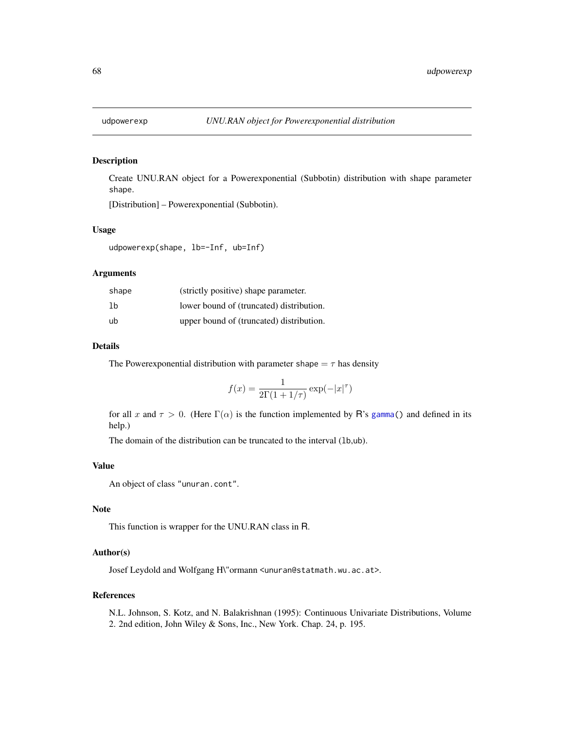udpowerexp — *UNU.RAN object for Powerexponential distribution*

## Description

Create UNU.RAN object for a Powerexponential (Subbotin) distribution with shape parameter `shape`.

[Distribution] – Powerexponential (Subbotin).

## Usage

```
udpowerexp(shape, lb=-Inf, ub=Inf)
```

## Arguments

| | |
|---|---|
| `shape` | (strictly positive) shape parameter. |
| `lb` | lower bound of (truncated) distribution. |
| `ub` | upper bound of (truncated) distribution. |

## Details

The Powerexponential distribution with parameter `shape` $= \tau$ has density

$$f(x) = \frac{1}{2\Gamma(1 + 1/\tau)} \exp(-|x|^{\tau})$$

for all $x$ and $\tau > 0$. (Here $\Gamma(\alpha)$ is the function implemented by R's `gamma()` and defined in its help.)

The domain of the distribution can be truncated to the interval (`lb`,`ub`).

## Value

An object of class `"unuran.cont"`.

## Note

This function is wrapper for the UNU.RAN class in R.

## Author(s)

Josef Leydold and Wolfgang H\"ormann <unuran@statmath.wu.ac.at>.

## References

N.L. Johnson, S. Kotz, and N. Balakrishnan (1995): Continuous Univariate Distributions, Volume 2. 2nd edition, John Wiley & Sons, Inc., New York. Chap. 24, p. 195.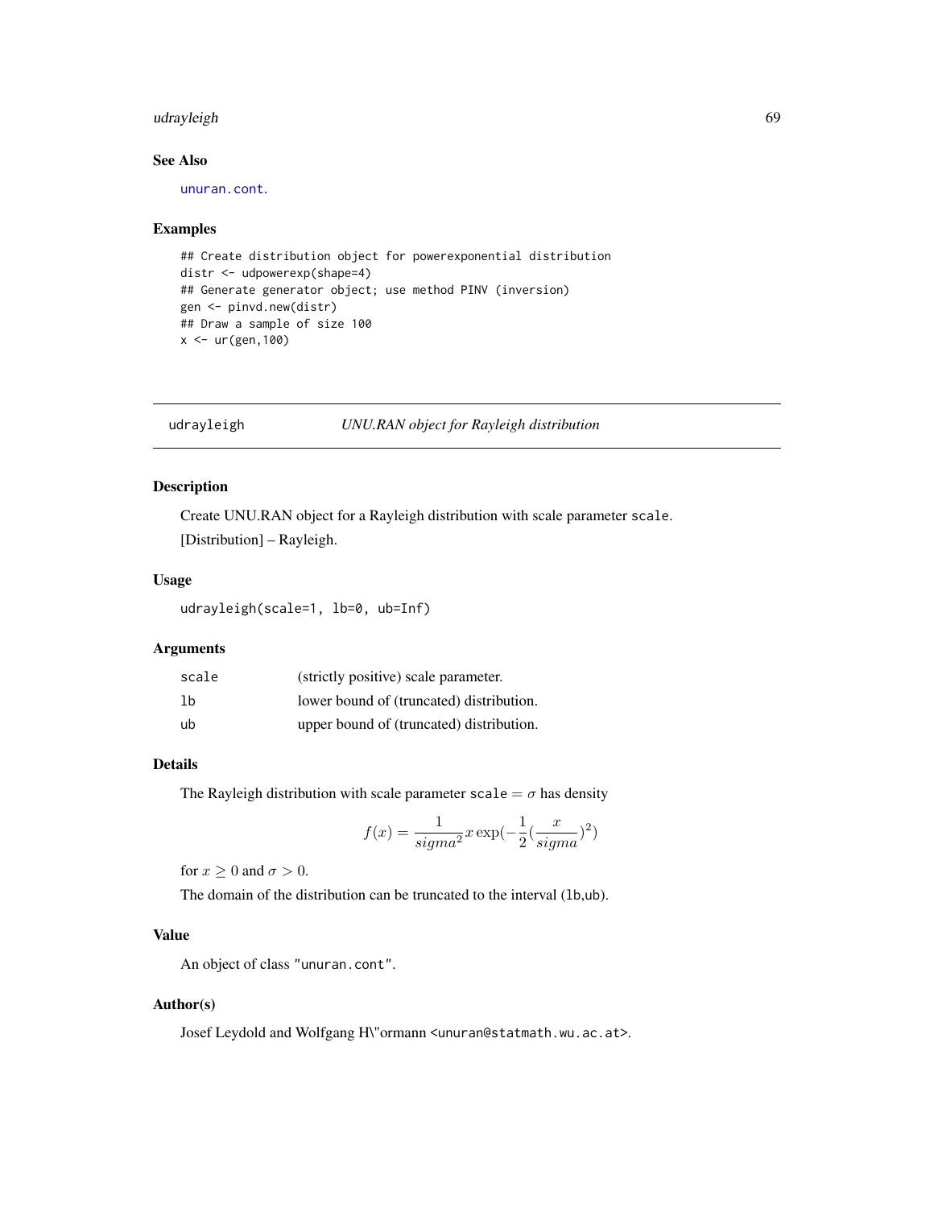### See Also

unuran.cont.

### Examples

```
## Create distribution object for powerexponential distribution
distr <- udpowerexp(shape=4)
## Generate generator object; use method PINV (inversion)
gen <- pinvd.new(distr)
## Draw a sample of size 100
x <- ur(gen,100)
```

---

## udrayleigh — *UNU.RAN object for Rayleigh distribution*

---

### Description

Create UNU.RAN object for a Rayleigh distribution with scale parameter `scale`.

[Distribution] – Rayleigh.

### Usage

```
udrayleigh(scale=1, lb=0, ub=Inf)
```

### Arguments

| | |
|---|---|
| scale | (strictly positive) scale parameter. |
| lb | lower bound of (truncated) distribution. |
| ub | upper bound of (truncated) distribution. |

### Details

The Rayleigh distribution with scale parameter `scale` $= \sigma$ has density

$$f(x) = \frac{1}{sigma^2} x \exp(-\frac{1}{2}(\frac{x}{sigma})^2)$$

for $x \geq 0$ and $\sigma > 0$.

The domain of the distribution can be truncated to the interval (`lb`,`ub`).

### Value

An object of class `"unuran.cont"`.

### Author(s)

Josef Leydold and Wolfgang H\"ormann <unuran@statmath.wu.ac.at>.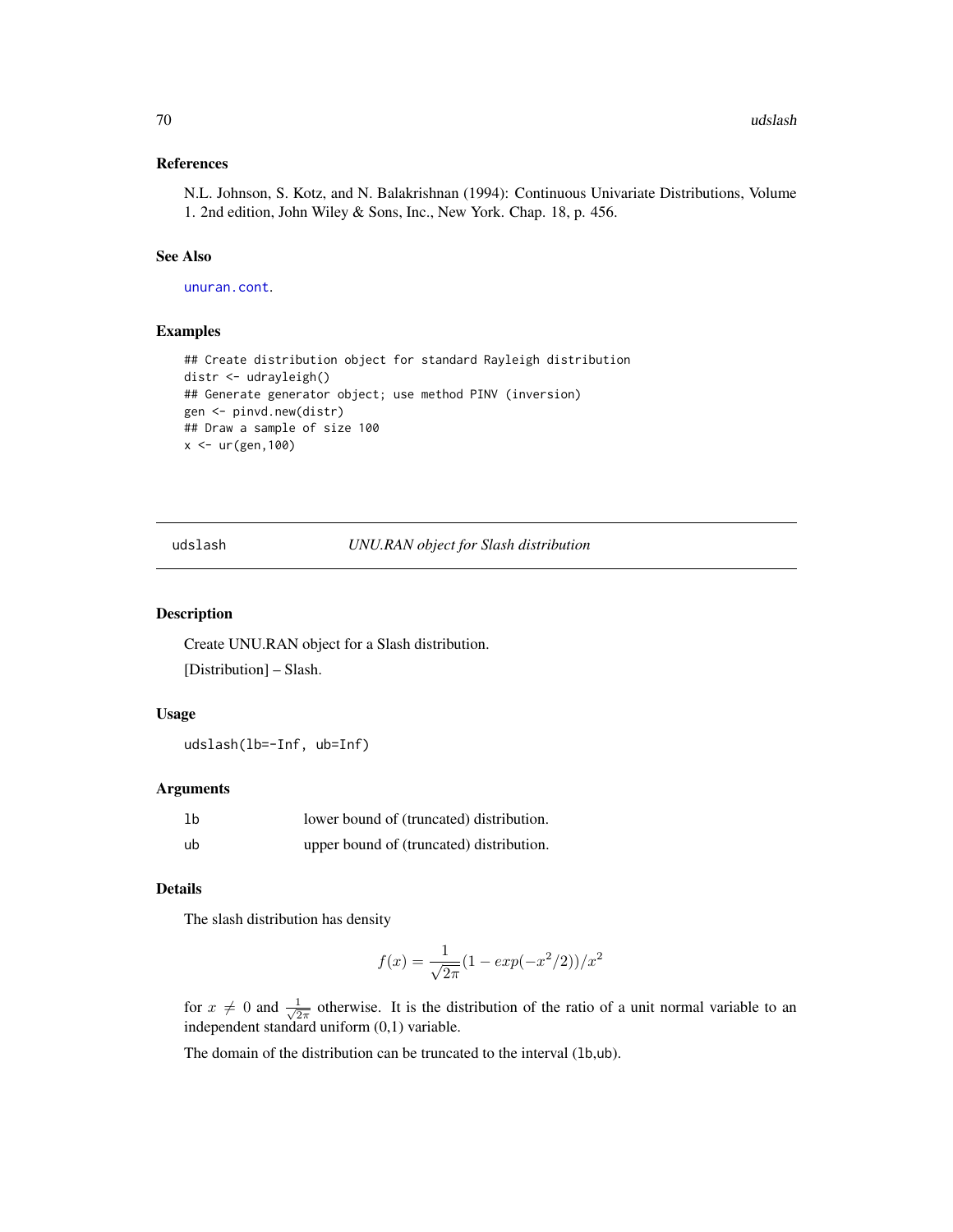### References

N.L. Johnson, S. Kotz, and N. Balakrishnan (1994): Continuous Univariate Distributions, Volume 1. 2nd edition, John Wiley & Sons, Inc., New York. Chap. 18, p. 456.

### See Also

unuran.cont.

### Examples

```
## Create distribution object for standard Rayleigh distribution
distr <- udrayleigh()
## Generate generator object; use method PINV (inversion)
gen <- pinvd.new(distr)
## Draw a sample of size 100
x <- ur(gen,100)
```

---

## udslash *UNU.RAN object for Slash distribution*

---

### Description

Create UNU.RAN object for a Slash distribution.

[Distribution] – Slash.

### Usage

```
udslash(lb=-Inf, ub=Inf)
```

### Arguments

| | |
|---|---|
| lb | lower bound of (truncated) distribution. |
| ub | upper bound of (truncated) distribution. |

### Details

The slash distribution has density

$$f(x) = \frac{1}{\sqrt{2\pi}}(1 - exp(-x^2/2))/x^2$$

for $x \neq 0$ and $\frac{1}{\sqrt{2\pi}}$ otherwise. It is the distribution of the ratio of a unit normal variable to an independent standard uniform (0,1) variable.

The domain of the distribution can be truncated to the interval (lb,ub).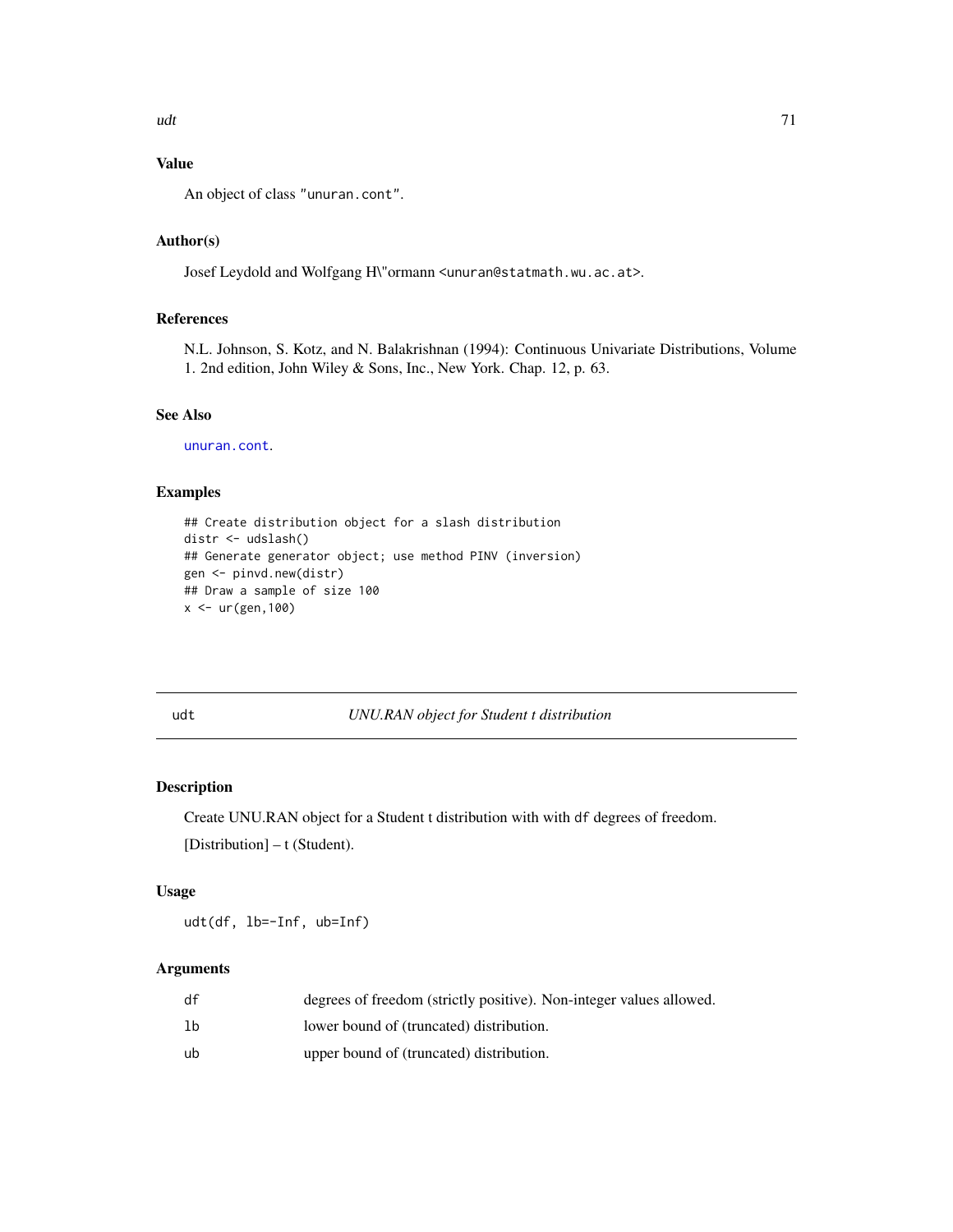## Value

An object of class "unuran.cont".

## Author(s)

Josef Leydold and Wolfgang H\"ormann <unuran@statmath.wu.ac.at>.

## References

N.L. Johnson, S. Kotz, and N. Balakrishnan (1994): Continuous Univariate Distributions, Volume 1. 2nd edition, John Wiley & Sons, Inc., New York. Chap. 12, p. 63.

## See Also

unuran.cont.

## Examples

```
## Create distribution object for a slash distribution
distr <- udslash()
## Generate generator object; use method PINV (inversion)
gen <- pinvd.new(distr)
## Draw a sample of size 100
x <- ur(gen,100)
```

---

# udt — *UNU.RAN object for Student t distribution*

## Description

Create UNU.RAN object for a Student t distribution with with df degrees of freedom.

[Distribution] – t (Student).

## Usage

```
udt(df, lb=-Inf, ub=Inf)
```

## Arguments

| | |
|---|---|
| df | degrees of freedom (strictly positive). Non-integer values allowed. |
| lb | lower bound of (truncated) distribution. |
| ub | upper bound of (truncated) distribution. |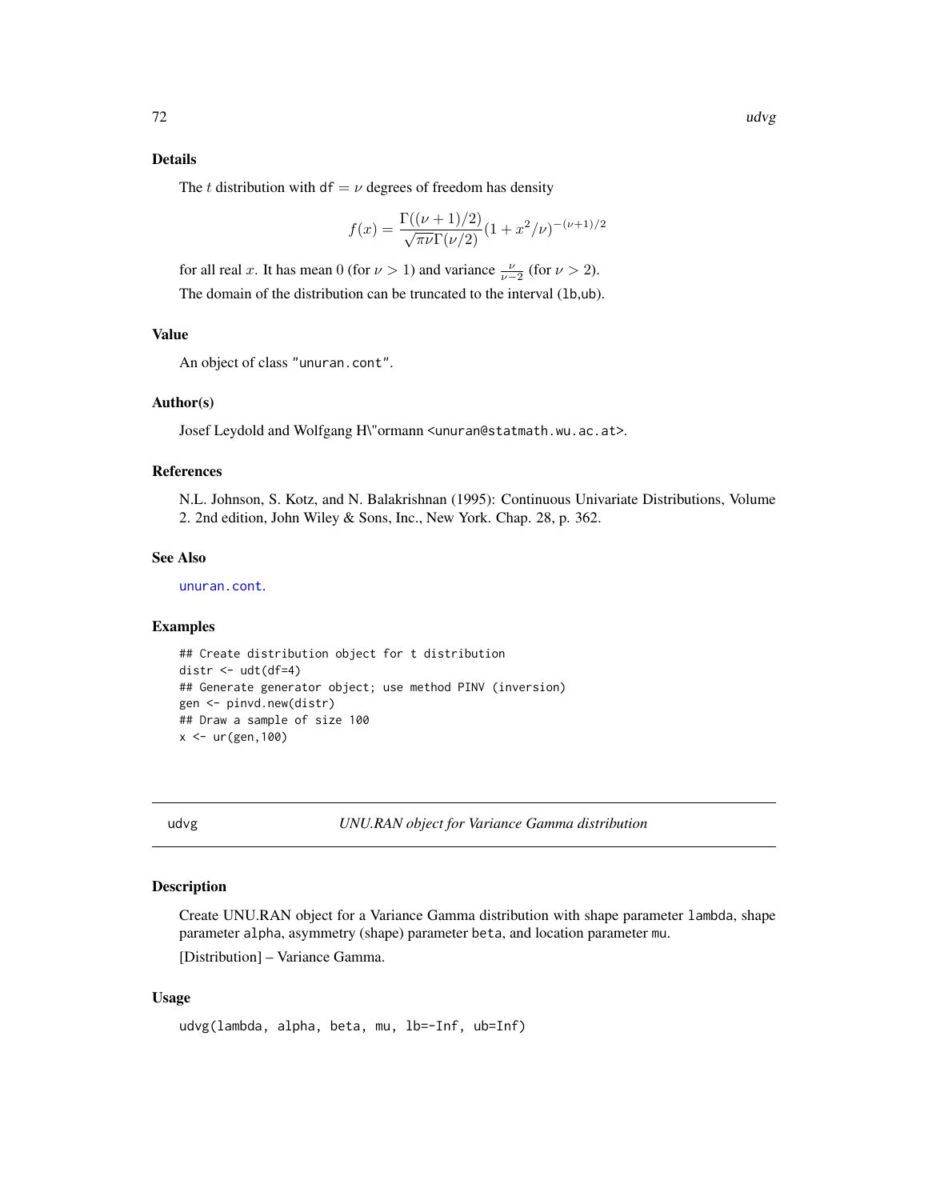### Details

The $t$ distribution with $\mathtt{df} = \nu$ degrees of freedom has density

$$f(x) = \frac{\Gamma((\nu+1)/2)}{\sqrt{\pi\nu}\Gamma(\nu/2)}(1 + x^2/\nu)^{-(\nu+1)/2}$$

for all real $x$. It has mean 0 (for $\nu > 1$) and variance $\frac{\nu}{\nu-2}$ (for $\nu > 2$).

The domain of the distribution can be truncated to the interval (lb,ub).

### Value

An object of class "unuran.cont".

### Author(s)

Josef Leydold and Wolfgang H\"ormann <unuran@statmath.wu.ac.at>.

### References

N.L. Johnson, S. Kotz, and N. Balakrishnan (1995): Continuous Univariate Distributions, Volume 2. 2nd edition, John Wiley & Sons, Inc., New York. Chap. 28, p. 362.

### See Also

unuran.cont.

### Examples

```
## Create distribution object for t distribution
distr <- udt(df=4)
## Generate generator object; use method PINV (inversion)
gen <- pinvd.new(distr)
## Draw a sample of size 100
x <- ur(gen,100)
```

---

## udvg — *UNU.RAN object for Variance Gamma distribution*

---

### Description

Create UNU.RAN object for a Variance Gamma distribution with shape parameter lambda, shape parameter alpha, asymmetry (shape) parameter beta, and location parameter mu.

[Distribution] – Variance Gamma.

### Usage

```
udvg(lambda, alpha, beta, mu, lb=-Inf, ub=Inf)
```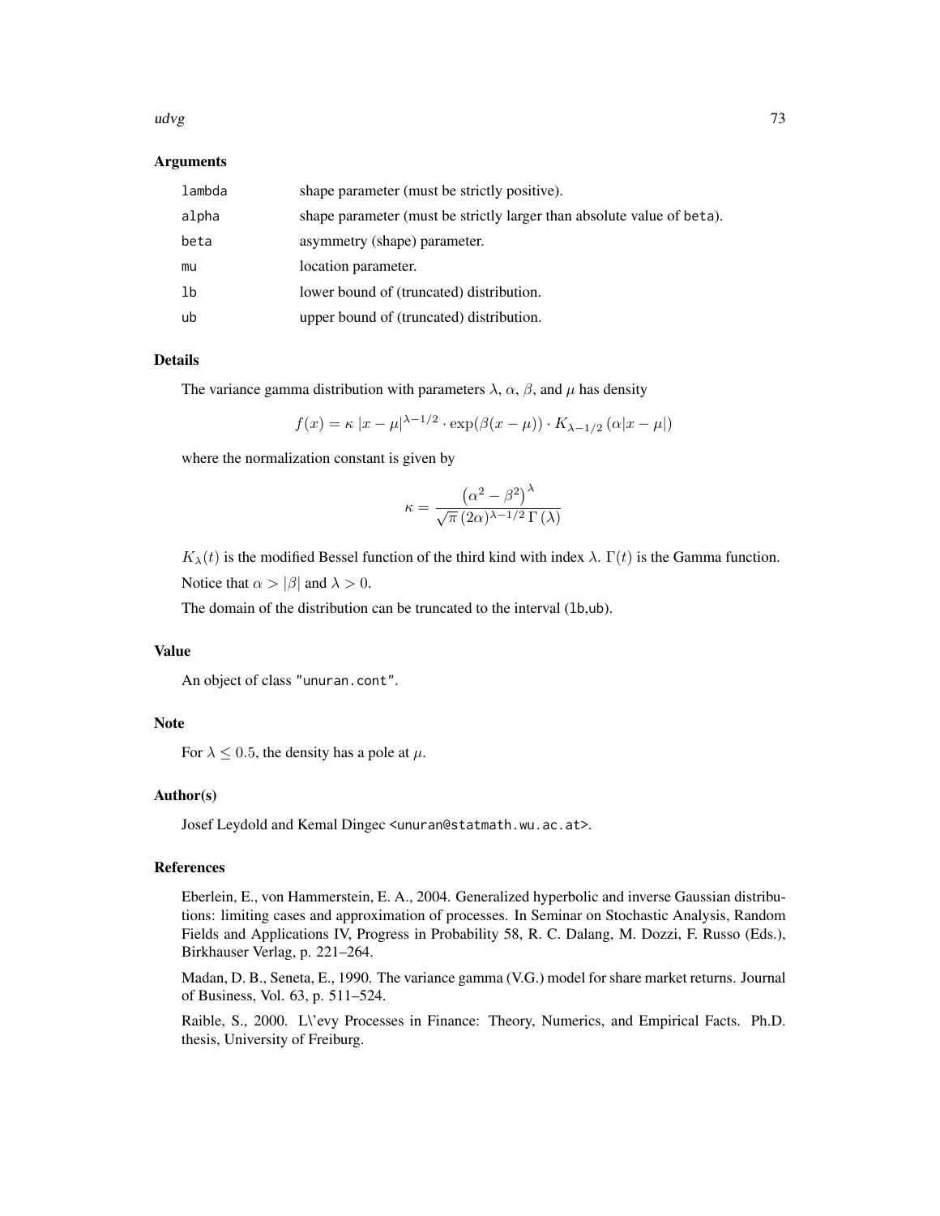## Arguments

| | |
|---|---|
| lambda | shape parameter (must be strictly positive). |
| alpha | shape parameter (must be strictly larger than absolute value of beta). |
| beta | asymmetry (shape) parameter. |
| mu | location parameter. |
| lb | lower bound of (truncated) distribution. |
| ub | upper bound of (truncated) distribution. |

## Details

The variance gamma distribution with parameters $\lambda$, $\alpha$, $\beta$, and $\mu$ has density

$$f(x) = \kappa \, |x - \mu|^{\lambda - 1/2} \cdot \exp(\beta(x - \mu)) \cdot K_{\lambda - 1/2} \left( \alpha |x - \mu| \right)$$

where the normalization constant is given by

$$\kappa = \frac{\left(\alpha^2 - \beta^2\right)^{\lambda}}{\sqrt{\pi} \, (2\alpha)^{\lambda - 1/2} \, \Gamma(\lambda)}$$

$K_\lambda(t)$ is the modified Bessel function of the third kind with index $\lambda$. $\Gamma(t)$ is the Gamma function.

Notice that $\alpha > |\beta|$ and $\lambda > 0$.

The domain of the distribution can be truncated to the interval (lb,ub).

## Value

An object of class "unuran.cont".

## Note

For $\lambda \leq 0.5$, the density has a pole at $\mu$.

## Author(s)

Josef Leydold and Kemal Dingec <unuran@statmath.wu.ac.at>.

## References

Eberlein, E., von Hammerstein, E. A., 2004. Generalized hyperbolic and inverse Gaussian distributions: limiting cases and approximation of processes. In Seminar on Stochastic Analysis, Random Fields and Applications IV, Progress in Probability 58, R. C. Dalang, M. Dozzi, F. Russo (Eds.), Birkhauser Verlag, p. 221–264.

Madan, D. B., Seneta, E., 1990. The variance gamma (V.G.) model for share market returns. Journal of Business, Vol. 63, p. 511–524.

Raible, S., 2000. L\'evy Processes in Finance: Theory, Numerics, and Empirical Facts. Ph.D. thesis, University of Freiburg.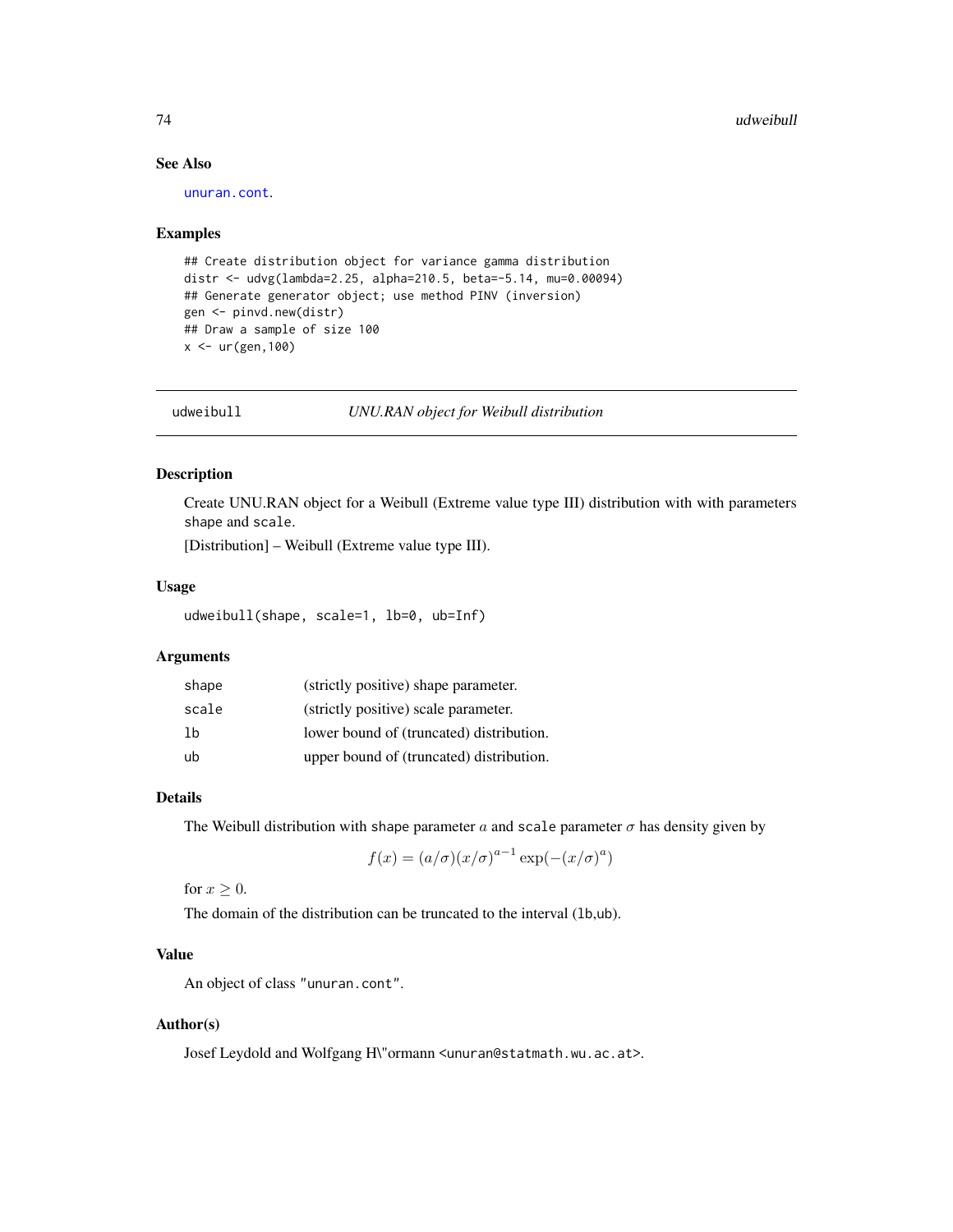### See Also

unuran.cont.

### Examples

```
## Create distribution object for variance gamma distribution
distr <- udvg(lambda=2.25, alpha=210.5, beta=-5.14, mu=0.00094)
## Generate generator object; use method PINV (inversion)
gen <- pinvd.new(distr)
## Draw a sample of size 100
x <- ur(gen,100)
```

---

## udweibull *UNU.RAN object for Weibull distribution*

### Description

Create UNU.RAN object for a Weibull (Extreme value type III) distribution with with parameters shape and scale.

[Distribution] – Weibull (Extreme value type III).

### Usage

```
udweibull(shape, scale=1, lb=0, ub=Inf)
```

### Arguments

| | |
|---|---|
| shape | (strictly positive) shape parameter. |
| scale | (strictly positive) scale parameter. |
| lb | lower bound of (truncated) distribution. |
| ub | upper bound of (truncated) distribution. |

### Details

The Weibull distribution with shape parameter $a$ and scale parameter $\sigma$ has density given by

$$f(x) = (a/\sigma)(x/\sigma)^{a-1} \exp(-(x/\sigma)^a)$$

for $x \geq 0$.

The domain of the distribution can be truncated to the interval (lb,ub).

### Value

An object of class "unuran.cont".

### Author(s)

Josef Leydold and Wolfgang H\"ormann <unuran@statmath.wu.ac.at>.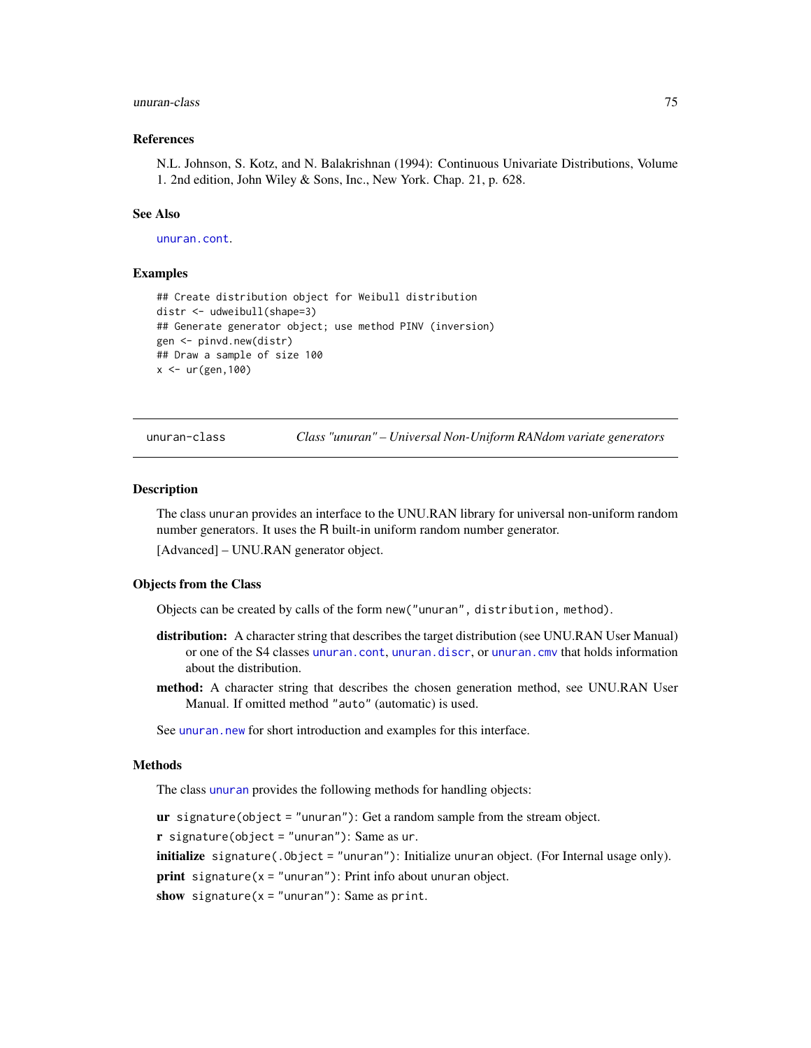## References

N.L. Johnson, S. Kotz, and N. Balakrishnan (1994): Continuous Univariate Distributions, Volume 1. 2nd edition, John Wiley & Sons, Inc., New York. Chap. 21, p. 628.

## See Also

unuran.cont.

## Examples

```
## Create distribution object for Weibull distribution
distr <- udweibull(shape=3)
## Generate generator object; use method PINV (inversion)
gen <- pinvd.new(distr)
## Draw a sample of size 100
x <- ur(gen,100)
```

---

# unuran-class — *Class "unuran" – Universal Non-Uniform RANdom variate generators*

## Description

The class unuran provides an interface to the UNU.RAN library for universal non-uniform random number generators. It uses the R built-in uniform random number generator.

[Advanced] – UNU.RAN generator object.

## Objects from the Class

Objects can be created by calls of the form `new("unuran", distribution, method)`.

**distribution:** A character string that describes the target distribution (see UNU.RAN User Manual) or one of the S4 classes unuran.cont, unuran.discr, or unuran.cmv that holds information about the distribution.

**method:** A character string that describes the chosen generation method, see UNU.RAN User Manual. If omitted method "auto" (automatic) is used.

See unuran.new for short introduction and examples for this interface.

## Methods

The class unuran provides the following methods for handling objects:

**ur** `signature(object = "unuran")`: Get a random sample from the stream object.

**r** `signature(object = "unuran")`: Same as `ur`.

**initialize** `signature(.Object = "unuran")`: Initialize unuran object. (For Internal usage only).

**print** `signature(x = "unuran")`: Print info about unuran object.

**show** `signature(x = "unuran")`: Same as `print`.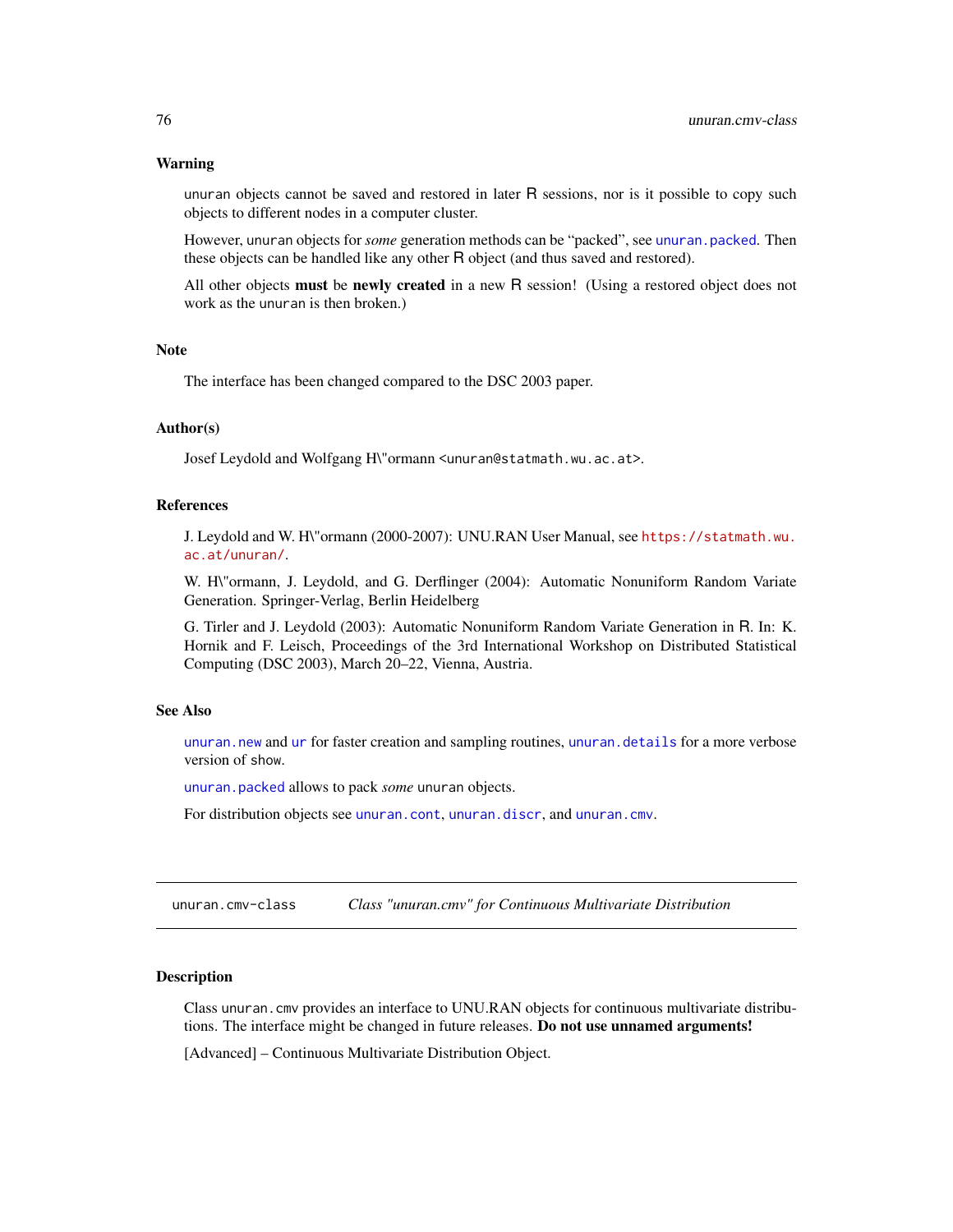## Warning

`unuran` objects cannot be saved and restored in later R sessions, nor is it possible to copy such objects to different nodes in a computer cluster.

However, `unuran` objects for *some* generation methods can be "packed", see `unuran.packed`. Then these objects can be handled like any other R object (and thus saved and restored).

All other objects **must** be **newly created** in a new R session! (Using a restored object does not work as the `unuran` is then broken.)

## Note

The interface has been changed compared to the DSC 2003 paper.

## Author(s)

Josef Leydold and Wolfgang H\"ormann <unuran@statmath.wu.ac.at>.

## References

J. Leydold and W. H\"ormann (2000-2007): UNU.RAN User Manual, see https://statmath.wu.ac.at/unuran/.

W. H\"ormann, J. Leydold, and G. Derflinger (2004): Automatic Nonuniform Random Variate Generation. Springer-Verlag, Berlin Heidelberg

G. Tirler and J. Leydold (2003): Automatic Nonuniform Random Variate Generation in R. In: K. Hornik and F. Leisch, Proceedings of the 3rd International Workshop on Distributed Statistical Computing (DSC 2003), March 20–22, Vienna, Austria.

## See Also

`unuran.new` and `ur` for faster creation and sampling routines, `unuran.details` for a more verbose version of `show`.

`unuran.packed` allows to pack *some* `unuran` objects.

For distribution objects see `unuran.cont`, `unuran.discr`, and `unuran.cmv`.

---

# unuran.cmv-class — *Class "unuran.cmv" for Continuous Multivariate Distribution*

## Description

Class `unuran.cmv` provides an interface to UNU.RAN objects for continuous multivariate distributions. The interface might be changed in future releases. **Do not use unnamed arguments!**

[Advanced] – Continuous Multivariate Distribution Object.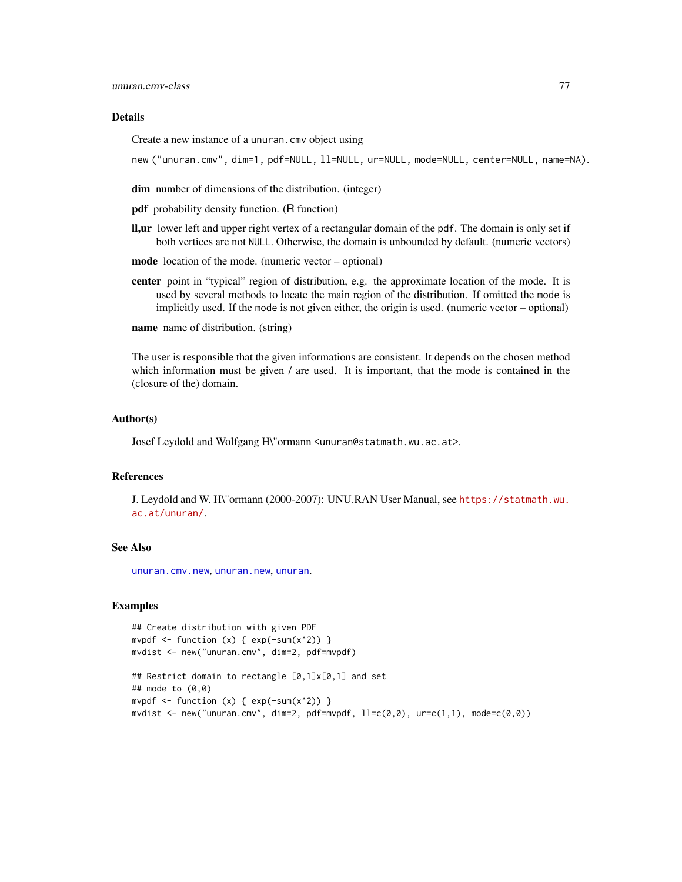## Details

Create a new instance of a `unuran.cmv` object using

`new ("unuran.cmv", dim=1, pdf=NULL, ll=NULL, ur=NULL, mode=NULL, center=NULL, name=NA)`.

**dim** number of dimensions of the distribution. (integer)

**pdf** probability density function. (R function)

**ll,ur** lower left and upper right vertex of a rectangular domain of the `pdf`. The domain is only set if both vertices are not `NULL`. Otherwise, the domain is unbounded by default. (numeric vectors)

**mode** location of the mode. (numeric vector – optional)

**center** point in "typical" region of distribution, e.g. the approximate location of the mode. It is used by several methods to locate the main region of the distribution. If omitted the `mode` is implicitly used. If the `mode` is not given either, the origin is used. (numeric vector – optional)

**name** name of distribution. (string)

The user is responsible that the given informations are consistent. It depends on the chosen method which information must be given / are used. It is important, that the mode is contained in the (closure of the) domain.

## Author(s)

Josef Leydold and Wolfgang H\"ormann <unuran@statmath.wu.ac.at>.

## References

J. Leydold and W. H\"ormann (2000-2007): UNU.RAN User Manual, see https://statmath.wu.ac.at/unuran/.

## See Also

`unuran.cmv.new`, `unuran.new`, `unuran`.

## Examples

```
## Create distribution with given PDF
mvpdf <- function (x) { exp(-sum(x^2)) }
mvdist <- new("unuran.cmv", dim=2, pdf=mvpdf)

## Restrict domain to rectangle [0,1]x[0,1] and set
## mode to (0,0)
mvpdf <- function (x) { exp(-sum(x^2)) }
mvdist <- new("unuran.cmv", dim=2, pdf=mvpdf, ll=c(0,0), ur=c(1,1), mode=c(0,0))
```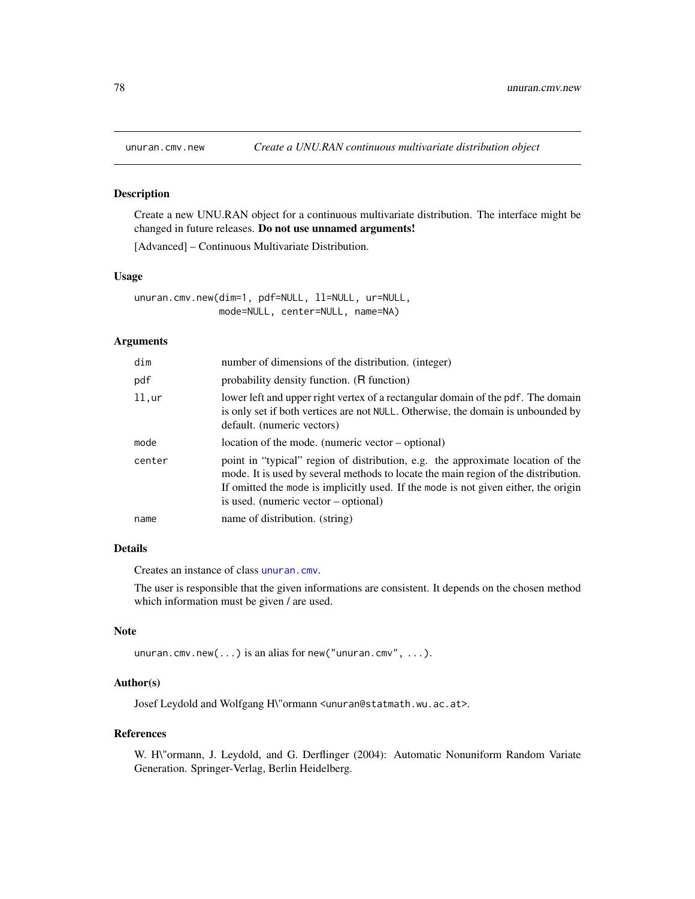unuran.cmv.new — *Create a UNU.RAN continuous multivariate distribution object*

### Description

Create a new UNU.RAN object for a continuous multivariate distribution. The interface might be changed in future releases. **Do not use unnamed arguments!**

[Advanced] – Continuous Multivariate Distribution.

### Usage

```
unuran.cmv.new(dim=1, pdf=NULL, ll=NULL, ur=NULL,
               mode=NULL, center=NULL, name=NA)
```

### Arguments

| | |
|---|---|
| `dim` | number of dimensions of the distribution. (integer) |
| `pdf` | probability density function. (R function) |
| `ll,ur` | lower left and upper right vertex of a rectangular domain of the `pdf`. The domain is only set if both vertices are not `NULL`. Otherwise, the domain is unbounded by default. (numeric vectors) |
| `mode` | location of the mode. (numeric vector – optional) |
| `center` | point in "typical" region of distribution, e.g. the approximate location of the mode. It is used by several methods to locate the main region of the distribution. If omitted the `mode` is implicitly used. If the `mode` is not given either, the origin is used. (numeric vector – optional) |
| `name` | name of distribution. (string) |

### Details

Creates an instance of class `unuran.cmv`.

The user is responsible that the given informations are consistent. It depends on the chosen method which information must be given / are used.

### Note

`unuran.cmv.new(...)` is an alias for `new("unuran.cmv", ...)`.

### Author(s)

Josef Leydold and Wolfgang H\"ormann <unuran@statmath.wu.ac.at>.

### References

W. H\"ormann, J. Leydold, and G. Derflinger (2004): Automatic Nonuniform Random Variate Generation. Springer-Verlag, Berlin Heidelberg.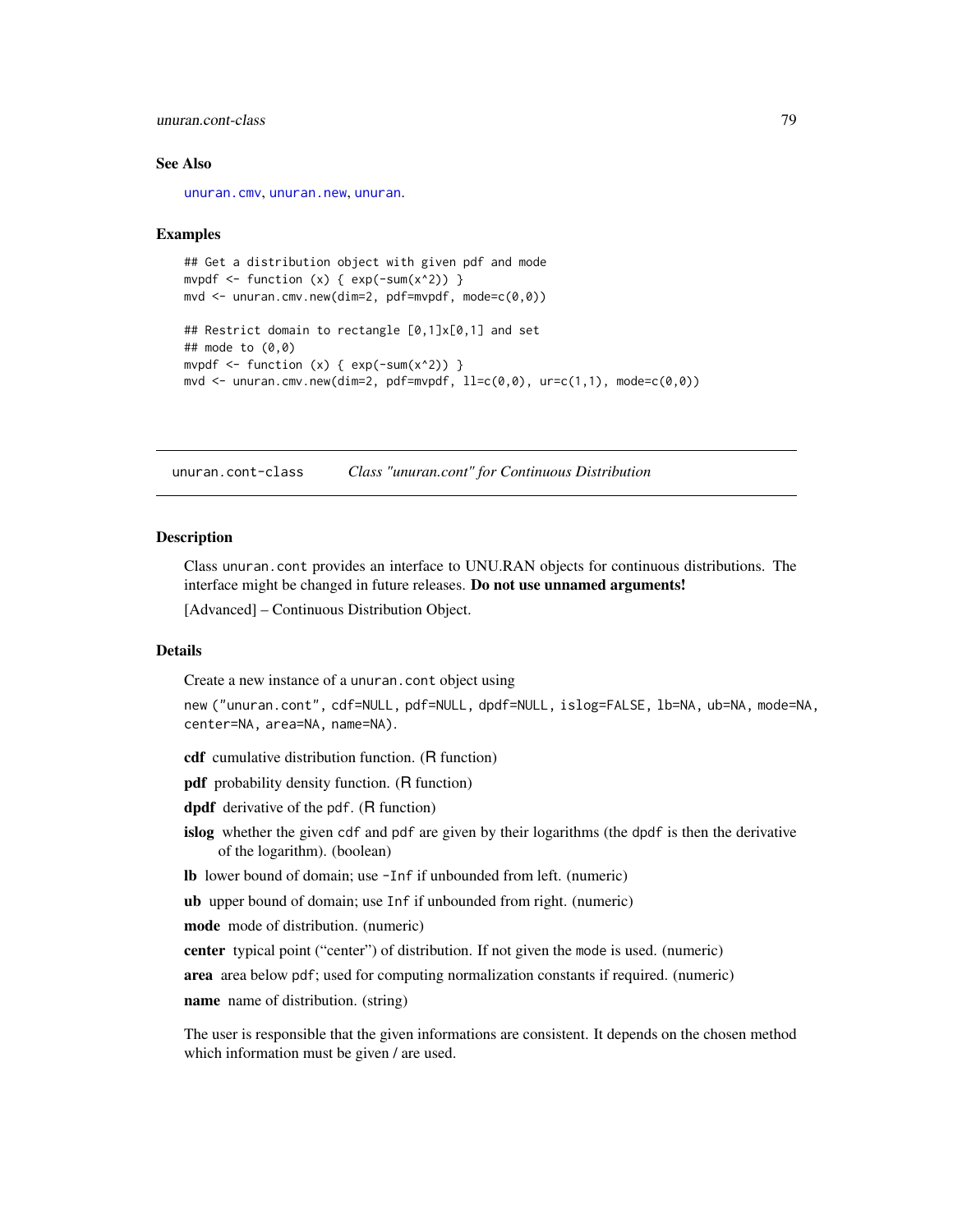### See Also

unuran.cmv, unuran.new, unuran.

### Examples

```
## Get a distribution object with given pdf and mode
mvpdf <- function (x) { exp(-sum(x^2)) }
mvd <- unuran.cmv.new(dim=2, pdf=mvpdf, mode=c(0,0))

## Restrict domain to rectangle [0,1]x[0,1] and set
## mode to (0,0)
mvpdf <- function (x) { exp(-sum(x^2)) }
mvd <- unuran.cmv.new(dim=2, pdf=mvpdf, ll=c(0,0), ur=c(1,1), mode=c(0,0))
```

---

## unuran.cont-class    *Class "unuran.cont" for Continuous Distribution*

---

### Description

Class `unuran.cont` provides an interface to UNU.RAN objects for continuous distributions. The interface might be changed in future releases. **Do not use unnamed arguments!**

[Advanced] – Continuous Distribution Object.

### Details

Create a new instance of a `unuran.cont` object using

`new ("unuran.cont", cdf=NULL, pdf=NULL, dpdf=NULL, islog=FALSE, lb=NA, ub=NA, mode=NA, center=NA, area=NA, name=NA).`

**cdf** cumulative distribution function. (R function)

**pdf** probability density function. (R function)

**dpdf** derivative of the `pdf`. (R function)

**islog** whether the given `cdf` and `pdf` are given by their logarithms (the `dpdf` is then the derivative of the logarithm). (boolean)

**lb** lower bound of domain; use `-Inf` if unbounded from left. (numeric)

**ub** upper bound of domain; use `Inf` if unbounded from right. (numeric)

**mode** mode of distribution. (numeric)

**center** typical point ("center") of distribution. If not given the `mode` is used. (numeric)

**area** area below `pdf`; used for computing normalization constants if required. (numeric)

**name** name of distribution. (string)

The user is responsible that the given informations are consistent. It depends on the chosen method which information must be given / are used.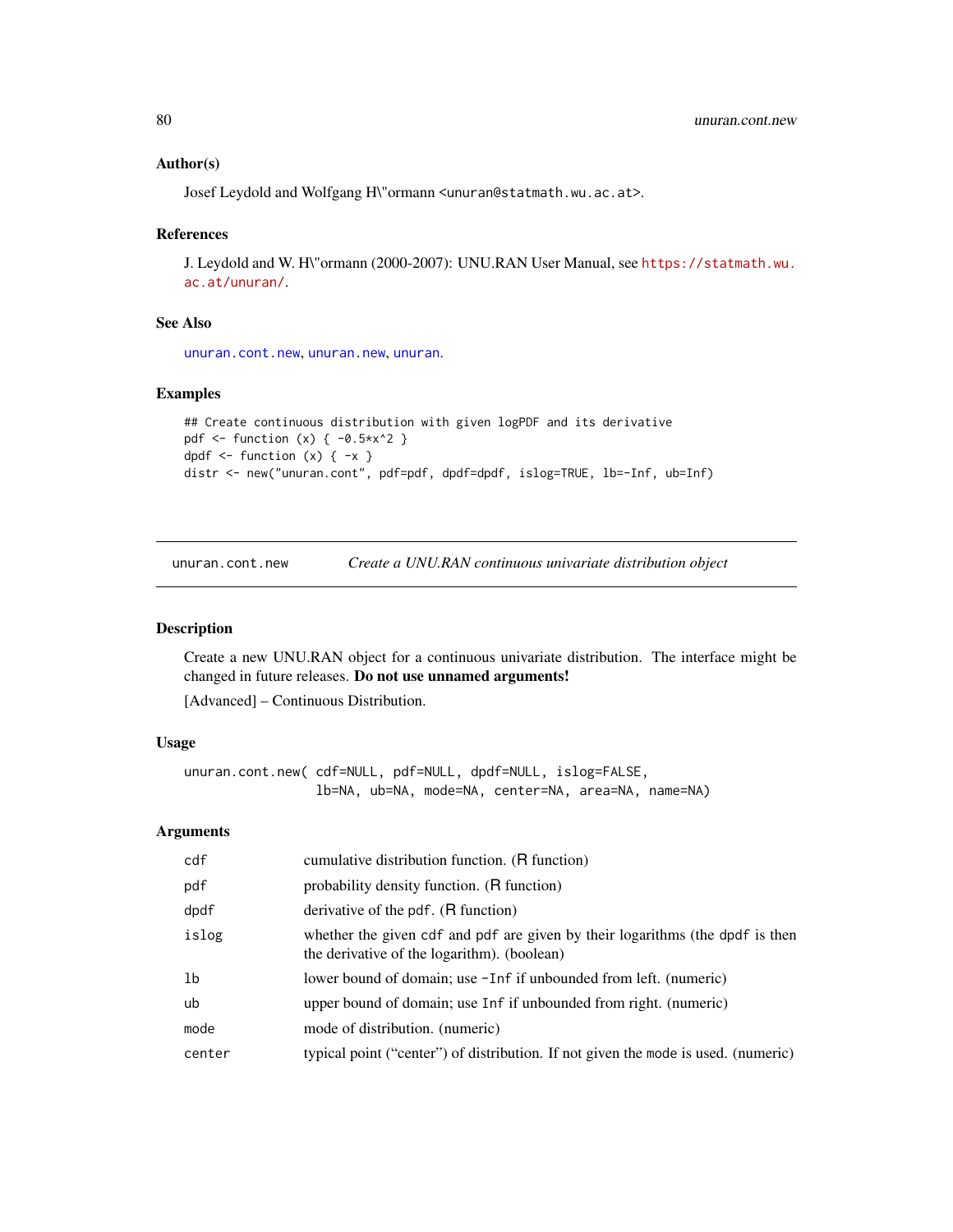### Author(s)

Josef Leydold and Wolfgang H\"ormann <unuran@statmath.wu.ac.at>.

### References

J. Leydold and W. H\"ormann (2000-2007): UNU.RAN User Manual, see https://statmath.wu.ac.at/unuran/.

### See Also

unuran.cont.new, unuran.new, unuran.

### Examples

```
## Create continuous distribution with given logPDF and its derivative
pdf <- function (x) { -0.5*x^2 }
dpdf <- function (x) { -x }
distr <- new("unuran.cont", pdf=pdf, dpdf=dpdf, islog=TRUE, lb=-Inf, ub=Inf)
```

---

## unuran.cont.new — *Create a UNU.RAN continuous univariate distribution object*

### Description

Create a new UNU.RAN object for a continuous univariate distribution. The interface might be changed in future releases. **Do not use unnamed arguments!**

[Advanced] – Continuous Distribution.

### Usage

```
unuran.cont.new( cdf=NULL, pdf=NULL, dpdf=NULL, islog=FALSE,
                 lb=NA, ub=NA, mode=NA, center=NA, area=NA, name=NA)
```

### Arguments

| | |
|---|---|
| `cdf` | cumulative distribution function. (R function) |
| `pdf` | probability density function. (R function) |
| `dpdf` | derivative of the `pdf`. (R function) |
| `islog` | whether the given `cdf` and `pdf` are given by their logarithms (the `dpdf` is then the derivative of the logarithm). (boolean) |
| `lb` | lower bound of domain; use `-Inf` if unbounded from left. (numeric) |
| `ub` | upper bound of domain; use `Inf` if unbounded from right. (numeric) |
| `mode` | mode of distribution. (numeric) |
| `center` | typical point ("center") of distribution. If not given the `mode` is used. (numeric) |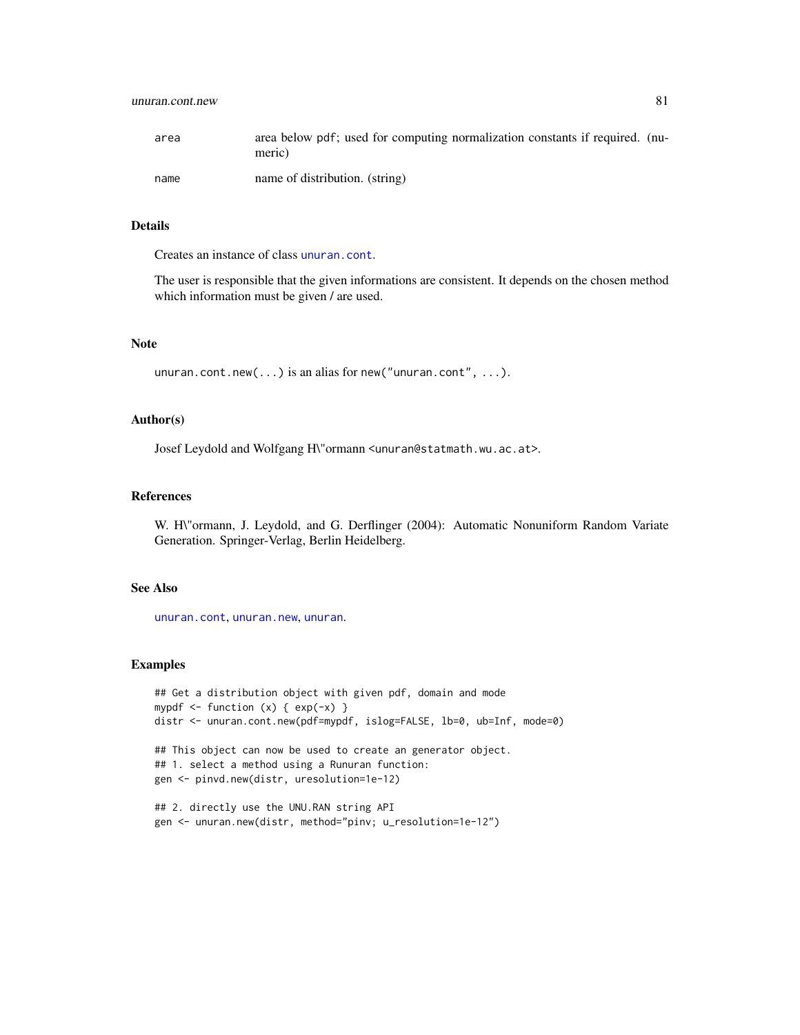| | |
|---|---|
| area | area below pdf; used for computing normalization constants if required. (numeric) |
| name | name of distribution. (string) |

## Details

Creates an instance of class unuran.cont.

The user is responsible that the given informations are consistent. It depends on the chosen method which information must be given / are used.

## Note

unuran.cont.new(...) is an alias for new("unuran.cont", ...).

## Author(s)

Josef Leydold and Wolfgang H\"ormann <unuran@statmath.wu.ac.at>.

## References

W. H\"ormann, J. Leydold, and G. Derflinger (2004): Automatic Nonuniform Random Variate Generation. Springer-Verlag, Berlin Heidelberg.

## See Also

unuran.cont, unuran.new, unuran.

## Examples

```
## Get a distribution object with given pdf, domain and mode
mypdf <- function (x) { exp(-x) }
distr <- unuran.cont.new(pdf=mypdf, islog=FALSE, lb=0, ub=Inf, mode=0)

## This object can now be used to create an generator object.
## 1. select a method using a Runuran function:
gen <- pinvd.new(distr, uresolution=1e-12)

## 2. directly use the UNU.RAN string API
gen <- unuran.new(distr, method="pinv; u_resolution=1e-12")
```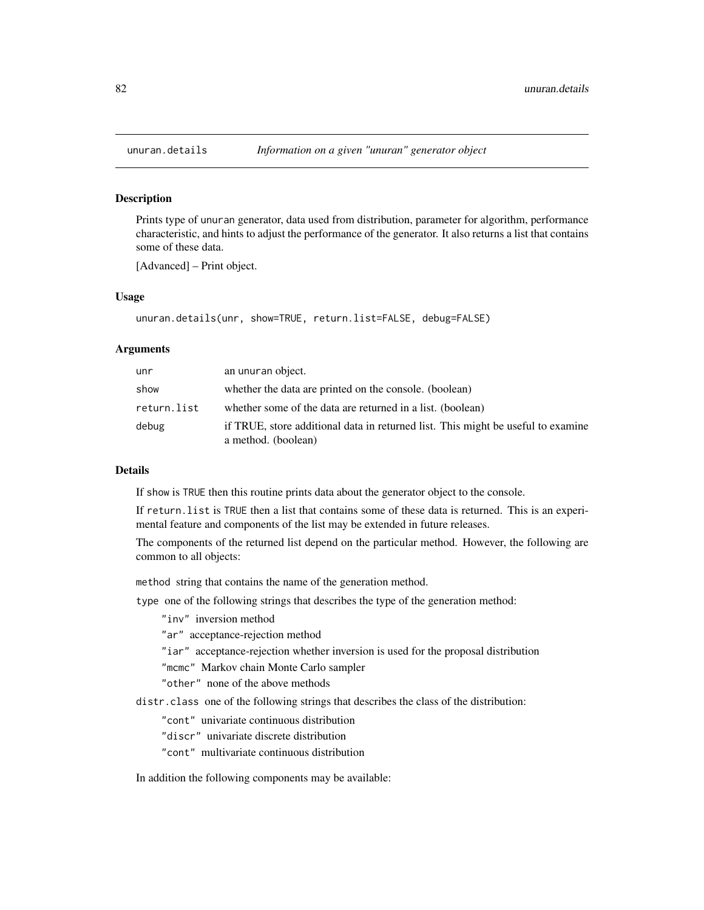## unuran.details *Information on a given "unuran" generator object*

### Description

Prints type of unuran generator, data used from distribution, parameter for algorithm, performance characteristic, and hints to adjust the performance of the generator. It also returns a list that contains some of these data.

[Advanced] – Print object.

### Usage

```
unuran.details(unr, show=TRUE, return.list=FALSE, debug=FALSE)
```

### Arguments

| | |
|---|---|
| unr | an unuran object. |
| show | whether the data are printed on the console. (boolean) |
| return.list | whether some of the data are returned in a list. (boolean) |
| debug | if TRUE, store additional data in returned list. This might be useful to examine a method. (boolean) |

### Details

If show is TRUE then this routine prints data about the generator object to the console.

If return.list is TRUE then a list that contains some of these data is returned. This is an experimental feature and components of the list may be extended in future releases.

The components of the returned list depend on the particular method. However, the following are common to all objects:

method string that contains the name of the generation method.

type one of the following strings that describes the type of the generation method:

- "inv" inversion method
- "ar" acceptance-rejection method
- "iar" acceptance-rejection whether inversion is used for the proposal distribution
- "mcmc" Markov chain Monte Carlo sampler
- "other" none of the above methods

distr.class one of the following strings that describes the class of the distribution:

- "cont" univariate continuous distribution
- "discr" univariate discrete distribution
- "cont" multivariate continuous distribution

In addition the following components may be available: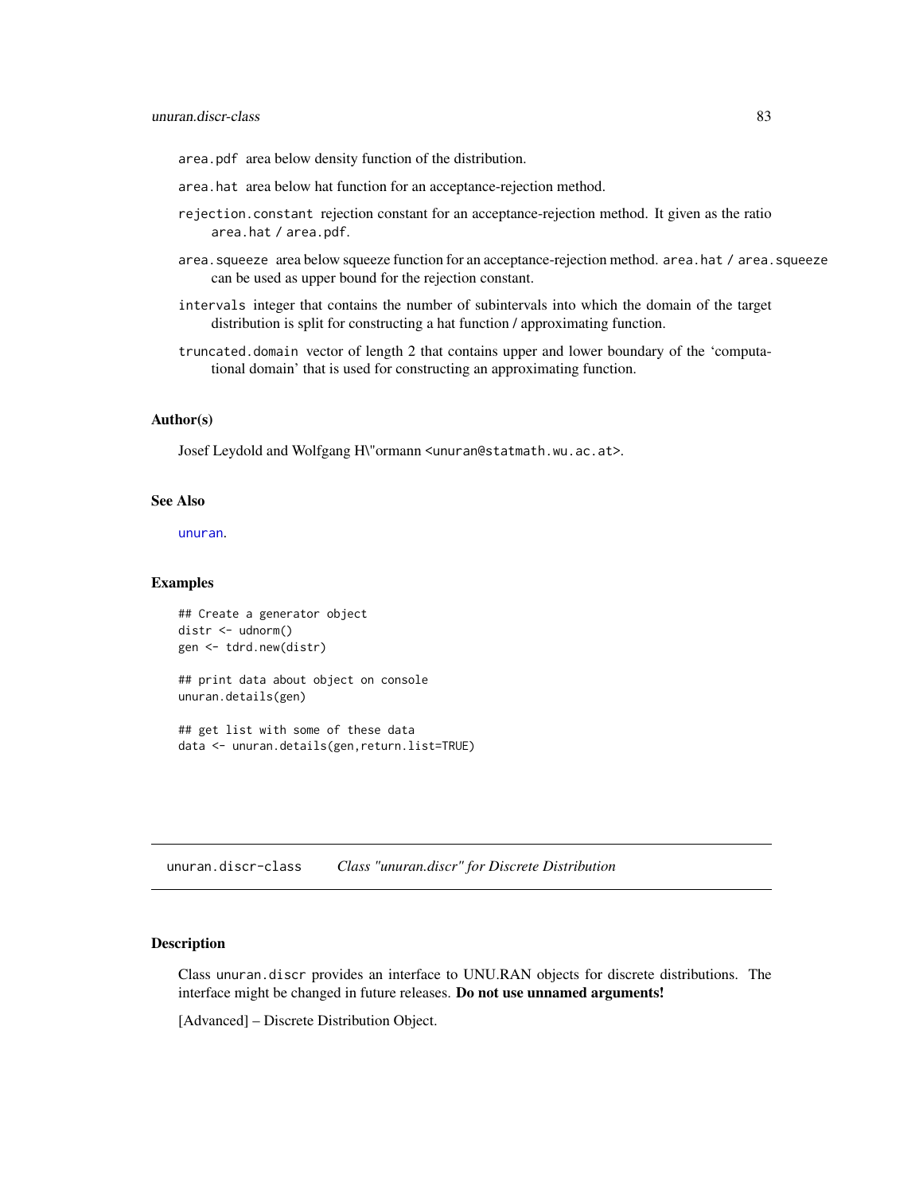`area.pdf` area below density function of the distribution.

`area.hat` area below hat function for an acceptance-rejection method.

`rejection.constant` rejection constant for an acceptance-rejection method. It given as the ratio `area.hat / area.pdf`.

`area.squeeze` area below squeeze function for an acceptance-rejection method. `area.hat / area.squeeze` can be used as upper bound for the rejection constant.

`intervals` integer that contains the number of subintervals into which the domain of the target distribution is split for constructing a hat function / approximating function.

`truncated.domain` vector of length 2 that contains upper and lower boundary of the 'computational domain' that is used for constructing an approximating function.

## Author(s)

Josef Leydold and Wolfgang H\"ormann <unuran@statmath.wu.ac.at>.

## See Also

unuran.

## Examples

```
## Create a generator object
distr <- udnorm()
gen <- tdrd.new(distr)

## print data about object on console
unuran.details(gen)

## get list with some of these data
data <- unuran.details(gen,return.list=TRUE)
```

---

# unuran.discr-class *Class "unuran.discr" for Discrete Distribution*

## Description

Class `unuran.discr` provides an interface to UNU.RAN objects for discrete distributions. The interface might be changed in future releases. **Do not use unnamed arguments!**

[Advanced] – Discrete Distribution Object.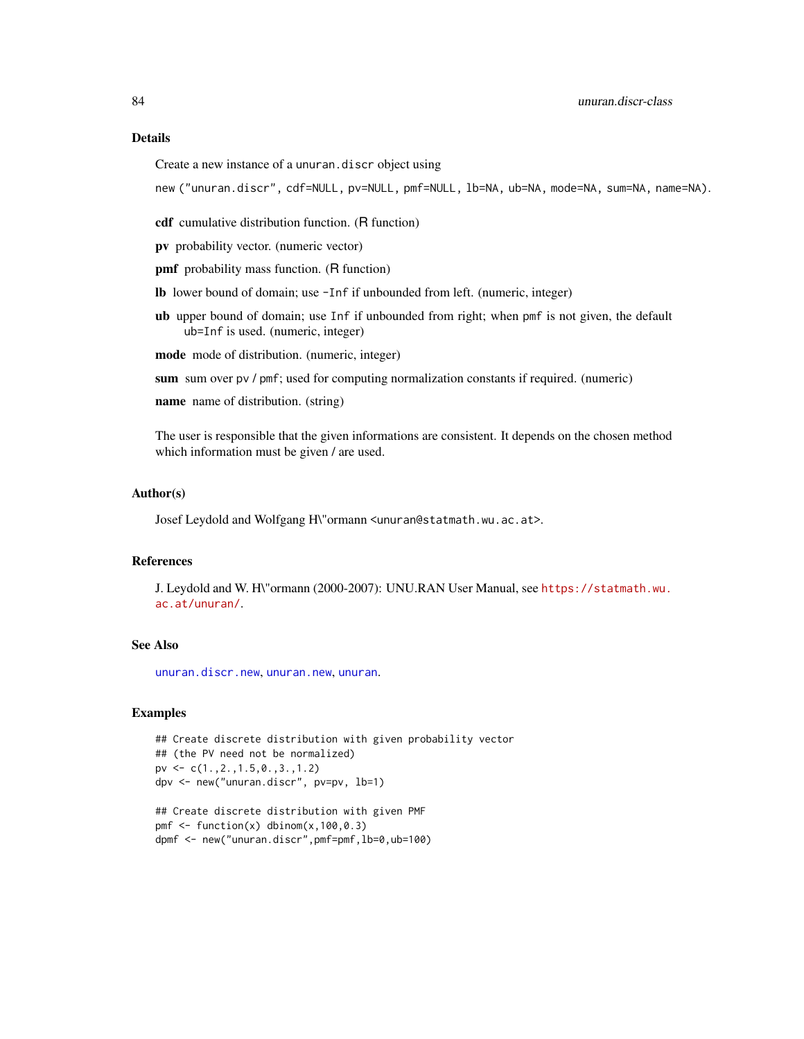## Details

Create a new instance of a `unuran.discr` object using

`new ("unuran.discr", cdf=NULL, pv=NULL, pmf=NULL, lb=NA, ub=NA, mode=NA, sum=NA, name=NA).`

**cdf** cumulative distribution function. (R function)

**pv** probability vector. (numeric vector)

**pmf** probability mass function. (R function)

**lb** lower bound of domain; use `-Inf` if unbounded from left. (numeric, integer)

**ub** upper bound of domain; use `Inf` if unbounded from right; when `pmf` is not given, the default `ub=Inf` is used. (numeric, integer)

**mode** mode of distribution. (numeric, integer)

**sum** sum over `pv` / `pmf`; used for computing normalization constants if required. (numeric)

**name** name of distribution. (string)

The user is responsible that the given informations are consistent. It depends on the chosen method which information must be given / are used.

## Author(s)

Josef Leydold and Wolfgang H\"ormann <unuran@statmath.wu.ac.at>.

## References

J. Leydold and W. H\"ormann (2000-2007): UNU.RAN User Manual, see https://statmath.wu.ac.at/unuran/.

## See Also

unuran.discr.new, unuran.new, unuran.

## Examples

```
## Create discrete distribution with given probability vector
## (the PV need not be normalized)
pv <- c(1.,2.,1.5,0.,3.,1.2)
dpv <- new("unuran.discr", pv=pv, lb=1)

## Create discrete distribution with given PMF
pmf <- function(x) dbinom(x,100,0.3)
dpmf <- new("unuran.discr",pmf=pmf,lb=0,ub=100)
```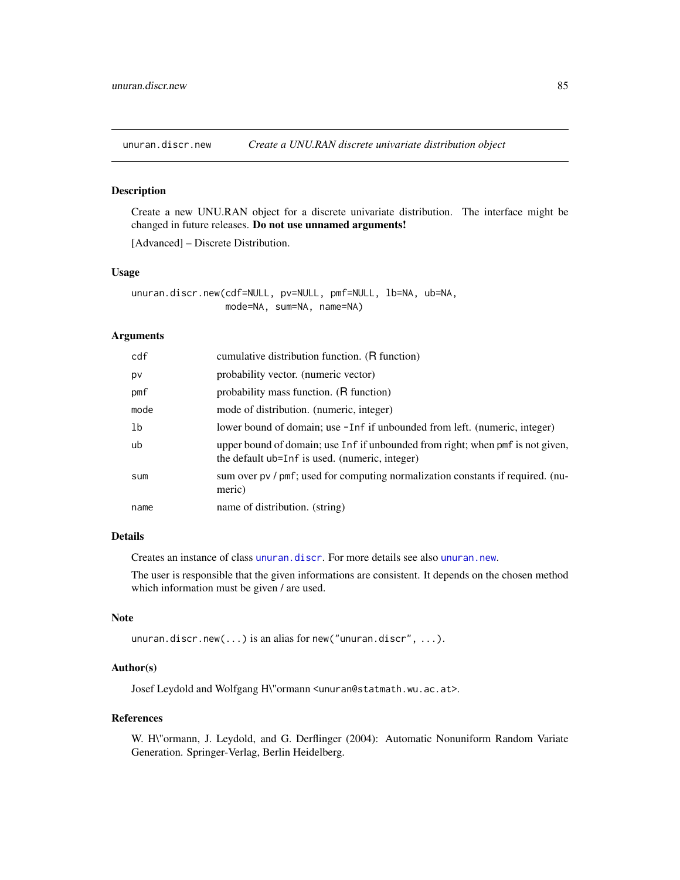unuran.discr.new — *Create a UNU.RAN discrete univariate distribution object*

## Description

Create a new UNU.RAN object for a discrete univariate distribution. The interface might be changed in future releases. **Do not use unnamed arguments!**

[Advanced] – Discrete Distribution.

## Usage

```
unuran.discr.new(cdf=NULL, pv=NULL, pmf=NULL, lb=NA, ub=NA,
                 mode=NA, sum=NA, name=NA)
```

## Arguments

| | |
|---|---|
| `cdf` | cumulative distribution function. (R function) |
| `pv` | probability vector. (numeric vector) |
| `pmf` | probability mass function. (R function) |
| `mode` | mode of distribution. (numeric, integer) |
| `lb` | lower bound of domain; use `-Inf` if unbounded from left. (numeric, integer) |
| `ub` | upper bound of domain; use `Inf` if unbounded from right; when `pmf` is not given, the default `ub=Inf` is used. (numeric, integer) |
| `sum` | sum over `pv` / `pmf`; used for computing normalization constants if required. (numeric) |
| `name` | name of distribution. (string) |

## Details

Creates an instance of class `unuran.discr`. For more details see also `unuran.new`.

The user is responsible that the given informations are consistent. It depends on the chosen method which information must be given / are used.

## Note

`unuran.discr.new(...)` is an alias for `new("unuran.discr", ...)`.

## Author(s)

Josef Leydold and Wolfgang H\"ormann <unuran@statmath.wu.ac.at>.

## References

W. H\"ormann, J. Leydold, and G. Derflinger (2004): Automatic Nonuniform Random Variate Generation. Springer-Verlag, Berlin Heidelberg.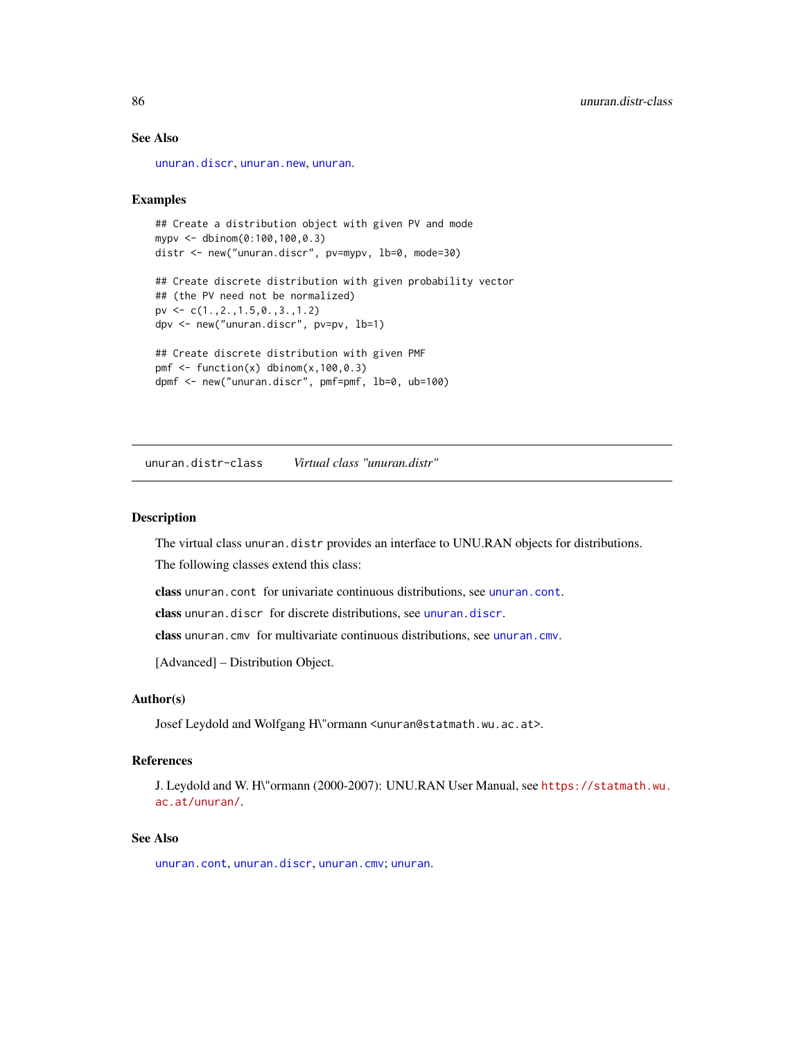## See Also

unuran.discr, unuran.new, unuran.

## Examples

```
## Create a distribution object with given PV and mode
mypv <- dbinom(0:100,100,0.3)
distr <- new("unuran.discr", pv=mypv, lb=0, mode=30)

## Create discrete distribution with given probability vector
## (the PV need not be normalized)
pv <- c(1.,2.,1.5,0.,3.,1.2)
dpv <- new("unuran.discr", pv=pv, lb=1)

## Create discrete distribution with given PMF
pmf <- function(x) dbinom(x,100,0.3)
dpmf <- new("unuran.discr", pmf=pmf, lb=0, ub=100)
```

---

# unuran.distr-class    *Virtual class "unuran.distr"*

---

## Description

The virtual class unuran.distr provides an interface to UNU.RAN objects for distributions.

The following classes extend this class:

**class** unuran.cont for univariate continuous distributions, see unuran.cont.

**class** unuran.discr for discrete distributions, see unuran.discr.

**class** unuran.cmv for multivariate continuous distributions, see unuran.cmv.

[Advanced] – Distribution Object.

## Author(s)

Josef Leydold and Wolfgang H\"ormann <unuran@statmath.wu.ac.at>.

## References

J. Leydold and W. H\"ormann (2000-2007): UNU.RAN User Manual, see https://statmath.wu.ac.at/unuran/.

## See Also

unuran.cont, unuran.discr, unuran.cmv; unuran.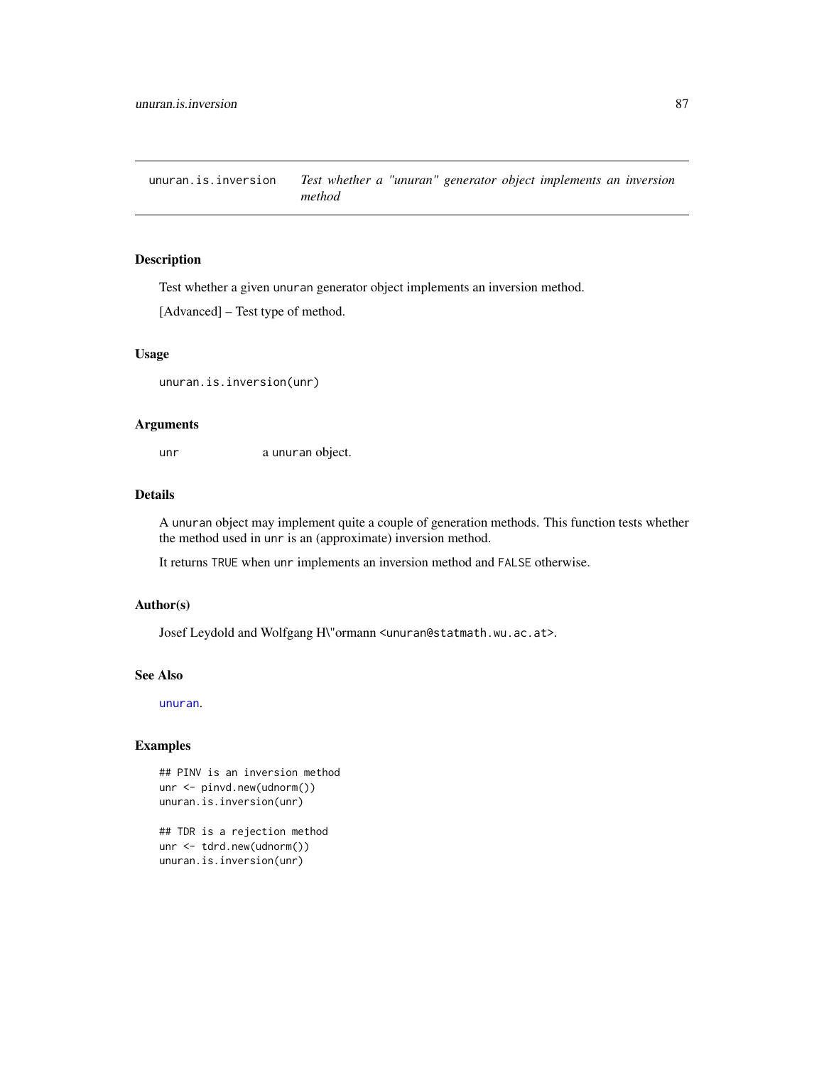unuran.is.inversion — *Test whether a "unuran" generator object implements an inversion method*

## Description

Test whether a given unuran generator object implements an inversion method.

[Advanced] – Test type of method.

## Usage

```
unuran.is.inversion(unr)
```

## Arguments

| | |
|---|---|
| unr | a unuran object. |

## Details

A unuran object may implement quite a couple of generation methods. This function tests whether the method used in unr is an (approximate) inversion method.

It returns TRUE when unr implements an inversion method and FALSE otherwise.

## Author(s)

Josef Leydold and Wolfgang H\"ormann <unuran@statmath.wu.ac.at>.

## See Also

unuran.

## Examples

```
## PINV is an inversion method
unr <- pinvd.new(udnorm())
unuran.is.inversion(unr)

## TDR is a rejection method
unr <- tdrd.new(udnorm())
unuran.is.inversion(unr)
```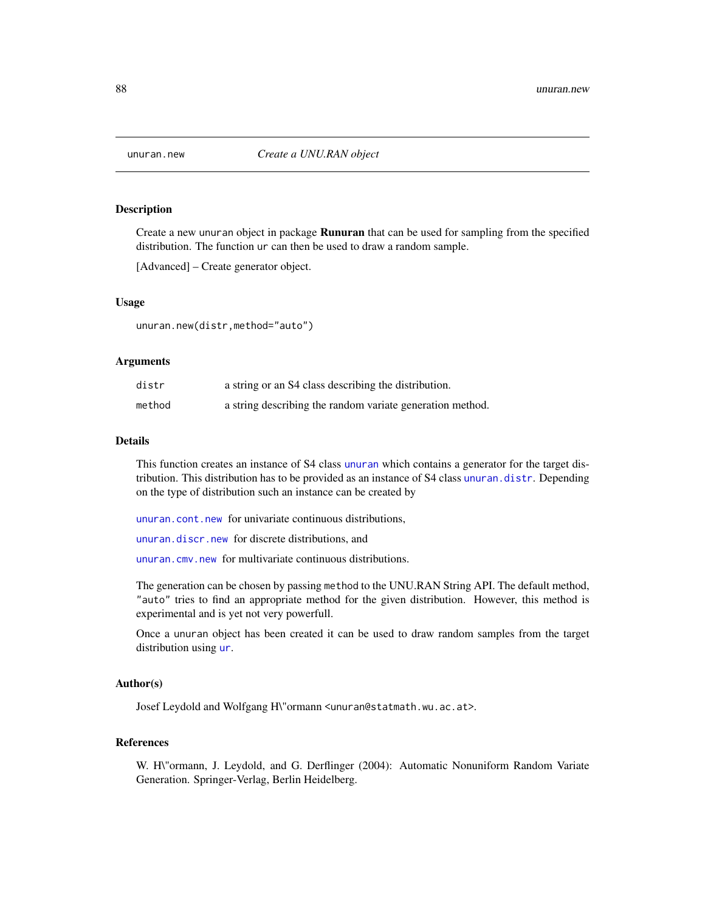unuran.new *Create a UNU.RAN object*

### Description

Create a new unuran object in package **Runuran** that can be used for sampling from the specified distribution. The function ur can then be used to draw a random sample.

[Advanced] – Create generator object.

### Usage

```
unuran.new(distr,method="auto")
```

### Arguments

| | |
|---|---|
| distr | a string or an S4 class describing the distribution. |
| method | a string describing the random variate generation method. |

### Details

This function creates an instance of S4 class unuran which contains a generator for the target distribution. This distribution has to be provided as an instance of S4 class unuran.distr. Depending on the type of distribution such an instance can be created by

unuran.cont.new for univariate continuous distributions,

unuran.discr.new for discrete distributions, and

unuran.cmv.new for multivariate continuous distributions.

The generation can be chosen by passing method to the UNU.RAN String API. The default method, "auto" tries to find an appropriate method for the given distribution. However, this method is experimental and is yet not very powerfull.

Once a unuran object has been created it can be used to draw random samples from the target distribution using ur.

### Author(s)

Josef Leydold and Wolfgang H\"ormann <unuran@statmath.wu.ac.at>.

### References

W. H\"ormann, J. Leydold, and G. Derflinger (2004): Automatic Nonuniform Random Variate Generation. Springer-Verlag, Berlin Heidelberg.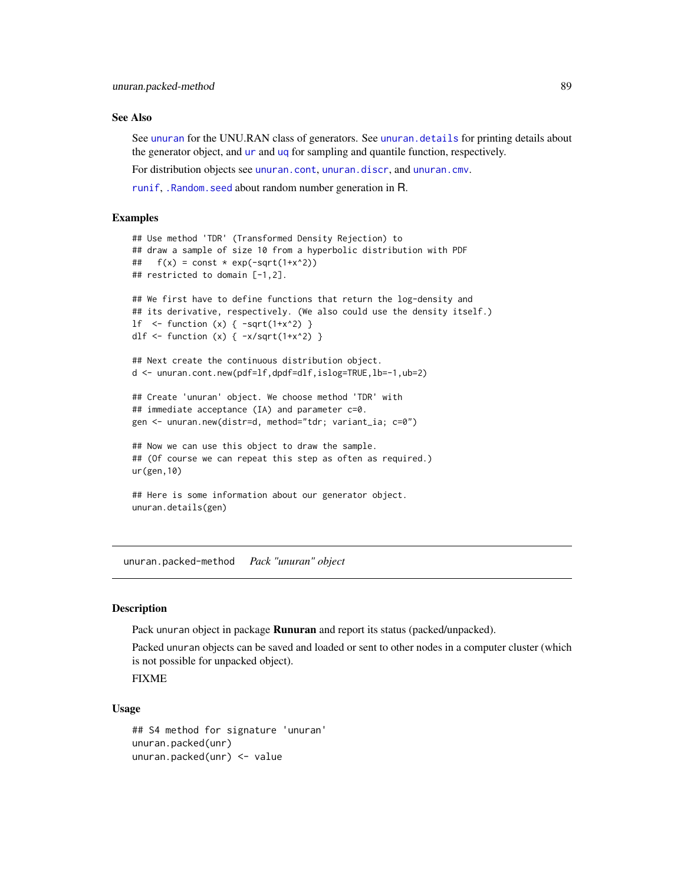### See Also

See `unuran` for the UNU.RAN class of generators. See `unuran.details` for printing details about the generator object, and `ur` and `uq` for sampling and quantile function, respectively.

For distribution objects see `unuran.cont`, `unuran.discr`, and `unuran.cmv`.

`runif`, `.Random.seed` about random number generation in R.

### Examples

```
## Use method 'TDR' (Transformed Density Rejection) to
## draw a sample of size 10 from a hyperbolic distribution with PDF
##   f(x) = const * exp(-sqrt(1+x^2))
## restricted to domain [-1,2].

## We first have to define functions that return the log-density and
## its derivative, respectively. (We also could use the density itself.)
lf  <- function (x) { -sqrt(1+x^2) }
dlf <- function (x) { -x/sqrt(1+x^2) }

## Next create the continuous distribution object.
d <- unuran.cont.new(pdf=lf,dpdf=dlf,islog=TRUE,lb=-1,ub=2)

## Create 'unuran' object. We choose method 'TDR' with
## immediate acceptance (IA) and parameter c=0.
gen <- unuran.new(distr=d, method="tdr; variant_ia; c=0")

## Now we can use this object to draw the sample.
## (Of course we can repeat this step as often as required.)
ur(gen,10)

## Here is some information about our generator object.
unuran.details(gen)
```

---

## unuran.packed-method    *Pack "unuran" object*

### Description

Pack unuran object in package **Runuran** and report its status (packed/unpacked).

Packed unuran objects can be saved and loaded or sent to other nodes in a computer cluster (which is not possible for unpacked object).

FIXME

### Usage

```
## S4 method for signature 'unuran'
unuran.packed(unr)
unuran.packed(unr) <- value
```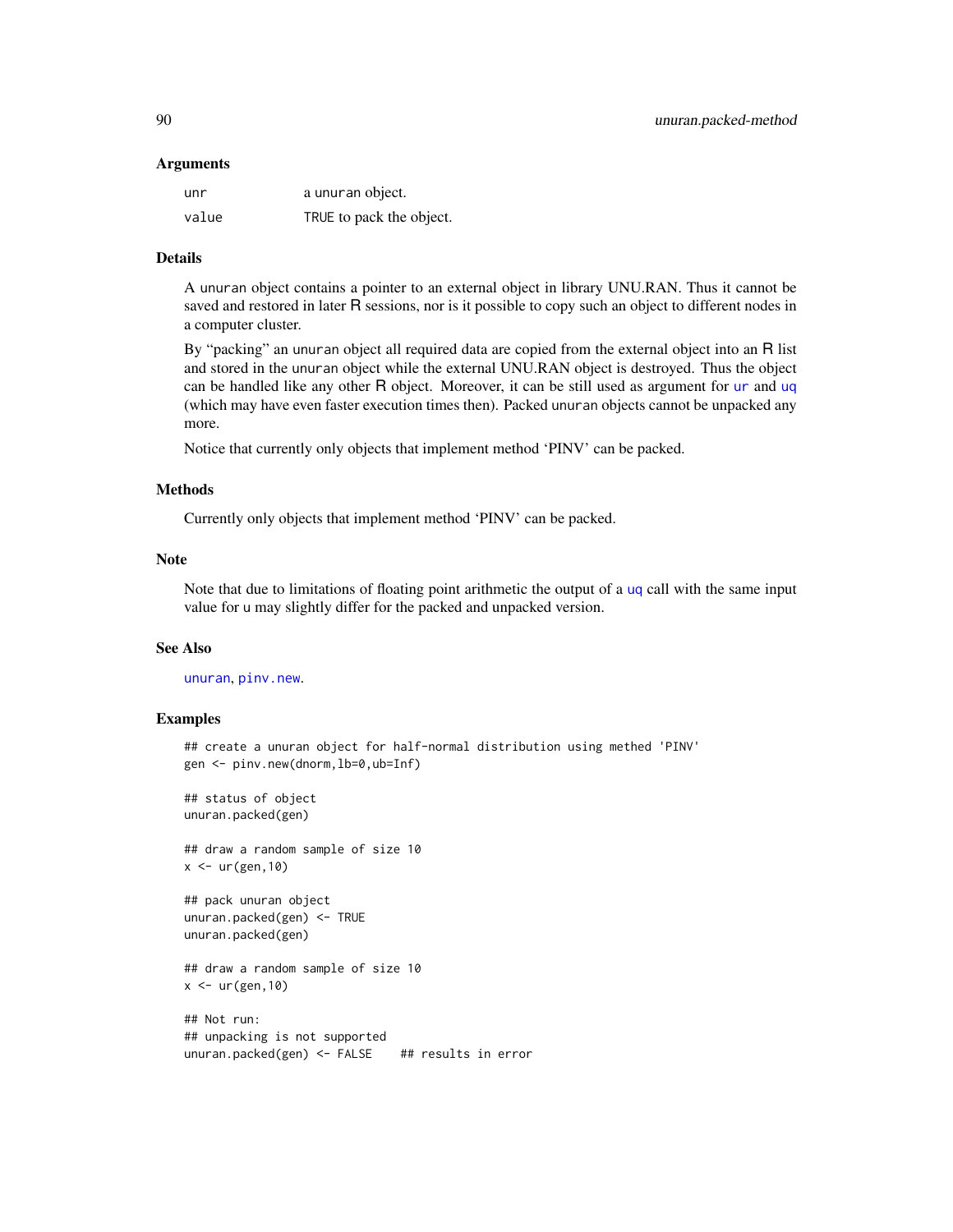### Arguments

| | |
|---|---|
| unr | a unuran object. |
| value | TRUE to pack the object. |

### Details

A unuran object contains a pointer to an external object in library UNU.RAN. Thus it cannot be saved and restored in later R sessions, nor is it possible to copy such an object to different nodes in a computer cluster.

By "packing" an unuran object all required data are copied from the external object into an R list and stored in the unuran object while the external UNU.RAN object is destroyed. Thus the object can be handled like any other R object. Moreover, it can be still used as argument for ur and uq (which may have even faster execution times then). Packed unuran objects cannot be unpacked any more.

Notice that currently only objects that implement method 'PINV' can be packed.

### Methods

Currently only objects that implement method 'PINV' can be packed.

### Note

Note that due to limitations of floating point arithmetic the output of a uq call with the same input value for u may slightly differ for the packed and unpacked version.

### See Also

unuran, pinv.new.

### Examples

```
## create a unuran object for half-normal distribution using methed 'PINV'
gen <- pinv.new(dnorm,lb=0,ub=Inf)

## status of object
unuran.packed(gen)

## draw a random sample of size 10
x <- ur(gen,10)

## pack unuran object
unuran.packed(gen) <- TRUE
unuran.packed(gen)

## draw a random sample of size 10
x <- ur(gen,10)

## Not run:
## unpacking is not supported
unuran.packed(gen) <- FALSE    ## results in error
```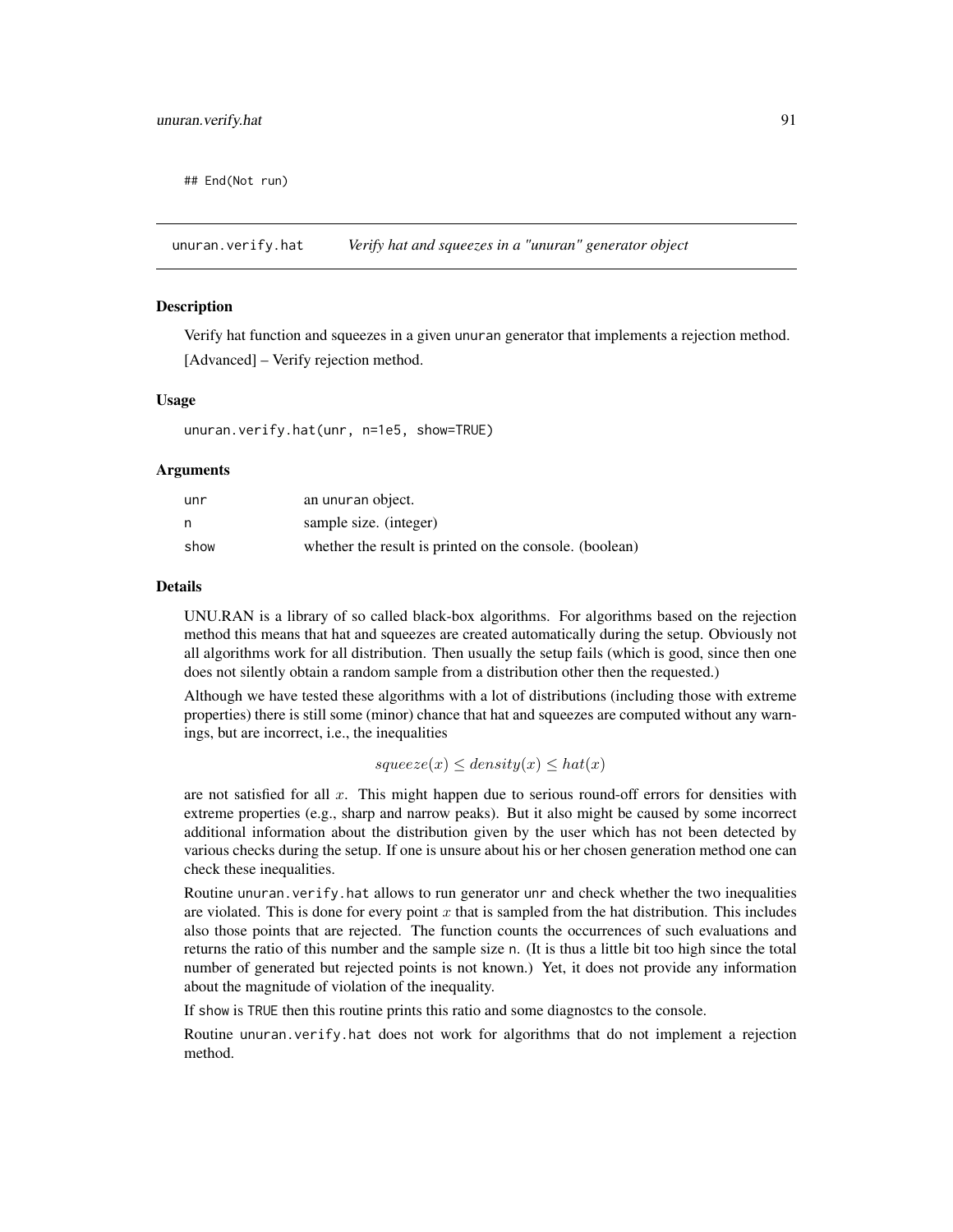```
## End(Not run)
```

## unuran.verify.hat — *Verify hat and squeezes in a "unuran" generator object*

### Description

Verify hat function and squeezes in a given unuran generator that implements a rejection method.

[Advanced] – Verify rejection method.

### Usage

```
unuran.verify.hat(unr, n=1e5, show=TRUE)
```

### Arguments

| | |
|---|---|
| unr | an unuran object. |
| n | sample size. (integer) |
| show | whether the result is printed on the console. (boolean) |

### Details

UNU.RAN is a library of so called black-box algorithms. For algorithms based on the rejection method this means that hat and squeezes are created automatically during the setup. Obviously not all algorithms work for all distribution. Then usually the setup fails (which is good, since then one does not silently obtain a random sample from a distribution other then the requested.)

Although we have tested these algorithms with a lot of distributions (including those with extreme properties) there is still some (minor) chance that hat and squeezes are computed without any warnings, but are incorrect, i.e., the inequalities

$$squeeze(x) \leq density(x) \leq hat(x)$$

are not satisfied for all $x$. This might happen due to serious round-off errors for densities with extreme properties (e.g., sharp and narrow peaks). But it also might be caused by some incorrect additional information about the distribution given by the user which has not been detected by various checks during the setup. If one is unsure about his or her chosen generation method one can check these inequalities.

Routine unuran.verify.hat allows to run generator unr and check whether the two inequalities are violated. This is done for every point $x$ that is sampled from the hat distribution. This includes also those points that are rejected. The function counts the occurrences of such evaluations and returns the ratio of this number and the sample size n. (It is thus a little bit too high since the total number of generated but rejected points is not known.) Yet, it does not provide any information about the magnitude of violation of the inequality.

If show is TRUE then this routine prints this ratio and some diagnostcs to the console.

Routine unuran.verify.hat does not work for algorithms that do not implement a rejection method.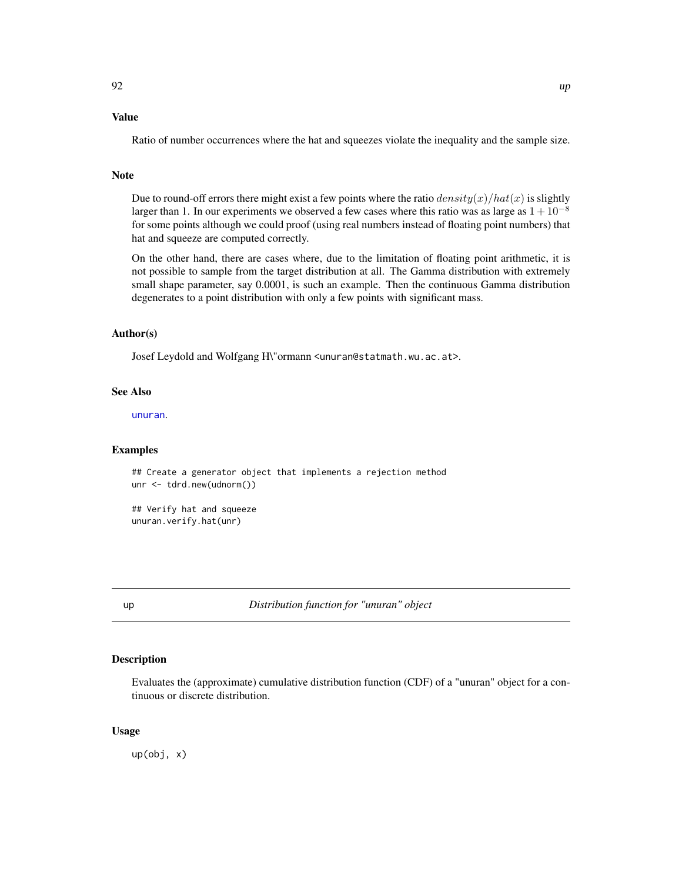## Value

Ratio of number occurrences where the hat and squeezes violate the inequality and the sample size.

## Note

Due to round-off errors there might exist a few points where the ratio $density(x)/hat(x)$ is slightly larger than 1. In our experiments we observed a few cases where this ratio was as large as $1 + 10^{-8}$ for some points although we could proof (using real numbers instead of floating point numbers) that hat and squeeze are computed correctly.

On the other hand, there are cases where, due to the limitation of floating point arithmetic, it is not possible to sample from the target distribution at all. The Gamma distribution with extremely small shape parameter, say 0.0001, is such an example. Then the continuous Gamma distribution degenerates to a point distribution with only a few points with significant mass.

## Author(s)

Josef Leydold and Wolfgang H\"ormann <unuran@statmath.wu.ac.at>.

## See Also

unuran.

## Examples

```
## Create a generator object that implements a rejection method
unr <- tdrd.new(udnorm())

## Verify hat and squeeze
unuran.verify.hat(unr)
```

---

# up — *Distribution function for "unuran" object*

## Description

Evaluates the (approximate) cumulative distribution function (CDF) of a "unuran" object for a continuous or discrete distribution.

## Usage

```
up(obj, x)
```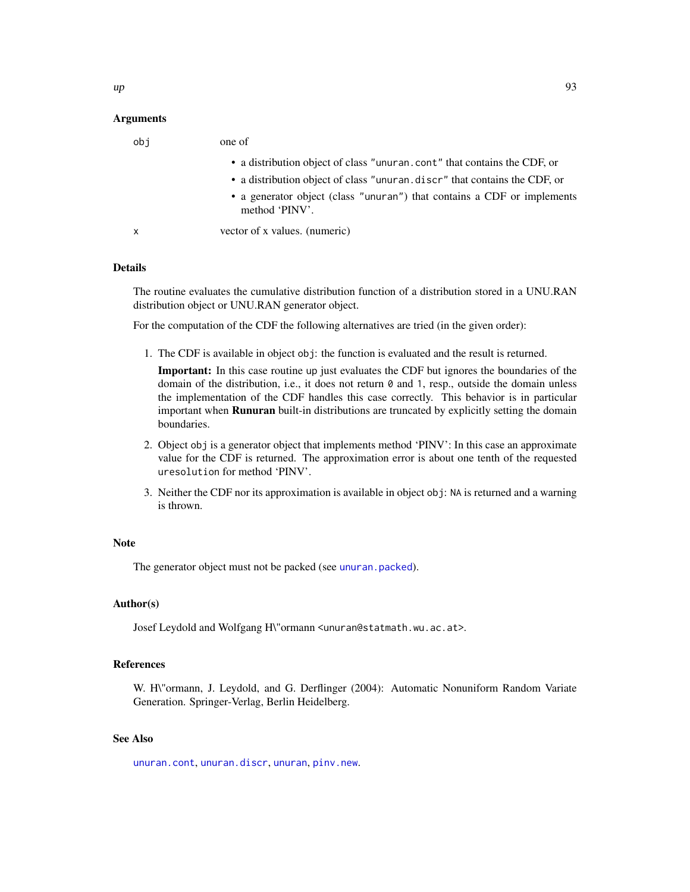## Arguments

obj one of

- a distribution object of class "unuran.cont" that contains the CDF, or
- a distribution object of class "unuran.discr" that contains the CDF, or
- a generator object (class "unuran") that contains a CDF or implements method 'PINV'.

x vector of x values. (numeric)

## Details

The routine evaluates the cumulative distribution function of a distribution stored in a UNU.RAN distribution object or UNU.RAN generator object.

For the computation of the CDF the following alternatives are tried (in the given order):

1. The CDF is available in object `obj`: the function is evaluated and the result is returned.

   **Important:** In this case routine `up` just evaluates the CDF but ignores the boundaries of the domain of the distribution, i.e., it does not return `0` and `1`, resp., outside the domain unless the implementation of the CDF handles this case correctly. This behavior is in particular important when **Runuran** built-in distributions are truncated by explicitly setting the domain boundaries.

2. Object `obj` is a generator object that implements method 'PINV': In this case an approximate value for the CDF is returned. The approximation error is about one tenth of the requested `uresolution` for method 'PINV'.

3. Neither the CDF nor its approximation is available in object `obj`: `NA` is returned and a warning is thrown.

## Note

The generator object must not be packed (see `unuran.packed`).

## Author(s)

Josef Leydold and Wolfgang H\"ormann <unuran@statmath.wu.ac.at>.

## References

W. H\"ormann, J. Leydold, and G. Derflinger (2004): Automatic Nonuniform Random Variate Generation. Springer-Verlag, Berlin Heidelberg.

## See Also

`unuran.cont`, `unuran.discr`, `unuran`, `pinv.new`.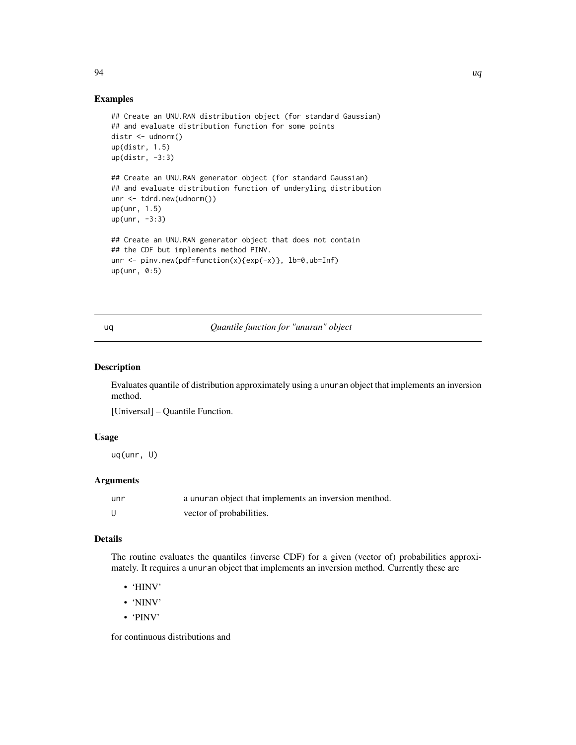## Examples

```
## Create an UNU.RAN distribution object (for standard Gaussian)
## and evaluate distribution function for some points
distr <- udnorm()
up(distr, 1.5)
up(distr, -3:3)

## Create an UNU.RAN generator object (for standard Gaussian)
## and evaluate distribution function of underyling distribution
unr <- tdrd.new(udnorm())
up(unr, 1.5)
up(unr, -3:3)

## Create an UNU.RAN generator object that does not contain
## the CDF but implements method PINV.
unr <- pinv.new(pdf=function(x){exp(-x)}, lb=0,ub=Inf)
up(unr, 0:5)
```

---

# uq — *Quantile function for "unuran" object*

## Description

Evaluates quantile of distribution approximately using a unuran object that implements an inversion method.

[Universal] – Quantile Function.

## Usage

```
uq(unr, U)
```

## Arguments

| | |
|---|---|
| unr | a unuran object that implements an inversion menthod. |
| U | vector of probabilities. |

## Details

The routine evaluates the quantiles (inverse CDF) for a given (vector of) probabilities approximately. It requires a unuran object that implements an inversion method. Currently these are

- 'HINV'
- 'NINV'
- 'PINV'

for continuous distributions and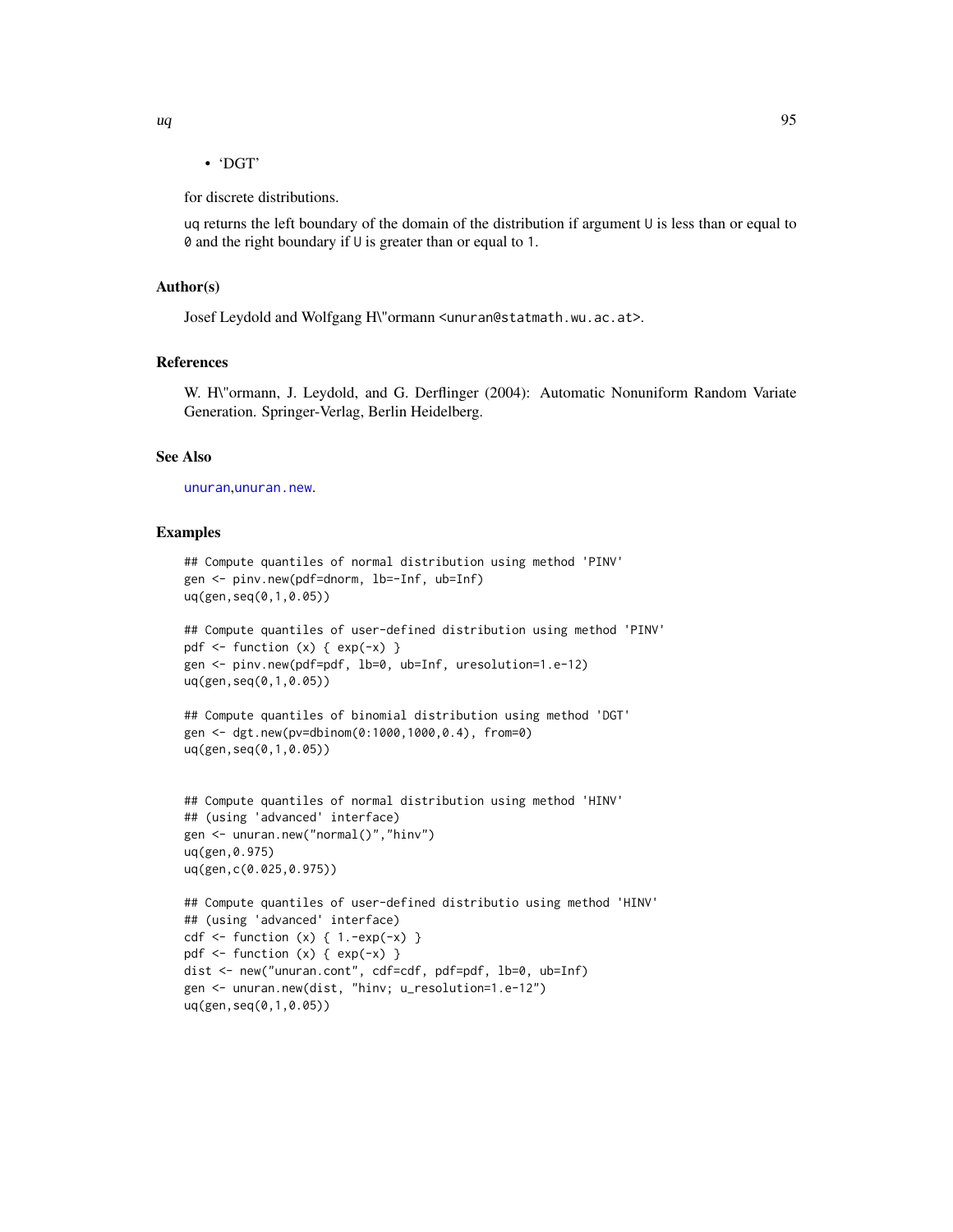- 'DGT'

for discrete distributions.

uq returns the left boundary of the domain of the distribution if argument U is less than or equal to 0 and the right boundary if U is greater than or equal to 1.

## Author(s)

Josef Leydold and Wolfgang H\"ormann <unuran@statmath.wu.ac.at>.

## References

W. H\"ormann, J. Leydold, and G. Derflinger (2004): Automatic Nonuniform Random Variate Generation. Springer-Verlag, Berlin Heidelberg.

## See Also

unuran,unuran.new.

## Examples

```
## Compute quantiles of normal distribution using method 'PINV'
gen <- pinv.new(pdf=dnorm, lb=-Inf, ub=Inf)
uq(gen,seq(0,1,0.05))

## Compute quantiles of user-defined distribution using method 'PINV'
pdf <- function (x) { exp(-x) }
gen <- pinv.new(pdf=pdf, lb=0, ub=Inf, uresolution=1.e-12)
uq(gen,seq(0,1,0.05))

## Compute quantiles of binomial distribution using method 'DGT'
gen <- dgt.new(pv=dbinom(0:1000,1000,0.4), from=0)
uq(gen,seq(0,1,0.05))


## Compute quantiles of normal distribution using method 'HINV'
## (using 'advanced' interface)
gen <- unuran.new("normal()","hinv")
uq(gen,0.975)
uq(gen,c(0.025,0.975))

## Compute quantiles of user-defined distributio using method 'HINV'
## (using 'advanced' interface)
cdf <- function (x) { 1.-exp(-x) }
pdf <- function (x) { exp(-x) }
dist <- new("unuran.cont", cdf=cdf, pdf=pdf, lb=0, ub=Inf)
gen <- unuran.new(dist, "hinv; u_resolution=1.e-12")
uq(gen,seq(0,1,0.05))
```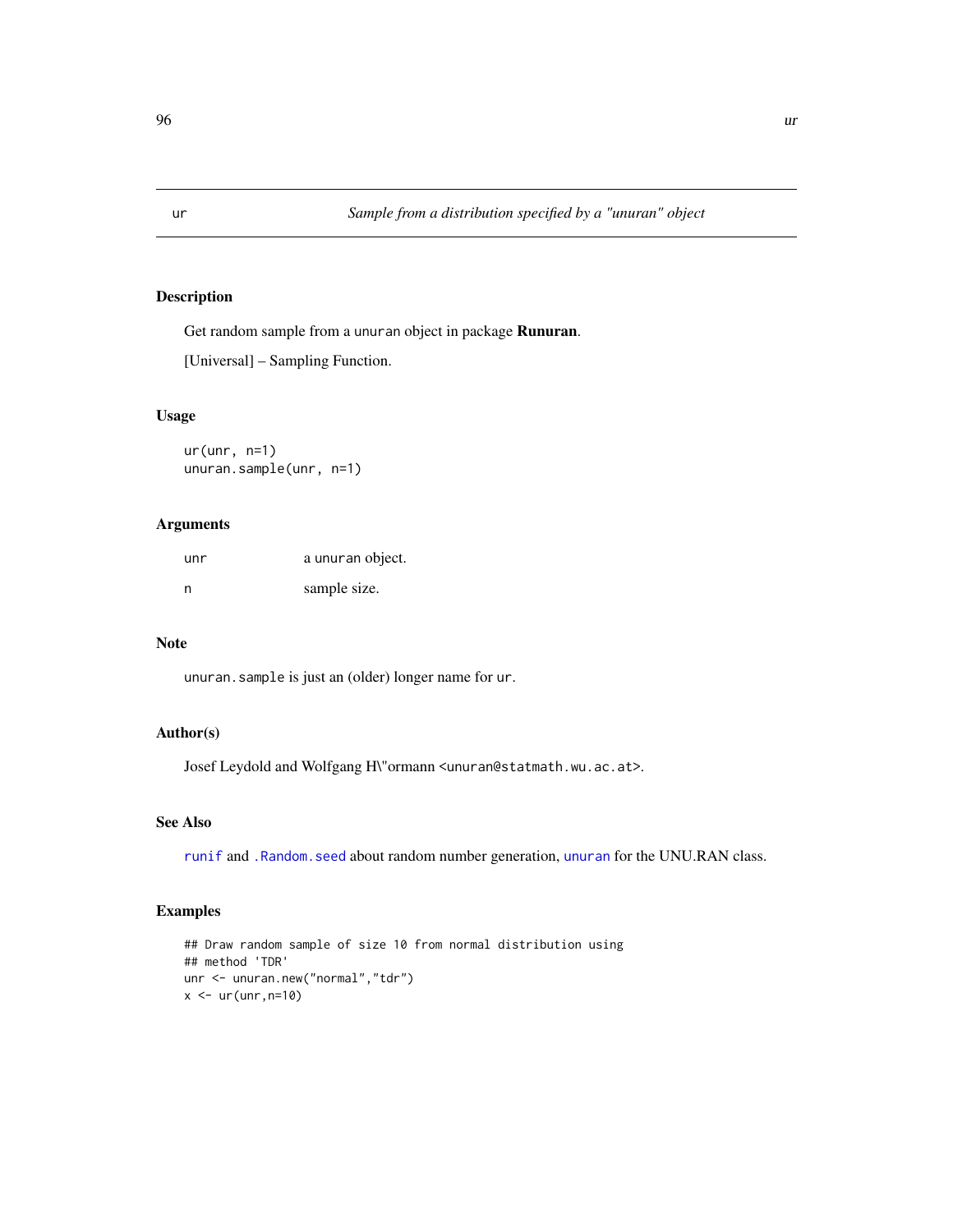# ur — *Sample from a distribution specified by a "unuran" object*

## Description

Get random sample from a unuran object in package **Runuran**.

[Universal] – Sampling Function.

## Usage

```
ur(unr, n=1)
unuran.sample(unr, n=1)
```

## Arguments

| | |
|---|---|
| unr | a unuran object. |
| n | sample size. |

## Note

unuran.sample is just an (older) longer name for ur.

## Author(s)

Josef Leydold and Wolfgang H\"ormann <unuran@statmath.wu.ac.at>.

## See Also

runif and .Random.seed about random number generation, unuran for the UNU.RAN class.

## Examples

```
## Draw random sample of size 10 from normal distribution using
## method 'TDR'
unr <- unuran.new("normal","tdr")
x <- ur(unr,n=10)
```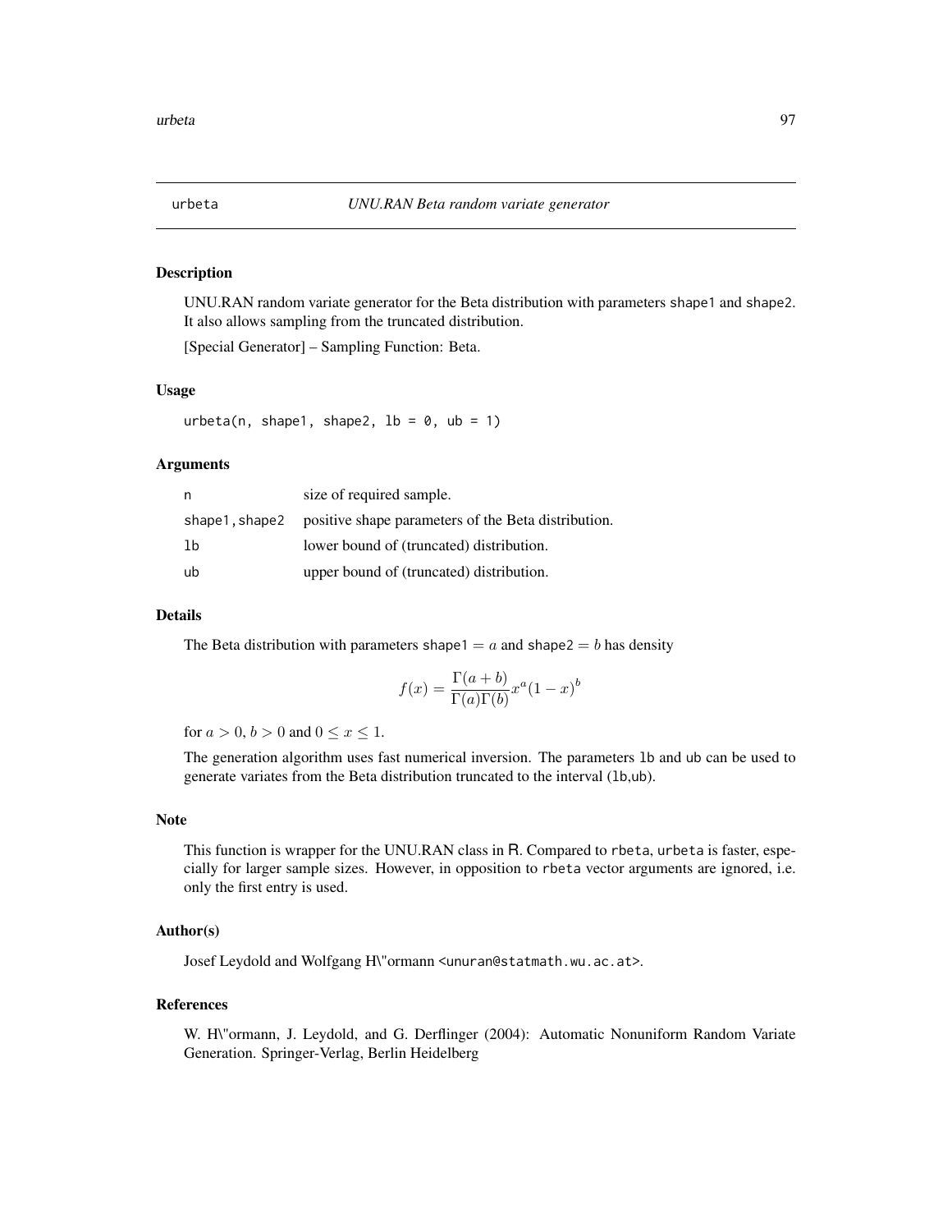# urbeta — *UNU.RAN Beta random variate generator*

## Description

UNU.RAN random variate generator for the Beta distribution with parameters `shape1` and `shape2`. It also allows sampling from the truncated distribution.

[Special Generator] – Sampling Function: Beta.

## Usage

```
urbeta(n, shape1, shape2, lb = 0, ub = 1)
```

## Arguments

| | |
|---|---|
| `n` | size of required sample. |
| `shape1,shape2` | positive shape parameters of the Beta distribution. |
| `lb` | lower bound of (truncated) distribution. |
| `ub` | upper bound of (truncated) distribution. |

## Details

The Beta distribution with parameters `shape1` $= a$ and `shape2` $= b$ has density

$$f(x) = \frac{\Gamma(a+b)}{\Gamma(a)\Gamma(b)} x^a (1-x)^b$$

for $a > 0$, $b > 0$ and $0 \le x \le 1$.

The generation algorithm uses fast numerical inversion. The parameters `lb` and `ub` can be used to generate variates from the Beta distribution truncated to the interval (`lb`,`ub`).

## Note

This function is wrapper for the UNU.RAN class in R. Compared to `rbeta`, `urbeta` is faster, especially for larger sample sizes. However, in opposition to `rbeta` vector arguments are ignored, i.e. only the first entry is used.

## Author(s)

Josef Leydold and Wolfgang H\"ormann <unuran@statmath.wu.ac.at>.

## References

W. H\"ormann, J. Leydold, and G. Derflinger (2004): Automatic Nonuniform Random Variate Generation. Springer-Verlag, Berlin Heidelberg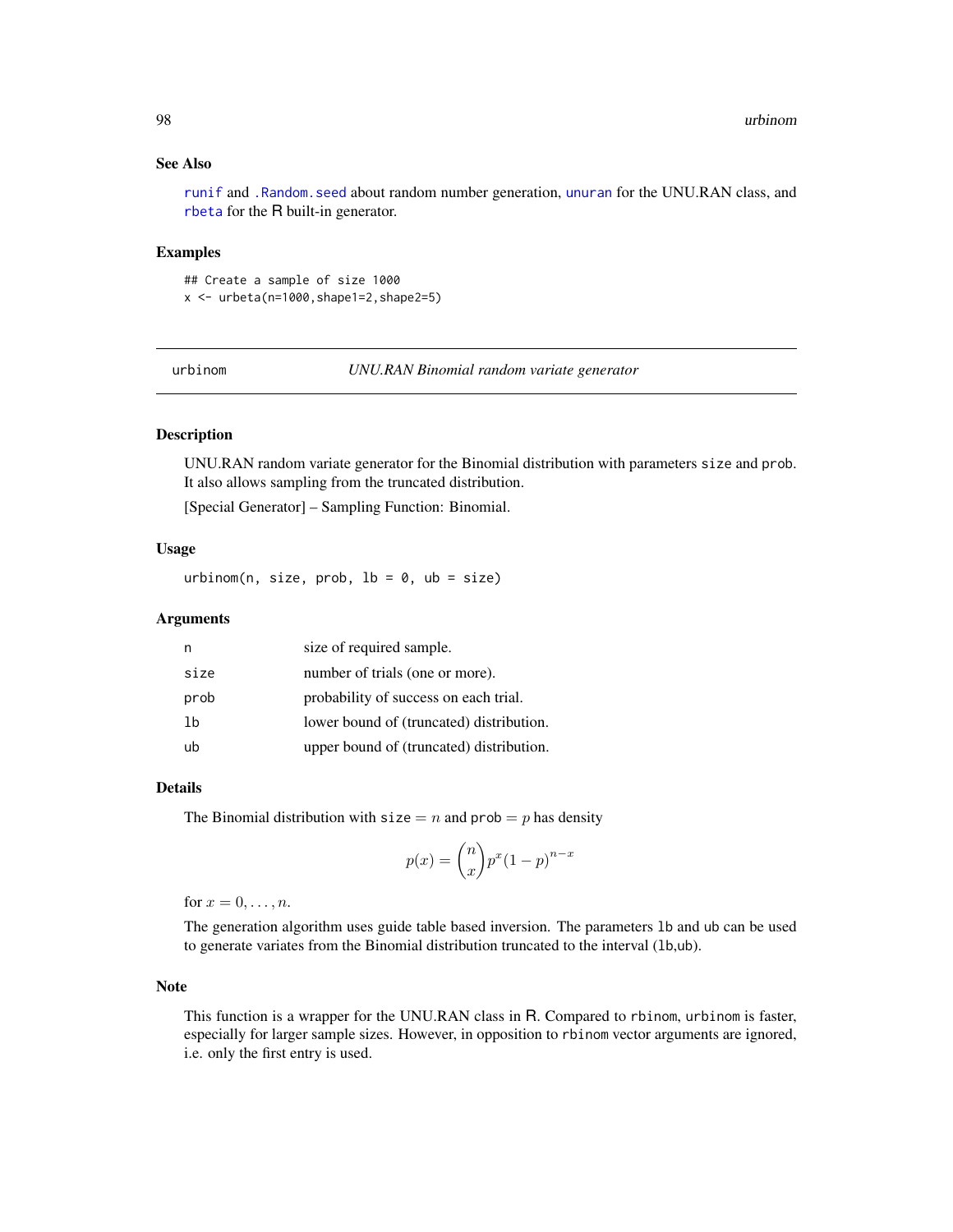### See Also

runif and .Random.seed about random number generation, unuran for the UNU.RAN class, and rbeta for the R built-in generator.

### Examples

```
## Create a sample of size 1000
x <- urbeta(n=1000,shape1=2,shape2=5)
```

---

## urbinom — *UNU.RAN Binomial random variate generator*

---

### Description

UNU.RAN random variate generator for the Binomial distribution with parameters `size` and `prob`. It also allows sampling from the truncated distribution.

[Special Generator] – Sampling Function: Binomial.

### Usage

```
urbinom(n, size, prob, lb = 0, ub = size)
```

### Arguments

| | |
|---|---|
| `n` | size of required sample. |
| `size` | number of trials (one or more). |
| `prob` | probability of success on each trial. |
| `lb` | lower bound of (truncated) distribution. |
| `ub` | upper bound of (truncated) distribution. |

### Details

The Binomial distribution with `size` $= n$ and `prob` $= p$ has density

$$p(x) = \binom{n}{x} p^x (1-p)^{n-x}$$

for $x = 0, \ldots, n$.

The generation algorithm uses guide table based inversion. The parameters `lb` and `ub` can be used to generate variates from the Binomial distribution truncated to the interval (`lb`,`ub`).

### Note

This function is a wrapper for the UNU.RAN class in R. Compared to `rbinom`, `urbinom` is faster, especially for larger sample sizes. However, in opposition to `rbinom` vector arguments are ignored, i.e. only the first entry is used.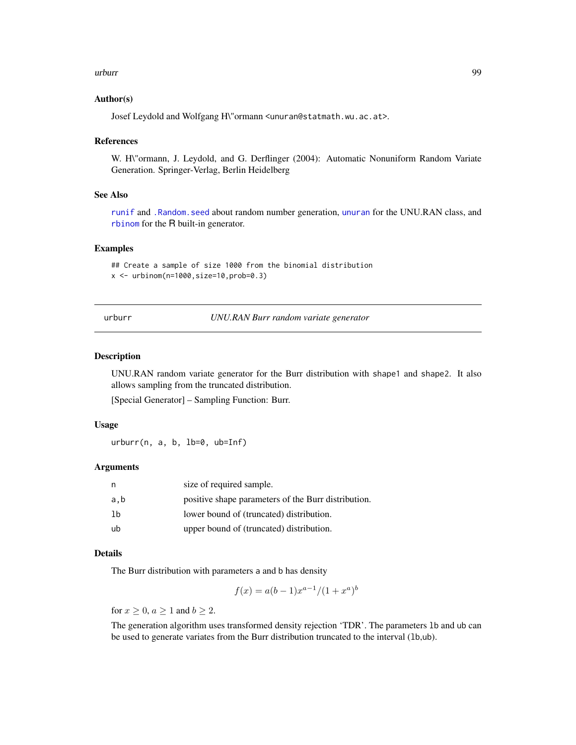### Author(s)

Josef Leydold and Wolfgang H\"ormann <unuran@statmath.wu.ac.at>.

### References

W. H\"ormann, J. Leydold, and G. Derflinger (2004): Automatic Nonuniform Random Variate Generation. Springer-Verlag, Berlin Heidelberg

### See Also

runif and .Random.seed about random number generation, unuran for the UNU.RAN class, and rbinom for the R built-in generator.

### Examples

```
## Create a sample of size 1000 from the binomial distribution
x <- urbinom(n=1000,size=10,prob=0.3)
```

---

## urburr — *UNU.RAN Burr random variate generator*

### Description

UNU.RAN random variate generator for the Burr distribution with shape1 and shape2. It also allows sampling from the truncated distribution.

[Special Generator] – Sampling Function: Burr.

### Usage

```
urburr(n, a, b, lb=0, ub=Inf)
```

### Arguments

| | |
|---|---|
| n | size of required sample. |
| a,b | positive shape parameters of the Burr distribution. |
| lb | lower bound of (truncated) distribution. |
| ub | upper bound of (truncated) distribution. |

### Details

The Burr distribution with parameters a and b has density

$$f(x) = a(b-1)x^{a-1}/(1+x^a)^b$$

for $x \geq 0$, $a \geq 1$ and $b \geq 2$.

The generation algorithm uses transformed density rejection 'TDR'. The parameters lb and ub can be used to generate variates from the Burr distribution truncated to the interval (lb,ub).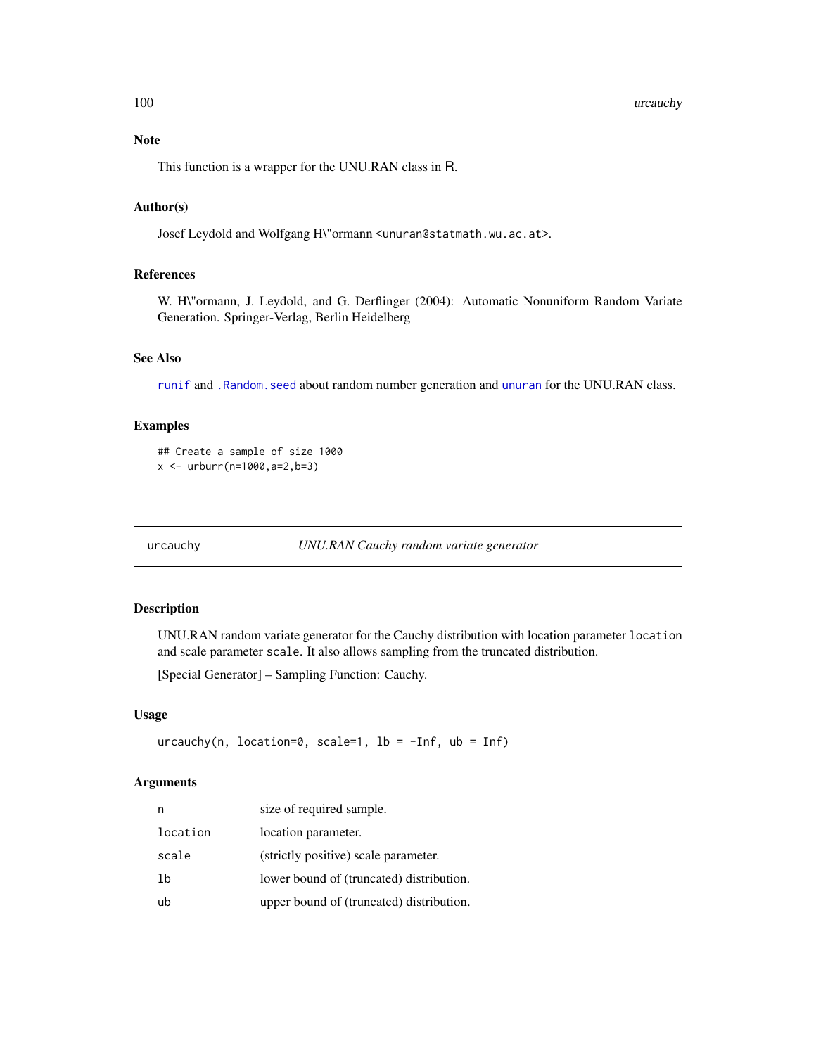## Note

This function is a wrapper for the UNU.RAN class in R.

## Author(s)

Josef Leydold and Wolfgang H\"ormann <unuran@statmath.wu.ac.at>.

## References

W. H\"ormann, J. Leydold, and G. Derflinger (2004): Automatic Nonuniform Random Variate Generation. Springer-Verlag, Berlin Heidelberg

## See Also

runif and .Random.seed about random number generation and unuran for the UNU.RAN class.

## Examples

```
## Create a sample of size 1000
x <- urburr(n=1000,a=2,b=3)
```

---

# urcauchy — *UNU.RAN Cauchy random variate generator*

---

## Description

UNU.RAN random variate generator for the Cauchy distribution with location parameter `location` and scale parameter `scale`. It also allows sampling from the truncated distribution.

[Special Generator] – Sampling Function: Cauchy.

## Usage

```
urcauchy(n, location=0, scale=1, lb = -Inf, ub = Inf)
```

## Arguments

| | |
|---|---|
| `n` | size of required sample. |
| `location` | location parameter. |
| `scale` | (strictly positive) scale parameter. |
| `lb` | lower bound of (truncated) distribution. |
| `ub` | upper bound of (truncated) distribution. |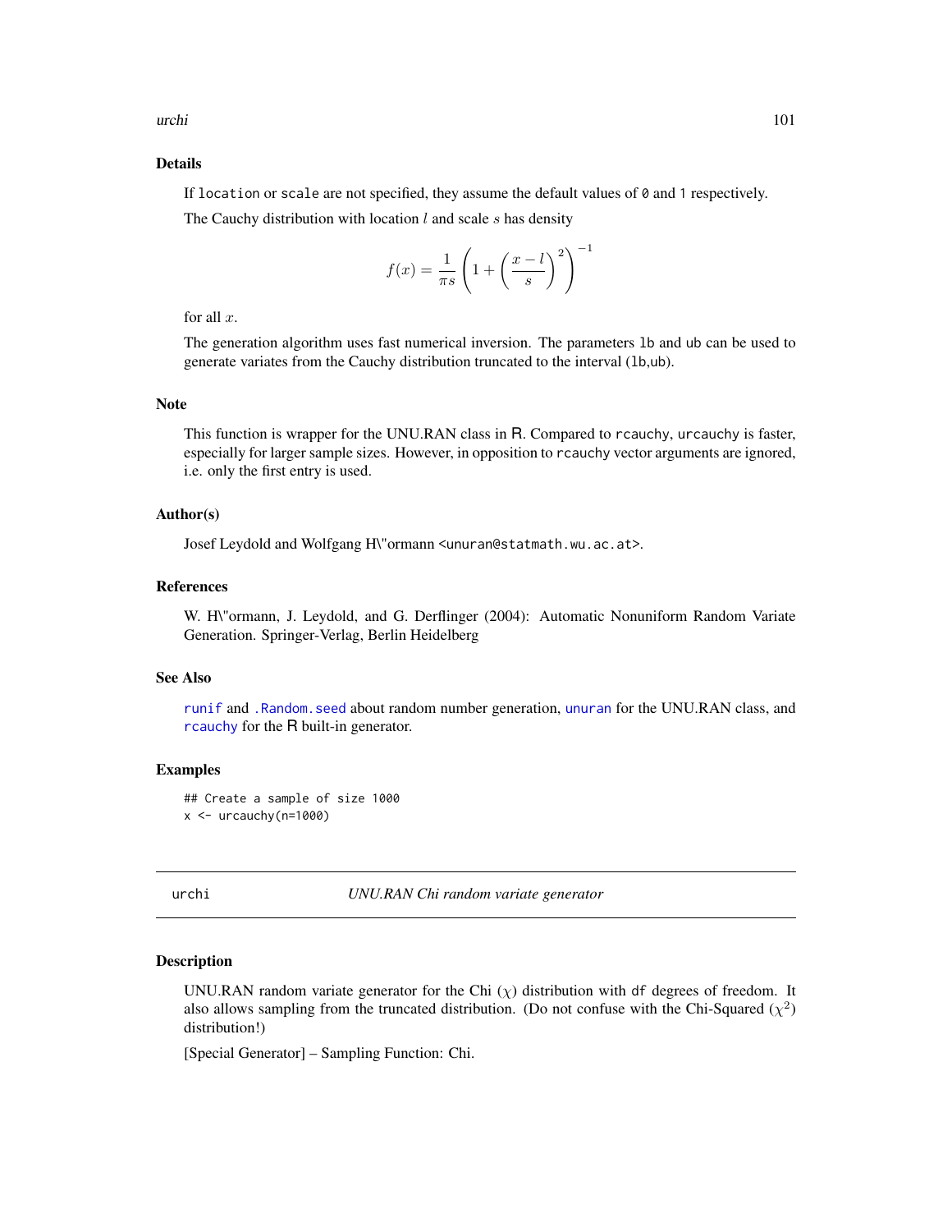## Details

If `location` or `scale` are not specified, they assume the default values of `0` and `1` respectively.

The Cauchy distribution with location $l$ and scale $s$ has density

$$f(x) = \frac{1}{\pi s} \left( 1 + \left( \frac{x-l}{s} \right)^2 \right)^{-1}$$

for all $x$.

The generation algorithm uses fast numerical inversion. The parameters `lb` and `ub` can be used to generate variates from the Cauchy distribution truncated to the interval (`lb`,`ub`).

## Note

This function is wrapper for the UNU.RAN class in R. Compared to `rcauchy`, `urcauchy` is faster, especially for larger sample sizes. However, in opposition to `rcauchy` vector arguments are ignored, i.e. only the first entry is used.

## Author(s)

Josef Leydold and Wolfgang H\"ormann <unuran@statmath.wu.ac.at>.

## References

W. H\"ormann, J. Leydold, and G. Derflinger (2004): Automatic Nonuniform Random Variate Generation. Springer-Verlag, Berlin Heidelberg

## See Also

`runif` and `.Random.seed` about random number generation, `unuran` for the UNU.RAN class, and `rcauchy` for the R built-in generator.

## Examples

```
## Create a sample of size 1000
x <- urcauchy(n=1000)
```

---

`urchi` *UNU.RAN Chi random variate generator*

---

## Description

UNU.RAN random variate generator for the Chi ($\chi$) distribution with `df` degrees of freedom. It also allows sampling from the truncated distribution. (Do not confuse with the Chi-Squared ($\chi^2$) distribution!)

[Special Generator] – Sampling Function: Chi.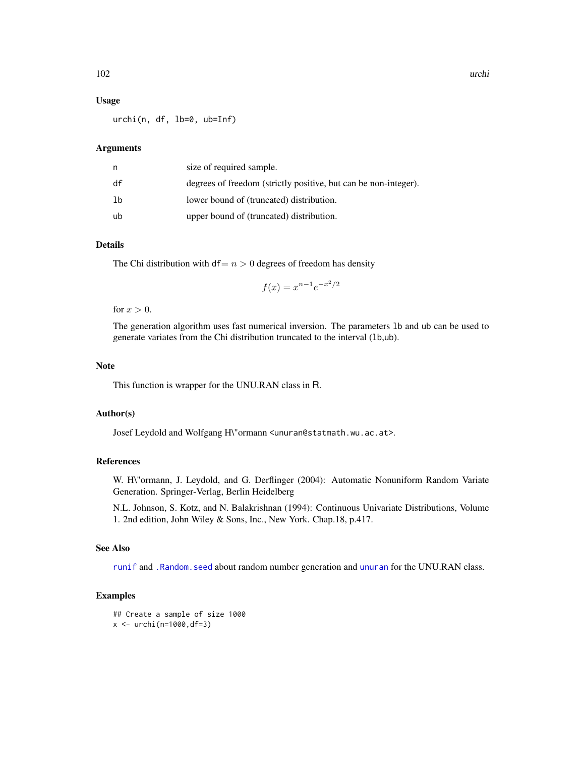### Usage

```
urchi(n, df, lb=0, ub=Inf)
```

### Arguments

| | |
|---|---|
| n | size of required sample. |
| df | degrees of freedom (strictly positive, but can be non-integer). |
| lb | lower bound of (truncated) distribution. |
| ub | upper bound of (truncated) distribution. |

### Details

The Chi distribution with df$= n > 0$ degrees of freedom has density

$$f(x) = x^{n-1} e^{-x^2/2}$$

for $x > 0$.

The generation algorithm uses fast numerical inversion. The parameters lb and ub can be used to generate variates from the Chi distribution truncated to the interval (lb,ub).

### Note

This function is wrapper for the UNU.RAN class in R.

### Author(s)

Josef Leydold and Wolfgang H\"ormann <unuran@statmath.wu.ac.at>.

### References

W. H\"ormann, J. Leydold, and G. Derflinger (2004): Automatic Nonuniform Random Variate Generation. Springer-Verlag, Berlin Heidelberg

N.L. Johnson, S. Kotz, and N. Balakrishnan (1994): Continuous Univariate Distributions, Volume 1. 2nd edition, John Wiley & Sons, Inc., New York. Chap.18, p.417.

### See Also

runif and .Random.seed about random number generation and unuran for the UNU.RAN class.

### Examples

```
## Create a sample of size 1000
x <- urchi(n=1000,df=3)
```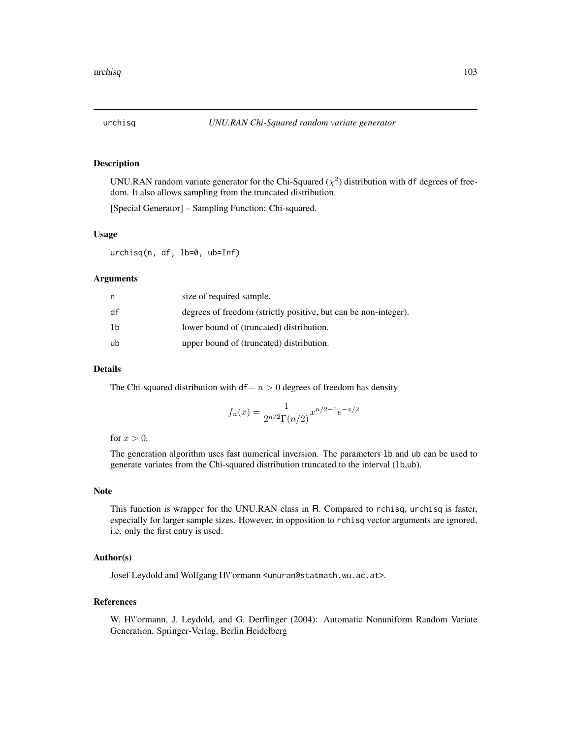## urchisq *UNU.RAN Chi-Squared random variate generator*

### Description

UNU.RAN random variate generator for the Chi-Squared ($\chi^2$) distribution with df degrees of freedom. It also allows sampling from the truncated distribution.

[Special Generator] – Sampling Function: Chi-squared.

### Usage

```
urchisq(n, df, lb=0, ub=Inf)
```

### Arguments

| | |
|---|---|
| n | size of required sample. |
| df | degrees of freedom (strictly positive, but can be non-integer). |
| lb | lower bound of (truncated) distribution. |
| ub | upper bound of (truncated) distribution. |

### Details

The Chi-squared distribution with df$= n > 0$ degrees of freedom has density

$$f_n(x) = \frac{1}{2^{n/2}\Gamma(n/2)} x^{n/2-1} e^{-x/2}$$

for $x > 0$.

The generation algorithm uses fast numerical inversion. The parameters lb and ub can be used to generate variates from the Chi-squared distribution truncated to the interval (lb,ub).

### Note

This function is wrapper for the UNU.RAN class in R. Compared to rchisq, urchisq is faster, especially for larger sample sizes. However, in opposition to rchisq vector arguments are ignored, i.e. only the first entry is used.

### Author(s)

Josef Leydold and Wolfgang H\"ormann <unuran@statmath.wu.ac.at>.

### References

W. H\"ormann, J. Leydold, and G. Derflinger (2004): Automatic Nonuniform Random Variate Generation. Springer-Verlag, Berlin Heidelberg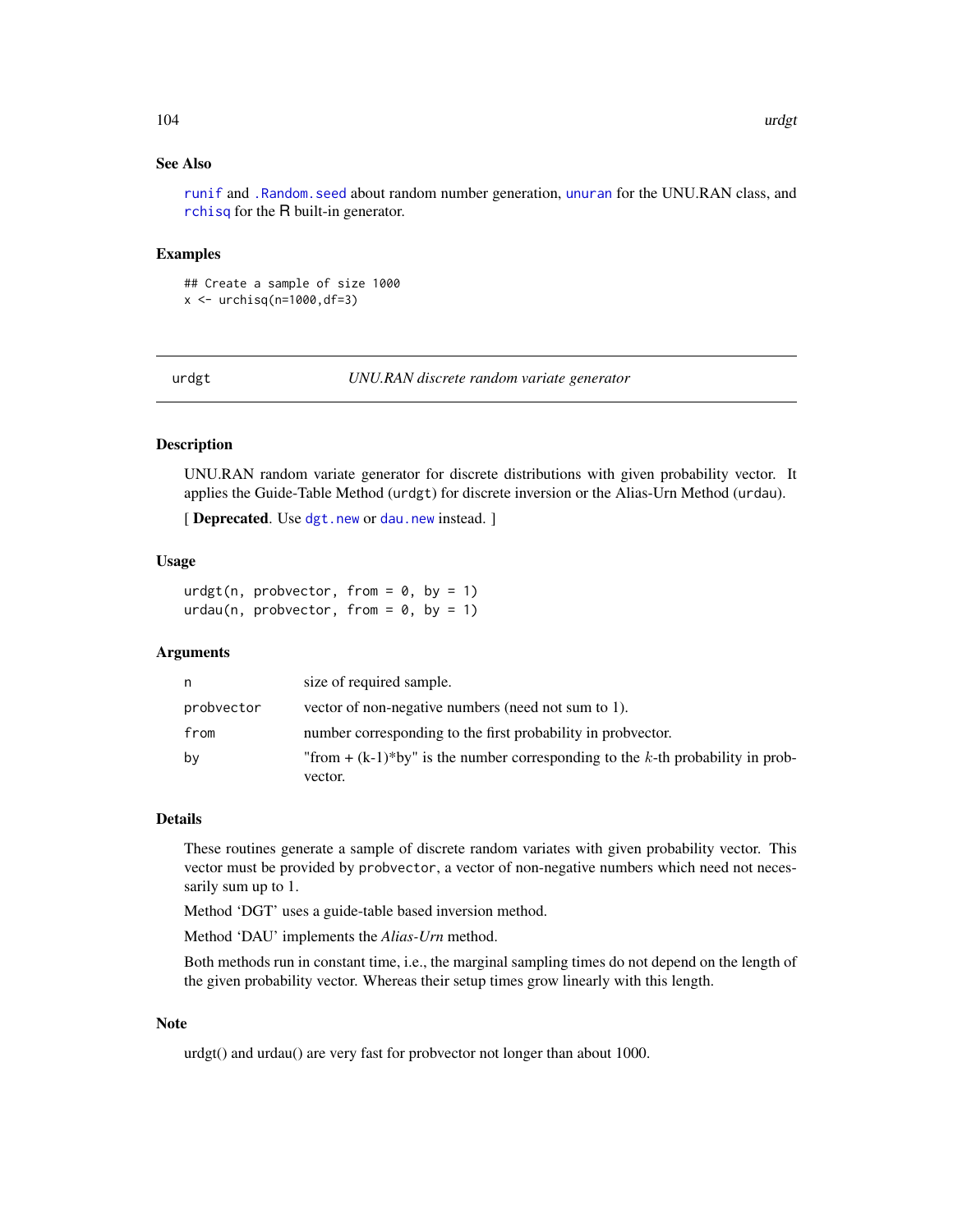## See Also

`runif` and `.Random.seed` about random number generation, `unuran` for the UNU.RAN class, and `rchisq` for the R built-in generator.

## Examples

```
## Create a sample of size 1000
x <- urchisq(n=1000,df=3)
```

---

# urdgt *UNU.RAN discrete random variate generator*

---

## Description

UNU.RAN random variate generator for discrete distributions with given probability vector. It applies the Guide-Table Method (`urdgt`) for discrete inversion or the Alias-Urn Method (`urdau`).

[ **Deprecated**. Use `dgt.new` or `dau.new` instead. ]

## Usage

```
urdgt(n, probvector, from = 0, by = 1)
urdau(n, probvector, from = 0, by = 1)
```

## Arguments

| | |
|---|---|
| `n` | size of required sample. |
| `probvector` | vector of non-negative numbers (need not sum to 1). |
| `from` | number corresponding to the first probability in probvector. |
| `by` | "from + (k-1)*by" is the number corresponding to the $k$-th probability in probvector. |

## Details

These routines generate a sample of discrete random variates with given probability vector. This vector must be provided by `probvector`, a vector of non-negative numbers which need not necessarily sum up to 1.

Method 'DGT' uses a guide-table based inversion method.

Method 'DAU' implements the *Alias-Urn* method.

Both methods run in constant time, i.e., the marginal sampling times do not depend on the length of the given probability vector. Whereas their setup times grow linearly with this length.

## Note

urdgt() and urdau() are very fast for probvector not longer than about 1000.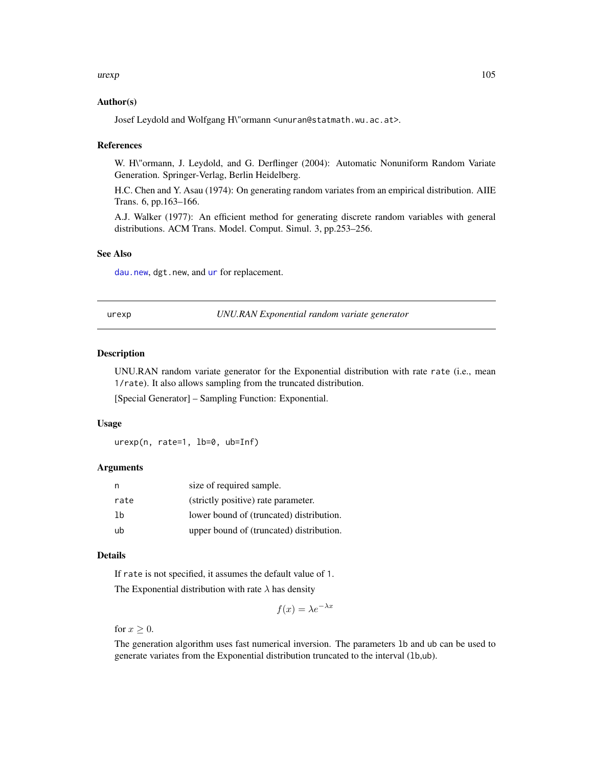### Author(s)

Josef Leydold and Wolfgang H\"ormann <unuran@statmath.wu.ac.at>.

### References

W. H\"ormann, J. Leydold, and G. Derflinger (2004): Automatic Nonuniform Random Variate Generation. Springer-Verlag, Berlin Heidelberg.

H.C. Chen and Y. Asau (1974): On generating random variates from an empirical distribution. AIIE Trans. 6, pp.163–166.

A.J. Walker (1977): An efficient method for generating discrete random variables with general distributions. ACM Trans. Model. Comput. Simul. 3, pp.253–256.

### See Also

`dau.new`, `dgt.new`, and `ur` for replacement.

---

## urexp — *UNU.RAN Exponential random variate generator*

---

### Description

UNU.RAN random variate generator for the Exponential distribution with rate `rate` (i.e., mean `1/rate`). It also allows sampling from the truncated distribution.

[Special Generator] – Sampling Function: Exponential.

### Usage

```
urexp(n, rate=1, lb=0, ub=Inf)
```

### Arguments

| | |
|---|---|
| `n` | size of required sample. |
| `rate` | (strictly positive) rate parameter. |
| `lb` | lower bound of (truncated) distribution. |
| `ub` | upper bound of (truncated) distribution. |

### Details

If `rate` is not specified, it assumes the default value of `1`.

The Exponential distribution with rate $\lambda$ has density

$$f(x) = \lambda e^{-\lambda x}$$

for $x \geq 0$.

The generation algorithm uses fast numerical inversion. The parameters `lb` and `ub` can be used to generate variates from the Exponential distribution truncated to the interval (`lb`,`ub`).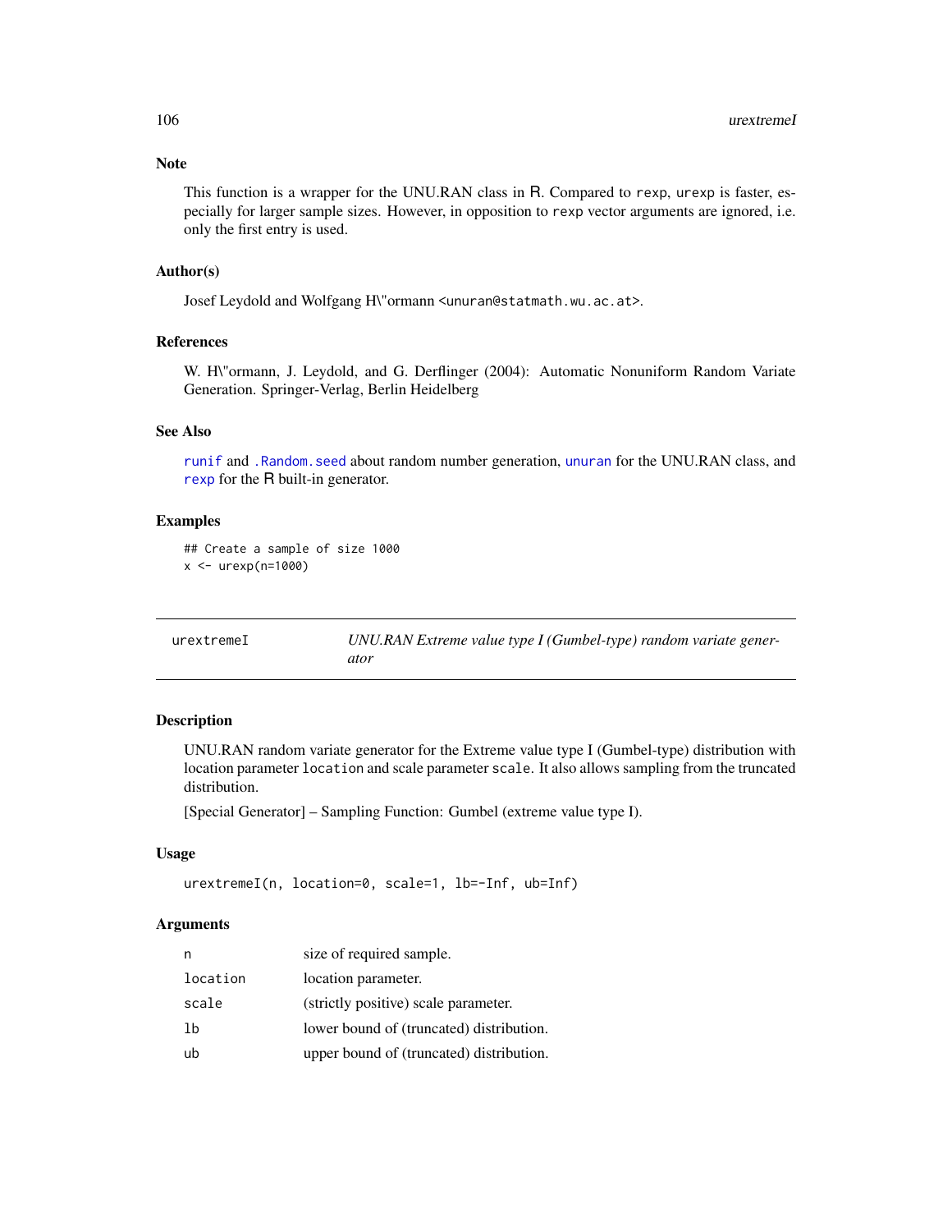## Note

This function is a wrapper for the UNU.RAN class in R. Compared to `rexp`, `urexp` is faster, especially for larger sample sizes. However, in opposition to `rexp` vector arguments are ignored, i.e. only the first entry is used.

## Author(s)

Josef Leydold and Wolfgang H\"ormann <unuran@statmath.wu.ac.at>.

## References

W. H\"ormann, J. Leydold, and G. Derflinger (2004): Automatic Nonuniform Random Variate Generation. Springer-Verlag, Berlin Heidelberg

## See Also

`runif` and `.Random.seed` about random number generation, `unuran` for the UNU.RAN class, and `rexp` for the R built-in generator.

## Examples

```
## Create a sample of size 1000
x <- urexp(n=1000)
```

---

# urextremeI — *UNU.RAN Extreme value type I (Gumbel-type) random variate generator*

## Description

UNU.RAN random variate generator for the Extreme value type I (Gumbel-type) distribution with location parameter `location` and scale parameter `scale`. It also allows sampling from the truncated distribution.

[Special Generator] – Sampling Function: Gumbel (extreme value type I).

## Usage

```
urextremeI(n, location=0, scale=1, lb=-Inf, ub=Inf)
```

## Arguments

| | |
|---|---|
| `n` | size of required sample. |
| `location` | location parameter. |
| `scale` | (strictly positive) scale parameter. |
| `lb` | lower bound of (truncated) distribution. |
| `ub` | upper bound of (truncated) distribution. |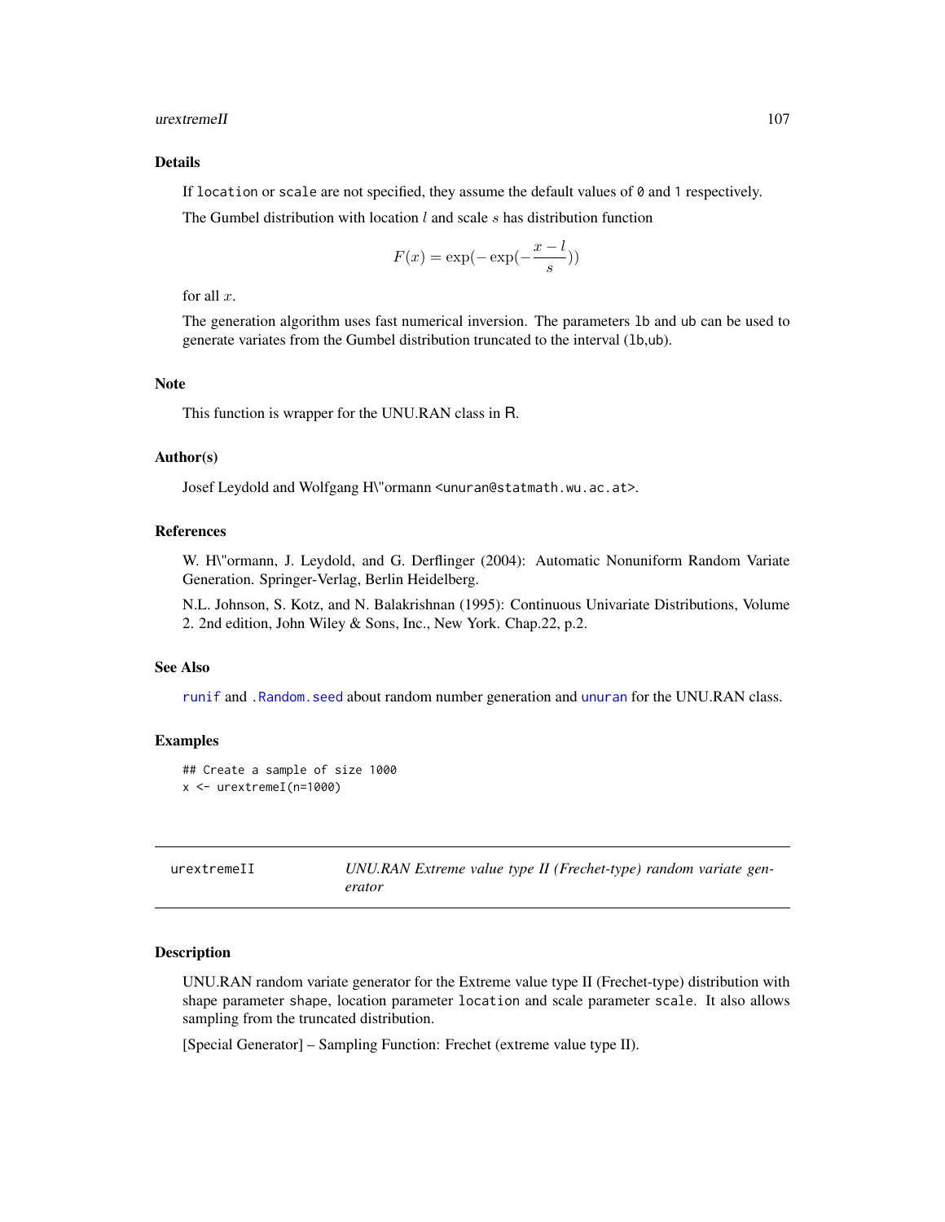### Details

If `location` or `scale` are not specified, they assume the default values of `0` and `1` respectively.

The Gumbel distribution with location $l$ and scale $s$ has distribution function

$$F(x) = \exp(-\exp(-\frac{x-l}{s}))$$

for all $x$.

The generation algorithm uses fast numerical inversion. The parameters `lb` and `ub` can be used to generate variates from the Gumbel distribution truncated to the interval (`lb`,`ub`).

### Note

This function is wrapper for the UNU.RAN class in R.

### Author(s)

Josef Leydold and Wolfgang H\"ormann <unuran@statmath.wu.ac.at>.

### References

W. H\"ormann, J. Leydold, and G. Derflinger (2004): Automatic Nonuniform Random Variate Generation. Springer-Verlag, Berlin Heidelberg.

N.L. Johnson, S. Kotz, and N. Balakrishnan (1995): Continuous Univariate Distributions, Volume 2. 2nd edition, John Wiley & Sons, Inc., New York. Chap.22, p.2.

### See Also

`runif` and `.Random.seed` about random number generation and `unuran` for the UNU.RAN class.

### Examples

```
## Create a sample of size 1000
x <- urextremeI(n=1000)
```

---

## urextremeII — *UNU.RAN Extreme value type II (Frechet-type) random variate generator*

### Description

UNU.RAN random variate generator for the Extreme value type II (Frechet-type) distribution with shape parameter `shape`, location parameter `location` and scale parameter `scale`. It also allows sampling from the truncated distribution.

[Special Generator] – Sampling Function: Frechet (extreme value type II).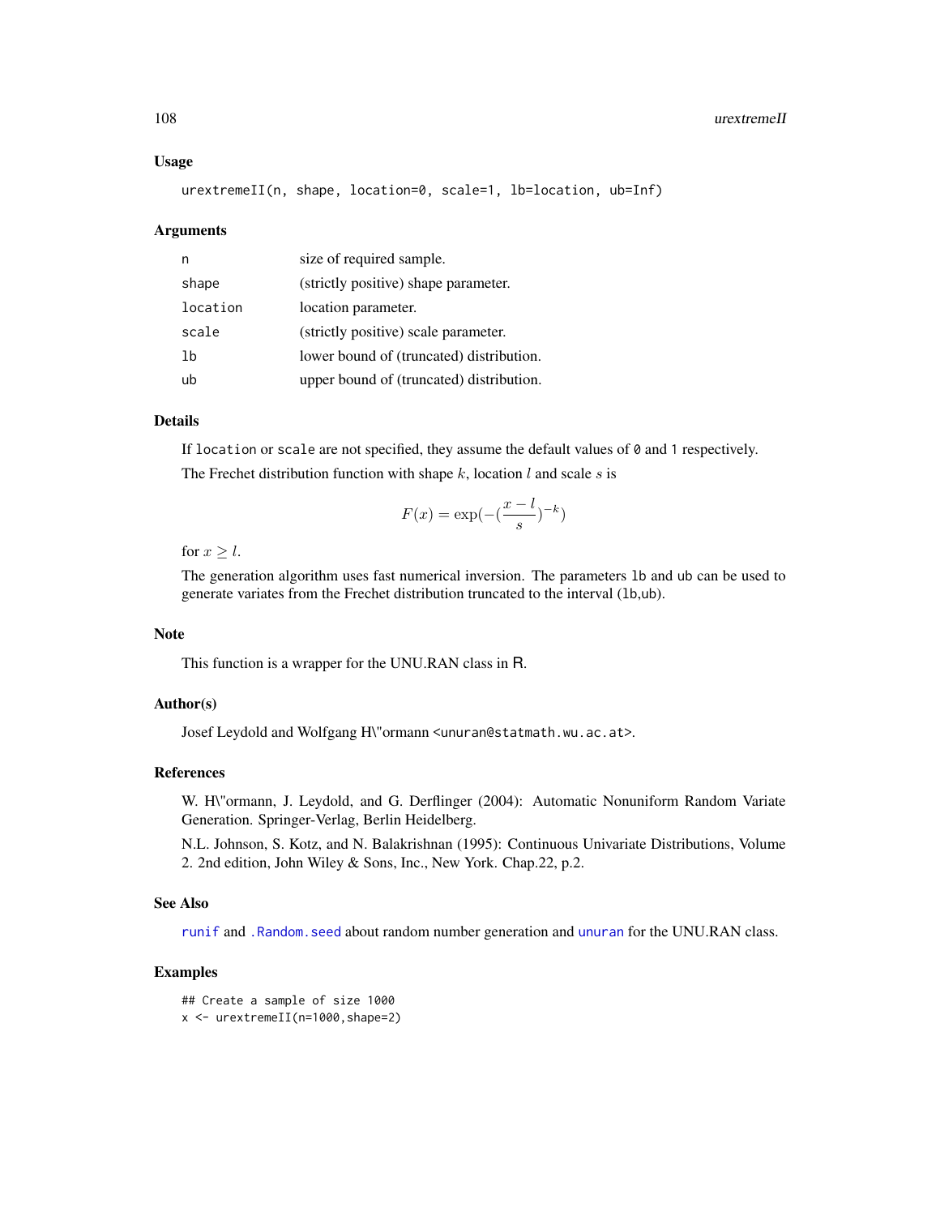## Usage

```
urextremeII(n, shape, location=0, scale=1, lb=location, ub=Inf)
```

## Arguments

| | |
|---|---|
| n | size of required sample. |
| shape | (strictly positive) shape parameter. |
| location | location parameter. |
| scale | (strictly positive) scale parameter. |
| lb | lower bound of (truncated) distribution. |
| ub | upper bound of (truncated) distribution. |

## Details

If `location` or `scale` are not specified, they assume the default values of `0` and `1` respectively.

The Frechet distribution function with shape $k$, location $l$ and scale $s$ is

$$F(x) = \exp(-(\frac{x-l}{s})^{-k})$$

for $x \geq l$.

The generation algorithm uses fast numerical inversion. The parameters `lb` and `ub` can be used to generate variates from the Frechet distribution truncated to the interval (`lb`,`ub`).

## Note

This function is a wrapper for the UNU.RAN class in R.

## Author(s)

Josef Leydold and Wolfgang H\"ormann <unuran@statmath.wu.ac.at>.

## References

W. H\"ormann, J. Leydold, and G. Derflinger (2004): Automatic Nonuniform Random Variate Generation. Springer-Verlag, Berlin Heidelberg.

N.L. Johnson, S. Kotz, and N. Balakrishnan (1995): Continuous Univariate Distributions, Volume 2. 2nd edition, John Wiley & Sons, Inc., New York. Chap.22, p.2.

## See Also

`runif` and `.Random.seed` about random number generation and `unuran` for the UNU.RAN class.

## Examples

```
## Create a sample of size 1000
x <- urextremeII(n=1000,shape=2)
```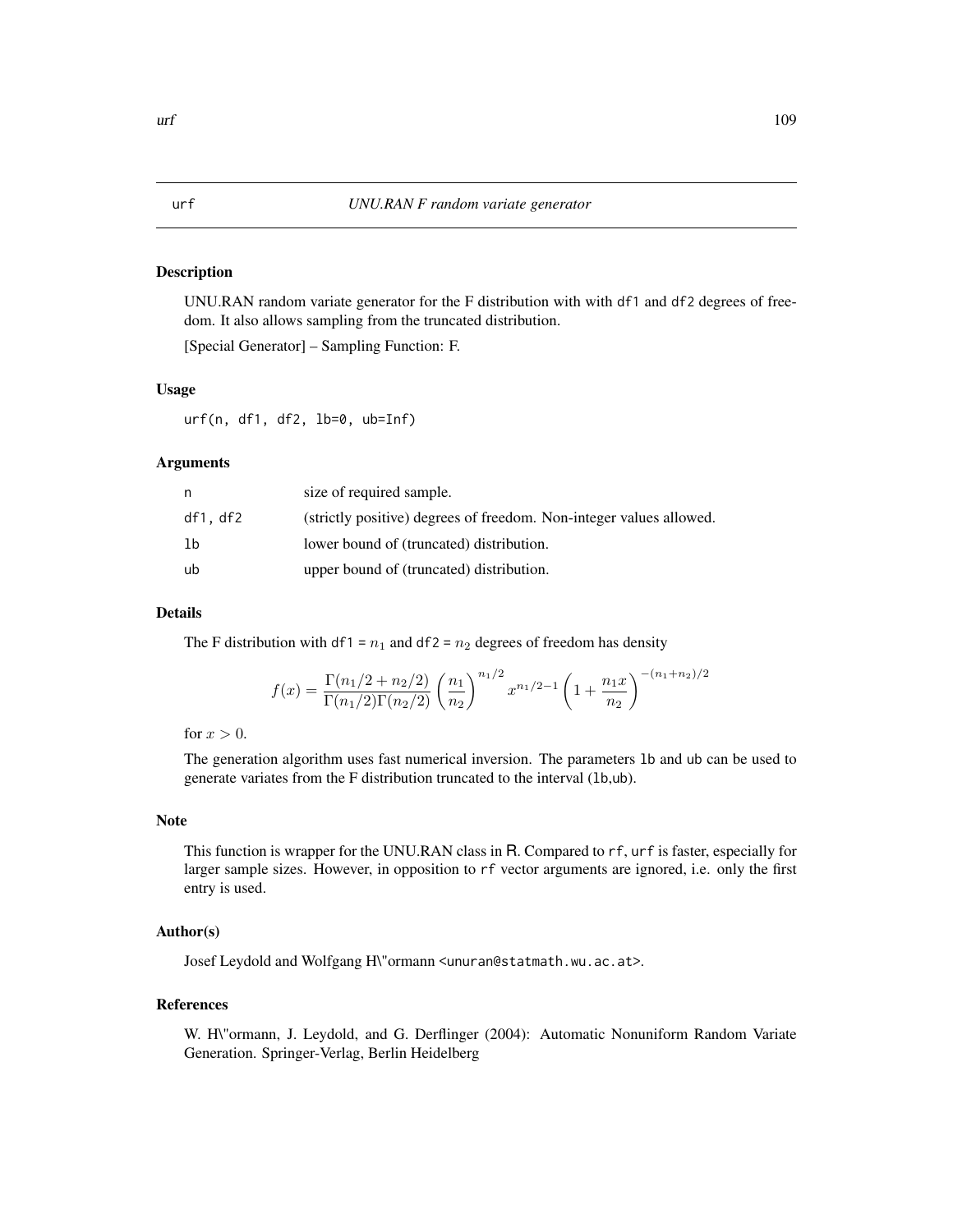# urf — *UNU.RAN F random variate generator*

## Description

UNU.RAN random variate generator for the F distribution with with df1 and df2 degrees of freedom. It also allows sampling from the truncated distribution.

[Special Generator] – Sampling Function: F.

## Usage

```
urf(n, df1, df2, lb=0, ub=Inf)
```

## Arguments

| | |
|---|---|
| n | size of required sample. |
| df1, df2 | (strictly positive) degrees of freedom. Non-integer values allowed. |
| lb | lower bound of (truncated) distribution. |
| ub | upper bound of (truncated) distribution. |

## Details

The F distribution with df1 = $n_1$ and df2 = $n_2$ degrees of freedom has density

$$f(x) = \frac{\Gamma(n_1/2 + n_2/2)}{\Gamma(n_1/2)\Gamma(n_2/2)} \left(\frac{n_1}{n_2}\right)^{n_1/2} x^{n_1/2-1} \left(1 + \frac{n_1 x}{n_2}\right)^{-(n_1+n_2)/2}$$

for $x > 0$.

The generation algorithm uses fast numerical inversion. The parameters lb and ub can be used to generate variates from the F distribution truncated to the interval (lb,ub).

## Note

This function is wrapper for the UNU.RAN class in R. Compared to rf, urf is faster, especially for larger sample sizes. However, in opposition to rf vector arguments are ignored, i.e. only the first entry is used.

## Author(s)

Josef Leydold and Wolfgang H\"ormann <unuran@statmath.wu.ac.at>.

## References

W. H\"ormann, J. Leydold, and G. Derflinger (2004): Automatic Nonuniform Random Variate Generation. Springer-Verlag, Berlin Heidelberg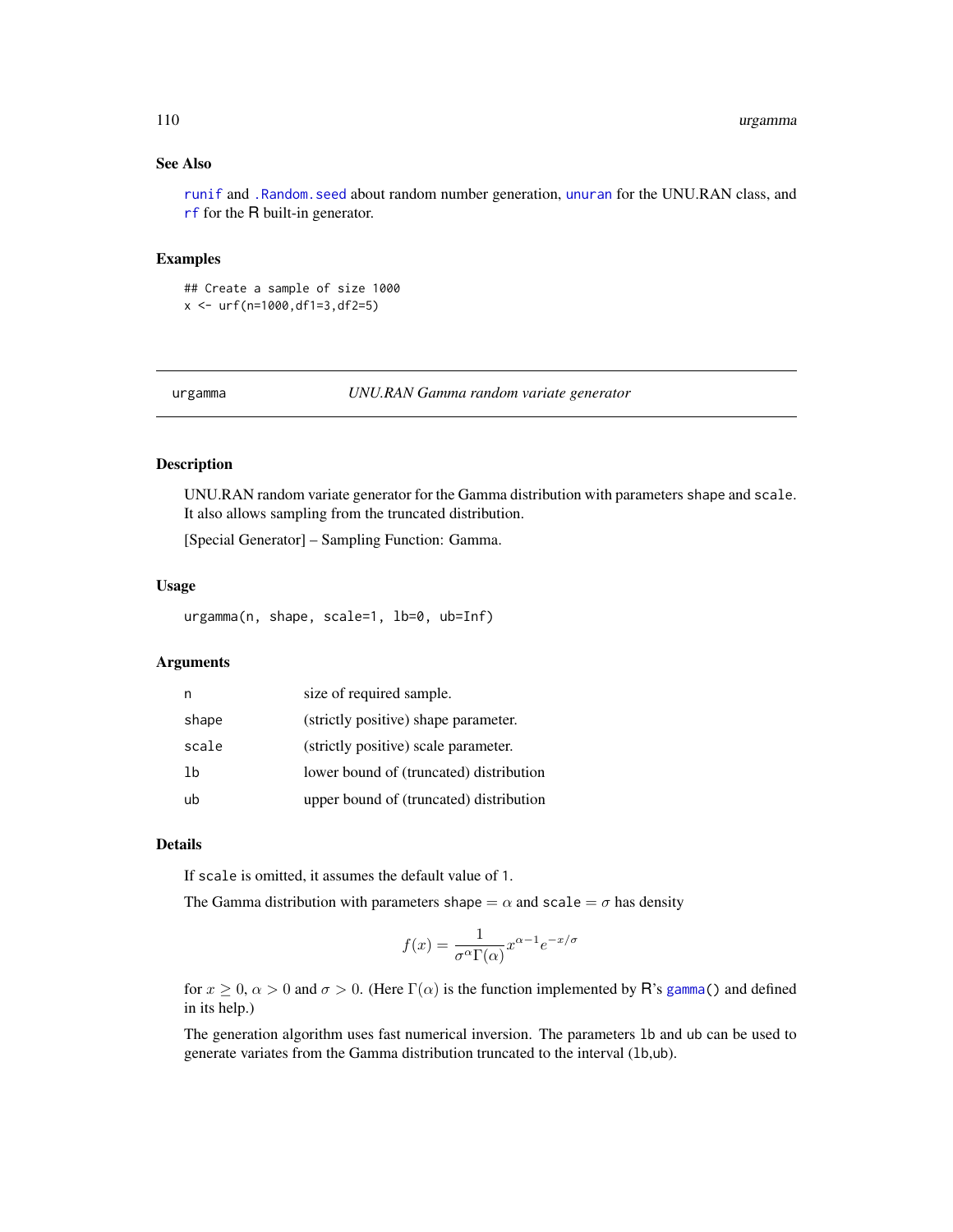### See Also

`runif` and `.Random.seed` about random number generation, `unuran` for the UNU.RAN class, and `rf` for the R built-in generator.

### Examples

```
## Create a sample of size 1000
x <- urf(n=1000,df1=3,df2=5)
```

---

## urgamma — *UNU.RAN Gamma random variate generator*

---

### Description

UNU.RAN random variate generator for the Gamma distribution with parameters `shape` and `scale`. It also allows sampling from the truncated distribution.

[Special Generator] – Sampling Function: Gamma.

### Usage

```
urgamma(n, shape, scale=1, lb=0, ub=Inf)
```

### Arguments

| | |
|---|---|
| `n` | size of required sample. |
| `shape` | (strictly positive) shape parameter. |
| `scale` | (strictly positive) scale parameter. |
| `lb` | lower bound of (truncated) distribution |
| `ub` | upper bound of (truncated) distribution |

### Details

If `scale` is omitted, it assumes the default value of `1`.

The Gamma distribution with parameters `shape` $= \alpha$ and `scale` $= \sigma$ has density

$$f(x) = \frac{1}{\sigma^\alpha \Gamma(\alpha)} x^{\alpha-1} e^{-x/\sigma}$$

for $x \geq 0$, $\alpha > 0$ and $\sigma > 0$. (Here $\Gamma(\alpha)$ is the function implemented by R's `gamma()` and defined in its help.)

The generation algorithm uses fast numerical inversion. The parameters `lb` and `ub` can be used to generate variates from the Gamma distribution truncated to the interval (`lb`,`ub`).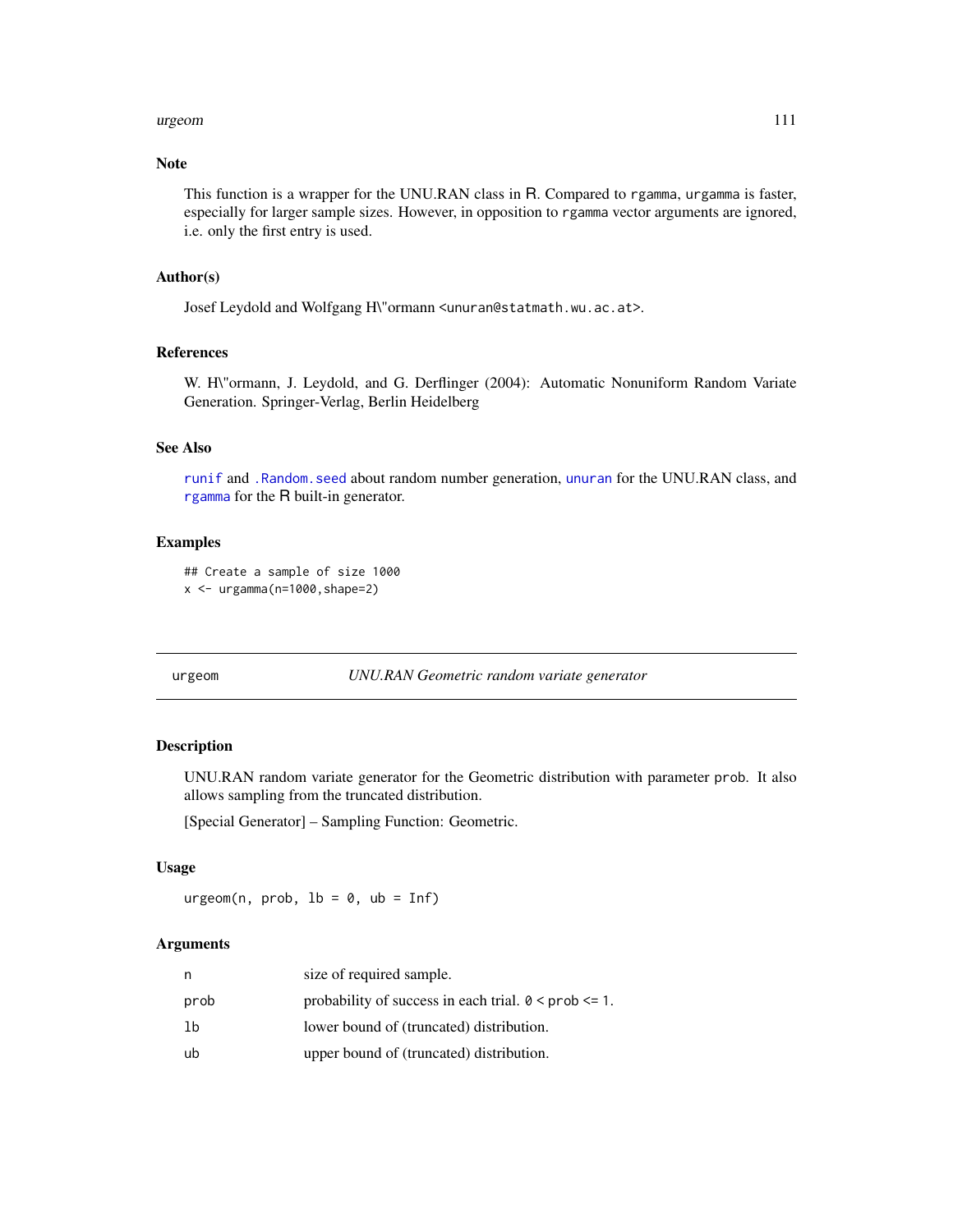### Note

This function is a wrapper for the UNU.RAN class in R. Compared to `rgamma`, `urgamma` is faster, especially for larger sample sizes. However, in opposition to `rgamma` vector arguments are ignored, i.e. only the first entry is used.

### Author(s)

Josef Leydold and Wolfgang H\"ormann <unuran@statmath.wu.ac.at>.

### References

W. H\"ormann, J. Leydold, and G. Derflinger (2004): Automatic Nonuniform Random Variate Generation. Springer-Verlag, Berlin Heidelberg

### See Also

`runif` and `.Random.seed` about random number generation, `unuran` for the UNU.RAN class, and `rgamma` for the R built-in generator.

### Examples

```
## Create a sample of size 1000
x <- urgamma(n=1000,shape=2)
```

---

## urgeom — *UNU.RAN Geometric random variate generator*

### Description

UNU.RAN random variate generator for the Geometric distribution with parameter `prob`. It also allows sampling from the truncated distribution.

[Special Generator] – Sampling Function: Geometric.

### Usage

```
urgeom(n, prob, lb = 0, ub = Inf)
```

### Arguments

| | |
|---|---|
| n | size of required sample. |
| prob | probability of success in each trial. `0 < prob <= 1`. |
| lb | lower bound of (truncated) distribution. |
| ub | upper bound of (truncated) distribution. |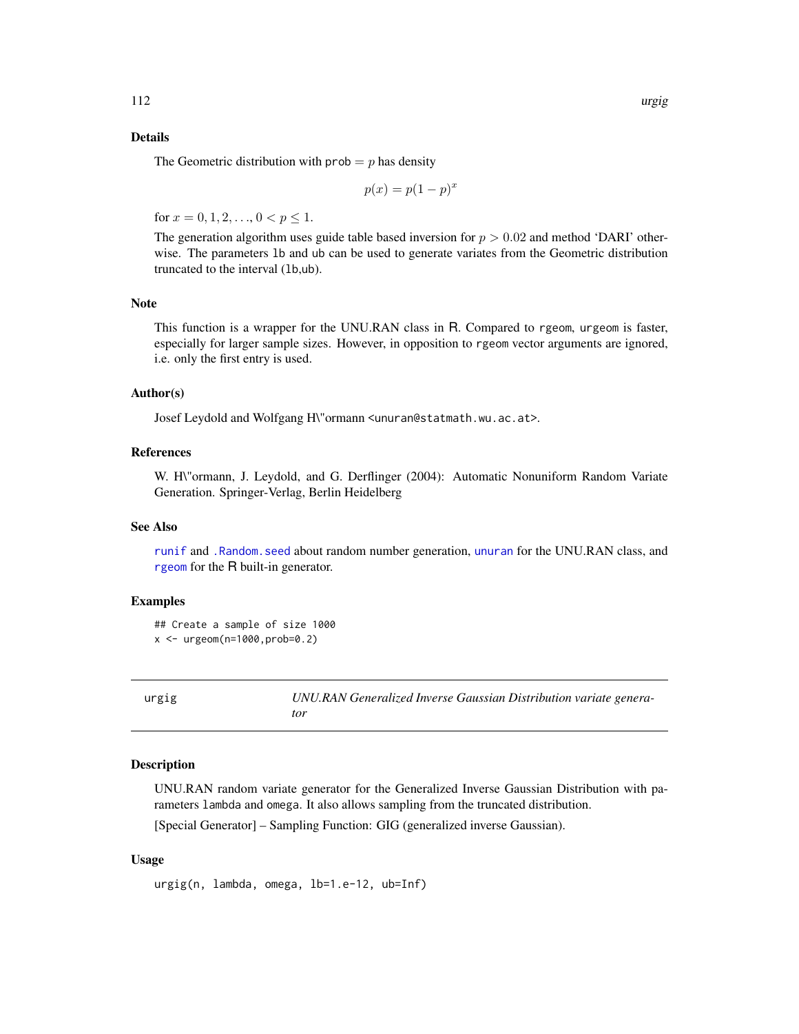### Details

The Geometric distribution with `prob` $= p$ has density

$$p(x) = p(1-p)^x$$

for $x = 0, 1, 2, \ldots, 0 < p \leq 1$.

The generation algorithm uses guide table based inversion for $p > 0.02$ and method 'DARI' otherwise. The parameters `lb` and `ub` can be used to generate variates from the Geometric distribution truncated to the interval (`lb`,`ub`).

### Note

This function is a wrapper for the UNU.RAN class in R. Compared to `rgeom`, `urgeom` is faster, especially for larger sample sizes. However, in opposition to `rgeom` vector arguments are ignored, i.e. only the first entry is used.

### Author(s)

Josef Leydold and Wolfgang H\"ormann <unuran@statmath.wu.ac.at>.

### References

W. H\"ormann, J. Leydold, and G. Derflinger (2004): Automatic Nonuniform Random Variate Generation. Springer-Verlag, Berlin Heidelberg

### See Also

`runif` and `.Random.seed` about random number generation, `unuran` for the UNU.RAN class, and `rgeom` for the R built-in generator.

### Examples

```
## Create a sample of size 1000
x <- urgeom(n=1000,prob=0.2)
```

---

## urgig — *UNU.RAN Generalized Inverse Gaussian Distribution variate generator*

### Description

UNU.RAN random variate generator for the Generalized Inverse Gaussian Distribution with parameters `lambda` and `omega`. It also allows sampling from the truncated distribution.

[Special Generator] – Sampling Function: GIG (generalized inverse Gaussian).

### Usage

```
urgig(n, lambda, omega, lb=1.e-12, ub=Inf)
```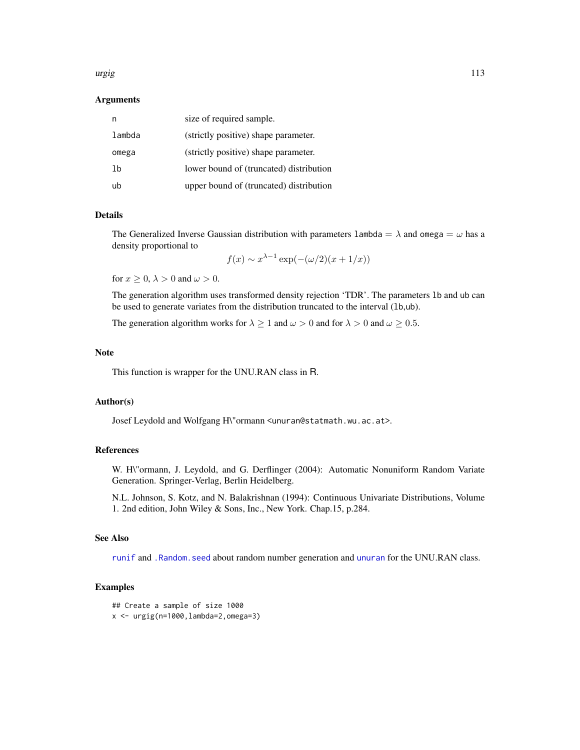## Arguments

| | |
|---|---|
| n | size of required sample. |
| lambda | (strictly positive) shape parameter. |
| omega | (strictly positive) shape parameter. |
| lb | lower bound of (truncated) distribution |
| ub | upper bound of (truncated) distribution |

## Details

The Generalized Inverse Gaussian distribution with parameters lambda $= \lambda$ and omega $= \omega$ has a density proportional to

$$f(x) \sim x^{\lambda-1} \exp(-(\omega/2)(x + 1/x))$$

for $x \geq 0$, $\lambda > 0$ and $\omega > 0$.

The generation algorithm uses transformed density rejection 'TDR'. The parameters lb and ub can be used to generate variates from the distribution truncated to the interval (lb,ub).

The generation algorithm works for $\lambda \geq 1$ and $\omega > 0$ and for $\lambda > 0$ and $\omega \geq 0.5$.

## Note

This function is wrapper for the UNU.RAN class in R.

## Author(s)

Josef Leydold and Wolfgang H\"ormann <unuran@statmath.wu.ac.at>.

## References

W. H\"ormann, J. Leydold, and G. Derflinger (2004): Automatic Nonuniform Random Variate Generation. Springer-Verlag, Berlin Heidelberg.

N.L. Johnson, S. Kotz, and N. Balakrishnan (1994): Continuous Univariate Distributions, Volume 1. 2nd edition, John Wiley & Sons, Inc., New York. Chap.15, p.284.

## See Also

runif and .Random.seed about random number generation and unuran for the UNU.RAN class.

## Examples

```
## Create a sample of size 1000
x <- urgig(n=1000,lambda=2,omega=3)
```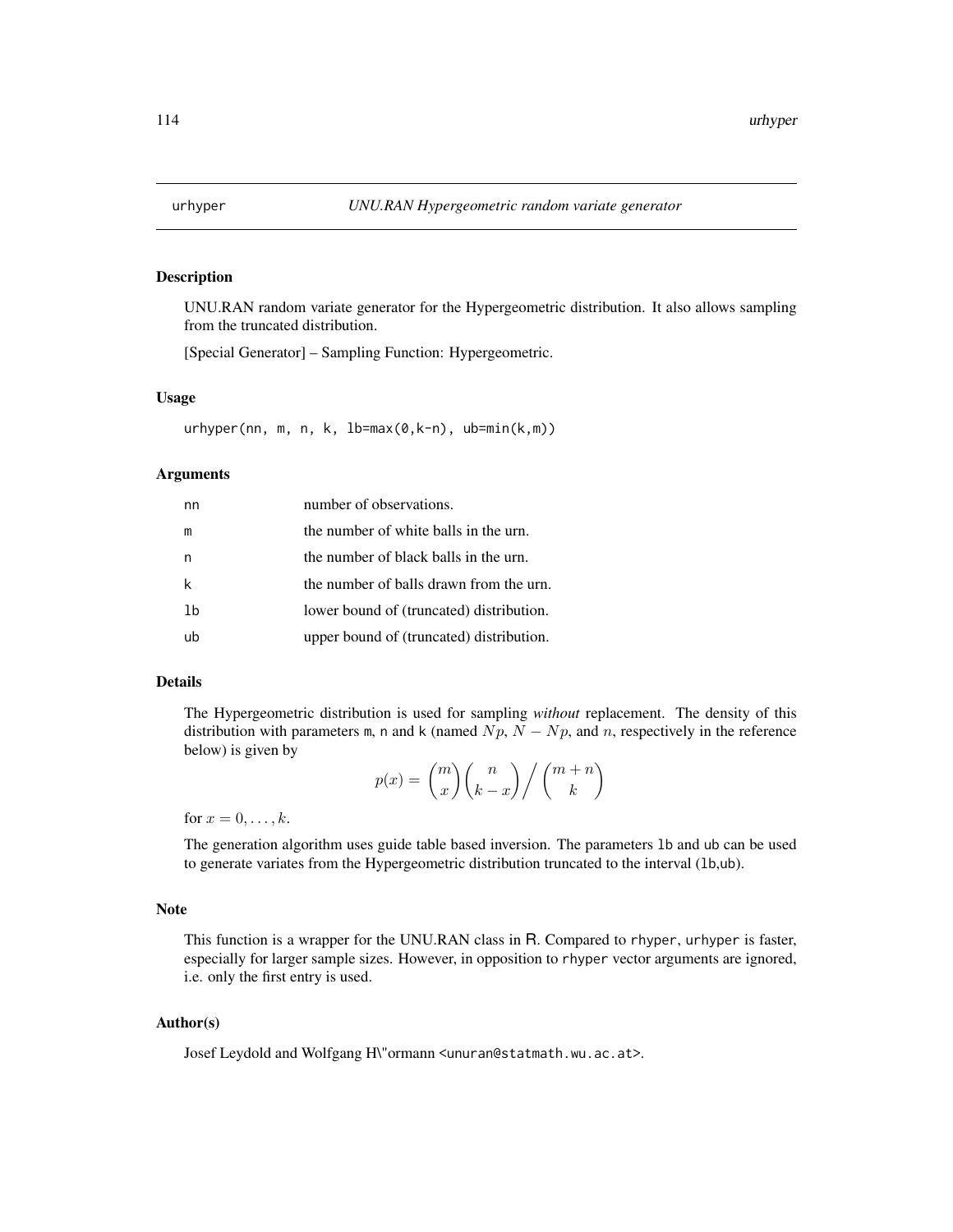# urhyper — *UNU.RAN Hypergeometric random variate generator*

## Description

UNU.RAN random variate generator for the Hypergeometric distribution. It also allows sampling from the truncated distribution.

[Special Generator] – Sampling Function: Hypergeometric.

## Usage

```
urhyper(nn, m, n, k, lb=max(0,k-n), ub=min(k,m))
```

## Arguments

| | |
|---|---|
| nn | number of observations. |
| m | the number of white balls in the urn. |
| n | the number of black balls in the urn. |
| k | the number of balls drawn from the urn. |
| lb | lower bound of (truncated) distribution. |
| ub | upper bound of (truncated) distribution. |

## Details

The Hypergeometric distribution is used for sampling *without* replacement. The density of this distribution with parameters m, n and k (named $Np$, $N - Np$, and $n$, respectively in the reference below) is given by

$$p(x) = \binom{m}{x}\binom{n}{k-x} \Big/ \binom{m+n}{k}$$

for $x = 0, \ldots, k$.

The generation algorithm uses guide table based inversion. The parameters lb and ub can be used to generate variates from the Hypergeometric distribution truncated to the interval (lb,ub).

## Note

This function is a wrapper for the UNU.RAN class in R. Compared to rhyper, urhyper is faster, especially for larger sample sizes. However, in opposition to rhyper vector arguments are ignored, i.e. only the first entry is used.

## Author(s)

Josef Leydold and Wolfgang H\"ormann <unuran@statmath.wu.ac.at>.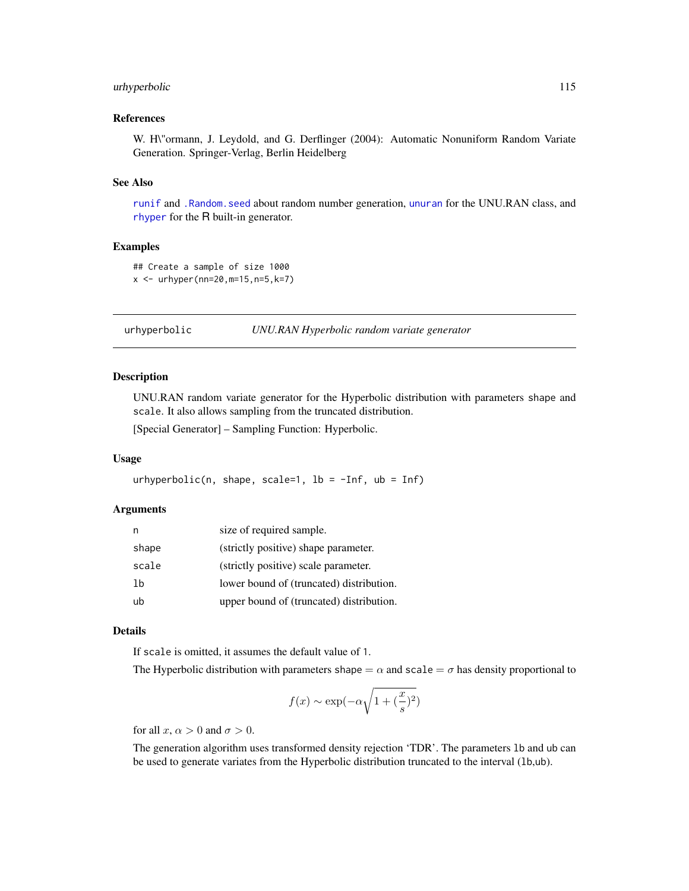## References

W. H\"ormann, J. Leydold, and G. Derflinger (2004): Automatic Nonuniform Random Variate Generation. Springer-Verlag, Berlin Heidelberg

## See Also

runif and .Random.seed about random number generation, unuran for the UNU.RAN class, and rhyper for the R built-in generator.

## Examples

```
## Create a sample of size 1000
x <- urhyper(nn=20,m=15,n=5,k=7)
```

---

# urhyperbolic — *UNU.RAN Hyperbolic random variate generator*

## Description

UNU.RAN random variate generator for the Hyperbolic distribution with parameters shape and scale. It also allows sampling from the truncated distribution.

[Special Generator] – Sampling Function: Hyperbolic.

## Usage

```
urhyperbolic(n, shape, scale=1, lb = -Inf, ub = Inf)
```

## Arguments

| | |
|---|---|
| n | size of required sample. |
| shape | (strictly positive) shape parameter. |
| scale | (strictly positive) scale parameter. |
| lb | lower bound of (truncated) distribution. |
| ub | upper bound of (truncated) distribution. |

## Details

If scale is omitted, it assumes the default value of 1.

The Hyperbolic distribution with parameters shape $= \alpha$ and scale $= \sigma$ has density proportional to

$$f(x) \sim \exp(-\alpha\sqrt{1 + (\frac{x}{s})^2})$$

for all $x$, $\alpha > 0$ and $\sigma > 0$.

The generation algorithm uses transformed density rejection 'TDR'. The parameters lb and ub can be used to generate variates from the Hyperbolic distribution truncated to the interval (lb,ub).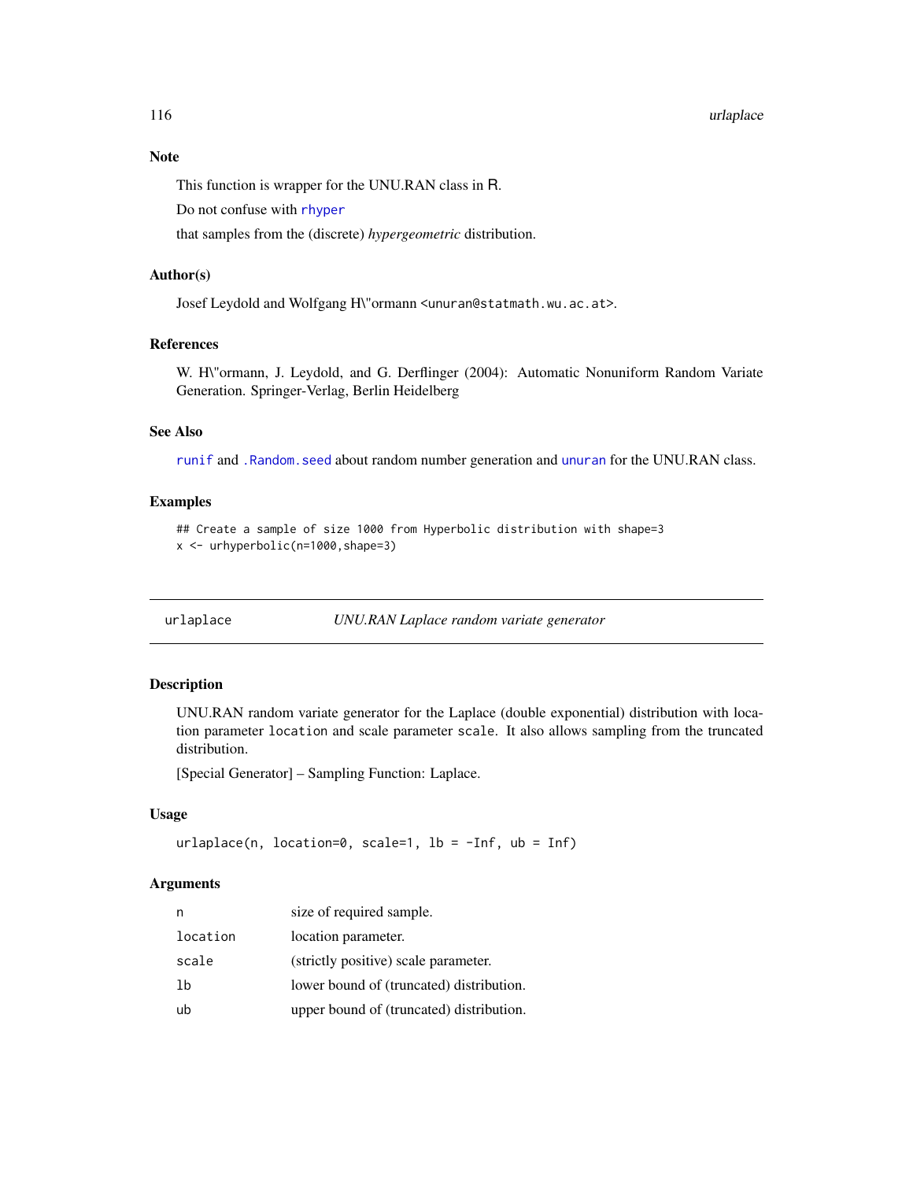### Note

This function is wrapper for the UNU.RAN class in R.

Do not confuse with `rhyper`

that samples from the (discrete) *hypergeometric* distribution.

### Author(s)

Josef Leydold and Wolfgang H\"ormann <unuran@statmath.wu.ac.at>.

### References

W. H\"ormann, J. Leydold, and G. Derflinger (2004): Automatic Nonuniform Random Variate Generation. Springer-Verlag, Berlin Heidelberg

### See Also

`runif` and `.Random.seed` about random number generation and `unuran` for the UNU.RAN class.

### Examples

```
## Create a sample of size 1000 from Hyperbolic distribution with shape=3
x <- urhyperbolic(n=1000,shape=3)
```

---

## urlaplace — *UNU.RAN Laplace random variate generator*

---

### Description

UNU.RAN random variate generator for the Laplace (double exponential) distribution with location parameter `location` and scale parameter `scale`. It also allows sampling from the truncated distribution.

[Special Generator] – Sampling Function: Laplace.

### Usage

```
urlaplace(n, location=0, scale=1, lb = -Inf, ub = Inf)
```

### Arguments

| | |
|---|---|
| `n` | size of required sample. |
| `location` | location parameter. |
| `scale` | (strictly positive) scale parameter. |
| `lb` | lower bound of (truncated) distribution. |
| `ub` | upper bound of (truncated) distribution. |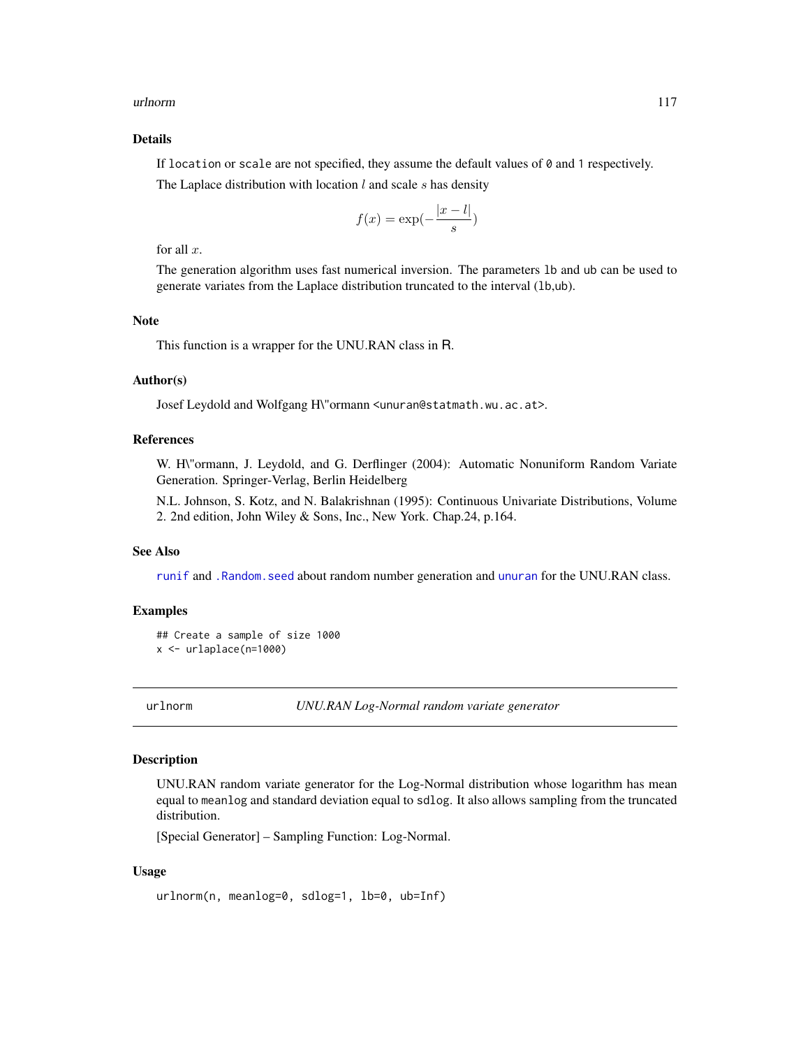### Details

If `location` or `scale` are not specified, they assume the default values of `0` and `1` respectively.

The Laplace distribution with location $l$ and scale $s$ has density

$$f(x) = \exp(-\frac{|x-l|}{s})$$

for all $x$.

The generation algorithm uses fast numerical inversion. The parameters `lb` and `ub` can be used to generate variates from the Laplace distribution truncated to the interval (`lb`,`ub`).

### Note

This function is a wrapper for the UNU.RAN class in R.

### Author(s)

Josef Leydold and Wolfgang H\"ormann <unuran@statmath.wu.ac.at>.

### References

W. H\"ormann, J. Leydold, and G. Derflinger (2004): Automatic Nonuniform Random Variate Generation. Springer-Verlag, Berlin Heidelberg

N.L. Johnson, S. Kotz, and N. Balakrishnan (1995): Continuous Univariate Distributions, Volume 2. 2nd edition, John Wiley & Sons, Inc., New York. Chap.24, p.164.

### See Also

`runif` and `.Random.seed` about random number generation and `unuran` for the UNU.RAN class.

### Examples

```
## Create a sample of size 1000
x <- urlaplace(n=1000)
```

---

## urlnorm — *UNU.RAN Log-Normal random variate generator*

### Description

UNU.RAN random variate generator for the Log-Normal distribution whose logarithm has mean equal to `meanlog` and standard deviation equal to `sdlog`. It also allows sampling from the truncated distribution.

[Special Generator] – Sampling Function: Log-Normal.

### Usage

```
urlnorm(n, meanlog=0, sdlog=1, lb=0, ub=Inf)
```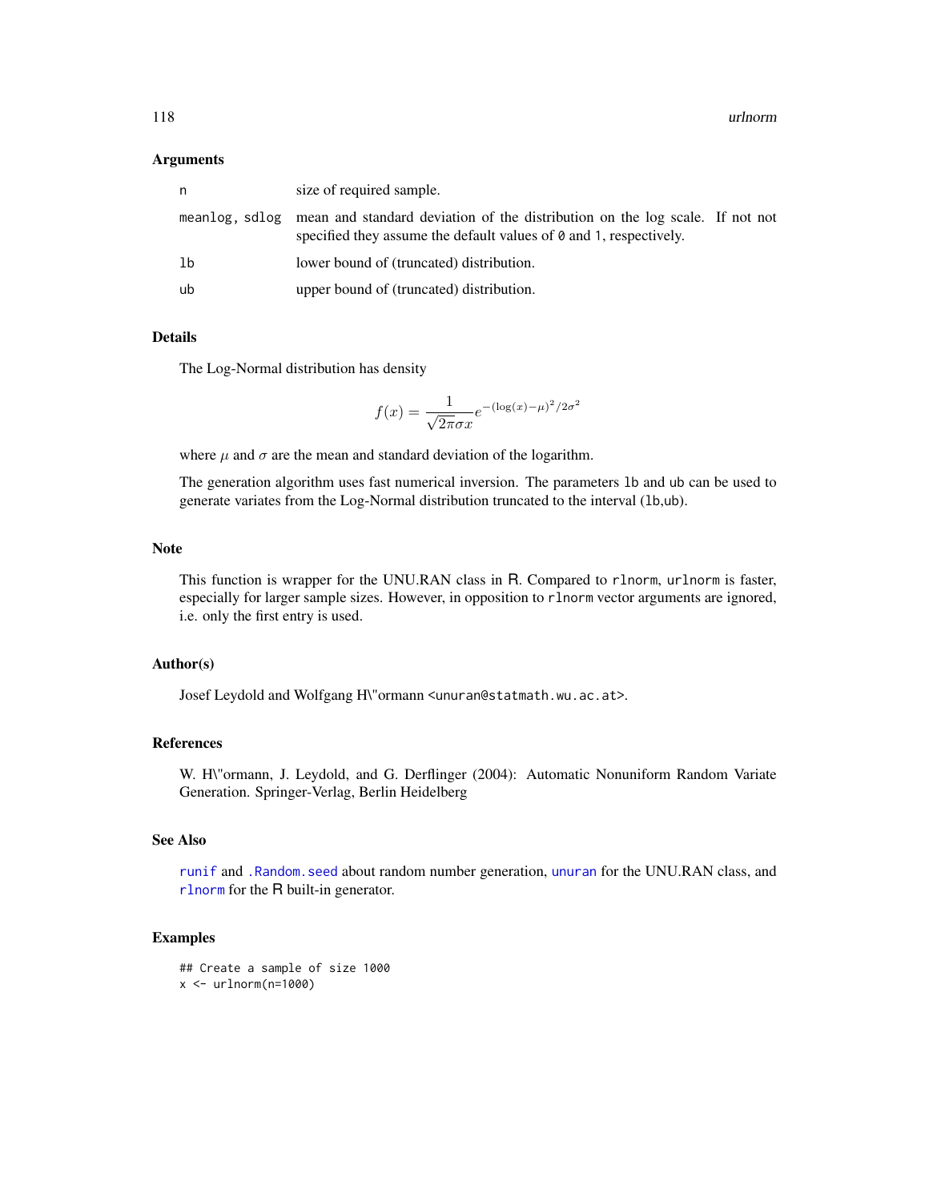## Arguments

| | |
|---|---|
| n | size of required sample. |
| meanlog, sdlog | mean and standard deviation of the distribution on the log scale. If not not specified they assume the default values of 0 and 1, respectively. |
| lb | lower bound of (truncated) distribution. |
| ub | upper bound of (truncated) distribution. |

## Details

The Log-Normal distribution has density

$$f(x) = \frac{1}{\sqrt{2\pi}\sigma x} e^{-(\log(x)-\mu)^2/2\sigma^2}$$

where $\mu$ and $\sigma$ are the mean and standard deviation of the logarithm.

The generation algorithm uses fast numerical inversion. The parameters lb and ub can be used to generate variates from the Log-Normal distribution truncated to the interval (lb,ub).

## Note

This function is wrapper for the UNU.RAN class in R. Compared to rlnorm, urlnorm is faster, especially for larger sample sizes. However, in opposition to rlnorm vector arguments are ignored, i.e. only the first entry is used.

## Author(s)

Josef Leydold and Wolfgang H\"ormann <unuran@statmath.wu.ac.at>.

## References

W. H\"ormann, J. Leydold, and G. Derflinger (2004): Automatic Nonuniform Random Variate Generation. Springer-Verlag, Berlin Heidelberg

## See Also

runif and .Random.seed about random number generation, unuran for the UNU.RAN class, and rlnorm for the R built-in generator.

## Examples

```
## Create a sample of size 1000
x <- urlnorm(n=1000)
```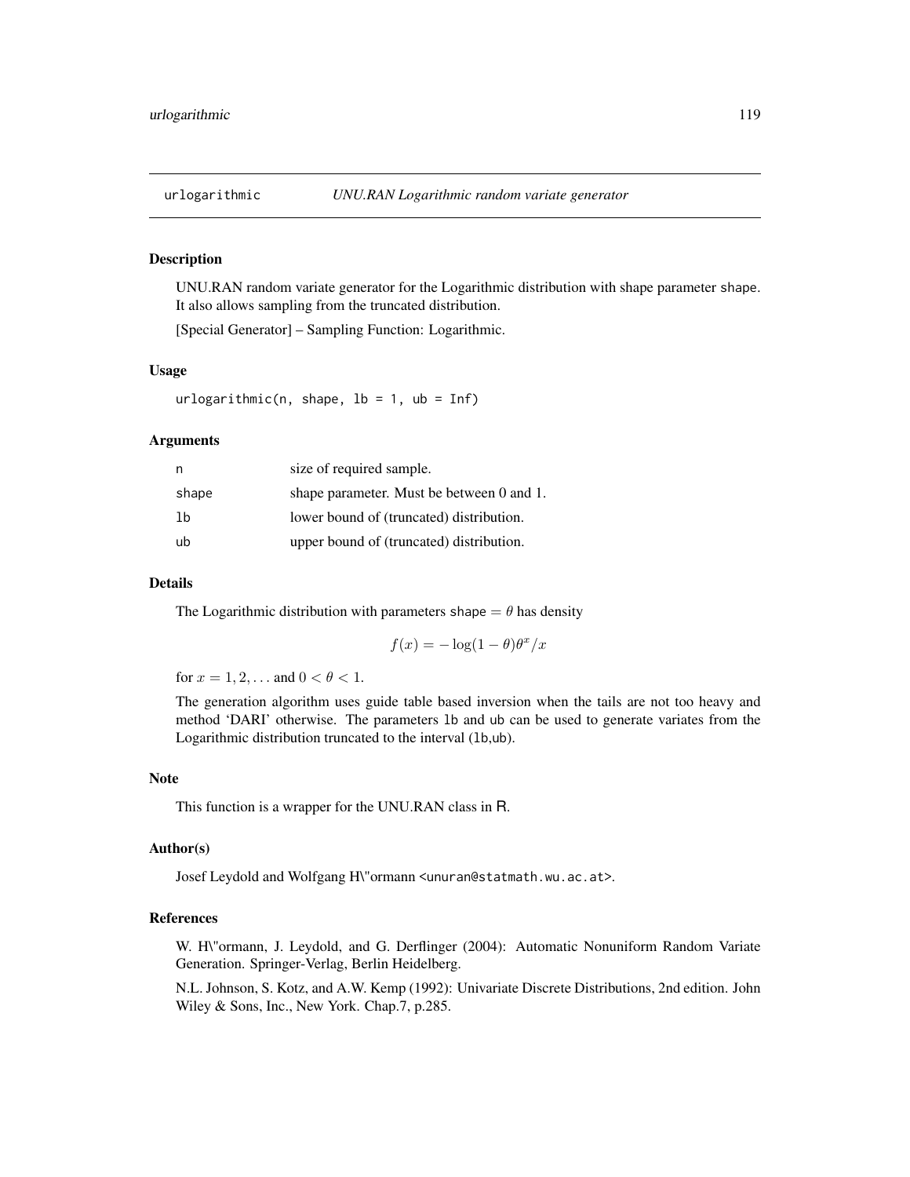urlogarithmic *UNU.RAN Logarithmic random variate generator*

## Description

UNU.RAN random variate generator for the Logarithmic distribution with shape parameter shape. It also allows sampling from the truncated distribution.

[Special Generator] – Sampling Function: Logarithmic.

## Usage

```
urlogarithmic(n, shape, lb = 1, ub = Inf)
```

## Arguments

| | |
|---|---|
| n | size of required sample. |
| shape | shape parameter. Must be between 0 and 1. |
| lb | lower bound of (truncated) distribution. |
| ub | upper bound of (truncated) distribution. |

## Details

The Logarithmic distribution with parameters shape $= \theta$ has density

$$f(x) = -\log(1-\theta)\theta^x/x$$

for $x = 1, 2, \ldots$ and $0 < \theta < 1$.

The generation algorithm uses guide table based inversion when the tails are not too heavy and method 'DARI' otherwise. The parameters lb and ub can be used to generate variates from the Logarithmic distribution truncated to the interval (lb,ub).

## Note

This function is a wrapper for the UNU.RAN class in R.

## Author(s)

Josef Leydold and Wolfgang H\"ormann <unuran@statmath.wu.ac.at>.

## References

W. H\"ormann, J. Leydold, and G. Derflinger (2004): Automatic Nonuniform Random Variate Generation. Springer-Verlag, Berlin Heidelberg.

N.L. Johnson, S. Kotz, and A.W. Kemp (1992): Univariate Discrete Distributions, 2nd edition. John Wiley & Sons, Inc., New York. Chap.7, p.285.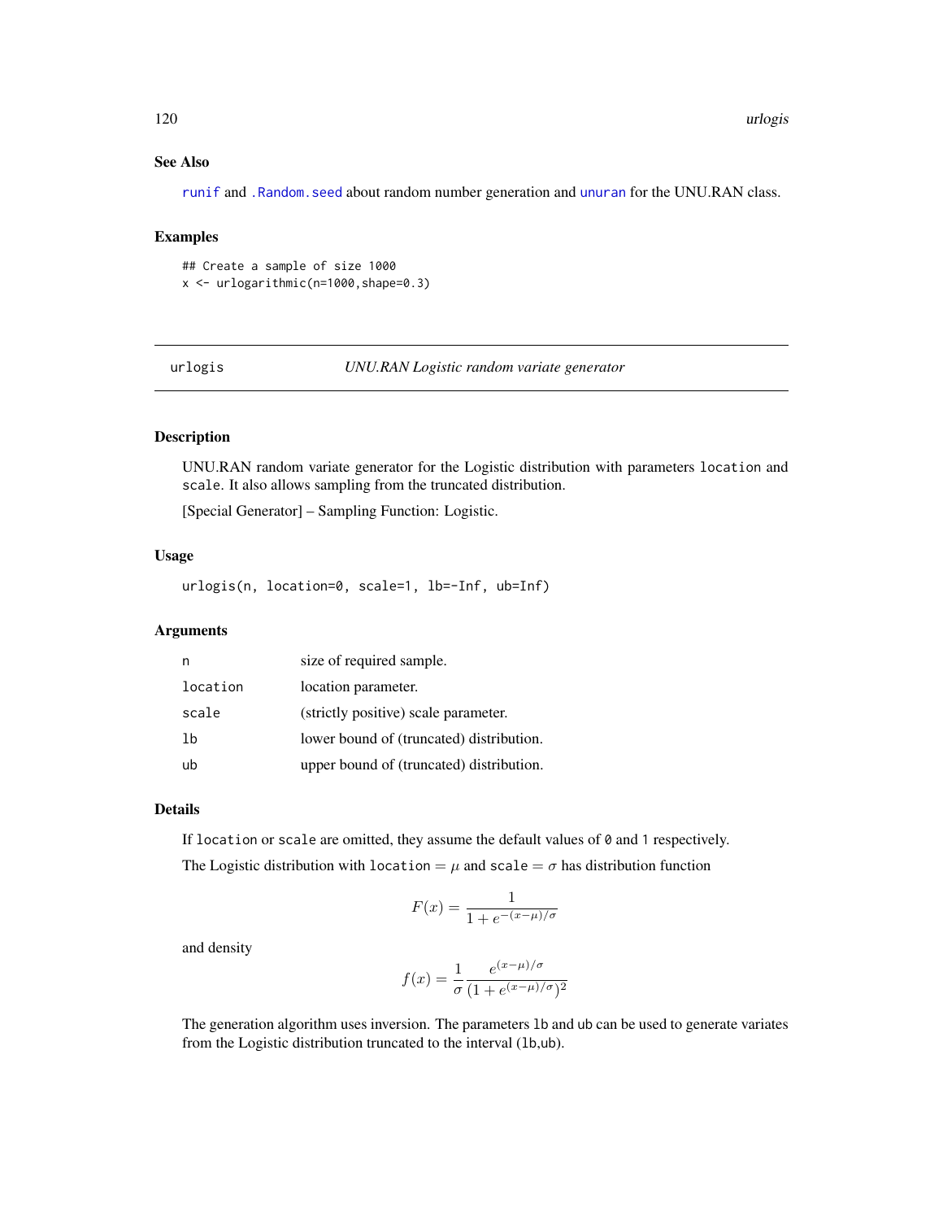### See Also

runif and .Random.seed about random number generation and unuran for the UNU.RAN class.

### Examples

```
## Create a sample of size 1000
x <- urlogarithmic(n=1000,shape=0.3)
```

---

## urlogis — *UNU.RAN Logistic random variate generator*

---

### Description

UNU.RAN random variate generator for the Logistic distribution with parameters `location` and `scale`. It also allows sampling from the truncated distribution.

[Special Generator] – Sampling Function: Logistic.

### Usage

```
urlogis(n, location=0, scale=1, lb=-Inf, ub=Inf)
```

### Arguments

| | |
|---|---|
| `n` | size of required sample. |
| `location` | location parameter. |
| `scale` | (strictly positive) scale parameter. |
| `lb` | lower bound of (truncated) distribution. |
| `ub` | upper bound of (truncated) distribution. |

### Details

If `location` or `scale` are omitted, they assume the default values of `0` and `1` respectively.

The Logistic distribution with `location` $= \mu$ and `scale` $= \sigma$ has distribution function

$$F(x) = \frac{1}{1 + e^{-(x-\mu)/\sigma}}$$

and density

$$f(x) = \frac{1}{\sigma} \frac{e^{(x-\mu)/\sigma}}{(1 + e^{(x-\mu)/\sigma})^2}$$

The generation algorithm uses inversion. The parameters `lb` and `ub` can be used to generate variates from the Logistic distribution truncated to the interval (`lb`,`ub`).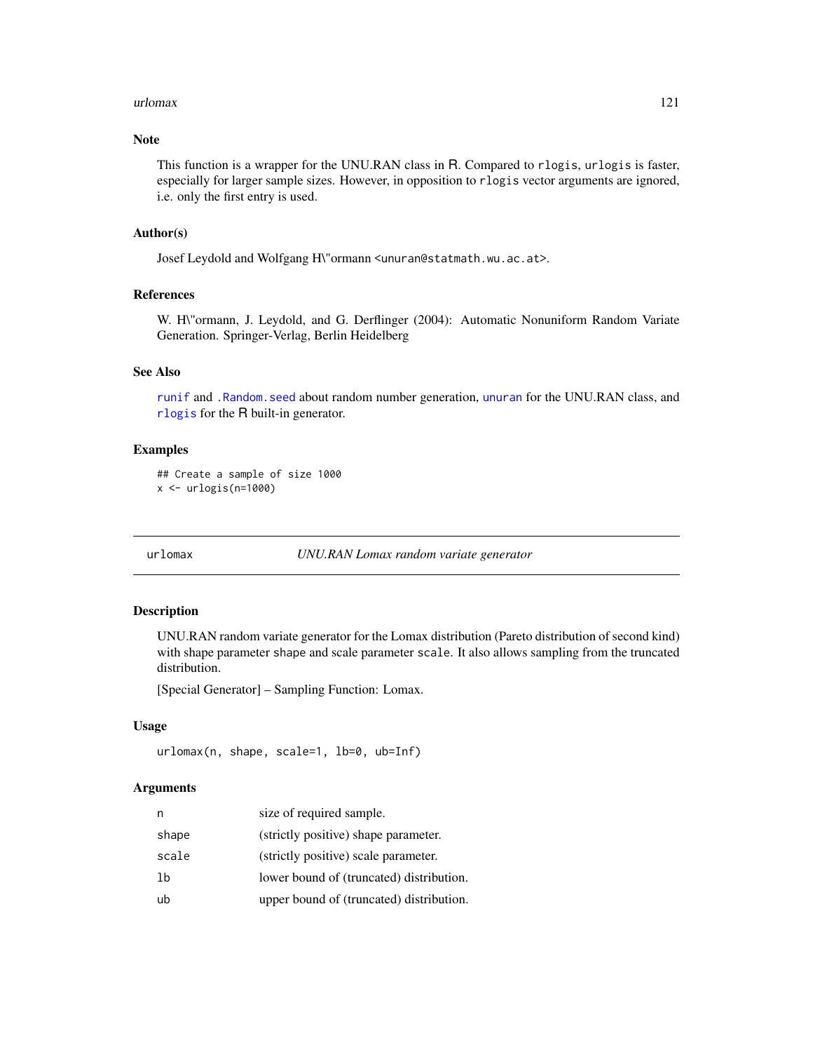### Note

This function is a wrapper for the UNU.RAN class in R. Compared to `rlogis`, `urlogis` is faster, especially for larger sample sizes. However, in opposition to `rlogis` vector arguments are ignored, i.e. only the first entry is used.

### Author(s)

Josef Leydold and Wolfgang H\"ormann <unuran@statmath.wu.ac.at>.

### References

W. H\"ormann, J. Leydold, and G. Derflinger (2004): Automatic Nonuniform Random Variate Generation. Springer-Verlag, Berlin Heidelberg

### See Also

`runif` and `.Random.seed` about random number generation, `unuran` for the UNU.RAN class, and `rlogis` for the R built-in generator.

### Examples

```
## Create a sample of size 1000
x <- urlogis(n=1000)
```

---

## urlomax — *UNU.RAN Lomax random variate generator*

### Description

UNU.RAN random variate generator for the Lomax distribution (Pareto distribution of second kind) with shape parameter `shape` and scale parameter `scale`. It also allows sampling from the truncated distribution.

[Special Generator] – Sampling Function: Lomax.

### Usage

```
urlomax(n, shape, scale=1, lb=0, ub=Inf)
```

### Arguments

| | |
|---|---|
| `n` | size of required sample. |
| `shape` | (strictly positive) shape parameter. |
| `scale` | (strictly positive) scale parameter. |
| `lb` | lower bound of (truncated) distribution. |
| `ub` | upper bound of (truncated) distribution. |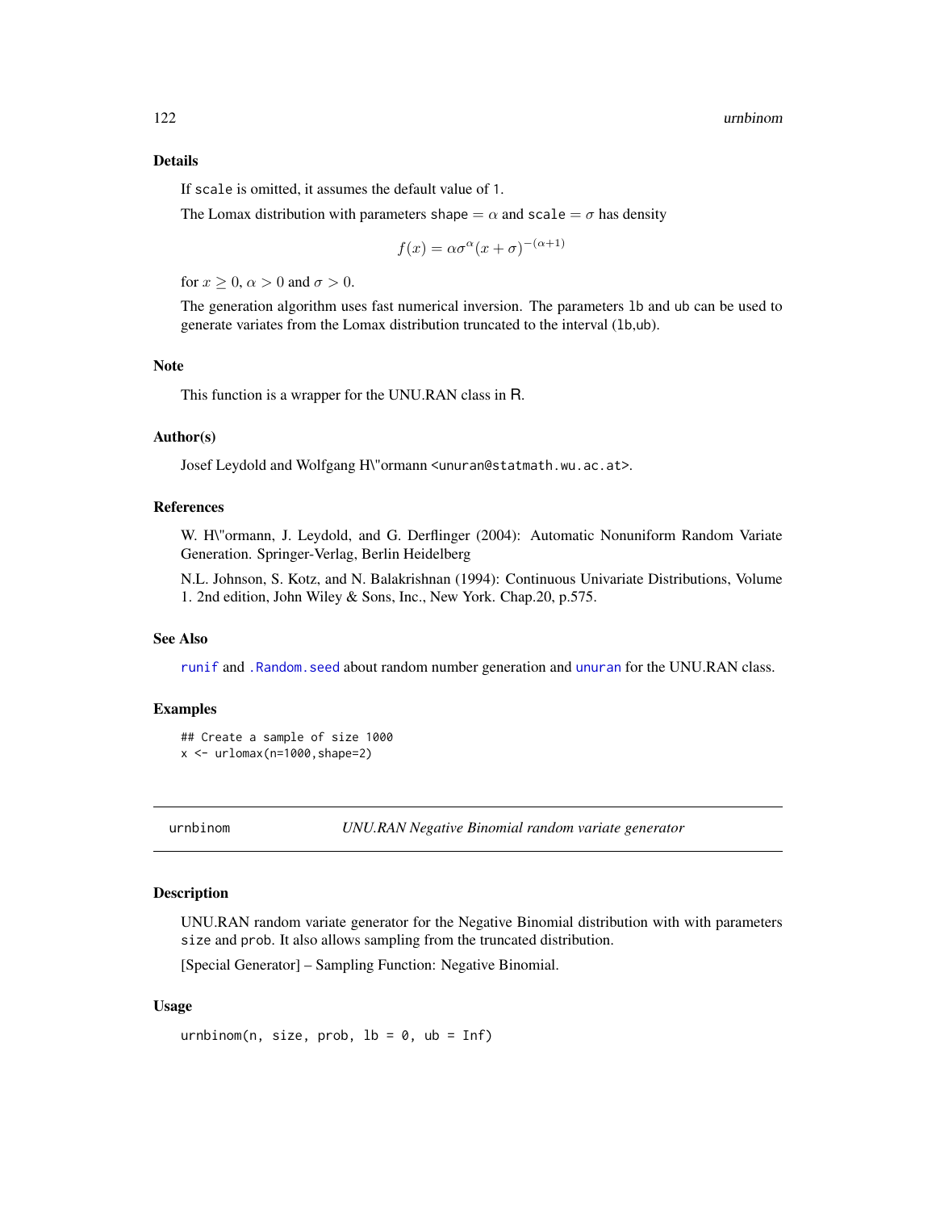### Details

If scale is omitted, it assumes the default value of 1.

The Lomax distribution with parameters shape $= \alpha$ and scale $= \sigma$ has density

$$f(x) = \alpha\sigma^{\alpha}(x + \sigma)^{-(\alpha+1)}$$

for $x \geq 0$, $\alpha > 0$ and $\sigma > 0$.

The generation algorithm uses fast numerical inversion. The parameters lb and ub can be used to generate variates from the Lomax distribution truncated to the interval (lb,ub).

### Note

This function is a wrapper for the UNU.RAN class in R.

### Author(s)

Josef Leydold and Wolfgang H\"ormann <unuran@statmath.wu.ac.at>.

### References

W. H\"ormann, J. Leydold, and G. Derflinger (2004): Automatic Nonuniform Random Variate Generation. Springer-Verlag, Berlin Heidelberg

N.L. Johnson, S. Kotz, and N. Balakrishnan (1994): Continuous Univariate Distributions, Volume 1. 2nd edition, John Wiley & Sons, Inc., New York. Chap.20, p.575.

### See Also

runif and .Random.seed about random number generation and unuran for the UNU.RAN class.

### Examples

```
## Create a sample of size 1000
x <- urlomax(n=1000,shape=2)
```

---

## urnbinom — *UNU.RAN Negative Binomial random variate generator*

### Description

UNU.RAN random variate generator for the Negative Binomial distribution with with parameters size and prob. It also allows sampling from the truncated distribution.

[Special Generator] – Sampling Function: Negative Binomial.

### Usage

```
urnbinom(n, size, prob, lb = 0, ub = Inf)
```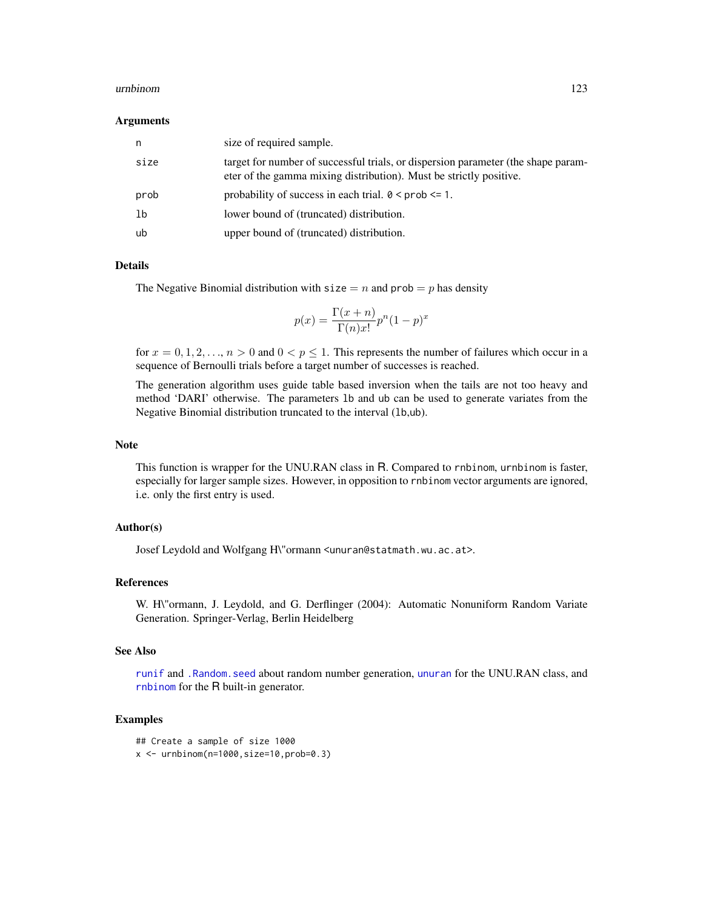## Arguments

| | |
|---|---|
| `n` | size of required sample. |
| `size` | target for number of successful trials, or dispersion parameter (the shape parameter of the gamma mixing distribution). Must be strictly positive. |
| `prob` | probability of success in each trial. `0 < prob <= 1`. |
| `lb` | lower bound of (truncated) distribution. |
| `ub` | upper bound of (truncated) distribution. |

## Details

The Negative Binomial distribution with `size` $= n$ and `prob` $= p$ has density

$$p(x) = \frac{\Gamma(x+n)}{\Gamma(n)x!} p^n (1-p)^x$$

for $x = 0, 1, 2, \ldots$, $n > 0$ and $0 < p \leq 1$. This represents the number of failures which occur in a sequence of Bernoulli trials before a target number of successes is reached.

The generation algorithm uses guide table based inversion when the tails are not too heavy and method 'DARI' otherwise. The parameters `lb` and `ub` can be used to generate variates from the Negative Binomial distribution truncated to the interval (`lb`,`ub`).

## Note

This function is wrapper for the UNU.RAN class in R. Compared to `rnbinom`, `urnbinom` is faster, especially for larger sample sizes. However, in opposition to `rnbinom` vector arguments are ignored, i.e. only the first entry is used.

## Author(s)

Josef Leydold and Wolfgang H\"ormann <unuran@statmath.wu.ac.at>.

## References

W. H\"ormann, J. Leydold, and G. Derflinger (2004): Automatic Nonuniform Random Variate Generation. Springer-Verlag, Berlin Heidelberg

## See Also

`runif` and `.Random.seed` about random number generation, `unuran` for the UNU.RAN class, and `rnbinom` for the R built-in generator.

## Examples

```
## Create a sample of size 1000
x <- urnbinom(n=1000,size=10,prob=0.3)
```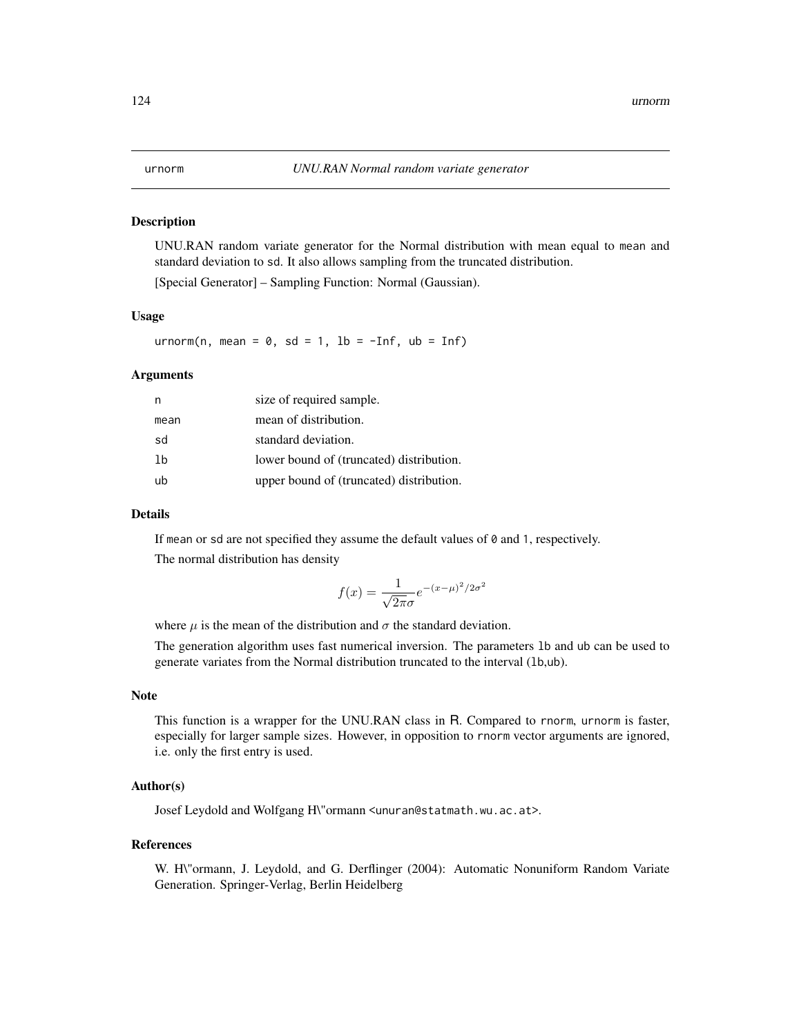# urnorm — *UNU.RAN Normal random variate generator*

## Description

UNU.RAN random variate generator for the Normal distribution with mean equal to `mean` and standard deviation to `sd`. It also allows sampling from the truncated distribution.

[Special Generator] – Sampling Function: Normal (Gaussian).

## Usage

```
urnorm(n, mean = 0, sd = 1, lb = -Inf, ub = Inf)
```

## Arguments

| | |
|---|---|
| `n` | size of required sample. |
| `mean` | mean of distribution. |
| `sd` | standard deviation. |
| `lb` | lower bound of (truncated) distribution. |
| `ub` | upper bound of (truncated) distribution. |

## Details

If `mean` or `sd` are not specified they assume the default values of `0` and `1`, respectively.

The normal distribution has density

$$f(x) = \frac{1}{\sqrt{2\pi}\sigma} e^{-(x-\mu)^2/2\sigma^2}$$

where $\mu$ is the mean of the distribution and $\sigma$ the standard deviation.

The generation algorithm uses fast numerical inversion. The parameters `lb` and `ub` can be used to generate variates from the Normal distribution truncated to the interval (`lb`,`ub`).

## Note

This function is a wrapper for the UNU.RAN class in R. Compared to `rnorm`, `urnorm` is faster, especially for larger sample sizes. However, in opposition to `rnorm` vector arguments are ignored, i.e. only the first entry is used.

## Author(s)

Josef Leydold and Wolfgang H\"ormann <unuran@statmath.wu.ac.at>.

## References

W. H\"ormann, J. Leydold, and G. Derflinger (2004): Automatic Nonuniform Random Variate Generation. Springer-Verlag, Berlin Heidelberg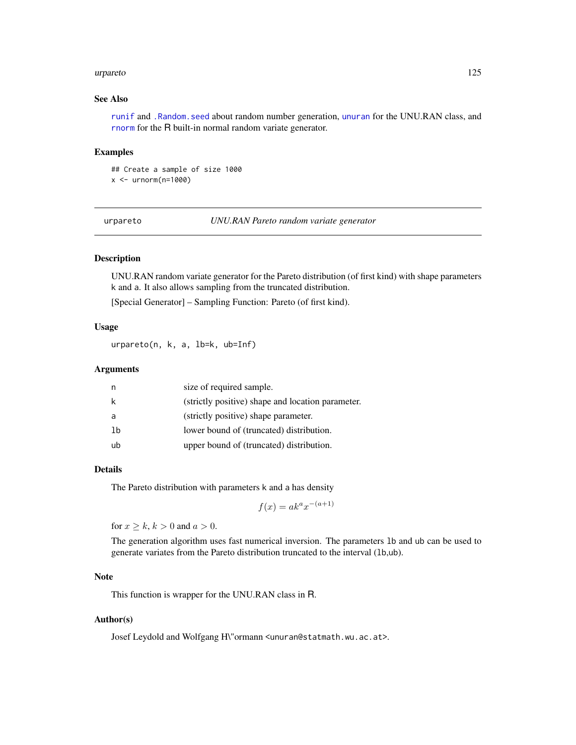### See Also

`runif` and `.Random.seed` about random number generation, `unuran` for the UNU.RAN class, and `rnorm` for the R built-in normal random variate generator.

### Examples

```
## Create a sample of size 1000
x <- urnorm(n=1000)
```

---

## urpareto — *UNU.RAN Pareto random variate generator*

---

### Description

UNU.RAN random variate generator for the Pareto distribution (of first kind) with shape parameters k and a. It also allows sampling from the truncated distribution.

[Special Generator] – Sampling Function: Pareto (of first kind).

### Usage

```
urpareto(n, k, a, lb=k, ub=Inf)
```

### Arguments

| | |
|---|---|
| n | size of required sample. |
| k | (strictly positive) shape and location parameter. |
| a | (strictly positive) shape parameter. |
| lb | lower bound of (truncated) distribution. |
| ub | upper bound of (truncated) distribution. |

### Details

The Pareto distribution with parameters k and a has density

$$f(x) = ak^a x^{-(a+1)}$$

for $x \geq k$, $k > 0$ and $a > 0$.

The generation algorithm uses fast numerical inversion. The parameters lb and ub can be used to generate variates from the Pareto distribution truncated to the interval (lb,ub).

### Note

This function is wrapper for the UNU.RAN class in R.

### Author(s)

Josef Leydold and Wolfgang H\"ormann <unuran@statmath.wu.ac.at>.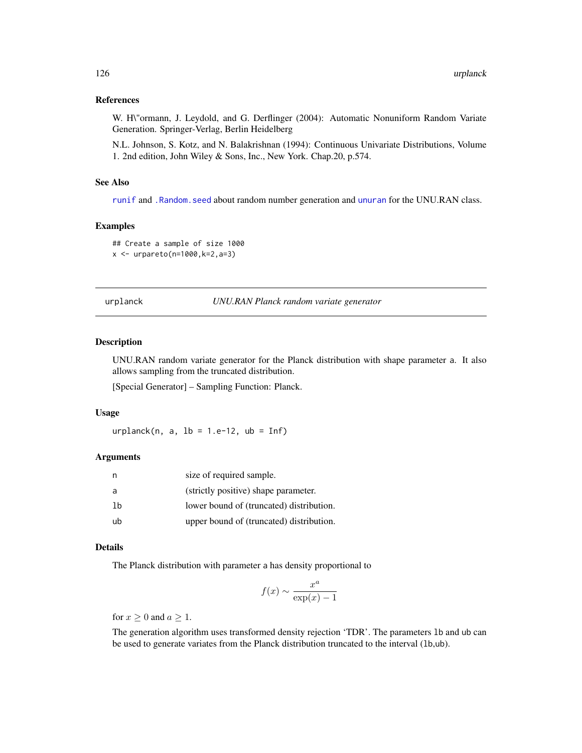### References

W. H\"ormann, J. Leydold, and G. Derflinger (2004): Automatic Nonuniform Random Variate Generation. Springer-Verlag, Berlin Heidelberg

N.L. Johnson, S. Kotz, and N. Balakrishnan (1994): Continuous Univariate Distributions, Volume 1. 2nd edition, John Wiley & Sons, Inc., New York. Chap.20, p.574.

### See Also

`runif` and `.Random.seed` about random number generation and `unuran` for the UNU.RAN class.

### Examples

```
## Create a sample of size 1000
x <- urpareto(n=1000,k=2,a=3)
```

---

## urplanck — *UNU.RAN Planck random variate generator*

### Description

UNU.RAN random variate generator for the Planck distribution with shape parameter `a`. It also allows sampling from the truncated distribution.

[Special Generator] – Sampling Function: Planck.

### Usage

```
urplanck(n, a, lb = 1.e-12, ub = Inf)
```

### Arguments

| | |
|---|---|
| `n` | size of required sample. |
| `a` | (strictly positive) shape parameter. |
| `lb` | lower bound of (truncated) distribution. |
| `ub` | upper bound of (truncated) distribution. |

### Details

The Planck distribution with parameter `a` has density proportional to

$$f(x) \sim \frac{x^a}{\exp(x) - 1}$$

for $x \geq 0$ and $a \geq 1$.

The generation algorithm uses transformed density rejection 'TDR'. The parameters `lb` and `ub` can be used to generate variates from the Planck distribution truncated to the interval (`lb`,`ub`).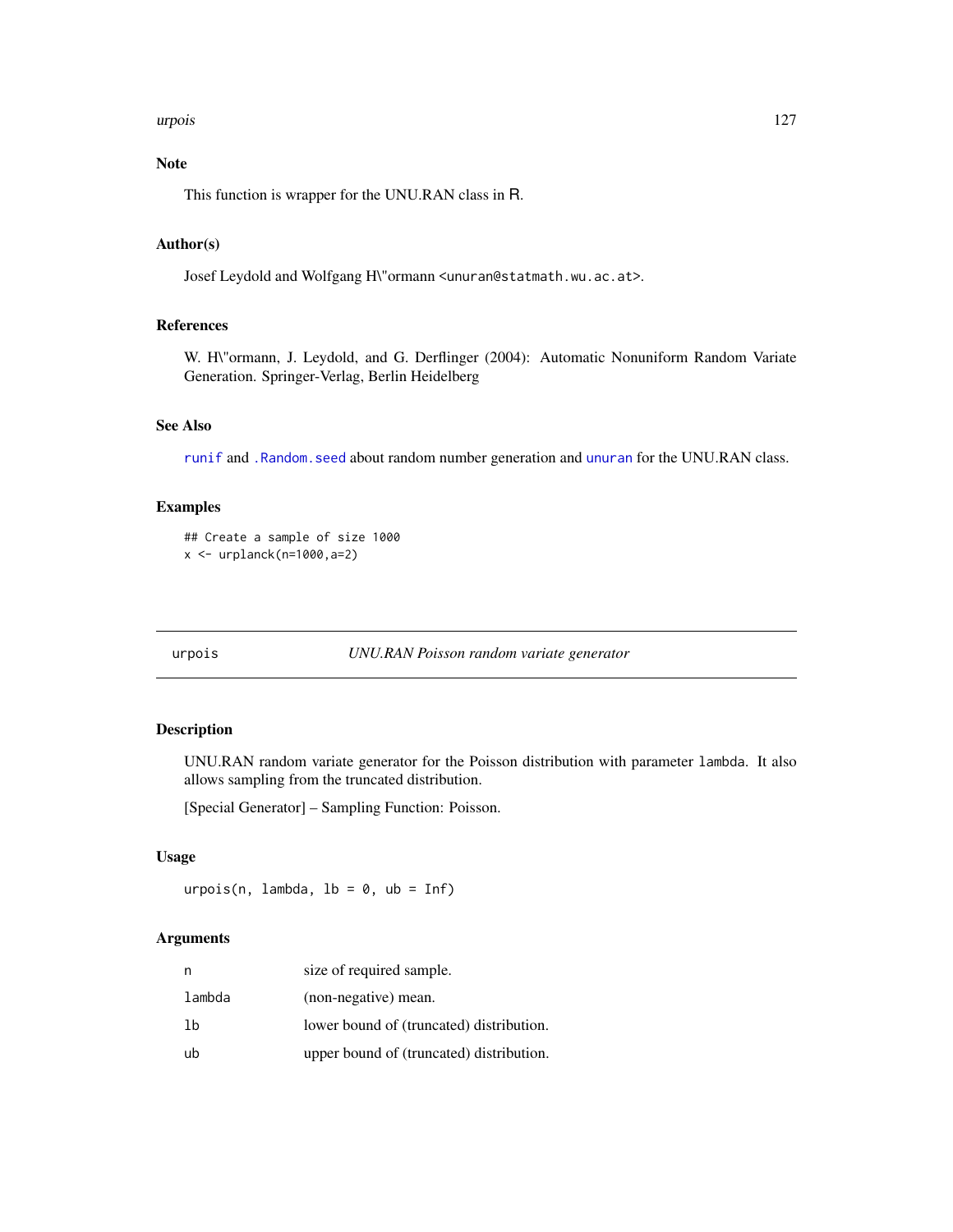## Note

This function is wrapper for the UNU.RAN class in R.

## Author(s)

Josef Leydold and Wolfgang H\"ormann <unuran@statmath.wu.ac.at>.

## References

W. H\"ormann, J. Leydold, and G. Derflinger (2004): Automatic Nonuniform Random Variate Generation. Springer-Verlag, Berlin Heidelberg

## See Also

runif and .Random.seed about random number generation and unuran for the UNU.RAN class.

## Examples

```
## Create a sample of size 1000
x <- urplanck(n=1000,a=2)
```

---

# urpois — *UNU.RAN Poisson random variate generator*

---

## Description

UNU.RAN random variate generator for the Poisson distribution with parameter lambda. It also allows sampling from the truncated distribution.

[Special Generator] – Sampling Function: Poisson.

## Usage

```
urpois(n, lambda, lb = 0, ub = Inf)
```

## Arguments

| | |
|---|---|
| n | size of required sample. |
| lambda | (non-negative) mean. |
| lb | lower bound of (truncated) distribution. |
| ub | upper bound of (truncated) distribution. |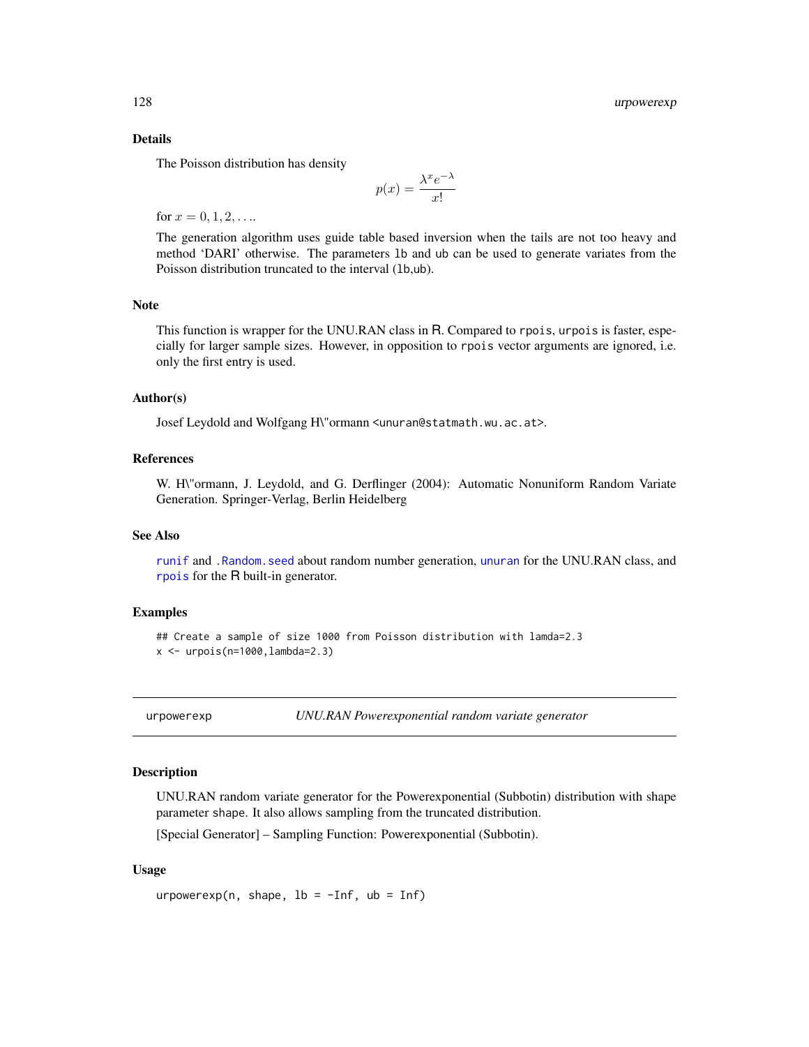### Details

The Poisson distribution has density

$$p(x) = \frac{\lambda^x e^{-\lambda}}{x!}$$

for $x = 0, 1, 2, \ldots$.

The generation algorithm uses guide table based inversion when the tails are not too heavy and method 'DARI' otherwise. The parameters `lb` and `ub` can be used to generate variates from the Poisson distribution truncated to the interval (`lb`,`ub`).

### Note

This function is wrapper for the UNU.RAN class in R. Compared to `rpois`, `urpois` is faster, especially for larger sample sizes. However, in opposition to `rpois` vector arguments are ignored, i.e. only the first entry is used.

### Author(s)

Josef Leydold and Wolfgang H\"ormann <unuran@statmath.wu.ac.at>.

### References

W. H\"ormann, J. Leydold, and G. Derflinger (2004): Automatic Nonuniform Random Variate Generation. Springer-Verlag, Berlin Heidelberg

### See Also

`runif` and `.Random.seed` about random number generation, `unuran` for the UNU.RAN class, and `rpois` for the R built-in generator.

### Examples

```
## Create a sample of size 1000 from Poisson distribution with lamda=2.3
x <- urpois(n=1000,lambda=2.3)
```

---

## urpowerexp — *UNU.RAN Powerexponential random variate generator*

### Description

UNU.RAN random variate generator for the Powerexponential (Subbotin) distribution with shape parameter `shape`. It also allows sampling from the truncated distribution.

[Special Generator] – Sampling Function: Powerexponential (Subbotin).

### Usage

```
urpowerexp(n, shape, lb = -Inf, ub = Inf)
```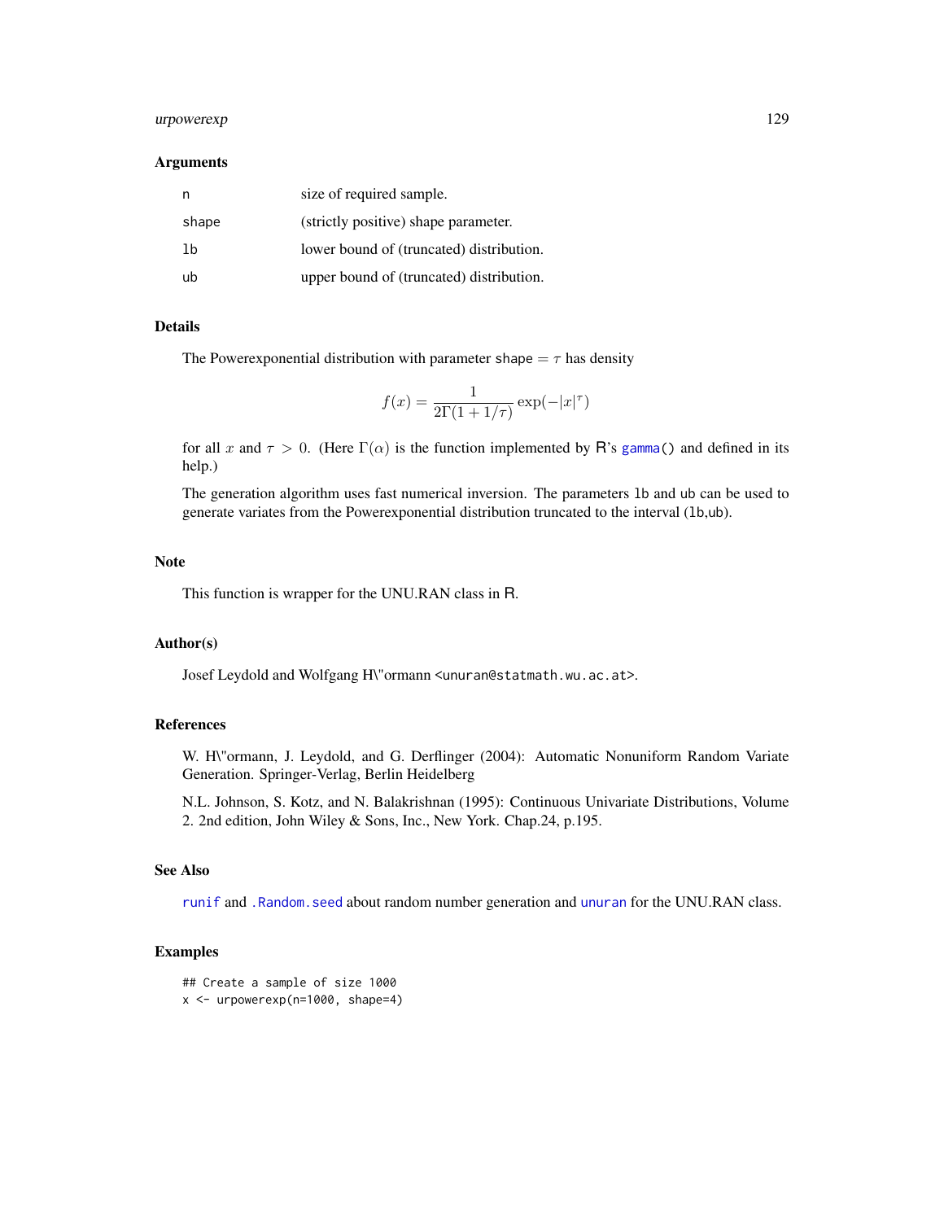### Arguments

| | |
|---|---|
| n | size of required sample. |
| shape | (strictly positive) shape parameter. |
| lb | lower bound of (truncated) distribution. |
| ub | upper bound of (truncated) distribution. |

### Details

The Powerexponential distribution with parameter shape $= \tau$ has density

$$f(x) = \frac{1}{2\Gamma(1 + 1/\tau)} \exp(-|x|^\tau)$$

for all $x$ and $\tau > 0$. (Here $\Gamma(\alpha)$ is the function implemented by R's gamma() and defined in its help.)

The generation algorithm uses fast numerical inversion. The parameters lb and ub can be used to generate variates from the Powerexponential distribution truncated to the interval (lb,ub).

### Note

This function is wrapper for the UNU.RAN class in R.

### Author(s)

Josef Leydold and Wolfgang H\"ormann <unuran@statmath.wu.ac.at>.

### References

W. H\"ormann, J. Leydold, and G. Derflinger (2004): Automatic Nonuniform Random Variate Generation. Springer-Verlag, Berlin Heidelberg

N.L. Johnson, S. Kotz, and N. Balakrishnan (1995): Continuous Univariate Distributions, Volume 2. 2nd edition, John Wiley & Sons, Inc., New York. Chap.24, p.195.

### See Also

runif and .Random.seed about random number generation and unuran for the UNU.RAN class.

### Examples

```
## Create a sample of size 1000
x <- urpowerexp(n=1000, shape=4)
```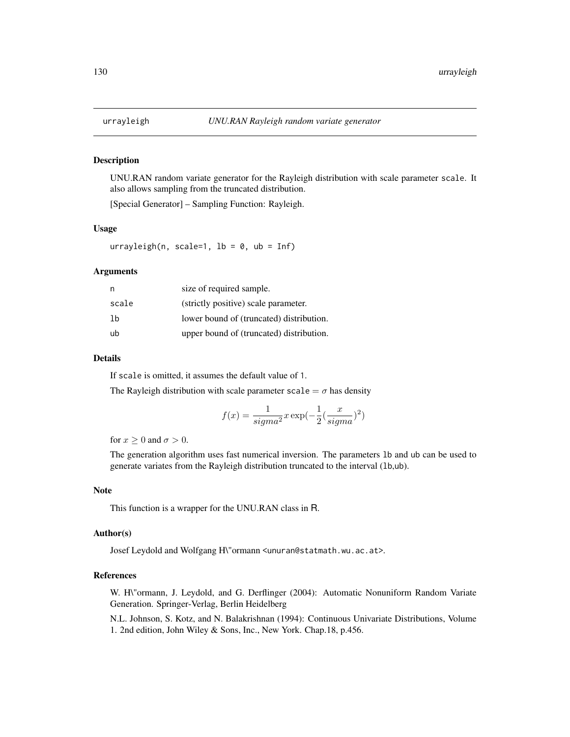## urrayleigh — *UNU.RAN Rayleigh random variate generator*

### Description

UNU.RAN random variate generator for the Rayleigh distribution with scale parameter `scale`. It also allows sampling from the truncated distribution.

[Special Generator] – Sampling Function: Rayleigh.

### Usage

```
urrayleigh(n, scale=1, lb = 0, ub = Inf)
```

### Arguments

| | |
|---|---|
| n | size of required sample. |
| scale | (strictly positive) scale parameter. |
| lb | lower bound of (truncated) distribution. |
| ub | upper bound of (truncated) distribution. |

### Details

If `scale` is omitted, it assumes the default value of 1.

The Rayleigh distribution with scale parameter `scale` $= \sigma$ has density

$$f(x) = \frac{1}{sigma^2} x \exp(-\frac{1}{2}(\frac{x}{sigma})^2)$$

for $x \geq 0$ and $\sigma > 0$.

The generation algorithm uses fast numerical inversion. The parameters `lb` and `ub` can be used to generate variates from the Rayleigh distribution truncated to the interval (`lb`,`ub`).

### Note

This function is a wrapper for the UNU.RAN class in R.

### Author(s)

Josef Leydold and Wolfgang H\"ormann <unuran@statmath.wu.ac.at>.

### References

W. H\"ormann, J. Leydold, and G. Derflinger (2004): Automatic Nonuniform Random Variate Generation. Springer-Verlag, Berlin Heidelberg

N.L. Johnson, S. Kotz, and N. Balakrishnan (1994): Continuous Univariate Distributions, Volume 1. 2nd edition, John Wiley & Sons, Inc., New York. Chap.18, p.456.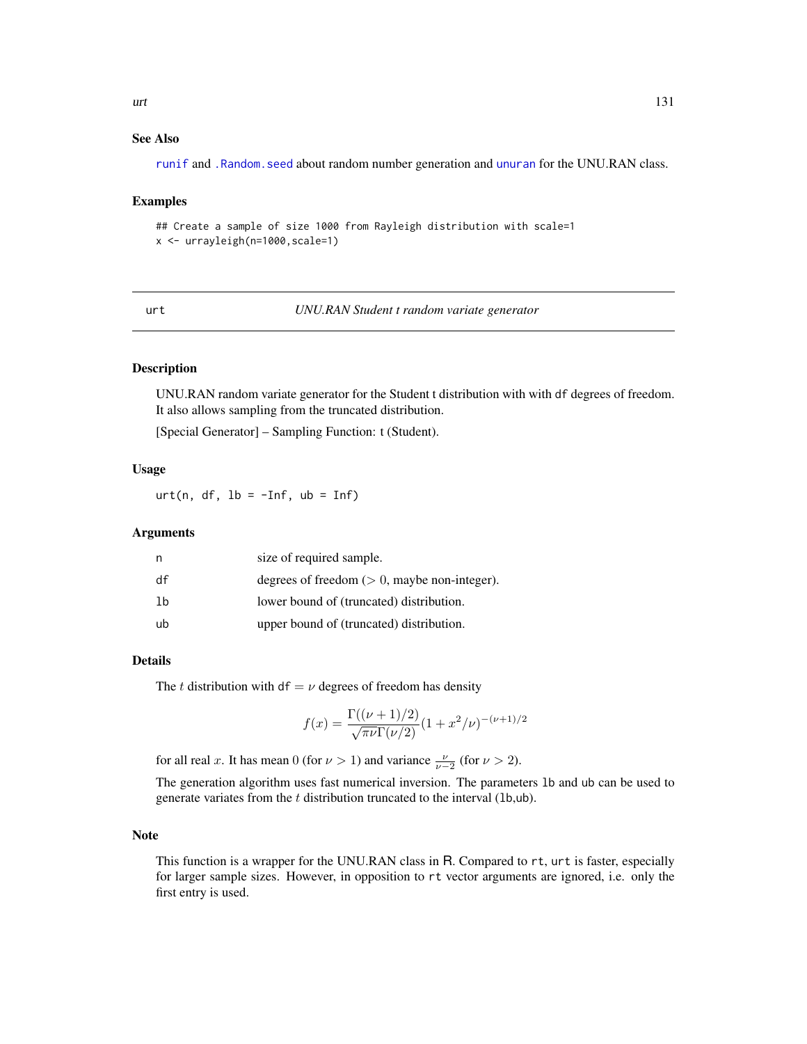### See Also

runif and .Random.seed about random number generation and unuran for the UNU.RAN class.

### Examples

```
## Create a sample of size 1000 from Rayleigh distribution with scale=1
x <- urrayleigh(n=1000,scale=1)
```

---

## urt — *UNU.RAN Student t random variate generator*

---

### Description

UNU.RAN random variate generator for the Student t distribution with with df degrees of freedom. It also allows sampling from the truncated distribution.

[Special Generator] – Sampling Function: t (Student).

### Usage

```
urt(n, df, lb = -Inf, ub = Inf)
```

### Arguments

| | |
|---|---|
| n | size of required sample. |
| df | degrees of freedom ($> 0$, maybe non-integer). |
| lb | lower bound of (truncated) distribution. |
| ub | upper bound of (truncated) distribution. |

### Details

The $t$ distribution with df $= \nu$ degrees of freedom has density

$$f(x) = \frac{\Gamma((\nu+1)/2)}{\sqrt{\pi\nu}\Gamma(\nu/2)}(1 + x^2/\nu)^{-(\nu+1)/2}$$

for all real $x$. It has mean $0$ (for $\nu > 1$) and variance $\frac{\nu}{\nu-2}$ (for $\nu > 2$).

The generation algorithm uses fast numerical inversion. The parameters lb and ub can be used to generate variates from the $t$ distribution truncated to the interval (lb,ub).

### Note

This function is a wrapper for the UNU.RAN class in R. Compared to rt, urt is faster, especially for larger sample sizes. However, in opposition to rt vector arguments are ignored, i.e. only the first entry is used.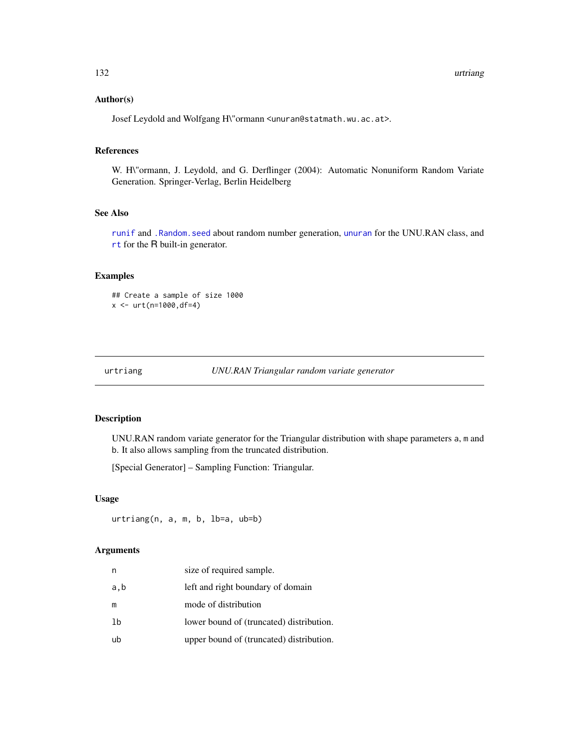### Author(s)

Josef Leydold and Wolfgang H\"ormann <unuran@statmath.wu.ac.at>.

### References

W. H\"ormann, J. Leydold, and G. Derflinger (2004): Automatic Nonuniform Random Variate Generation. Springer-Verlag, Berlin Heidelberg

### See Also

runif and .Random.seed about random number generation, unuran for the UNU.RAN class, and rt for the R built-in generator.

### Examples

```
## Create a sample of size 1000
x <- urt(n=1000,df=4)
```

---

## urtriang — *UNU.RAN Triangular random variate generator*

### Description

UNU.RAN random variate generator for the Triangular distribution with shape parameters a, m and b. It also allows sampling from the truncated distribution.

[Special Generator] – Sampling Function: Triangular.

### Usage

```
urtriang(n, a, m, b, lb=a, ub=b)
```

### Arguments

| | |
|---|---|
| n | size of required sample. |
| a,b | left and right boundary of domain |
| m | mode of distribution |
| lb | lower bound of (truncated) distribution. |
| ub | upper bound of (truncated) distribution. |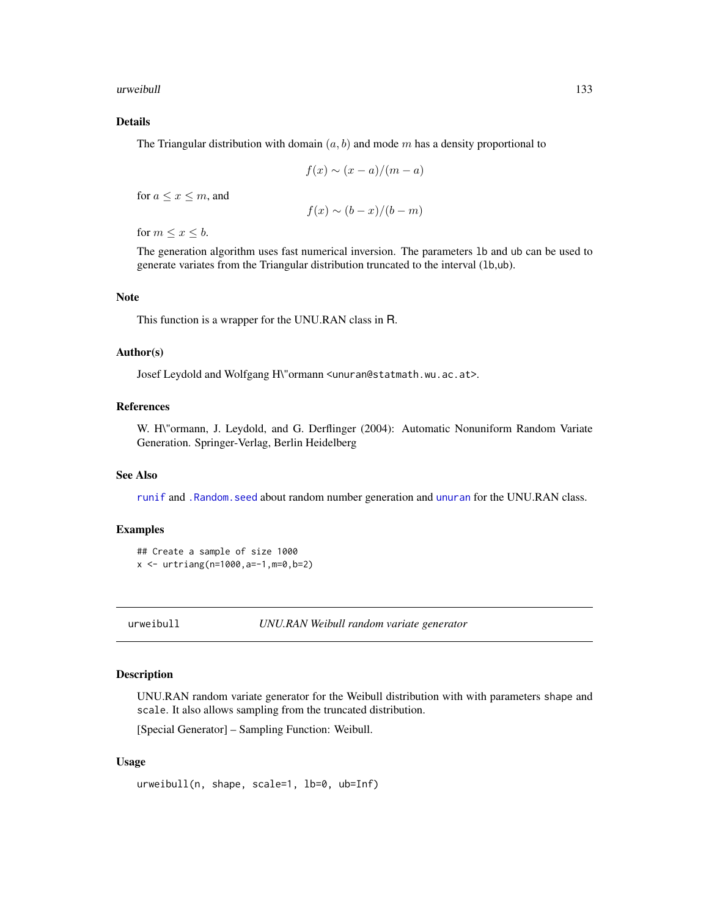## Details

The Triangular distribution with domain $(a, b)$ and mode $m$ has a density proportional to

$$f(x) \sim (x - a)/(m - a)$$

for $a \leq x \leq m$, and

$$f(x) \sim (b - x)/(b - m)$$

for $m \leq x \leq b$.

The generation algorithm uses fast numerical inversion. The parameters `lb` and `ub` can be used to generate variates from the Triangular distribution truncated to the interval (`lb`,`ub`).

## Note

This function is a wrapper for the UNU.RAN class in R.

## Author(s)

Josef Leydold and Wolfgang H\"ormann <unuran@statmath.wu.ac.at>.

## References

W. H\"ormann, J. Leydold, and G. Derflinger (2004): Automatic Nonuniform Random Variate Generation. Springer-Verlag, Berlin Heidelberg

## See Also

`runif` and `.Random.seed` about random number generation and `unuran` for the UNU.RAN class.

## Examples

```
## Create a sample of size 1000
x <- urtriang(n=1000,a=-1,m=0,b=2)
```

---

# urweibull — *UNU.RAN Weibull random variate generator*

## Description

UNU.RAN random variate generator for the Weibull distribution with with parameters `shape` and `scale`. It also allows sampling from the truncated distribution.

[Special Generator] – Sampling Function: Weibull.

## Usage

```
urweibull(n, shape, scale=1, lb=0, ub=Inf)
```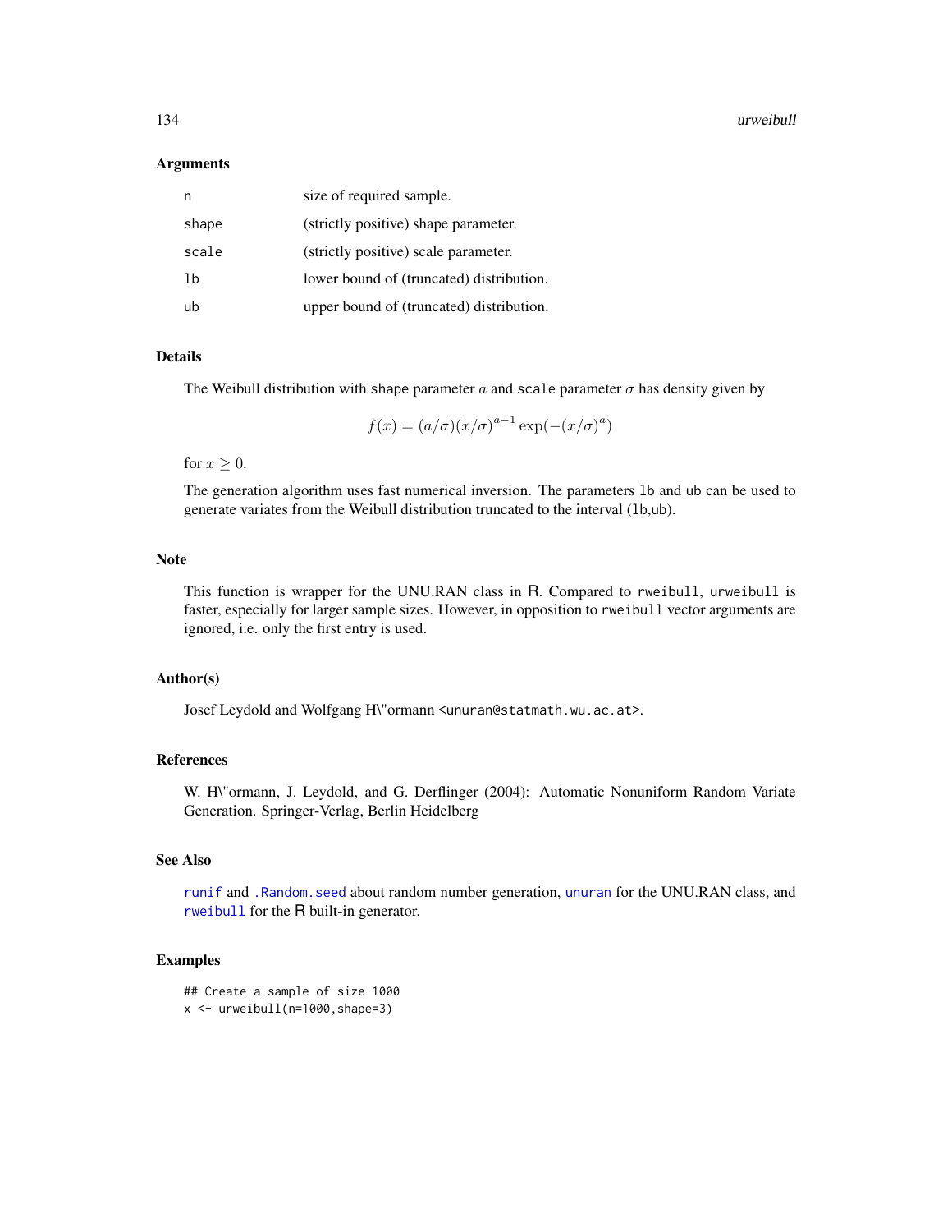## Arguments

| | |
|---|---|
| n | size of required sample. |
| shape | (strictly positive) shape parameter. |
| scale | (strictly positive) scale parameter. |
| lb | lower bound of (truncated) distribution. |
| ub | upper bound of (truncated) distribution. |

## Details

The Weibull distribution with shape parameter $a$ and scale parameter $\sigma$ has density given by

$$f(x) = (a/\sigma)(x/\sigma)^{a-1}\exp(-(x/\sigma)^a)$$

for $x \geq 0$.

The generation algorithm uses fast numerical inversion. The parameters lb and ub can be used to generate variates from the Weibull distribution truncated to the interval (lb,ub).

## Note

This function is wrapper for the UNU.RAN class in R. Compared to rweibull, urweibull is faster, especially for larger sample sizes. However, in opposition to rweibull vector arguments are ignored, i.e. only the first entry is used.

## Author(s)

Josef Leydold and Wolfgang H\"ormann <unuran@statmath.wu.ac.at>.

## References

W. H\"ormann, J. Leydold, and G. Derflinger (2004): Automatic Nonuniform Random Variate Generation. Springer-Verlag, Berlin Heidelberg

## See Also

runif and .Random.seed about random number generation, unuran for the UNU.RAN class, and rweibull for the R built-in generator.

## Examples

```
## Create a sample of size 1000
x <- urweibull(n=1000,shape=3)
```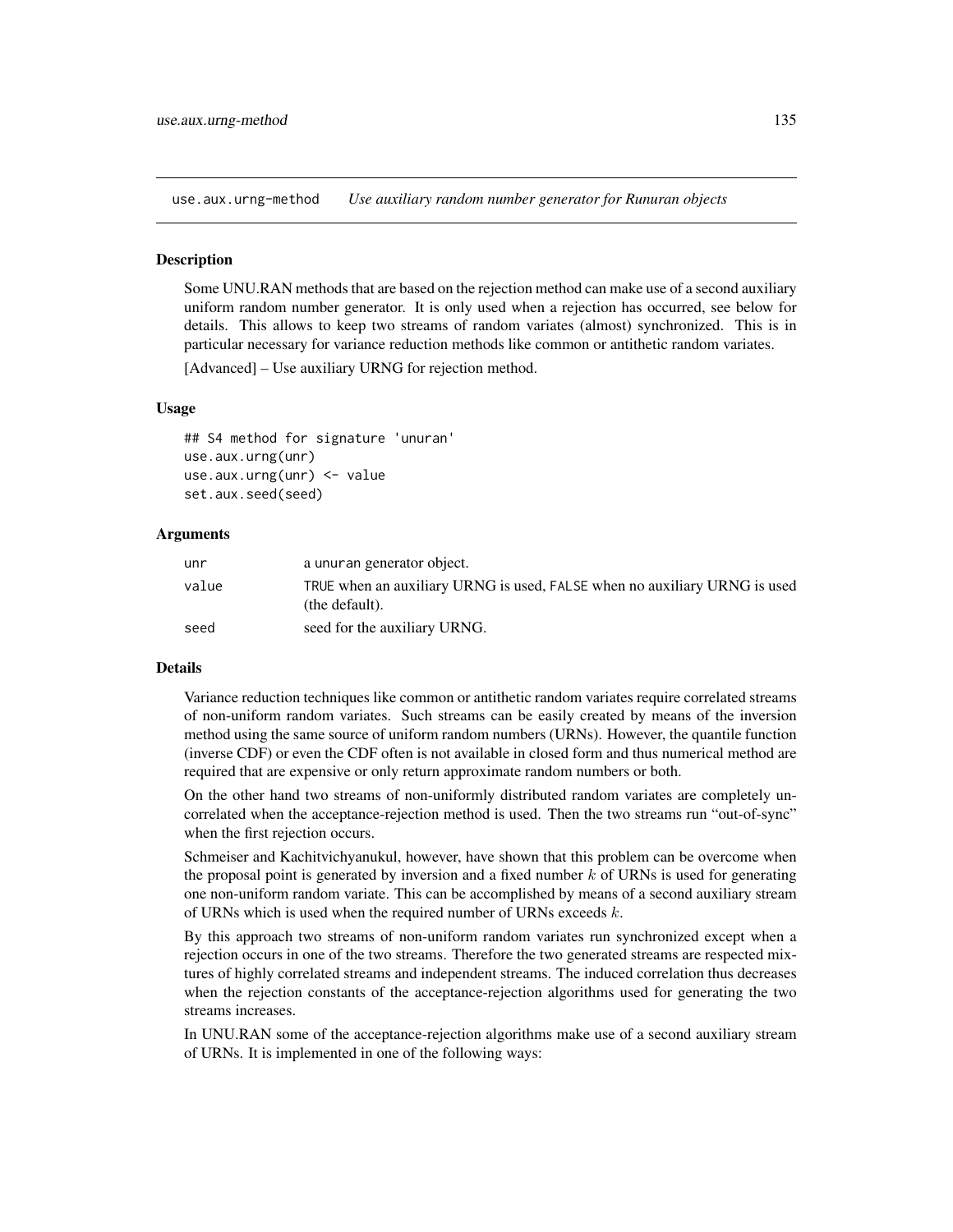use.aux.urng-method *Use auxiliary random number generator for Runuran objects*

## Description

Some UNU.RAN methods that are based on the rejection method can make use of a second auxiliary uniform random number generator. It is only used when a rejection has occurred, see below for details. This allows to keep two streams of random variates (almost) synchronized. This is in particular necessary for variance reduction methods like common or antithetic random variates.

[Advanced] – Use auxiliary URNG for rejection method.

## Usage

```
## S4 method for signature 'unuran'
use.aux.urng(unr)
use.aux.urng(unr) <- value
set.aux.seed(seed)
```

## Arguments

| | |
|---|---|
| unr | a unuran generator object. |
| value | TRUE when an auxiliary URNG is used, FALSE when no auxiliary URNG is used (the default). |
| seed | seed for the auxiliary URNG. |

## Details

Variance reduction techniques like common or antithetic random variates require correlated streams of non-uniform random variates. Such streams can be easily created by means of the inversion method using the same source of uniform random numbers (URNs). However, the quantile function (inverse CDF) or even the CDF often is not available in closed form and thus numerical method are required that are expensive or only return approximate random numbers or both.

On the other hand two streams of non-uniformly distributed random variates are completely uncorrelated when the acceptance-rejection method is used. Then the two streams run "out-of-sync" when the first rejection occurs.

Schmeiser and Kachitvichyanukul, however, have shown that this problem can be overcome when the proposal point is generated by inversion and a fixed number $k$ of URNs is used for generating one non-uniform random variate. This can be accomplished by means of a second auxiliary stream of URNs which is used when the required number of URNs exceeds $k$.

By this approach two streams of non-uniform random variates run synchronized except when a rejection occurs in one of the two streams. Therefore the two generated streams are respected mixtures of highly correlated streams and independent streams. The induced correlation thus decreases when the rejection constants of the acceptance-rejection algorithms used for generating the two streams increases.

In UNU.RAN some of the acceptance-rejection algorithms make use of a second auxiliary stream of URNs. It is implemented in one of the following ways: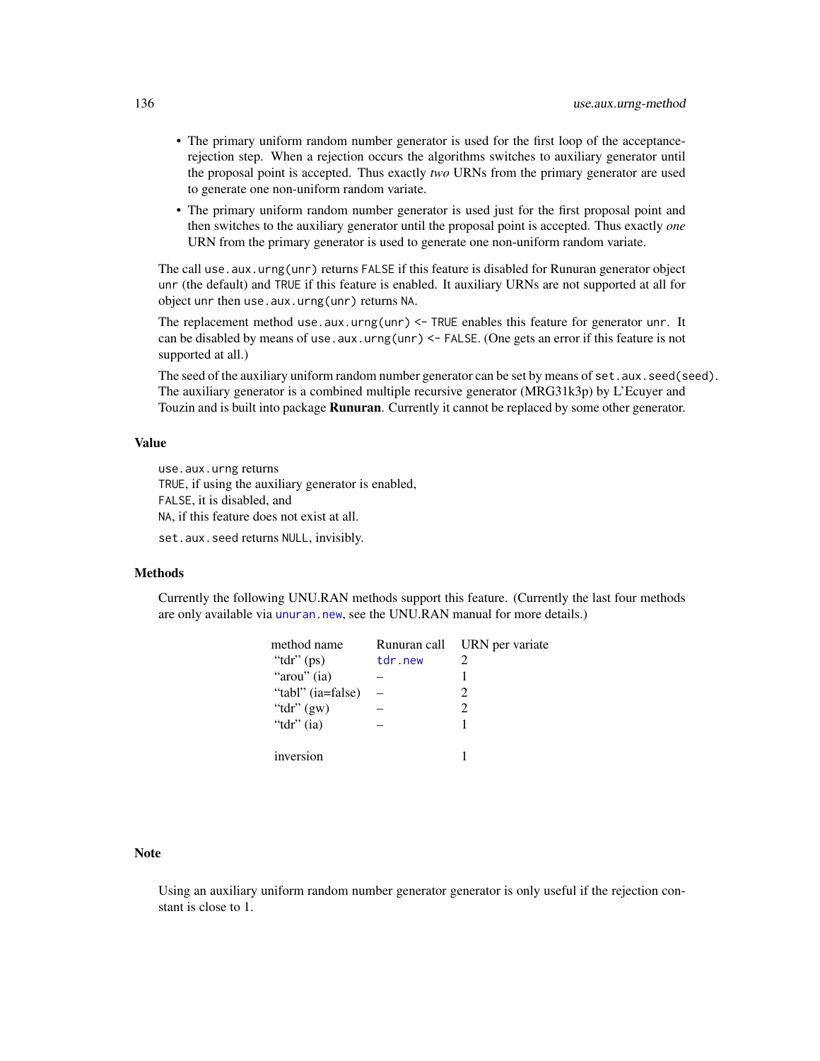- The primary uniform random number generator is used for the first loop of the acceptance-rejection step. When a rejection occurs the algorithms switches to auxiliary generator until the proposal point is accepted. Thus exactly *two* URNs from the primary generator are used to generate one non-uniform random variate.
- The primary uniform random number generator is used just for the first proposal point and then switches to the auxiliary generator until the proposal point is accepted. Thus exactly *one* URN from the primary generator is used to generate one non-uniform random variate.

The call `use.aux.urng(unr)` returns `FALSE` if this feature is disabled for Runuran generator object `unr` (the default) and `TRUE` if this feature is enabled. It auxiliary URNs are not supported at all for object `unr` then `use.aux.urng(unr)` returns `NA`.

The replacement method `use.aux.urng(unr) <- TRUE` enables this feature for generator `unr`. It can be disabled by means of `use.aux.urng(unr) <- FALSE`. (One gets an error if this feature is not supported at all.)

The seed of the auxiliary uniform random number generator can be set by means of `set.aux.seed(seed)`. The auxiliary generator is a combined multiple recursive generator (MRG31k3p) by L'Ecuyer and Touzin and is built into package **Runuran**. Currently it cannot be replaced by some other generator.

## Value

`use.aux.urng` returns
`TRUE`, if using the auxiliary generator is enabled,
`FALSE`, it is disabled, and
`NA`, if this feature does not exist at all.

`set.aux.seed` returns `NULL`, invisibly.

## Methods

Currently the following UNU.RAN methods support this feature. (Currently the last four methods are only available via `unuran.new`, see the UNU.RAN manual for more details.)

| method name | Runuran call | URN per variate |
|---|---|---|
| "tdr" (ps) | `tdr.new` | 2 |
| "arou" (ia) | – | 1 |
| "tabl" (ia=false) | – | 2 |
| "tdr" (gw) | – | 2 |
| "tdr" (ia) | – | 1 |
| | | |
| inversion | | 1 |

## Note

Using an auxiliary uniform random number generator generator is only useful if the rejection constant is close to 1.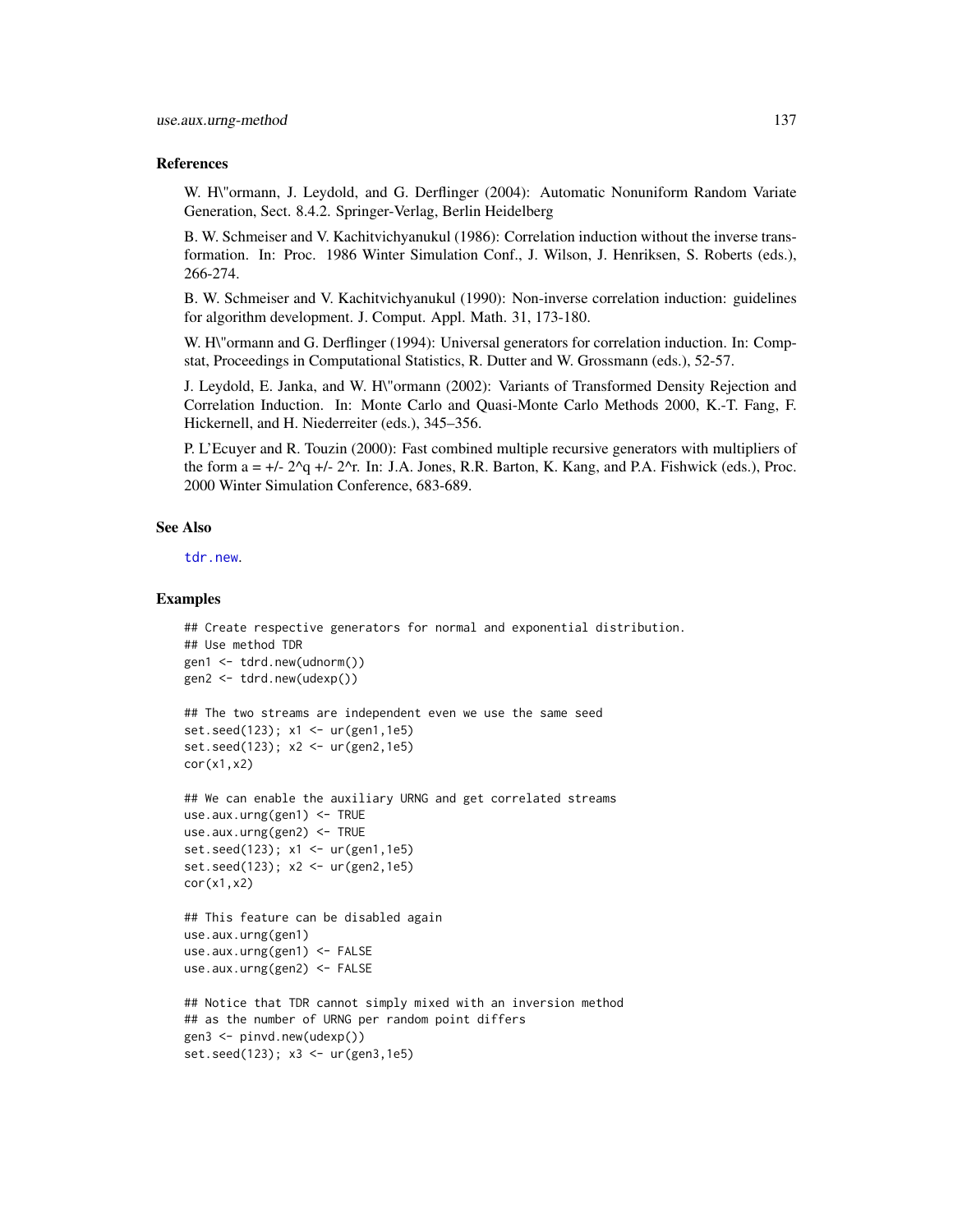## References

W. H\"ormann, J. Leydold, and G. Derflinger (2004): Automatic Nonuniform Random Variate Generation, Sect. 8.4.2. Springer-Verlag, Berlin Heidelberg

B. W. Schmeiser and V. Kachitvichyanukul (1986): Correlation induction without the inverse transformation. In: Proc. 1986 Winter Simulation Conf., J. Wilson, J. Henriksen, S. Roberts (eds.), 266-274.

B. W. Schmeiser and V. Kachitvichyanukul (1990): Non-inverse correlation induction: guidelines for algorithm development. J. Comput. Appl. Math. 31, 173-180.

W. H\"ormann and G. Derflinger (1994): Universal generators for correlation induction. In: Compstat, Proceedings in Computational Statistics, R. Dutter and W. Grossmann (eds.), 52-57.

J. Leydold, E. Janka, and W. H\"ormann (2002): Variants of Transformed Density Rejection and Correlation Induction. In: Monte Carlo and Quasi-Monte Carlo Methods 2000, K.-T. Fang, F. Hickernell, and H. Niederreiter (eds.), 345–356.

P. L'Ecuyer and R. Touzin (2000): Fast combined multiple recursive generators with multipliers of the form a = +/- 2^q +/- 2^r. In: J.A. Jones, R.R. Barton, K. Kang, and P.A. Fishwick (eds.), Proc. 2000 Winter Simulation Conference, 683-689.

## See Also

tdr.new.

## Examples

```
## Create respective generators for normal and exponential distribution.
## Use method TDR
gen1 <- tdrd.new(udnorm())
gen2 <- tdrd.new(udexp())

## The two streams are independent even we use the same seed
set.seed(123); x1 <- ur(gen1,1e5)
set.seed(123); x2 <- ur(gen2,1e5)
cor(x1,x2)

## We can enable the auxiliary URNG and get correlated streams
use.aux.urng(gen1) <- TRUE
use.aux.urng(gen2) <- TRUE
set.seed(123); x1 <- ur(gen1,1e5)
set.seed(123); x2 <- ur(gen2,1e5)
cor(x1,x2)

## This feature can be disabled again
use.aux.urng(gen1)
use.aux.urng(gen1) <- FALSE
use.aux.urng(gen2) <- FALSE

## Notice that TDR cannot simply mixed with an inversion method
## as the number of URNG per random point differs
gen3 <- pinvd.new(udexp())
set.seed(123); x3 <- ur(gen3,1e5)
```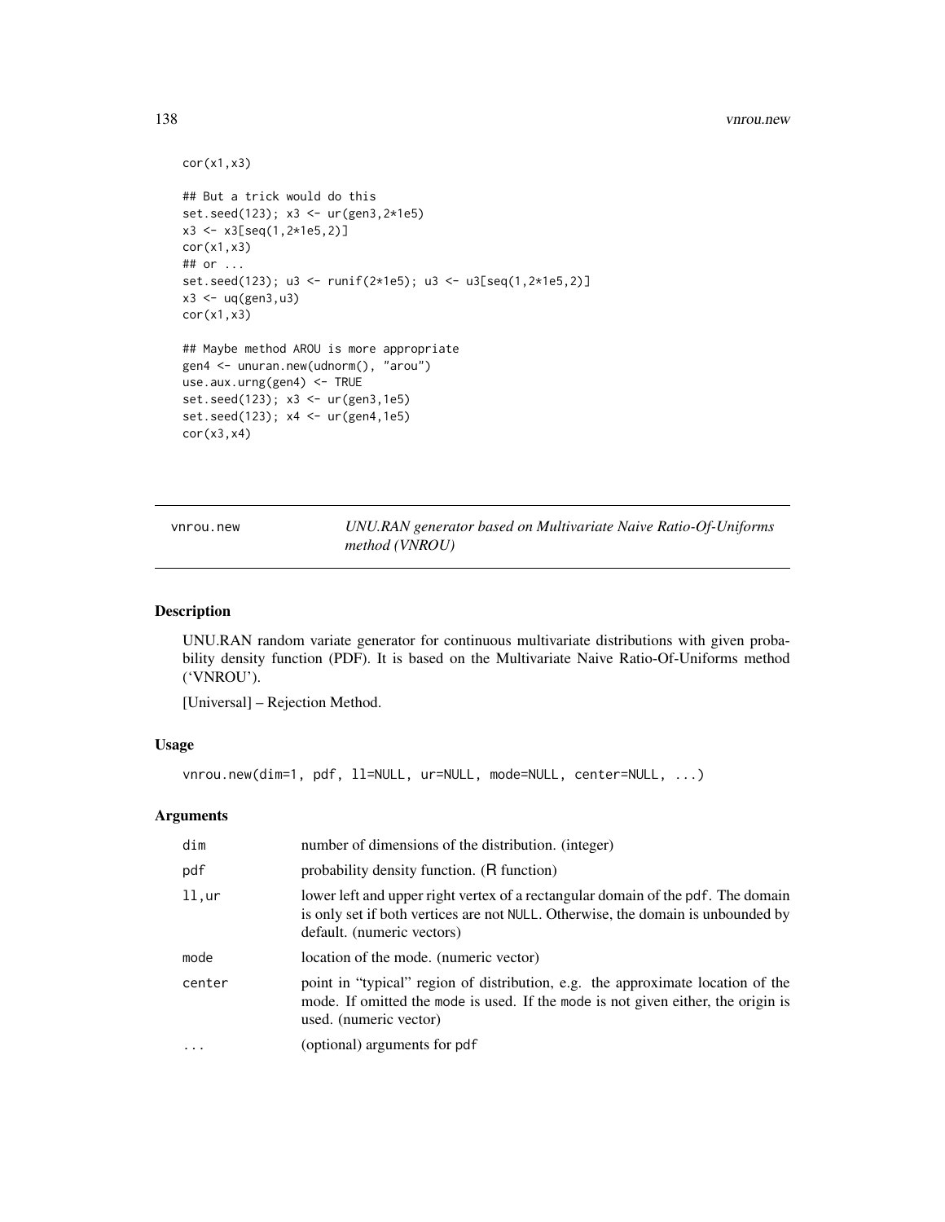```
cor(x1,x3)

## But a trick would do this
set.seed(123); x3 <- ur(gen3,2*1e5)
x3 <- x3[seq(1,2*1e5,2)]
cor(x1,x3)
## or ...
set.seed(123); u3 <- runif(2*1e5); u3 <- u3[seq(1,2*1e5,2)]
x3 <- uq(gen3,u3)
cor(x1,x3)

## Maybe method AROU is more appropriate
gen4 <- unuran.new(udnorm(), "arou")
use.aux.urng(gen4) <- TRUE
set.seed(123); x3 <- ur(gen3,1e5)
set.seed(123); x4 <- ur(gen4,1e5)
cor(x3,x4)
```

---

`vnrou.new` *UNU.RAN generator based on Multivariate Naive Ratio-Of-Uniforms method (VNROU)*

---

## Description

UNU.RAN random variate generator for continuous multivariate distributions with given probability density function (PDF). It is based on the Multivariate Naive Ratio-Of-Uniforms method ('VNROU').

[Universal] – Rejection Method.

## Usage

```
vnrou.new(dim=1, pdf, ll=NULL, ur=NULL, mode=NULL, center=NULL, ...)
```

## Arguments

| | |
|---|---|
| `dim` | number of dimensions of the distribution. (integer) |
| `pdf` | probability density function. (R function) |
| `ll,ur` | lower left and upper right vertex of a rectangular domain of the `pdf`. The domain is only set if both vertices are not `NULL`. Otherwise, the domain is unbounded by default. (numeric vectors) |
| `mode` | location of the mode. (numeric vector) |
| `center` | point in "typical" region of distribution, e.g. the approximate location of the mode. If omitted the `mode` is used. If the `mode` is not given either, the origin is used. (numeric vector) |
| `...` | (optional) arguments for `pdf` |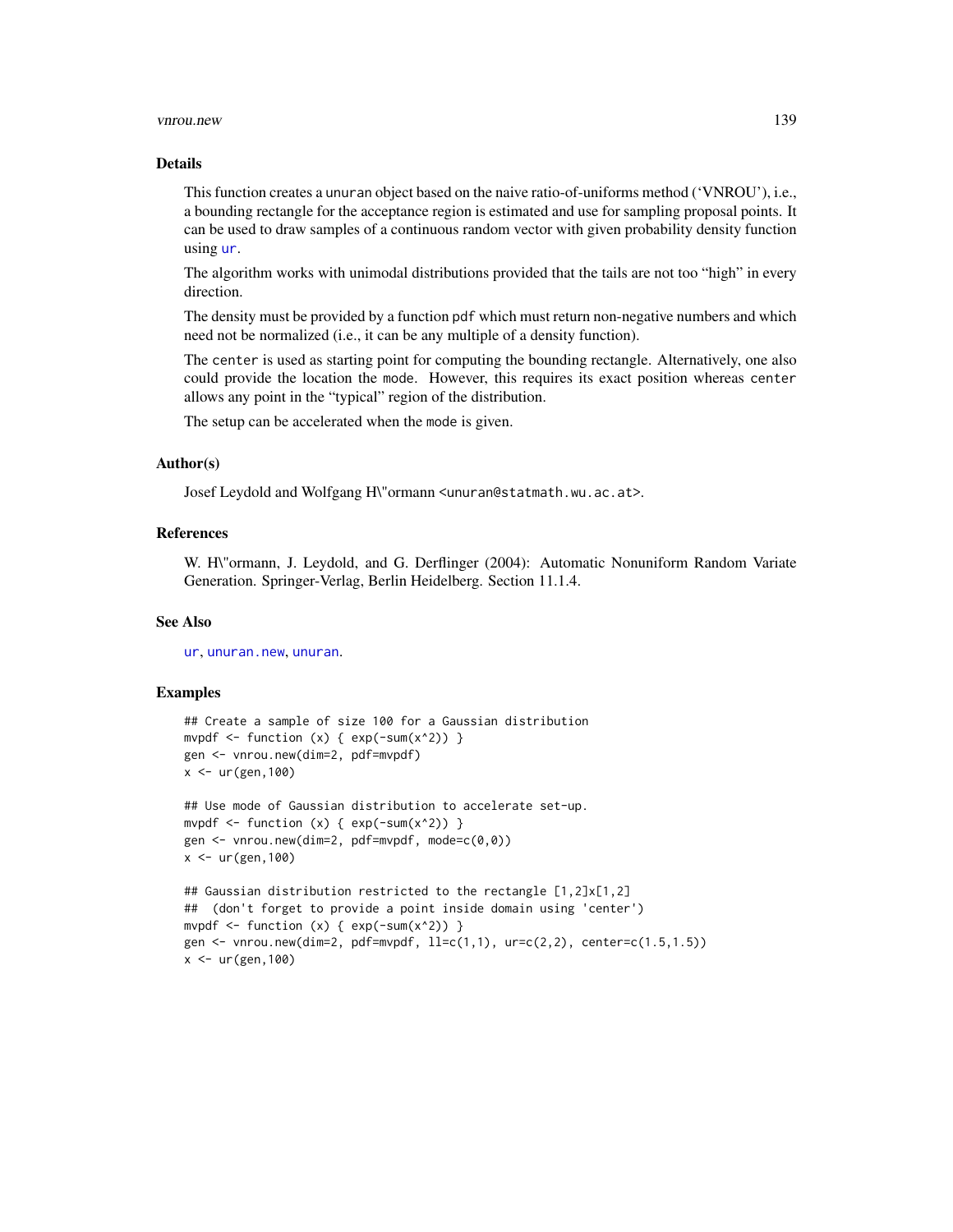## Details

This function creates a unuran object based on the naive ratio-of-uniforms method ('VNROU'), i.e., a bounding rectangle for the acceptance region is estimated and use for sampling proposal points. It can be used to draw samples of a continuous random vector with given probability density function using ur.

The algorithm works with unimodal distributions provided that the tails are not too "high" in every direction.

The density must be provided by a function pdf which must return non-negative numbers and which need not be normalized (i.e., it can be any multiple of a density function).

The center is used as starting point for computing the bounding rectangle. Alternatively, one also could provide the location the mode. However, this requires its exact position whereas center allows any point in the "typical" region of the distribution.

The setup can be accelerated when the mode is given.

## Author(s)

Josef Leydold and Wolfgang H\"ormann <unuran@statmath.wu.ac.at>.

## References

W. H\"ormann, J. Leydold, and G. Derflinger (2004): Automatic Nonuniform Random Variate Generation. Springer-Verlag, Berlin Heidelberg. Section 11.1.4.

## See Also

ur, unuran.new, unuran.

## Examples

```
## Create a sample of size 100 for a Gaussian distribution
mvpdf <- function (x) { exp(-sum(x^2)) }
gen <- vnrou.new(dim=2, pdf=mvpdf)
x <- ur(gen,100)

## Use mode of Gaussian distribution to accelerate set-up.
mvpdf <- function (x) { exp(-sum(x^2)) }
gen <- vnrou.new(dim=2, pdf=mvpdf, mode=c(0,0))
x <- ur(gen,100)

## Gaussian distribution restricted to the rectangle [1,2]x[1,2]
##  (don't forget to provide a point inside domain using 'center')
mvpdf <- function (x) { exp(-sum(x^2)) }
gen <- vnrou.new(dim=2, pdf=mvpdf, ll=c(1,1), ur=c(2,2), center=c(1.5,1.5))
x <- ur(gen,100)
```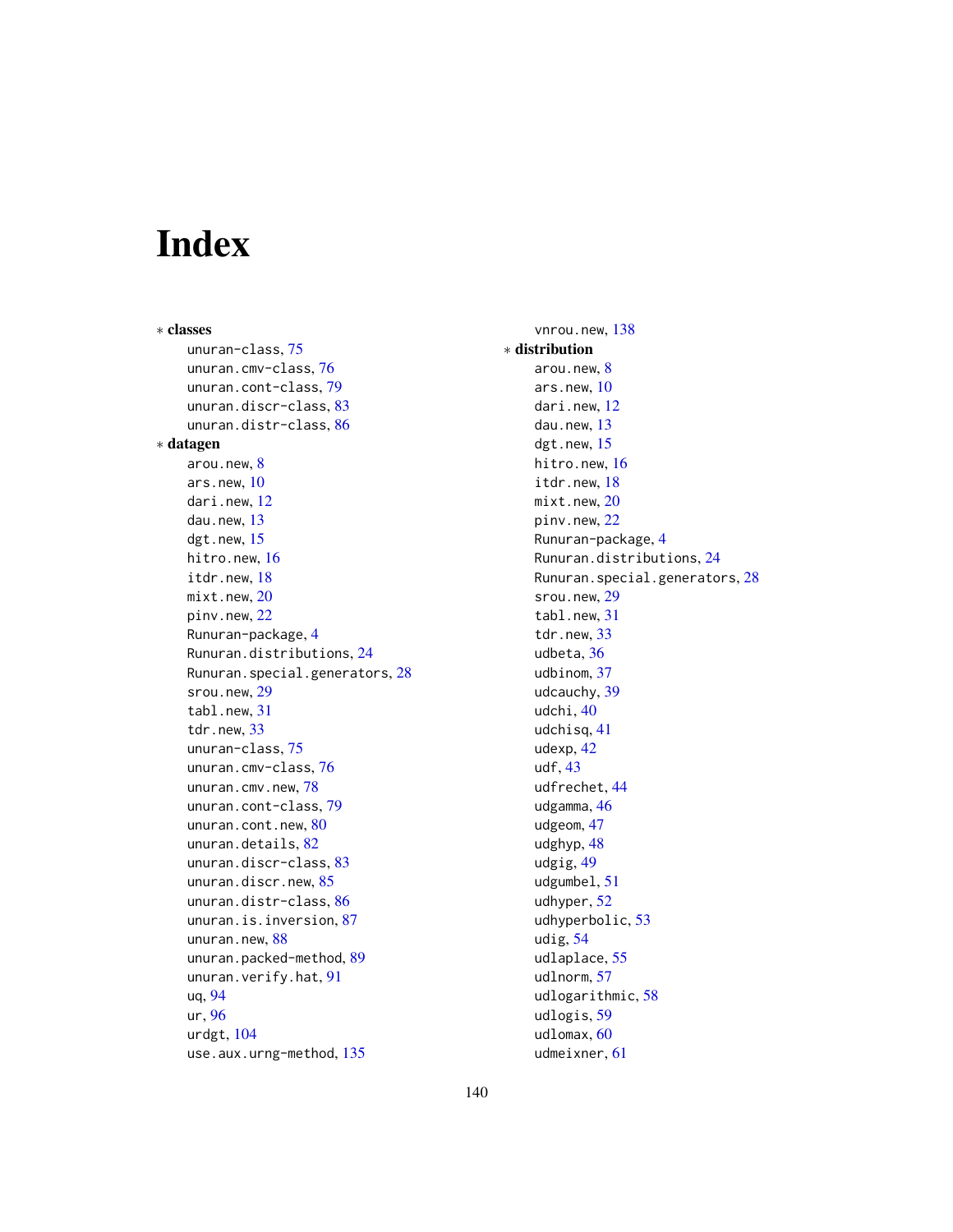# Index

∗ **classes**

unuran-class, 75
unuran.cmv-class, 76
unuran.cont-class, 79
unuran.discr-class, 83
unuran.distr-class, 86

∗ **datagen**

arou.new, 8
ars.new, 10
dari.new, 12
dau.new, 13
dgt.new, 15
hitro.new, 16
itdr.new, 18
mixt.new, 20
pinv.new, 22
Runuran-package, 4
Runuran.distributions, 24
Runuran.special.generators, 28
srou.new, 29
tabl.new, 31
tdr.new, 33
unuran-class, 75
unuran.cmv-class, 76
unuran.cmv.new, 78
unuran.cont-class, 79
unuran.cont.new, 80
unuran.details, 82
unuran.discr-class, 83
unuran.discr.new, 85
unuran.distr-class, 86
unuran.is.inversion, 87
unuran.new, 88
unuran.packed-method, 89
unuran.verify.hat, 91
uq, 94
ur, 96
urdgt, 104
use.aux.urng-method, 135
vnrou.new, 138

∗ **distribution**

arou.new, 8
ars.new, 10
dari.new, 12
dau.new, 13
dgt.new, 15
hitro.new, 16
itdr.new, 18
mixt.new, 20
pinv.new, 22
Runuran-package, 4
Runuran.distributions, 24
Runuran.special.generators, 28
srou.new, 29
tabl.new, 31
tdr.new, 33
udbeta, 36
udbinom, 37
udcauchy, 39
udchi, 40
udchisq, 41
udexp, 42
udf, 43
udfrechet, 44
udgamma, 46
udgeom, 47
udghyp, 48
udgig, 49
udgumbel, 51
udhyper, 52
udhyperbolic, 53
udig, 54
udlaplace, 55
udlnorm, 57
udlogarithmic, 58
udlogis, 59
udlomax, 60
udmeixner, 61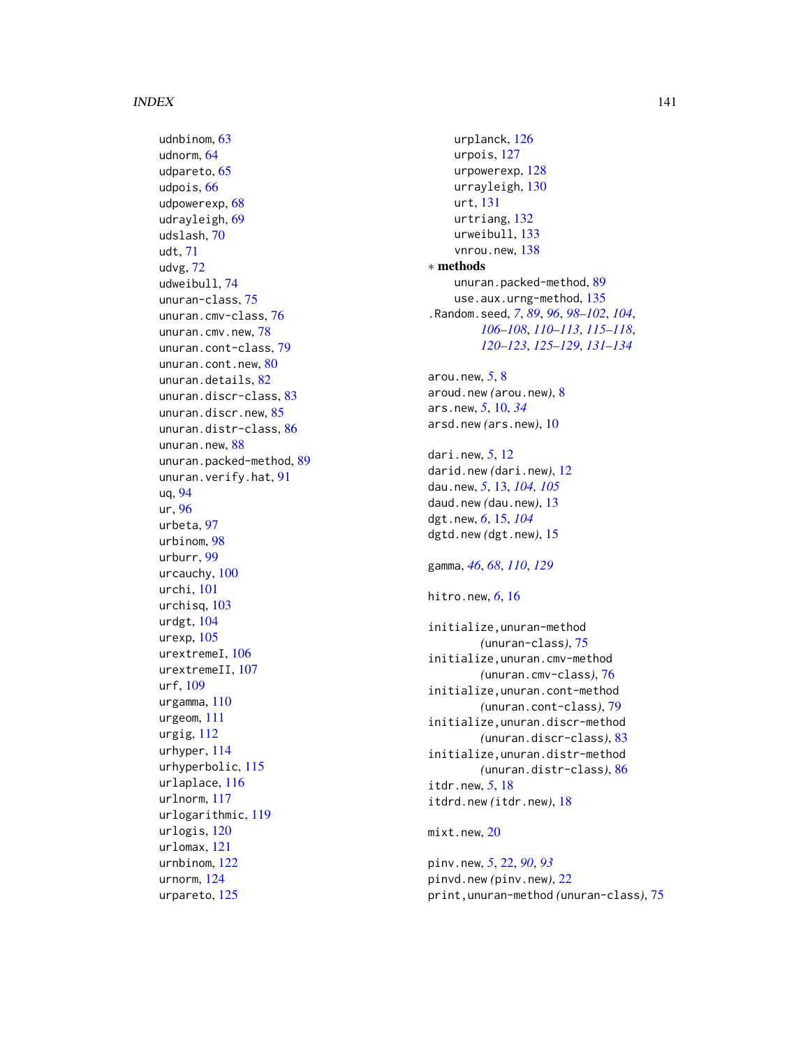udnbinom, 63
udnorm, 64
udpareto, 65
udpois, 66
udpowerexp, 68
udrayleigh, 69
udslash, 70
udt, 71
udvg, 72
udweibull, 74
unuran-class, 75
unuran.cmv-class, 76
unuran.cmv.new, 78
unuran.cont-class, 79
unuran.cont.new, 80
unuran.details, 82
unuran.discr-class, 83
unuran.discr.new, 85
unuran.distr-class, 86
unuran.new, 88
unuran.packed-method, 89
unuran.verify.hat, 91
uq, 94
ur, 96
urbeta, 97
urbinom, 98
urburr, 99
urcauchy, 100
urchi, 101
urchisq, 103
urdgt, 104
urexp, 105
urextremeI, 106
urextremeII, 107
urf, 109
urgamma, 110
urgeom, 111
urgig, 112
urhyper, 114
urhyperbolic, 115
urlaplace, 116
urlnorm, 117
urlogarithmic, 119
urlogis, 120
urlomax, 121
urnbinom, 122
urnorm, 124
urpareto, 125
urplanck, 126
urpois, 127
urpowerexp, 128
urrayleigh, 130
urt, 131
urtriang, 132
urweibull, 133
vnrou.new, 138

∗ **methods**
unuran.packed-method, 89
use.aux.urng-method, 135

.Random.seed, *7*, *89*, *96*, *98–102*, *104*, *106–108*, *110–113*, *115–118*, *120–123*, *125–129*, *131–134*

arou.new, *5*, 8
aroud.new *(arou.new)*, 8
ars.new, *5*, 10, *34*
arsd.new *(ars.new)*, 10

dari.new, *5*, 12
darid.new *(dari.new)*, 12
dau.new, *5*, 13, *104*, *105*
daud.new *(dau.new)*, 13
dgt.new, *6*, 15, *104*
dgtd.new *(dgt.new)*, 15

gamma, *46*, *68*, *110*, *129*

hitro.new, *6*, 16

initialize,unuran-method *(unuran-class)*, 75
initialize,unuran.cmv-method *(unuran.cmv-class)*, 76
initialize,unuran.cont-method *(unuran.cont-class)*, 79
initialize,unuran.discr-method *(unuran.discr-class)*, 83
initialize,unuran.distr-method *(unuran.distr-class)*, 86
itdr.new, *5*, 18
itdrd.new *(itdr.new)*, 18

mixt.new, 20

pinv.new, *5*, 22, *90*, *93*
pinvd.new *(pinv.new)*, 22
print,unuran-method *(unuran-class)*, 75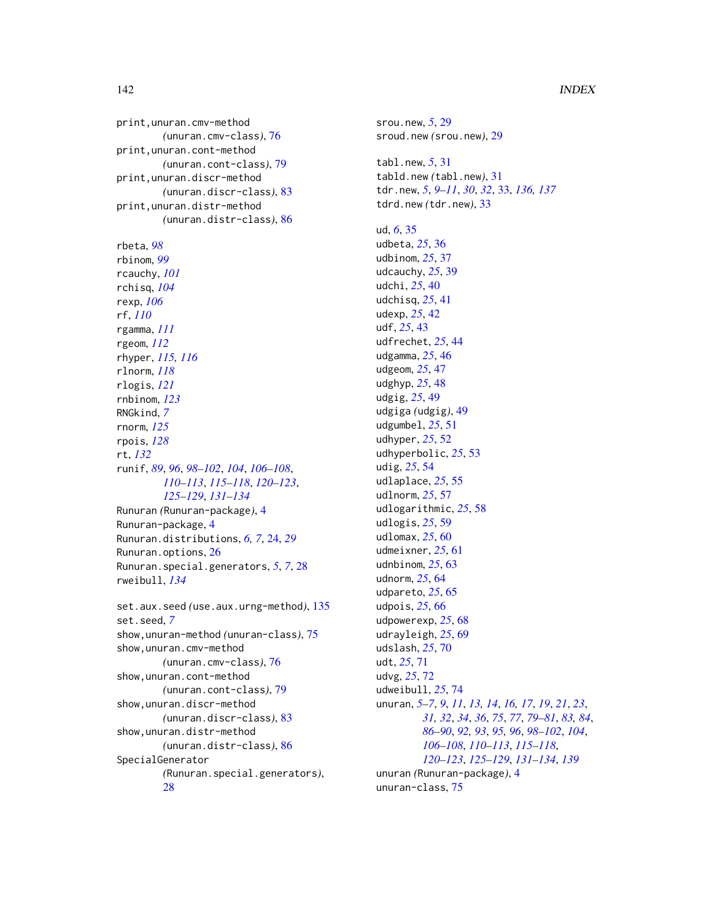print,unuran.cmv-method (unuran.cmv-class), 76
print,unuran.cont-method (unuran.cont-class), 79
print,unuran.discr-method (unuran.discr-class), 83
print,unuran.distr-method (unuran.distr-class), 86

rbeta, *98*
rbinom, *99*
rcauchy, *101*
rchisq, *104*
rexp, *106*
rf, *110*
rgamma, *111*
rgeom, *112*
rhyper, *115, 116*
rlnorm, *118*
rlogis, *121*
rnbinom, *123*
RNGkind, *7*
rnorm, *125*
rpois, *128*
rt, *132*
runif, *89*, *96*, *98–102*, *104*, *106–108*, *110–113*, *115–118*, *120–123*, *125–129*, *131–134*
Runuran (Runuran-package), 4
Runuran-package, 4
Runuran.distributions, *6, 7*, 24, *29*
Runuran.options, 26
Runuran.special.generators, *5*, *7*, 28
rweibull, *134*

set.aux.seed (use.aux.urng-method), 135
set.seed, *7*
show,unuran-method (unuran-class), 75
show,unuran.cmv-method (unuran.cmv-class), 76
show,unuran.cont-method (unuran.cont-class), 79
show,unuran.discr-method (unuran.discr-class), 83
show,unuran.distr-method (unuran.distr-class), 86
SpecialGenerator (Runuran.special.generators), 28

srou.new, *5*, 29
sroud.new (srou.new), 29

tabl.new, *5*, 31
tabld.new (tabl.new), 31
tdr.new, *5*, *9–11*, *30*, *32*, 33, *136, 137*
tdrd.new (tdr.new), 33

ud, *6*, 35
udbeta, *25*, 36
udbinom, *25*, 37
udcauchy, *25*, 39
udchi, *25*, 40
udchisq, *25*, 41
udexp, *25*, 42
udf, *25*, 43
udfrechet, *25*, 44
udgamma, *25*, 46
udgeom, *25*, 47
udghyp, *25*, 48
udgig, *25*, 49
udgiga (udgig), 49
udgumbel, *25*, 51
udhyper, *25*, 52
udhyperbolic, *25*, 53
udig, *25*, 54
udlaplace, *25*, 55
udlnorm, *25*, 57
udlogarithmic, *25*, 58
udlogis, *25*, 59
udlomax, *25*, 60
udmeixner, *25*, 61
udnbinom, *25*, 63
udnorm, *25*, 64
udpareto, *25*, 65
udpois, *25*, 66
udpowerexp, *25*, 68
udrayleigh, *25*, 69
udslash, *25*, 70
udt, *25*, 71
udvg, *25*, 72
udweibull, *25*, 74
unuran, *5–7*, *9*, *11*, *13, 14*, *16, 17*, *19*, *21*, *23*, *31, 32*, *34*, *36*, *75*, *77*, *79–81*, *83, 84*, *86–90*, *92, 93*, *95, 96*, *98–102*, *104*, *106–108*, *110–113*, *115–118*, *120–123*, *125–129*, *131–134*, *139*
unuran (Runuran-package), 4
unuran-class, 75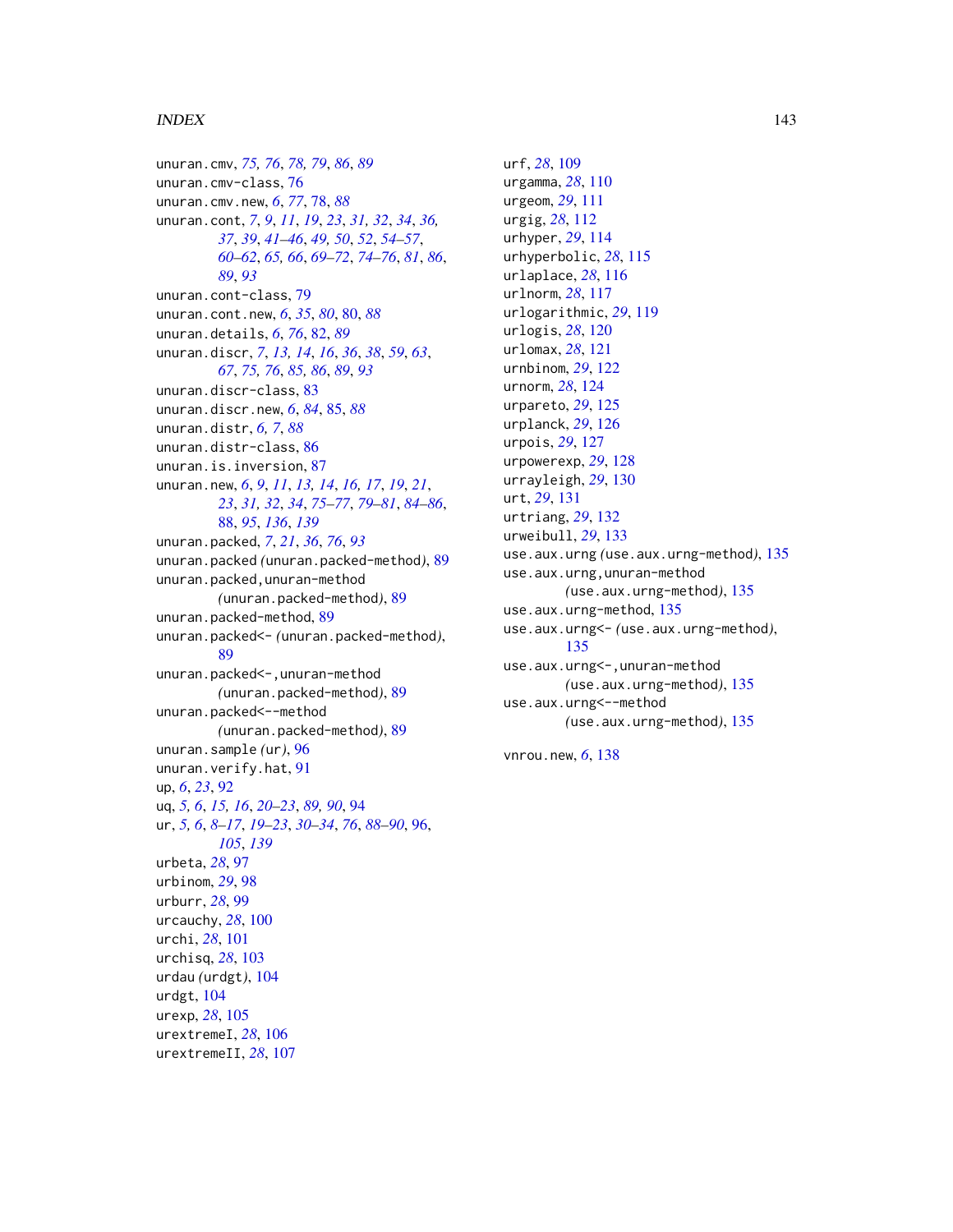unuran.cmv, *75, 76*, *78, 79*, *86*, *89*
unuran.cmv-class, 76
unuran.cmv.new, *6*, *77*, 78, *88*
unuran.cont, *7*, *9*, *11*, *19*, *23*, *31, 32*, *34*, *36, 37*, *39*, *41–46*, *49, 50*, *52*, *54–57*, *60–62*, *65, 66*, *69–72*, *74–76*, *81*, *86*, *89*, *93*
unuran.cont-class, 79
unuran.cont.new, *6*, *35*, *80*, 80, *88*
unuran.details, *6*, *76*, 82, *89*
unuran.discr, *7*, *13, 14*, *16*, *36*, *38*, *59*, *63*, *67*, *75, 76*, *85, 86*, *89*, *93*
unuran.discr-class, 83
unuran.discr.new, *6*, *84*, 85, *88*
unuran.distr, *6, 7*, *88*
unuran.distr-class, 86
unuran.is.inversion, 87
unuran.new, *6*, *9*, *11*, *13, 14*, *16, 17*, *19*, *21*, *23*, *31, 32*, *34*, *75–77*, *79–81*, *84–86*, 88, *95*, *136*, *139*
unuran.packed, *7*, *21*, *36*, *76*, *93*
unuran.packed *(*unuran.packed-method*)*, 89
unuran.packed,unuran-method *(*unuran.packed-method*)*, 89
unuran.packed-method, 89
unuran.packed<- *(*unuran.packed-method*)*, 89
unuran.packed<-,unuran-method *(*unuran.packed-method*)*, 89
unuran.packed<--method *(*unuran.packed-method*)*, 89
unuran.sample *(*ur*)*, 96
unuran.verify.hat, 91
up, *6*, *23*, 92
uq, *5, 6*, *15, 16*, *20–23*, *89, 90*, 94
ur, *5, 6*, *8–17*, *19–23*, *30–34*, *76*, *88–90*, 96, *105*, *139*
urbeta, *28*, 97
urbinom, *29*, 98
urburr, *28*, 99
urcauchy, *28*, 100
urchi, *28*, 101
urchisq, *28*, 103
urdau *(*urdgt*)*, 104
urdgt, 104
urexp, *28*, 105
urextremeI, *28*, 106
urextremeII, *28*, 107
urf, *28*, 109
urgamma, *28*, 110
urgeom, *29*, 111
urgig, *28*, 112
urhyper, *29*, 114
urhyperbolic, *28*, 115
urlaplace, *28*, 116
urlnorm, *28*, 117
urlogarithmic, *29*, 119
urlogis, *28*, 120
urlomax, *28*, 121
urnbinom, *29*, 122
urnorm, *28*, 124
urpareto, *29*, 125
urplanck, *29*, 126
urpois, *29*, 127
urpowerexp, *29*, 128
urrayleigh, *29*, 130
urt, *29*, 131
urtriang, *29*, 132
urweibull, *29*, 133
use.aux.urng *(*use.aux.urng-method*)*, 135
use.aux.urng,unuran-method *(*use.aux.urng-method*)*, 135
use.aux.urng-method, 135
use.aux.urng<- *(*use.aux.urng-method*)*, 135
use.aux.urng<-,unuran-method *(*use.aux.urng-method*)*, 135
use.aux.urng<--method *(*use.aux.urng-method*)*, 135

vnrou.new, *6*, 138